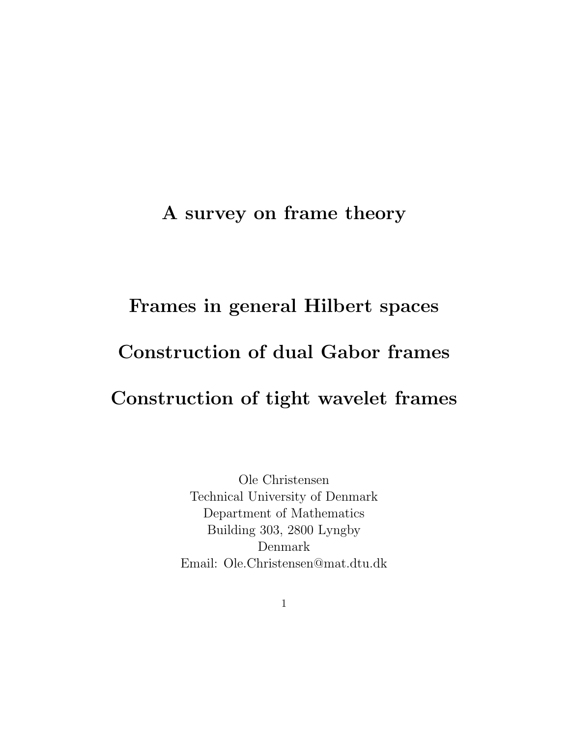# A survey on frame theory

## Frames in general Hilbert spaces

## Construction of dual Gabor frames

## Construction of tight wavelet frames

Ole Christensen
Technical University of Denmark
Department of Mathematics
Building 303, 2800 Lyngby
Denmark
Email: Ole.Christensen@mat.dtu.dk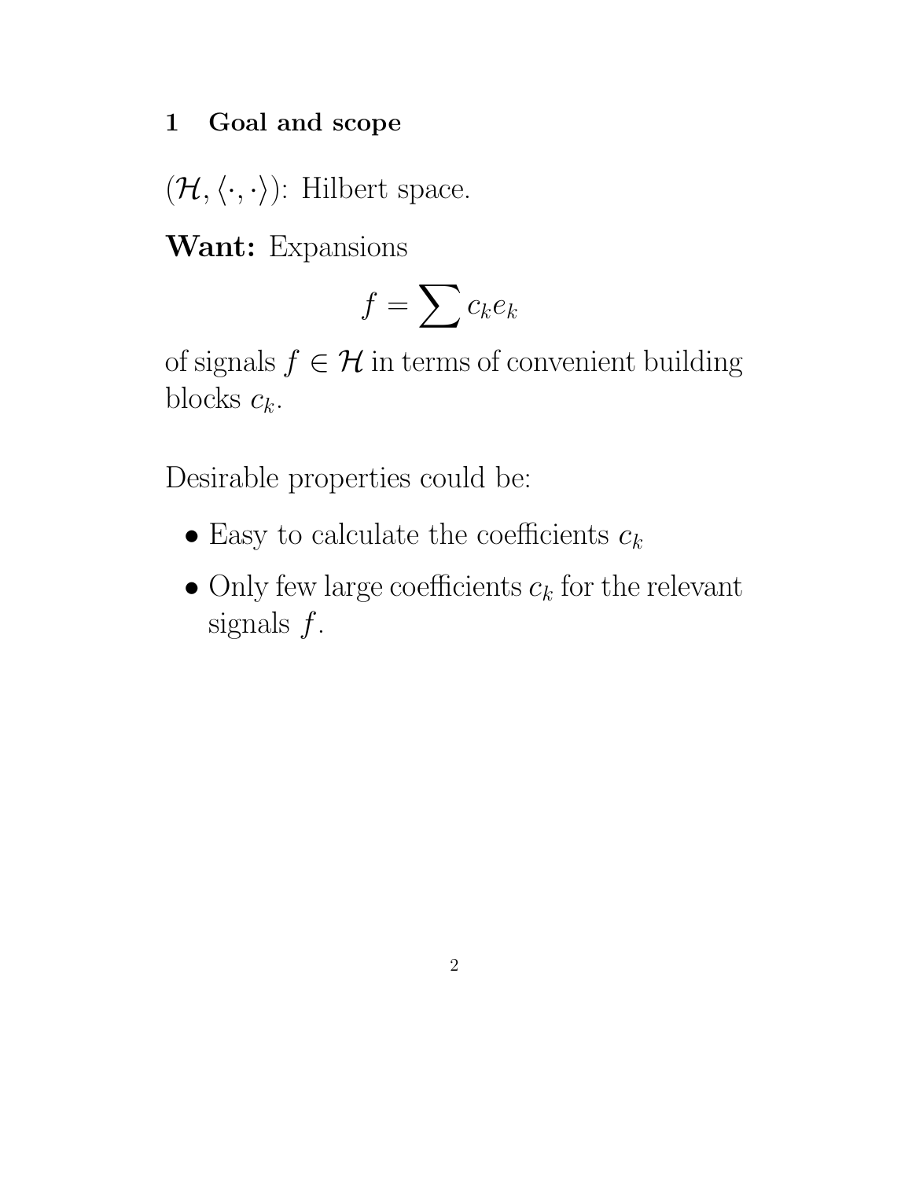## 1 Goal and scope

$(\mathcal{H}, \langle \cdot, \cdot \rangle)$: Hilbert space.

**Want:** Expansions

$$f = \sum c_k e_k$$

of signals $f \in \mathcal{H}$ in terms of convenient building blocks $c_k$.

Desirable properties could be:

- Easy to calculate the coefficients $c_k$
- Only few large coefficients $c_k$ for the relevant signals $f$.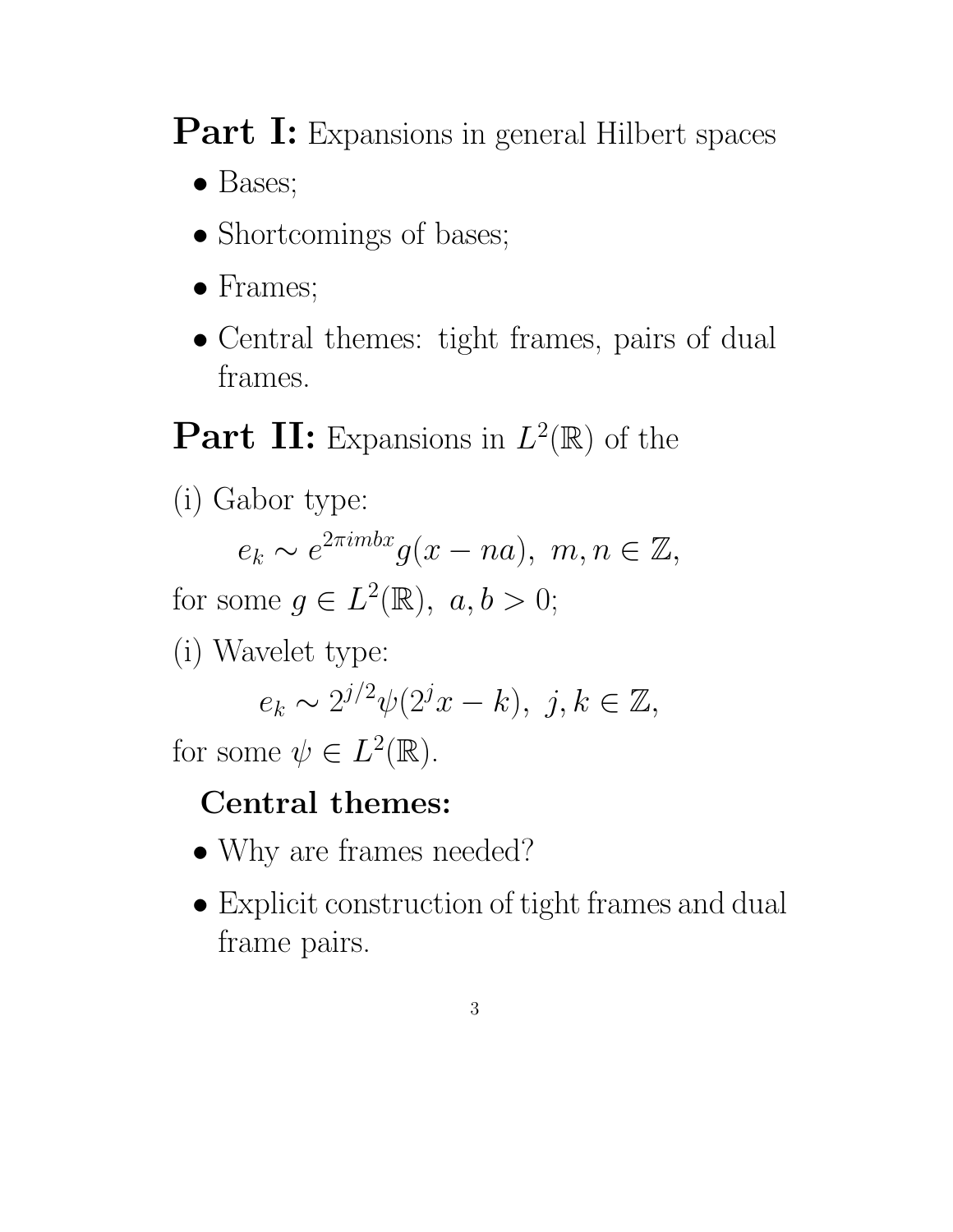**Part I:** Expansions in general Hilbert spaces

- Bases;
- Shortcomings of bases;
- Frames;
- Central themes: tight frames, pairs of dual frames.

**Part II:** Expansions in $L^2(\mathbb{R})$ of the

(i) Gabor type:

$$e_k \sim e^{2\pi imbx} g(x - na), \ m, n \in \mathbb{Z},$$

for some $g \in L^2(\mathbb{R}), \ a, b > 0$;

(i) Wavelet type:

$$e_k \sim 2^{j/2} \psi(2^j x - k), \ j, k \in \mathbb{Z},$$

for some $\psi \in L^2(\mathbb{R})$.

**Central themes:**

- Why are frames needed?
- Explicit construction of tight frames and dual frame pairs.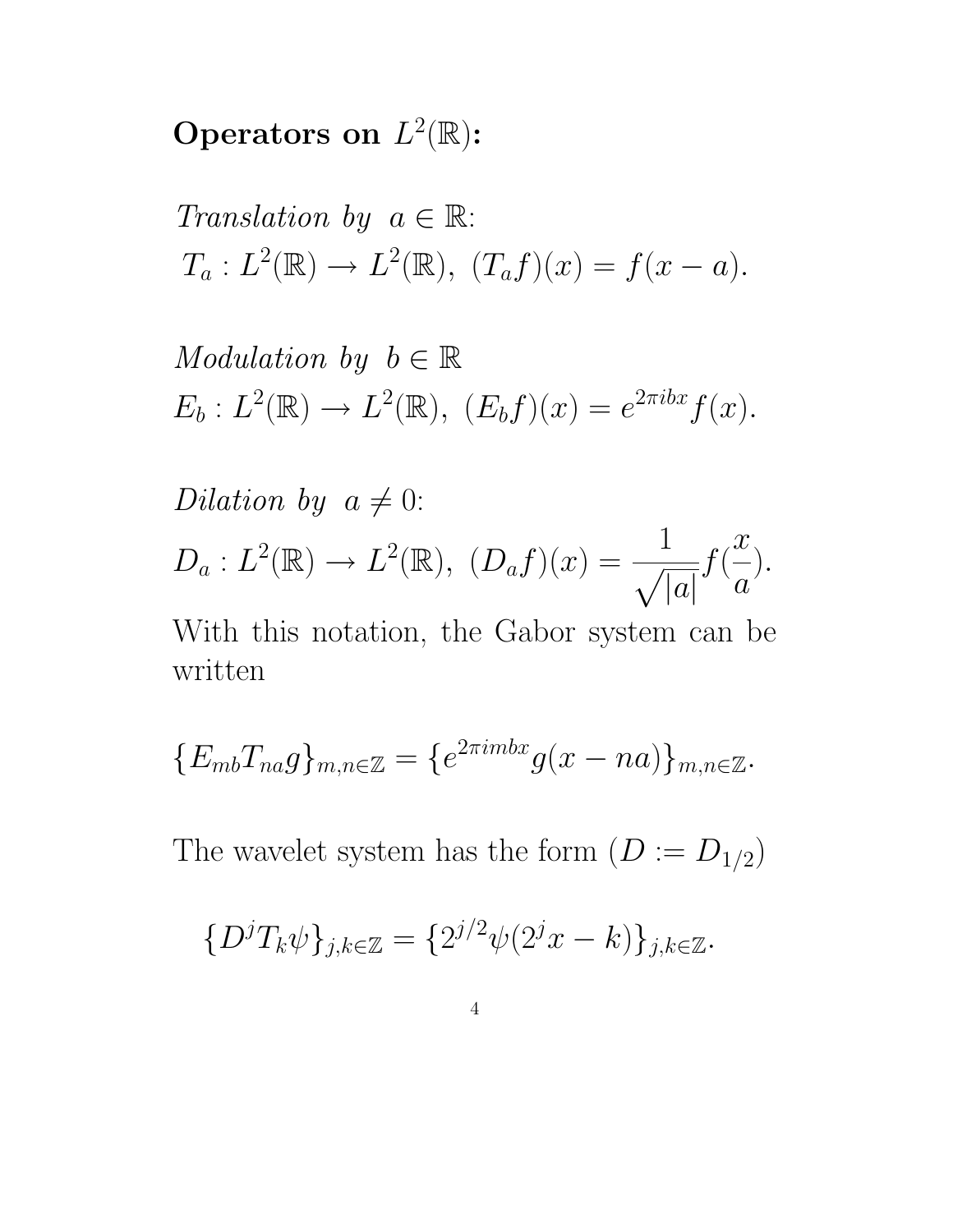**Operators on $L^2(\mathbb{R})$:**

*Translation by* $a \in \mathbb{R}$:
$T_a : L^2(\mathbb{R}) \to L^2(\mathbb{R}),\ (T_a f)(x) = f(x-a).$

*Modulation by* $b \in \mathbb{R}$
$E_b : L^2(\mathbb{R}) \to L^2(\mathbb{R}),\ (E_b f)(x) = e^{2\pi ibx} f(x).$

*Dilation by* $a \neq 0$:
$D_a : L^2(\mathbb{R}) \to L^2(\mathbb{R}),\ (D_a f)(x) = \frac{1}{\sqrt{|a|}} f(\frac{x}{a}).$

With this notation, the Gabor system can be written

$$\{E_{mb}T_{na}g\}_{m,n\in\mathbb{Z}} = \{e^{2\pi imbx}g(x-na)\}_{m,n\in\mathbb{Z}}.$$

The wavelet system has the form ($D := D_{1/2}$)

$$\{D^j T_k \psi\}_{j,k\in\mathbb{Z}} = \{2^{j/2}\psi(2^j x - k)\}_{j,k\in\mathbb{Z}}.$$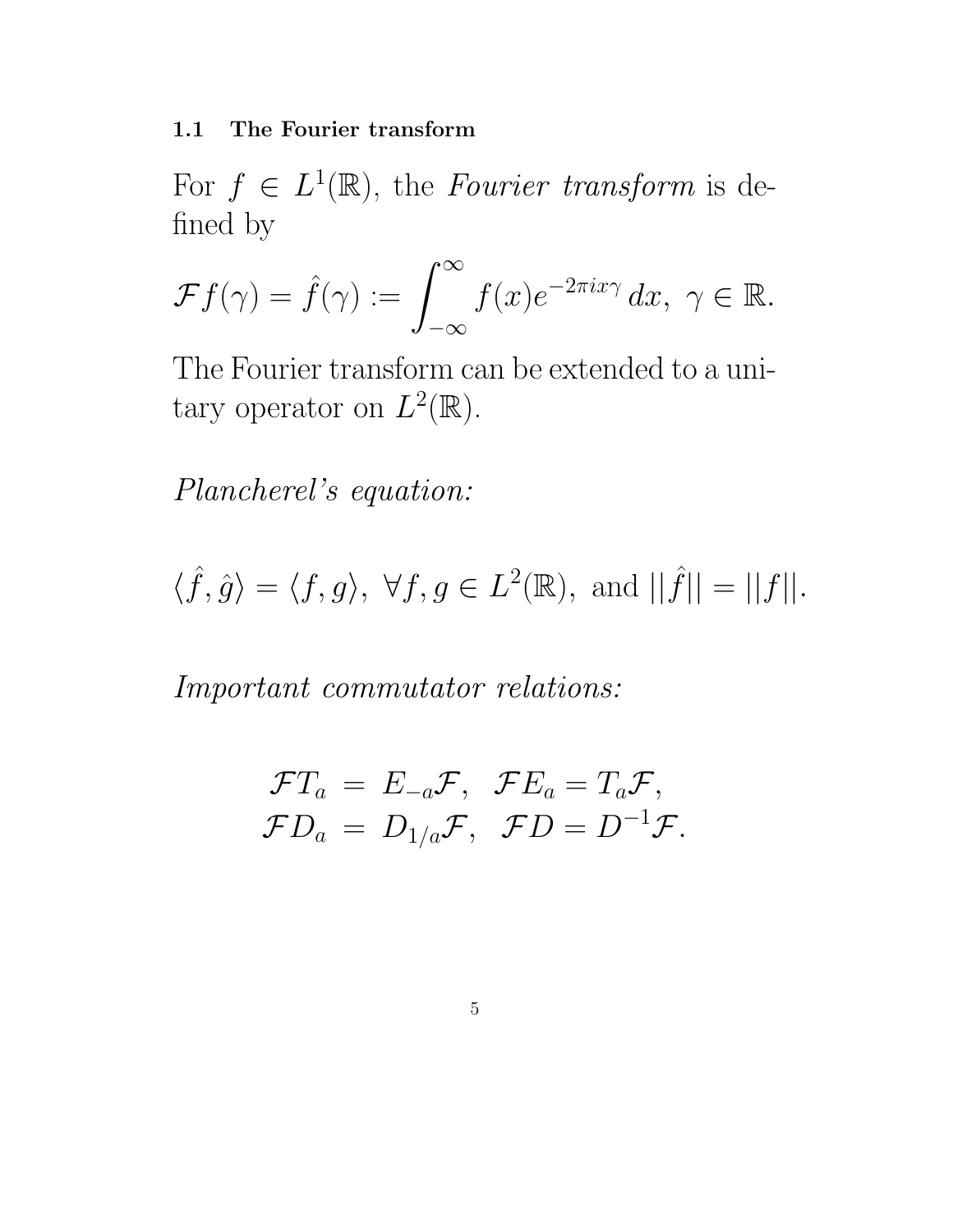### 1.1 The Fourier transform

For $f \in L^1(\mathbb{R})$, the *Fourier transform* is defined by

$$\mathcal{F}f(\gamma) = \hat{f}(\gamma) := \int_{-\infty}^{\infty} f(x) e^{-2\pi i x \gamma} \, dx, \ \gamma \in \mathbb{R}.$$

The Fourier transform can be extended to a unitary operator on $L^2(\mathbb{R})$.

*Plancherel's equation:*

$$\langle \hat{f}, \hat{g} \rangle = \langle f, g \rangle, \ \forall f, g \in L^2(\mathbb{R}), \ \text{and } ||\hat{f}|| = ||f||.$$

*Important commutator relations:*

$$\begin{aligned} \mathcal{F}T_a &= E_{-a}\mathcal{F}, \ \ \mathcal{F}E_a = T_a\mathcal{F}, \\ \mathcal{F}D_a &= D_{1/a}\mathcal{F}, \ \ \mathcal{F}D = D^{-1}\mathcal{F}. \end{aligned}$$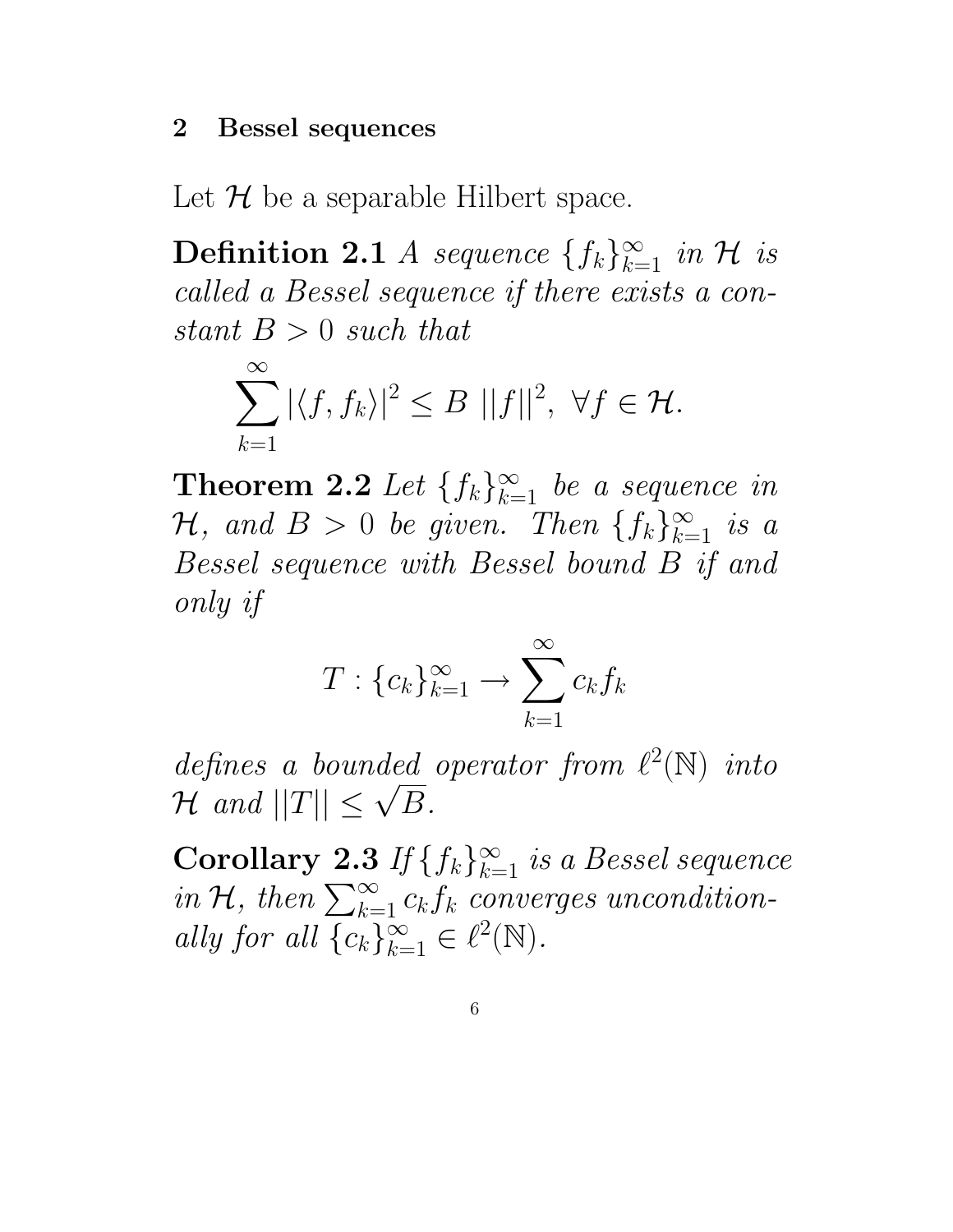## 2 Bessel sequences

Let $\mathcal{H}$ be a separable Hilbert space.

**Definition 2.1** *A sequence $\{f_k\}_{k=1}^{\infty}$ in $\mathcal{H}$ is called a Bessel sequence if there exists a constant $B > 0$ such that*

$$\sum_{k=1}^{\infty} |\langle f, f_k \rangle|^2 \leq B \ ||f||^2, \ \forall f \in \mathcal{H}.$$

**Theorem 2.2** *Let $\{f_k\}_{k=1}^{\infty}$ be a sequence in $\mathcal{H}$, and $B > 0$ be given. Then $\{f_k\}_{k=1}^{\infty}$ is a Bessel sequence with Bessel bound $B$ if and only if*

$$T : \{c_k\}_{k=1}^{\infty} \to \sum_{k=1}^{\infty} c_k f_k$$

*defines a bounded operator from $\ell^2(\mathbb{N})$ into $\mathcal{H}$ and $||T|| \leq \sqrt{B}$.*

**Corollary 2.3** *If $\{f_k\}_{k=1}^{\infty}$ is a Bessel sequence in $\mathcal{H}$, then $\sum_{k=1}^{\infty} c_k f_k$ converges unconditionally for all $\{c_k\}_{k=1}^{\infty} \in \ell^2(\mathbb{N})$.*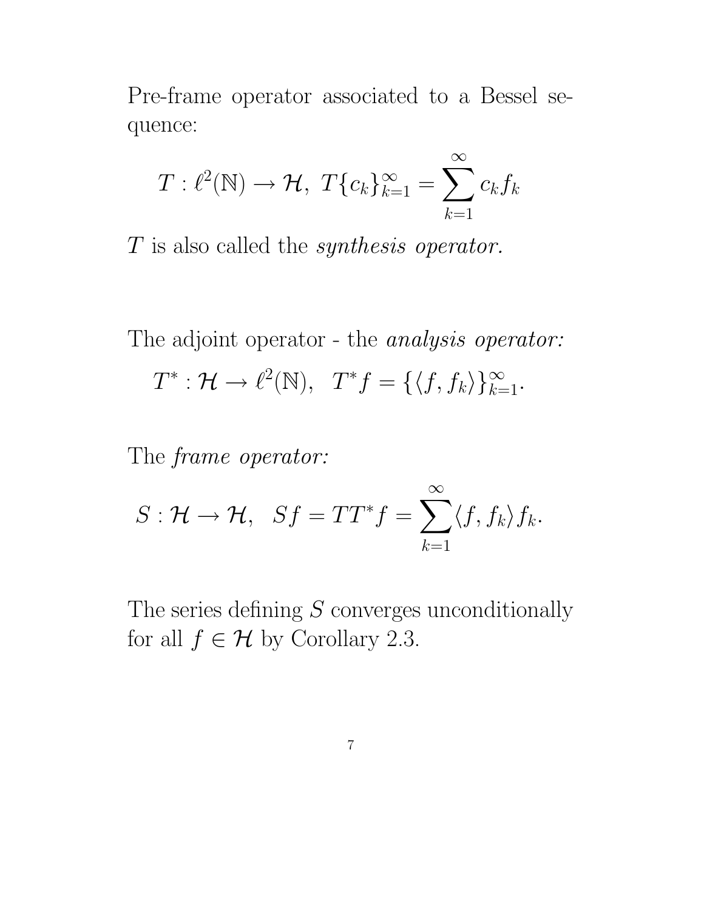Pre-frame operator associated to a Bessel sequence:

$$T : \ell^2(\mathbb{N}) \to \mathcal{H},\ T\{c_k\}_{k=1}^{\infty} = \sum_{k=1}^{\infty} c_k f_k$$

$T$ is also called the *synthesis operator.*

The adjoint operator - the *analysis operator:*

$$T^* : \mathcal{H} \to \ell^2(\mathbb{N}),\quad T^* f = \{\langle f, f_k \rangle\}_{k=1}^{\infty}.$$

The *frame operator:*

$$S : \mathcal{H} \to \mathcal{H},\quad Sf = TT^* f = \sum_{k=1}^{\infty} \langle f, f_k \rangle f_k.$$

The series defining $S$ converges unconditionally for all $f \in \mathcal{H}$ by Corollary 2.3.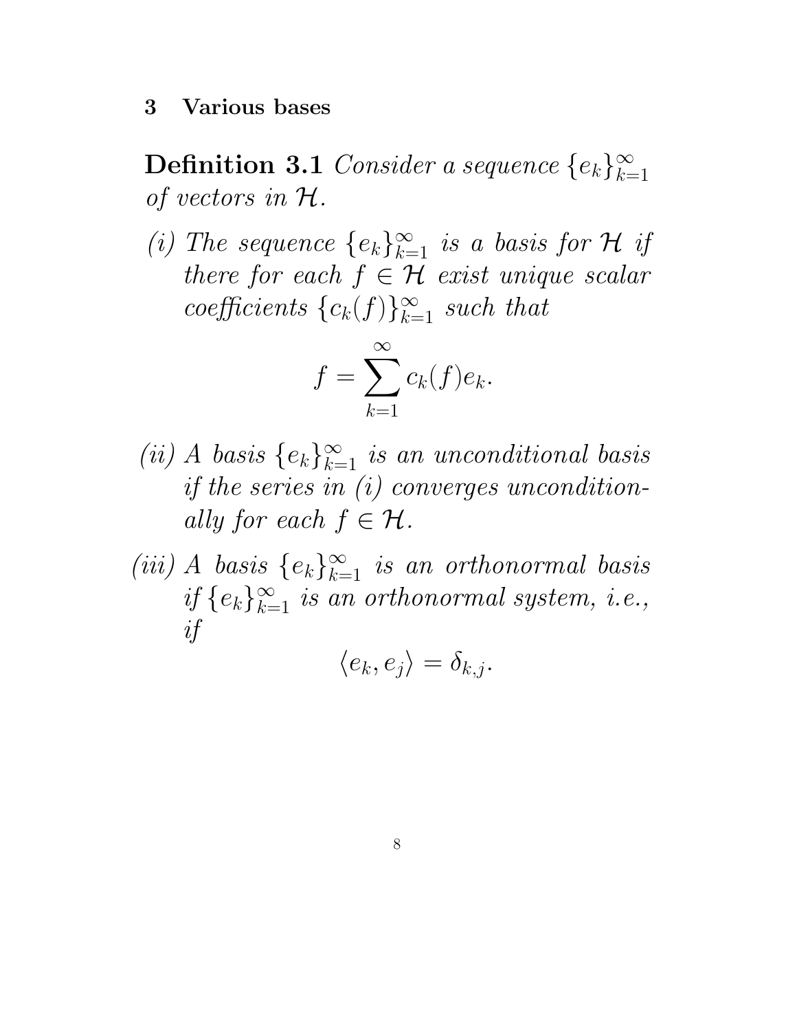## 3 Various bases

**Definition 3.1** *Consider a sequence* $\{e_k\}_{k=1}^{\infty}$ *of vectors in* $\mathcal{H}$*.*

*(i) The sequence* $\{e_k\}_{k=1}^{\infty}$ *is a basis for* $\mathcal{H}$ *if there for each* $f \in \mathcal{H}$ *exist unique scalar coefficients* $\{c_k(f)\}_{k=1}^{\infty}$ *such that*

$$f = \sum_{k=1}^{\infty} c_k(f) e_k.$$

*(ii) A basis* $\{e_k\}_{k=1}^{\infty}$ *is an unconditional basis if the series in (i) converges unconditionally for each* $f \in \mathcal{H}$*.*

*(iii) A basis* $\{e_k\}_{k=1}^{\infty}$ *is an orthonormal basis if* $\{e_k\}_{k=1}^{\infty}$ *is an orthonormal system, i.e., if*

$$\langle e_k, e_j \rangle = \delta_{k,j}.$$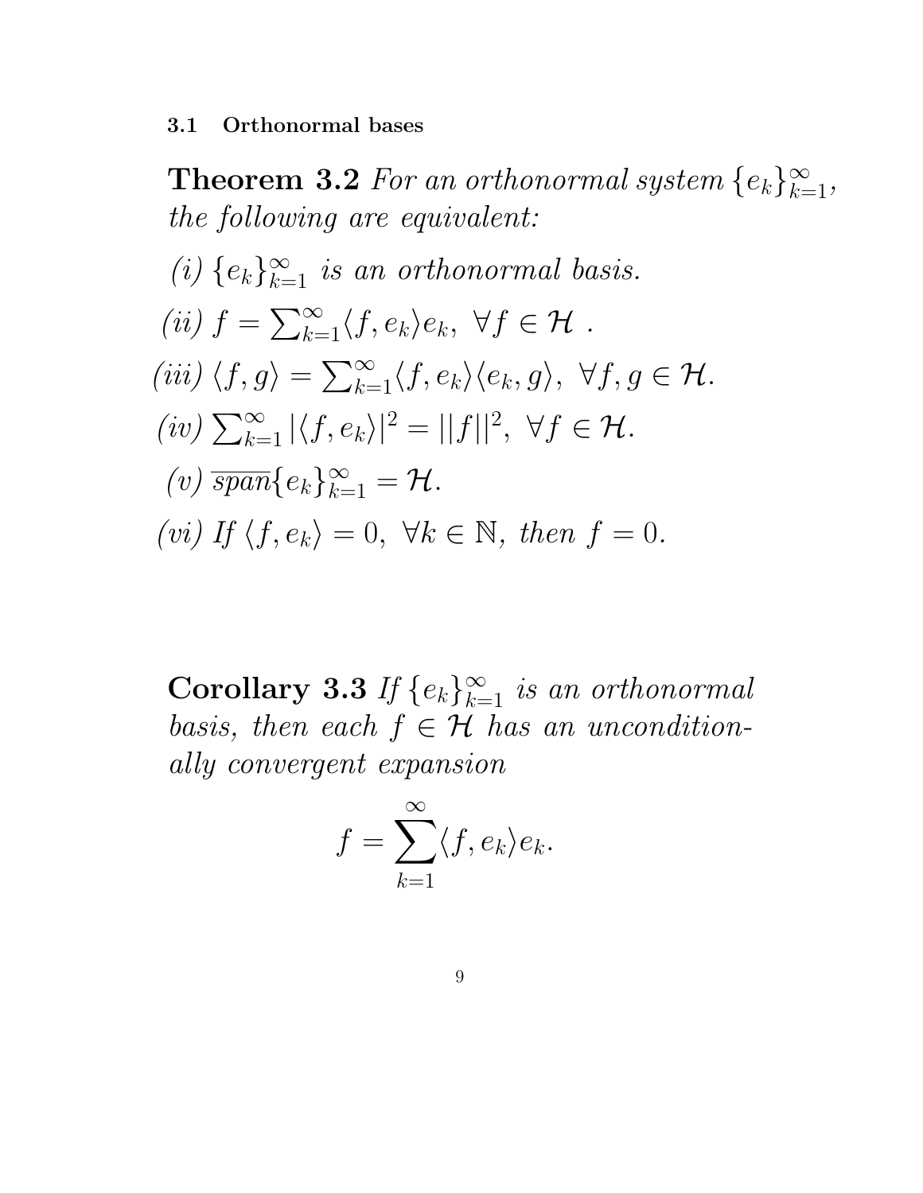### 3.1 Orthonormal bases

**Theorem 3.2** *For an orthonormal system* $\{e_k\}_{k=1}^{\infty}$*, the following are equivalent:*

*(i)* $\{e_k\}_{k=1}^{\infty}$ *is an orthonormal basis.*

*(ii)* $f = \sum_{k=1}^{\infty} \langle f, e_k \rangle e_k, \ \forall f \in \mathcal{H}$ *.*

*(iii)* $\langle f, g \rangle = \sum_{k=1}^{\infty} \langle f, e_k \rangle \langle e_k, g \rangle, \ \forall f, g \in \mathcal{H}$*.*

*(iv)* $\sum_{k=1}^{\infty} |\langle f, e_k \rangle|^2 = ||f||^2, \ \forall f \in \mathcal{H}$*.*

*(v)* $\overline{span}\{e_k\}_{k=1}^{\infty} = \mathcal{H}$*.*

*(vi) If* $\langle f, e_k \rangle = 0, \ \forall k \in \mathbb{N}$*, then* $f = 0$*.*

**Corollary 3.3** *If* $\{e_k\}_{k=1}^{\infty}$ *is an orthonormal basis, then each* $f \in \mathcal{H}$ *has an unconditionally convergent expansion*

$$f = \sum_{k=1}^{\infty} \langle f, e_k \rangle e_k.$$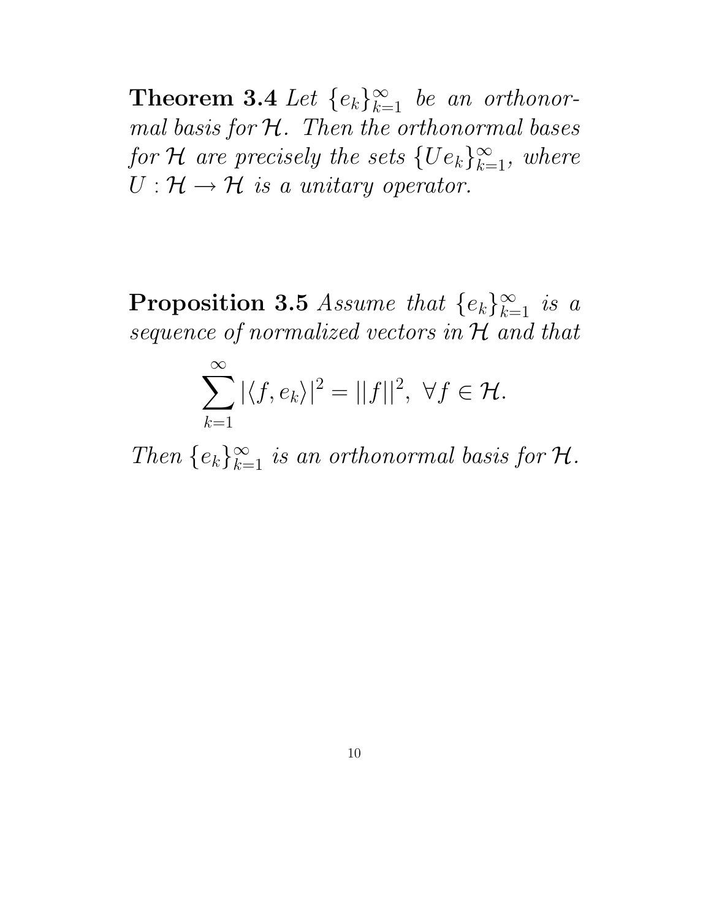**Theorem 3.4** *Let $\{e_k\}_{k=1}^{\infty}$ be an orthonormal basis for $\mathcal{H}$. Then the orthonormal bases for $\mathcal{H}$ are precisely the sets $\{Ue_k\}_{k=1}^{\infty}$, where $U : \mathcal{H} \to \mathcal{H}$ is a unitary operator.*

**Proposition 3.5** *Assume that $\{e_k\}_{k=1}^{\infty}$ is a sequence of normalized vectors in $\mathcal{H}$ and that*

$$\sum_{k=1}^{\infty} |\langle f, e_k \rangle|^2 = ||f||^2, \ \forall f \in \mathcal{H}.$$

*Then $\{e_k\}_{k=1}^{\infty}$ is an orthonormal basis for $\mathcal{H}$.*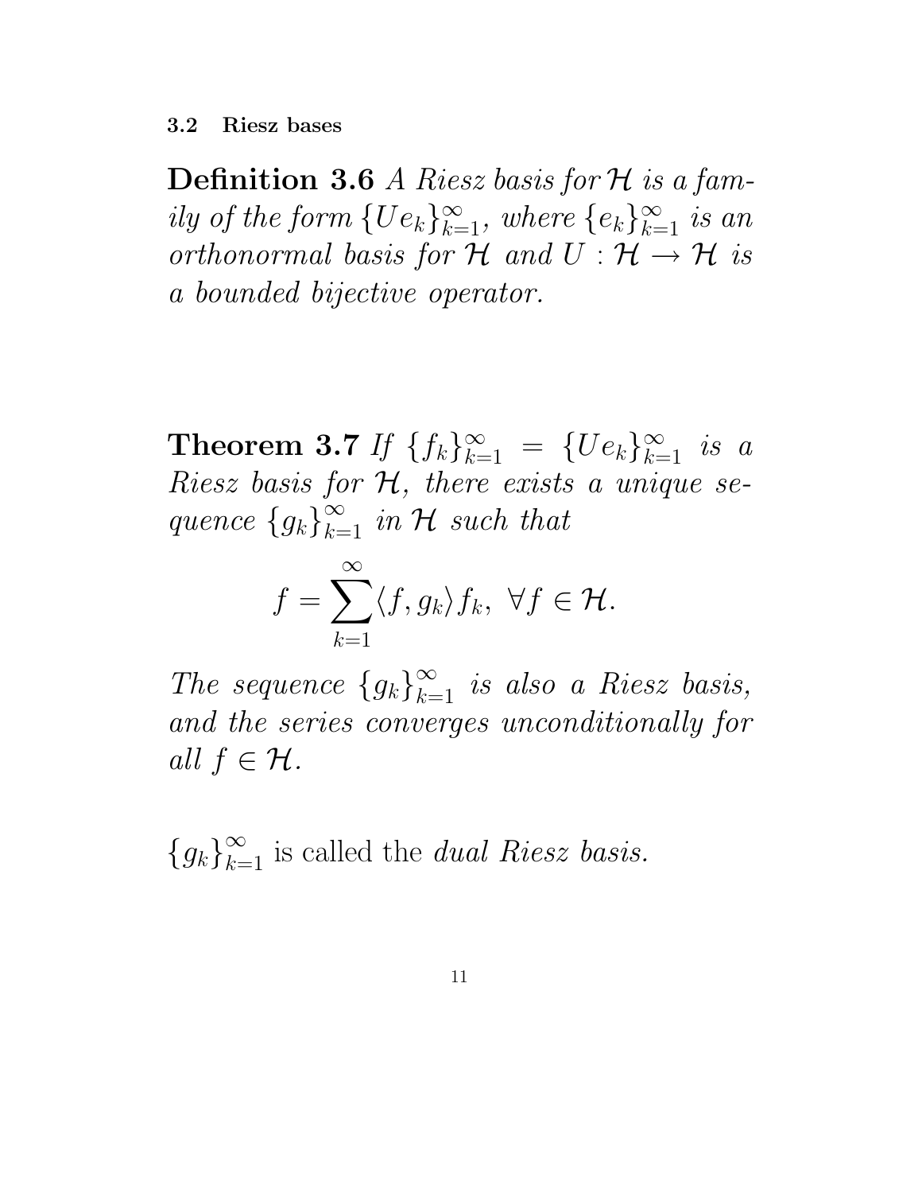### 3.2 Riesz bases

**Definition 3.6** *A Riesz basis for $\mathcal{H}$ is a family of the form $\{Ue_k\}_{k=1}^{\infty}$, where $\{e_k\}_{k=1}^{\infty}$ is an orthonormal basis for $\mathcal{H}$ and $U : \mathcal{H} \to \mathcal{H}$ is a bounded bijective operator.*

**Theorem 3.7** *If $\{f_k\}_{k=1}^{\infty} = \{Ue_k\}_{k=1}^{\infty}$ is a Riesz basis for $\mathcal{H}$, there exists a unique sequence $\{g_k\}_{k=1}^{\infty}$ in $\mathcal{H}$ such that*

$$f = \sum_{k=1}^{\infty} \langle f, g_k \rangle f_k, \ \forall f \in \mathcal{H}.$$

*The sequence $\{g_k\}_{k=1}^{\infty}$ is also a Riesz basis, and the series converges unconditionally for all $f \in \mathcal{H}$.*

$\{g_k\}_{k=1}^{\infty}$ is called the *dual Riesz basis.*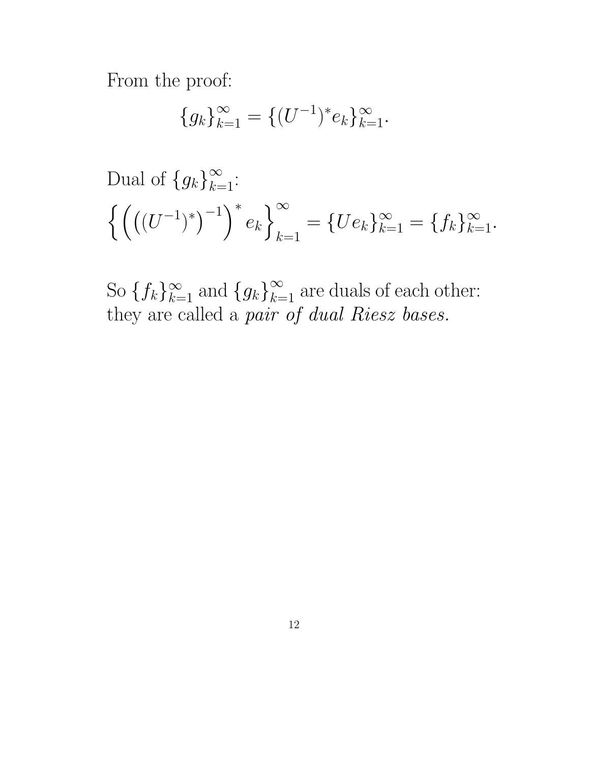From the proof:

$$\{g_k\}_{k=1}^{\infty} = \{(U^{-1})^* e_k\}_{k=1}^{\infty}.$$

Dual of $\{g_k\}_{k=1}^{\infty}$:

$$\left\{ \left( \left( (U^{-1})^* \right)^{-1} \right)^* e_k \right\}_{k=1}^{\infty} = \{U e_k\}_{k=1}^{\infty} = \{f_k\}_{k=1}^{\infty}.$$

So $\{f_k\}_{k=1}^{\infty}$ and $\{g_k\}_{k=1}^{\infty}$ are duals of each other: they are called a *pair of dual Riesz bases.*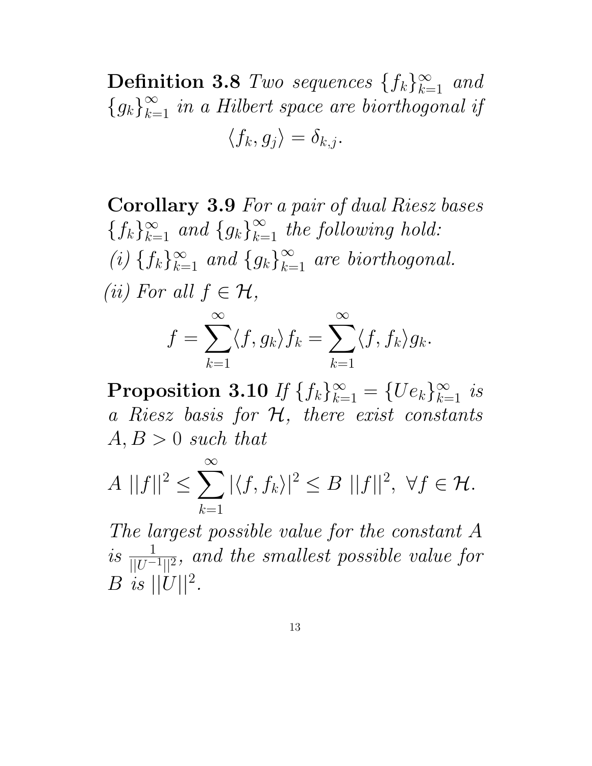**Definition 3.8** *Two sequences* $\{f_k\}_{k=1}^{\infty}$ *and* $\{g_k\}_{k=1}^{\infty}$ *in a Hilbert space are biorthogonal if*

$$\langle f_k, g_j \rangle = \delta_{k,j}.$$

**Corollary 3.9** *For a pair of dual Riesz bases* $\{f_k\}_{k=1}^{\infty}$ *and* $\{g_k\}_{k=1}^{\infty}$ *the following hold:*
*(i)* $\{f_k\}_{k=1}^{\infty}$ *and* $\{g_k\}_{k=1}^{\infty}$ *are biorthogonal.*
*(ii) For all* $f \in \mathcal{H}$,

$$f = \sum_{k=1}^{\infty} \langle f, g_k \rangle f_k = \sum_{k=1}^{\infty} \langle f, f_k \rangle g_k.$$

**Proposition 3.10** *If* $\{f_k\}_{k=1}^{\infty} = \{Ue_k\}_{k=1}^{\infty}$ *is a Riesz basis for* $\mathcal{H}$, *there exist constants* $A, B > 0$ *such that*

$$A \; ||f||^2 \leq \sum_{k=1}^{\infty} |\langle f, f_k \rangle|^2 \leq B \; ||f||^2, \; \forall f \in \mathcal{H}.$$

*The largest possible value for the constant* $A$ *is* $\frac{1}{||U^{-1}||^2}$, *and the smallest possible value for* $B$ *is* $||U||^2$.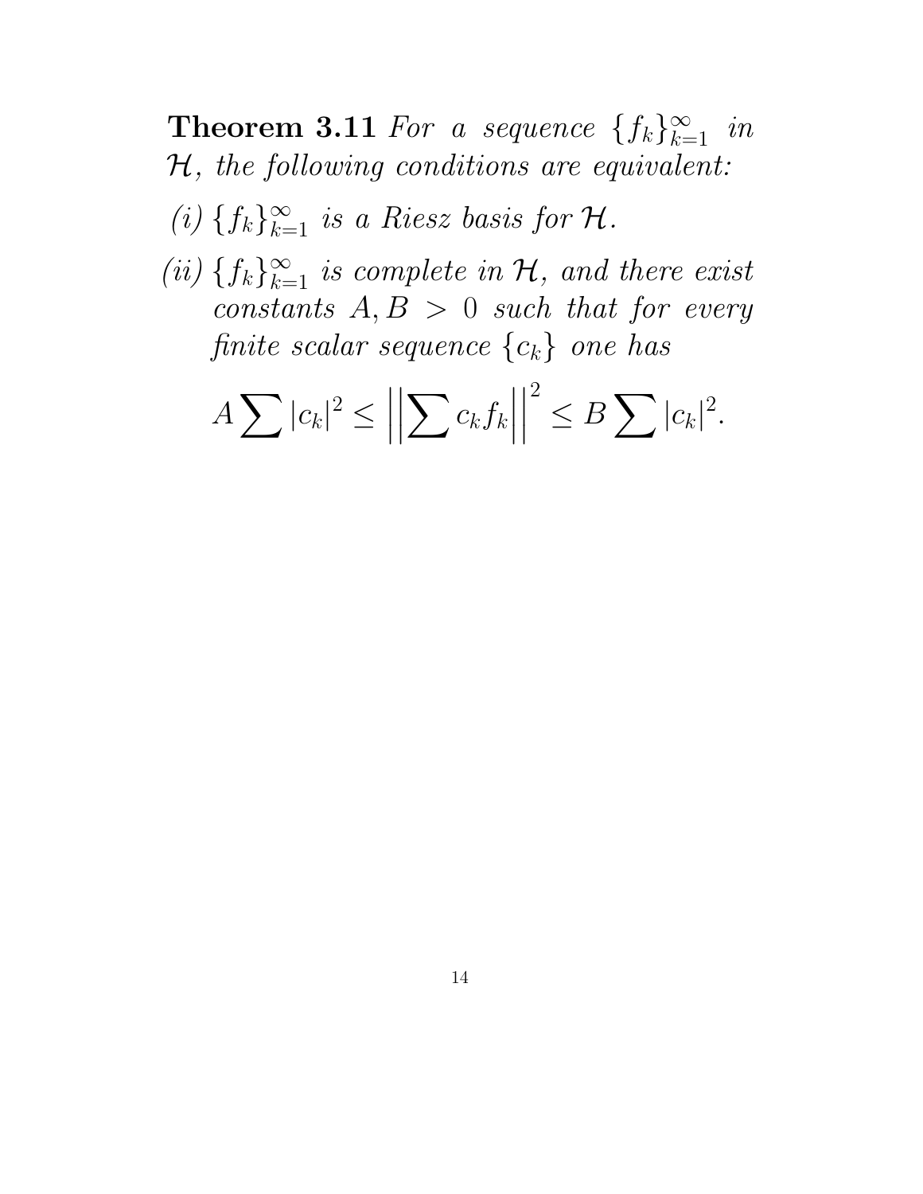**Theorem 3.11** *For a sequence $\{f_k\}_{k=1}^{\infty}$ in $\mathcal{H}$, the following conditions are equivalent:*

*(i)* *$\{f_k\}_{k=1}^{\infty}$ is a Riesz basis for $\mathcal{H}$.*

*(ii)* *$\{f_k\}_{k=1}^{\infty}$ is complete in $\mathcal{H}$, and there exist constants $A, B > 0$ such that for every finite scalar sequence $\{c_k\}$ one has*

$$A \sum |c_k|^2 \leq \left|\left|\sum c_k f_k\right|\right|^2 \leq B \sum |c_k|^2.$$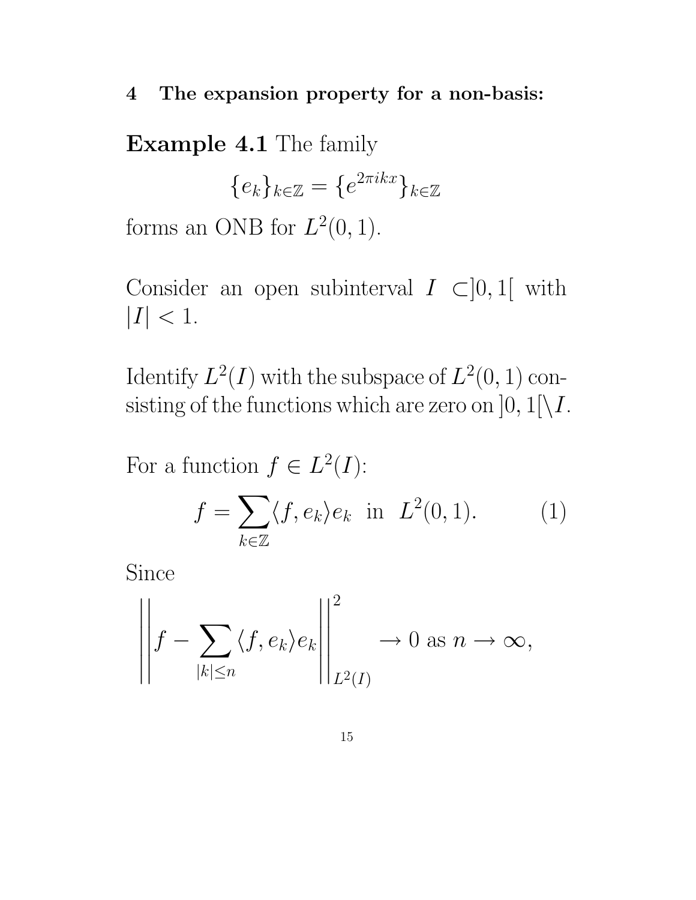## 4 The expansion property for a non-basis:

**Example 4.1** The family

$$\{e_k\}_{k\in\mathbb{Z}} = \{e^{2\pi ikx}\}_{k\in\mathbb{Z}}$$

forms an ONB for $L^2(0,1)$.

Consider an open subinterval $I \subset ]0,1[$ with $|I| < 1$.

Identify $L^2(I)$ with the subspace of $L^2(0,1)$ consisting of the functions which are zero on $]0,1[\setminus I$.

For a function $f \in L^2(I)$:

$$f = \sum_{k\in\mathbb{Z}} \langle f, e_k\rangle e_k \quad \text{in} \quad L^2(0,1). \tag{1}$$

Since

$$\left|\left| f - \sum_{|k|\leq n} \langle f, e_k\rangle e_k \right|\right|^2_{L^2(I)} \to 0 \text{ as } n \to \infty,$$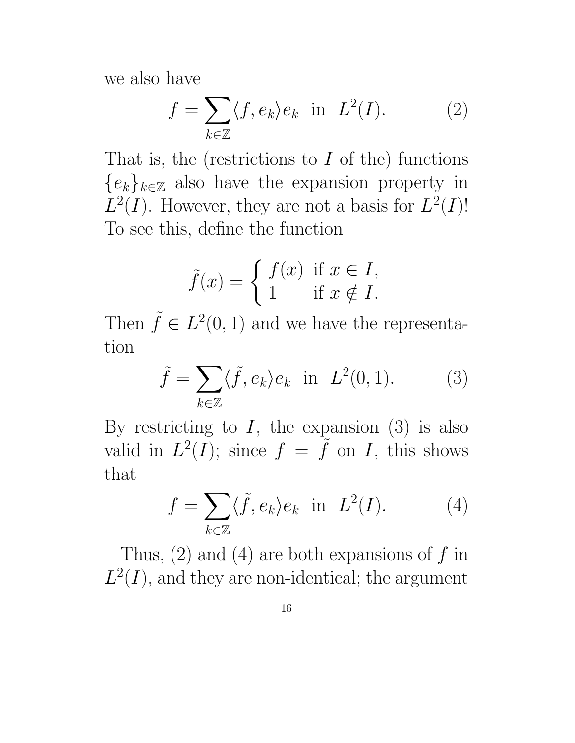we also have

$$f = \sum_{k \in \mathbb{Z}} \langle f, e_k \rangle e_k \quad \text{in} \quad L^2(I). \tag{2}$$

That is, the (restrictions to $I$ of the) functions $\{e_k\}_{k \in \mathbb{Z}}$ also have the expansion property in $L^2(I)$. However, they are not a basis for $L^2(I)$! To see this, define the function

$$\tilde{f}(x) = \begin{cases} f(x) & \text{if } x \in I, \\ 1 & \text{if } x \notin I. \end{cases}$$

Then $\tilde{f} \in L^2(0,1)$ and we have the representation

$$\tilde{f} = \sum_{k \in \mathbb{Z}} \langle \tilde{f}, e_k \rangle e_k \quad \text{in} \quad L^2(0,1). \tag{3}$$

By restricting to $I$, the expansion (3) is also valid in $L^2(I)$; since $f = \tilde{f}$ on $I$, this shows that

$$f = \sum_{k \in \mathbb{Z}} \langle \tilde{f}, e_k \rangle e_k \quad \text{in} \quad L^2(I). \tag{4}$$

Thus, (2) and (4) are both expansions of $f$ in $L^2(I)$, and they are non-identical; the argument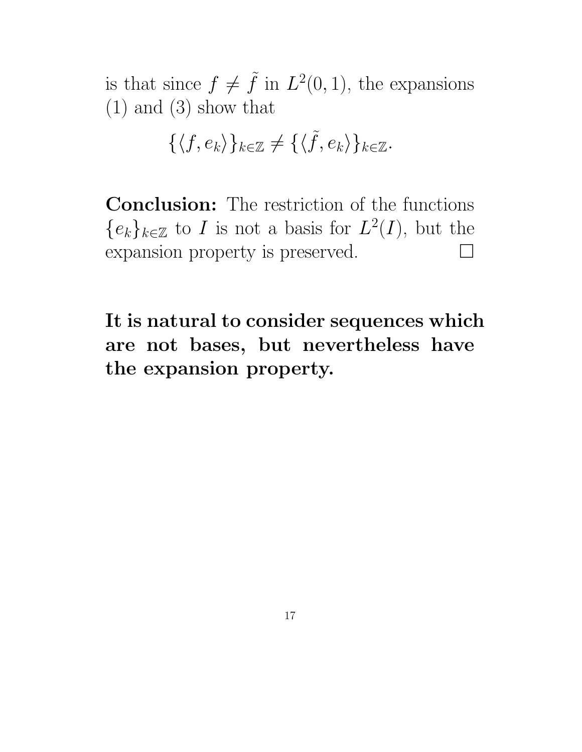is that since $f \neq \tilde{f}$ in $L^2(0,1)$, the expansions (1) and (3) show that

$$\{\langle f, e_k \rangle\}_{k \in \mathbb{Z}} \neq \{\langle \tilde{f}, e_k \rangle\}_{k \in \mathbb{Z}}.$$

**Conclusion:** The restriction of the functions $\{e_k\}_{k \in \mathbb{Z}}$ to $I$ is not a basis for $L^2(I)$, but the expansion property is preserved. □

**It is natural to consider sequences which are not bases, but nevertheless have the expansion property.**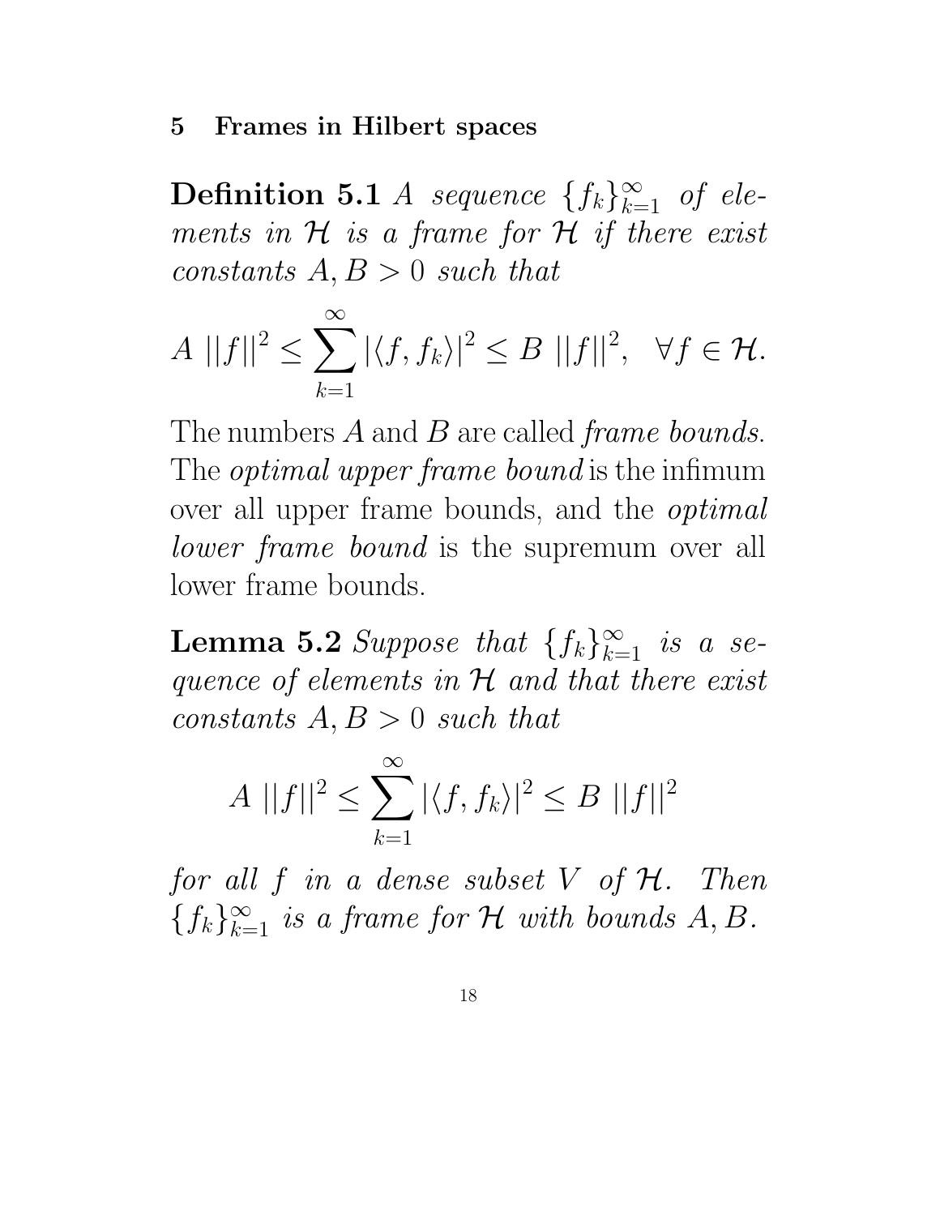## 5 Frames in Hilbert spaces

**Definition 5.1** *A sequence $\{f_k\}_{k=1}^{\infty}$ of elements in $\mathcal{H}$ is a frame for $\mathcal{H}$ if there exist constants $A, B > 0$ such that*

$$A \; ||f||^2 \leq \sum_{k=1}^{\infty} |\langle f, f_k \rangle|^2 \leq B \; ||f||^2, \quad \forall f \in \mathcal{H}.$$

The numbers $A$ and $B$ are called *frame bounds*. The *optimal upper frame bound* is the infimum over all upper frame bounds, and the *optimal lower frame bound* is the supremum over all lower frame bounds.

**Lemma 5.2** *Suppose that $\{f_k\}_{k=1}^{\infty}$ is a sequence of elements in $\mathcal{H}$ and that there exist constants $A, B > 0$ such that*

$$A \; ||f||^2 \leq \sum_{k=1}^{\infty} |\langle f, f_k \rangle|^2 \leq B \; ||f||^2$$

*for all $f$ in a dense subset $V$ of $\mathcal{H}$. Then $\{f_k\}_{k=1}^{\infty}$ is a frame for $\mathcal{H}$ with bounds $A, B$.*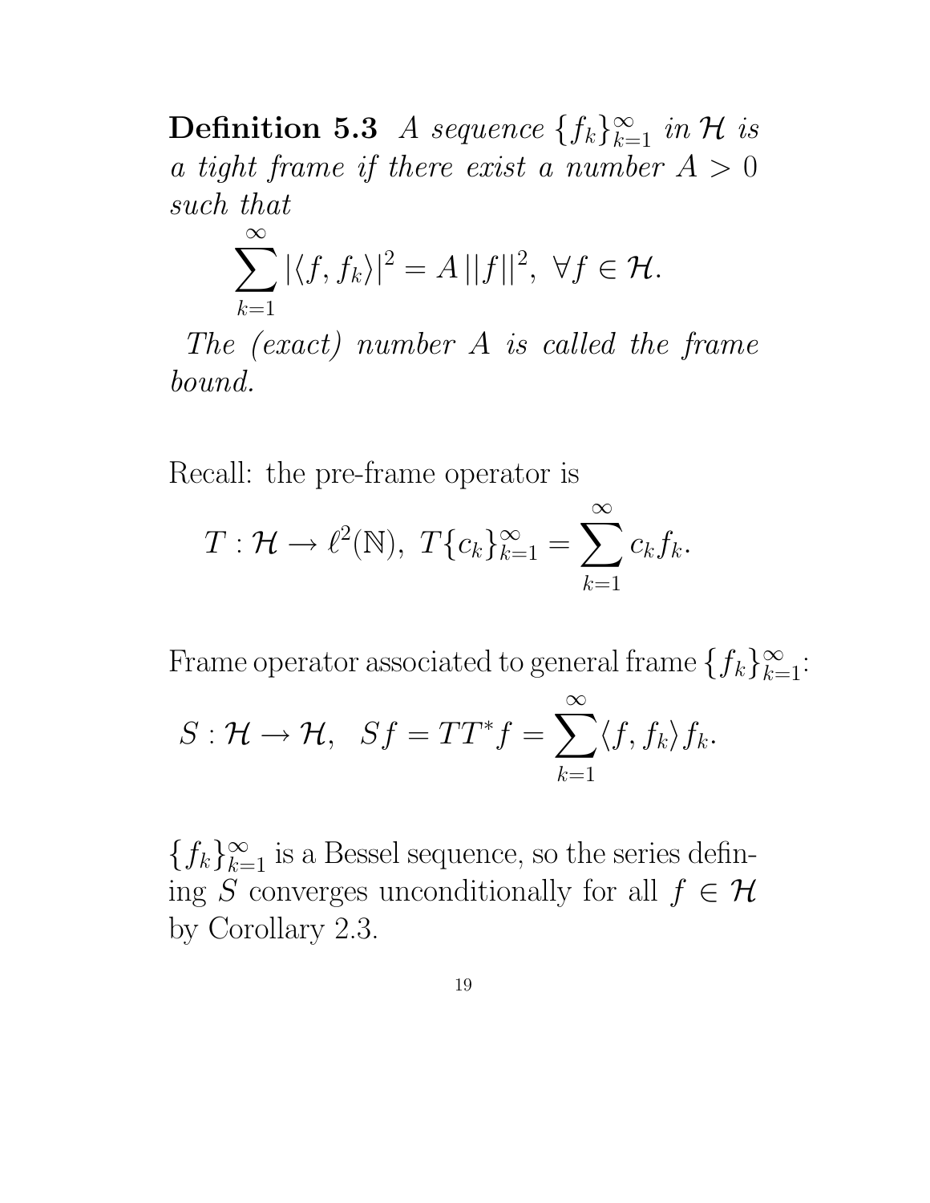**Definition 5.3** *A sequence $\{f_k\}_{k=1}^{\infty}$ in $\mathcal{H}$ is a tight frame if there exist a number $A > 0$ such that*

$$\sum_{k=1}^{\infty} |\langle f, f_k \rangle|^2 = A\,||f||^2, \ \forall f \in \mathcal{H}.$$

*The (exact) number $A$ is called the frame bound.*

Recall: the pre-frame operator is

$$T : \mathcal{H} \to \ell^2(\mathbb{N}), \ T\{c_k\}_{k=1}^{\infty} = \sum_{k=1}^{\infty} c_k f_k.$$

Frame operator associated to general frame $\{f_k\}_{k=1}^{\infty}$:

$$S : \mathcal{H} \to \mathcal{H}, \ \ Sf = TT^*f = \sum_{k=1}^{\infty} \langle f, f_k \rangle f_k.$$

$\{f_k\}_{k=1}^{\infty}$ is a Bessel sequence, so the series defining $S$ converges unconditionally for all $f \in \mathcal{H}$ by Corollary 2.3.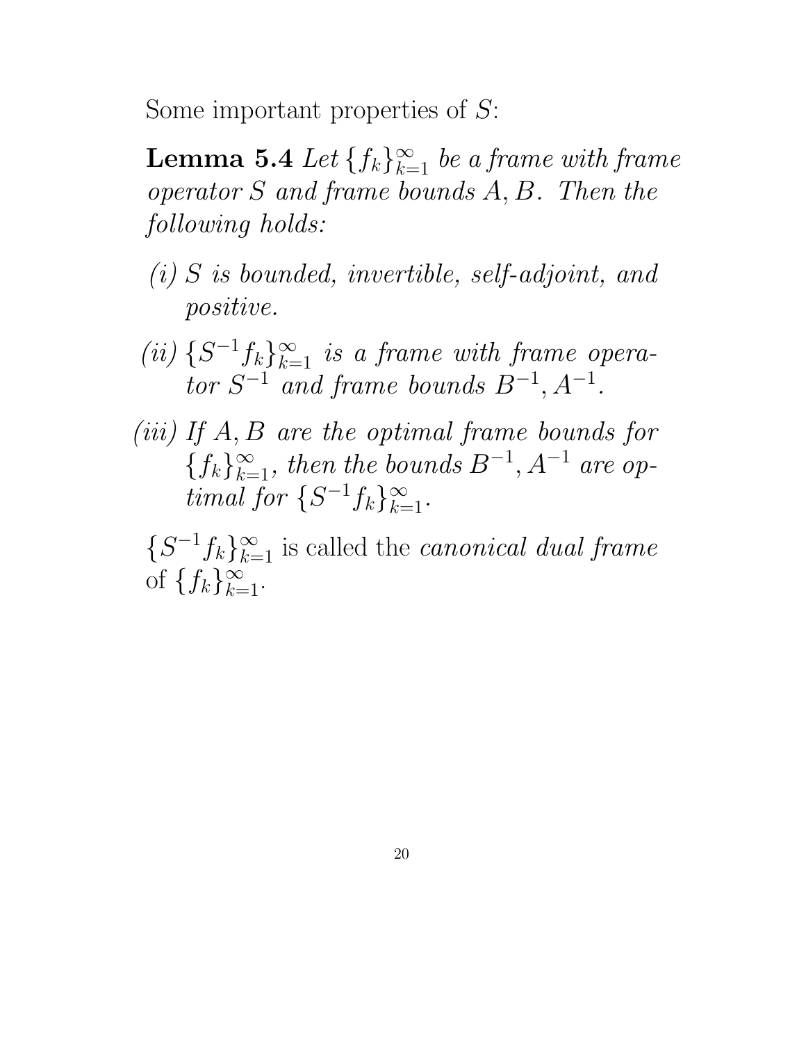Some important properties of $S$:

**Lemma 5.4** *Let* $\{f_k\}_{k=1}^{\infty}$ *be a frame with frame operator* $S$ *and frame bounds* $A, B$*. Then the following holds:*

*(i)* $S$ *is bounded, invertible, self-adjoint, and positive.*

*(ii)* $\{S^{-1}f_k\}_{k=1}^{\infty}$ *is a frame with frame operator* $S^{-1}$ *and frame bounds* $B^{-1}, A^{-1}$*.*

*(iii) If* $A, B$ *are the optimal frame bounds for* $\{f_k\}_{k=1}^{\infty}$*, then the bounds* $B^{-1}, A^{-1}$ *are optimal for* $\{S^{-1}f_k\}_{k=1}^{\infty}$*.*

$\{S^{-1}f_k\}_{k=1}^{\infty}$ is called the *canonical dual frame* of $\{f_k\}_{k=1}^{\infty}$.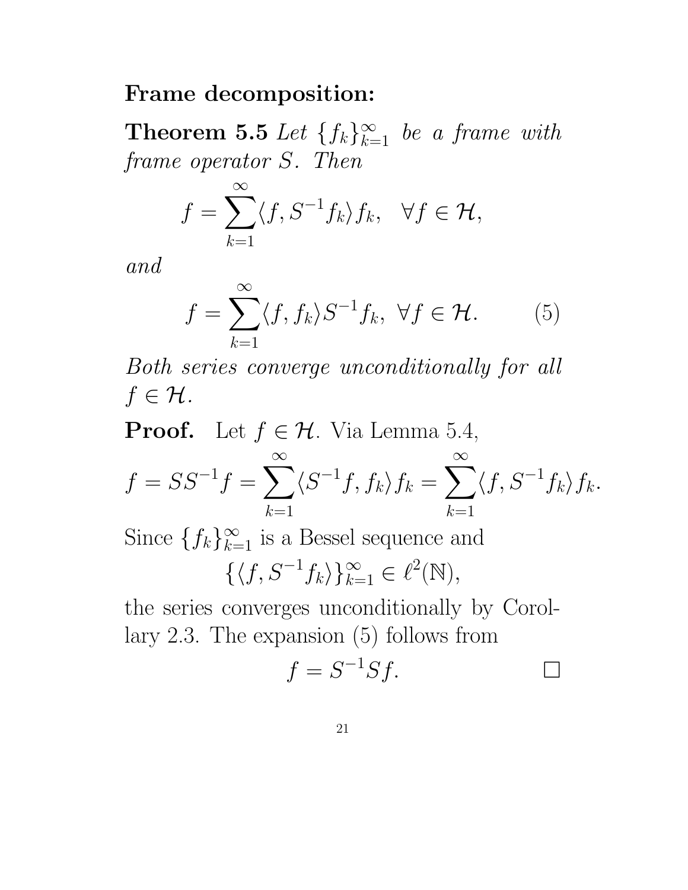**Frame decomposition:**

**Theorem 5.5** *Let* $\{f_k\}_{k=1}^{\infty}$ *be a frame with frame operator* $S$*. Then*

$$f = \sum_{k=1}^{\infty} \langle f, S^{-1} f_k \rangle f_k, \quad \forall f \in \mathcal{H},$$

*and*

$$f = \sum_{k=1}^{\infty} \langle f, f_k \rangle S^{-1} f_k, \ \forall f \in \mathcal{H}. \tag{5}$$

*Both series converge unconditionally for all* $f \in \mathcal{H}$*.*

**Proof.** Let $f \in \mathcal{H}$. Via Lemma 5.4,

$$f = SS^{-1}f = \sum_{k=1}^{\infty} \langle S^{-1}f, f_k \rangle f_k = \sum_{k=1}^{\infty} \langle f, S^{-1}f_k \rangle f_k.$$

Since $\{f_k\}_{k=1}^{\infty}$ is a Bessel sequence and

$$\{\langle f, S^{-1}f_k \rangle\}_{k=1}^{\infty} \in \ell^2(\mathbb{N}),$$

the series converges unconditionally by Corollary 2.3. The expansion (5) follows from

$$f = S^{-1}Sf. \qquad \square$$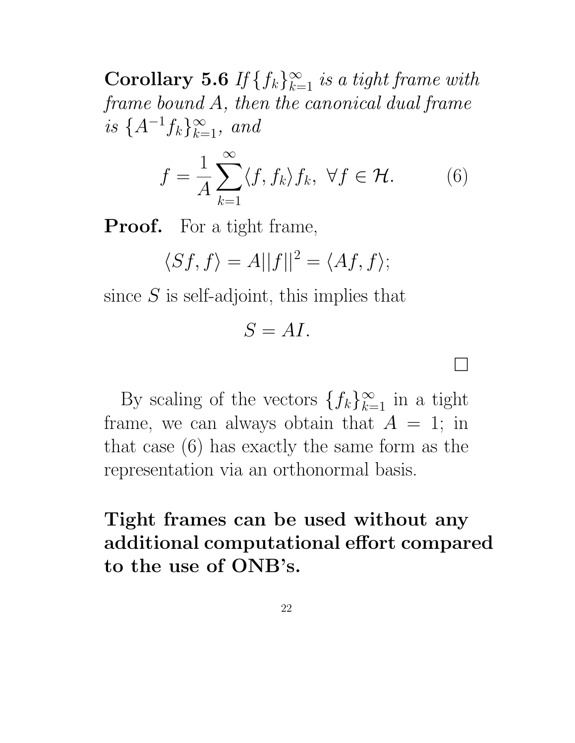**Corollary 5.6** *If* $\{f_k\}_{k=1}^{\infty}$ *is a tight frame with frame bound* $A$*, then the canonical dual frame is* $\{A^{-1}f_k\}_{k=1}^{\infty}$*, and*

$$f = \frac{1}{A}\sum_{k=1}^{\infty}\langle f, f_k\rangle f_k, \ \forall f \in \mathcal{H}. \qquad (6)$$

**Proof.** For a tight frame,

$$\langle Sf, f\rangle = A||f||^2 = \langle Af, f\rangle;$$

since $S$ is self-adjoint, this implies that

$$S = AI.$$

□

By scaling of the vectors $\{f_k\}_{k=1}^{\infty}$ in a tight frame, we can always obtain that $A = 1$; in that case (6) has exactly the same form as the representation via an orthonormal basis.

**Tight frames can be used without any additional computational effort compared to the use of ONB's.**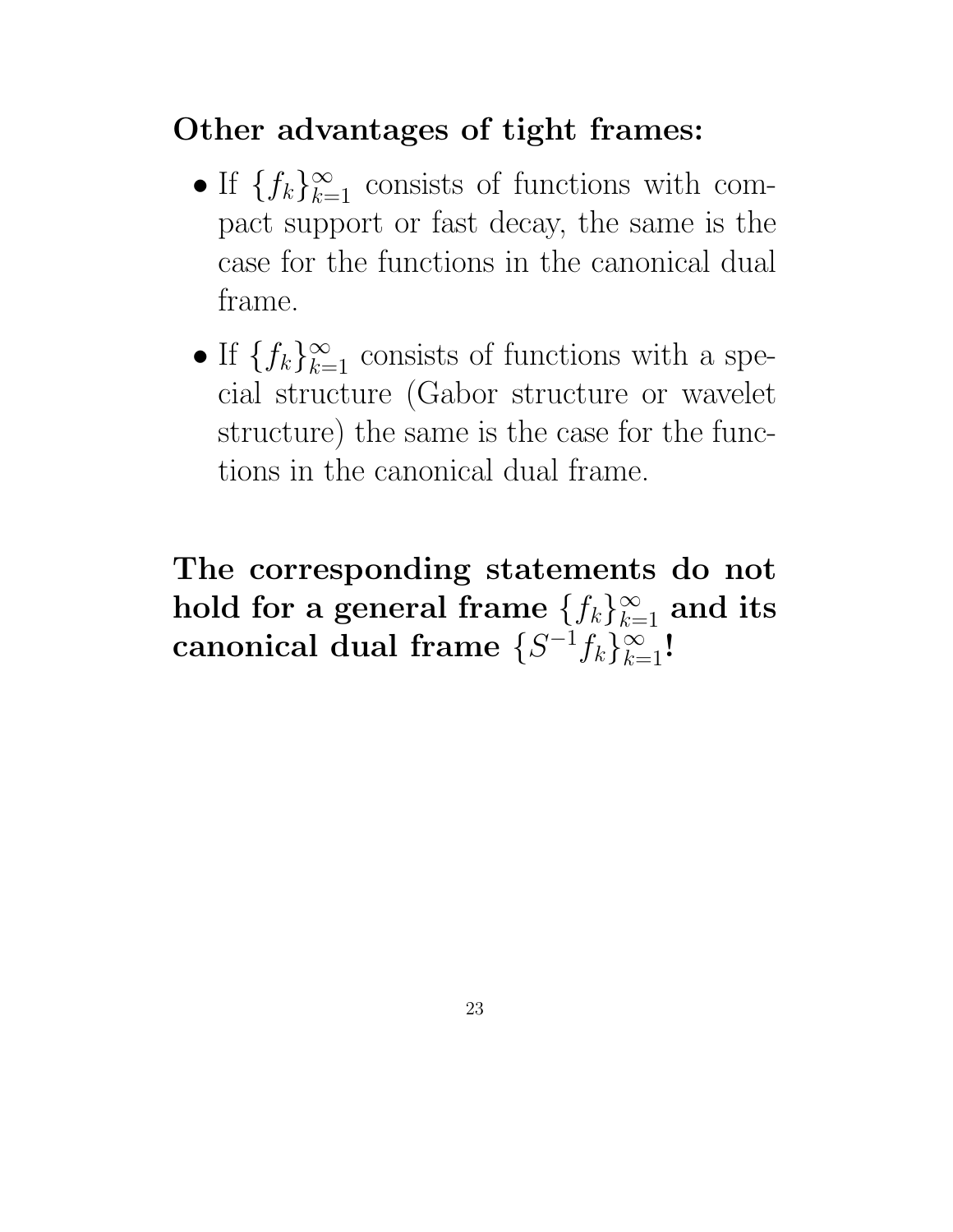## Other advantages of tight frames:

- If $\{f_k\}_{k=1}^{\infty}$ consists of functions with compact support or fast decay, the same is the case for the functions in the canonical dual frame.
- If $\{f_k\}_{k=1}^{\infty}$ consists of functions with a special structure (Gabor structure or wavelet structure) the same is the case for the functions in the canonical dual frame.

**The corresponding statements do not hold for a general frame $\{f_k\}_{k=1}^{\infty}$ and its canonical dual frame $\{S^{-1}f_k\}_{k=1}^{\infty}$!**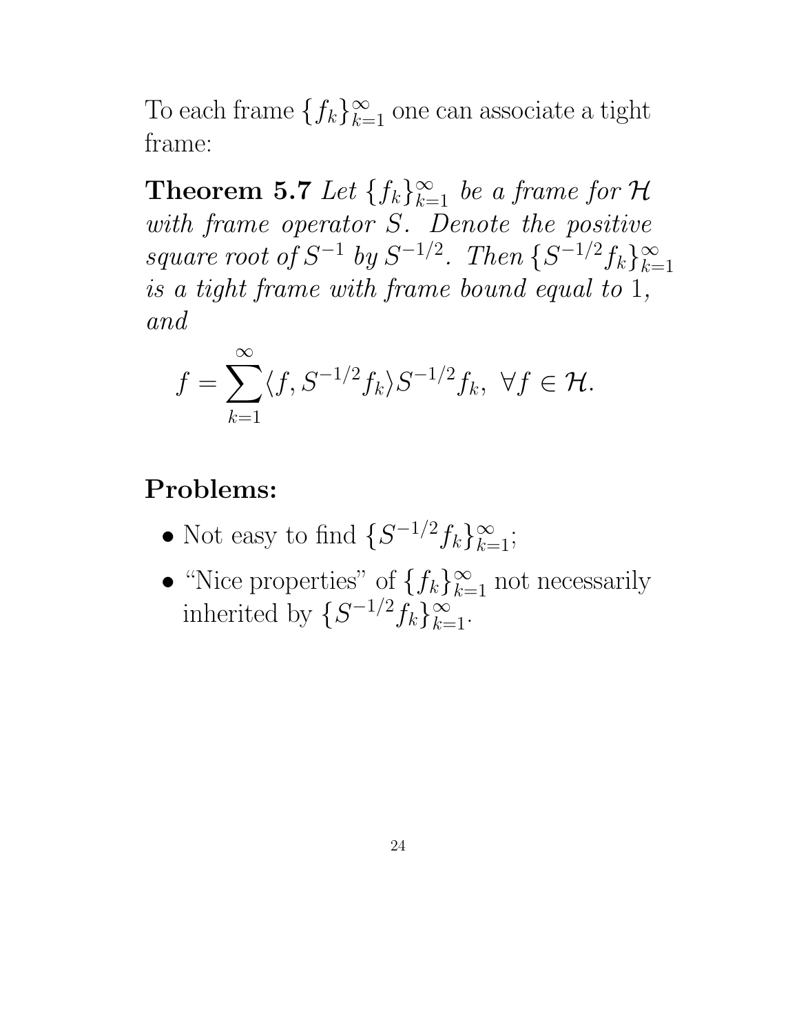To each frame $\{f_k\}_{k=1}^{\infty}$ one can associate a tight frame:

**Theorem 5.7** *Let $\{f_k\}_{k=1}^{\infty}$ be a frame for $\mathcal{H}$ with frame operator $S$. Denote the positive square root of $S^{-1}$ by $S^{-1/2}$. Then $\{S^{-1/2}f_k\}_{k=1}^{\infty}$ is a tight frame with frame bound equal to 1, and*

$$f = \sum_{k=1}^{\infty} \langle f, S^{-1/2}f_k \rangle S^{-1/2}f_k, \ \forall f \in \mathcal{H}.$$

## Problems:

- Not easy to find $\{S^{-1/2}f_k\}_{k=1}^{\infty}$;
- "Nice properties" of $\{f_k\}_{k=1}^{\infty}$ not necessarily inherited by $\{S^{-1/2}f_k\}_{k=1}^{\infty}$.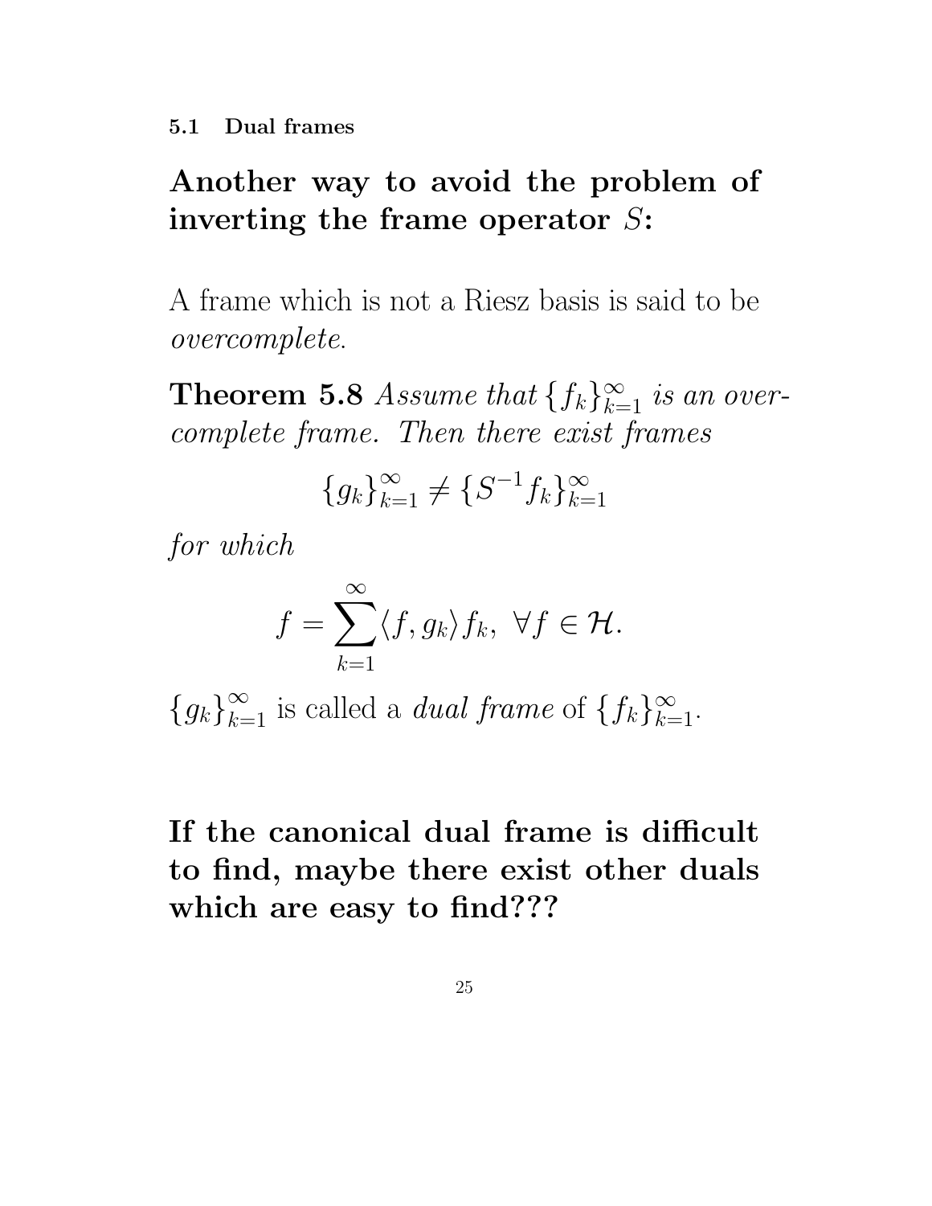### 5.1 Dual frames

## Another way to avoid the problem of inverting the frame operator $S$:

A frame which is not a Riesz basis is said to be *overcomplete.*

**Theorem 5.8** *Assume that* $\{f_k\}_{k=1}^{\infty}$ *is an overcomplete frame. Then there exist frames*

$$\{g_k\}_{k=1}^{\infty} \neq \{S^{-1}f_k\}_{k=1}^{\infty}$$

*for which*

$$f = \sum_{k=1}^{\infty} \langle f, g_k \rangle f_k, \ \forall f \in \mathcal{H}.$$

$\{g_k\}_{k=1}^{\infty}$ is called a *dual frame* of $\{f_k\}_{k=1}^{\infty}$.

**If the canonical dual frame is difficult to find, maybe there exist other duals which are easy to find???**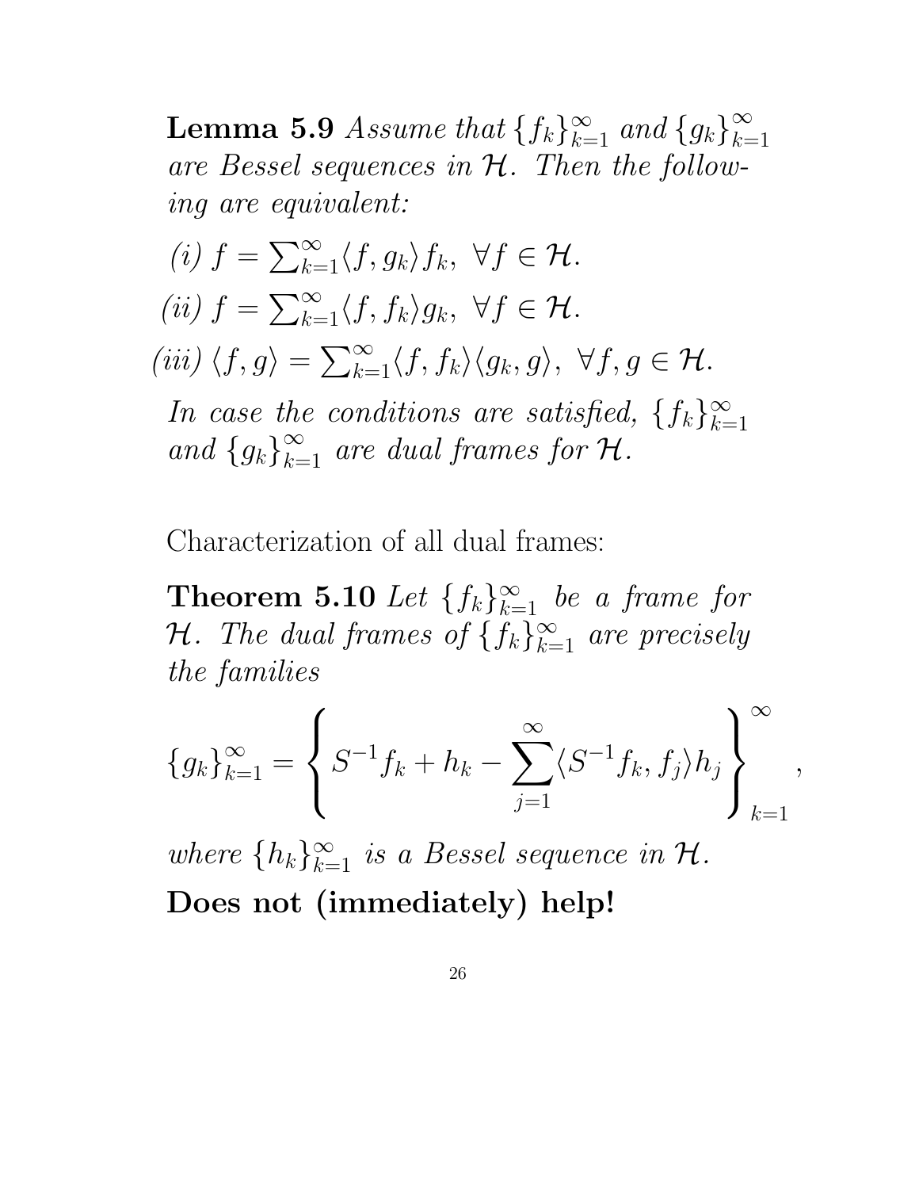**Lemma 5.9** *Assume that $\{f_k\}_{k=1}^\infty$ and $\{g_k\}_{k=1}^\infty$ are Bessel sequences in $\mathcal{H}$. Then the following are equivalent:*

*(i)* $f = \sum_{k=1}^\infty \langle f, g_k \rangle f_k, \ \forall f \in \mathcal{H}.$

*(ii)* $f = \sum_{k=1}^\infty \langle f, f_k \rangle g_k, \ \forall f \in \mathcal{H}.$

*(iii)* $\langle f, g \rangle = \sum_{k=1}^\infty \langle f, f_k \rangle \langle g_k, g \rangle, \ \forall f, g \in \mathcal{H}.$

*In case the conditions are satisfied, $\{f_k\}_{k=1}^\infty$ and $\{g_k\}_{k=1}^\infty$ are dual frames for $\mathcal{H}$.*

Characterization of all dual frames:

**Theorem 5.10** *Let $\{f_k\}_{k=1}^\infty$ be a frame for $\mathcal{H}$. The dual frames of $\{f_k\}_{k=1}^\infty$ are precisely the families*

$$\{g_k\}_{k=1}^\infty = \left\{ S^{-1} f_k + h_k - \sum_{j=1}^\infty \langle S^{-1} f_k, f_j \rangle h_j \right\}_{k=1}^\infty,$$

*where $\{h_k\}_{k=1}^\infty$ is a Bessel sequence in $\mathcal{H}$.*

**Does not (immediately) help!**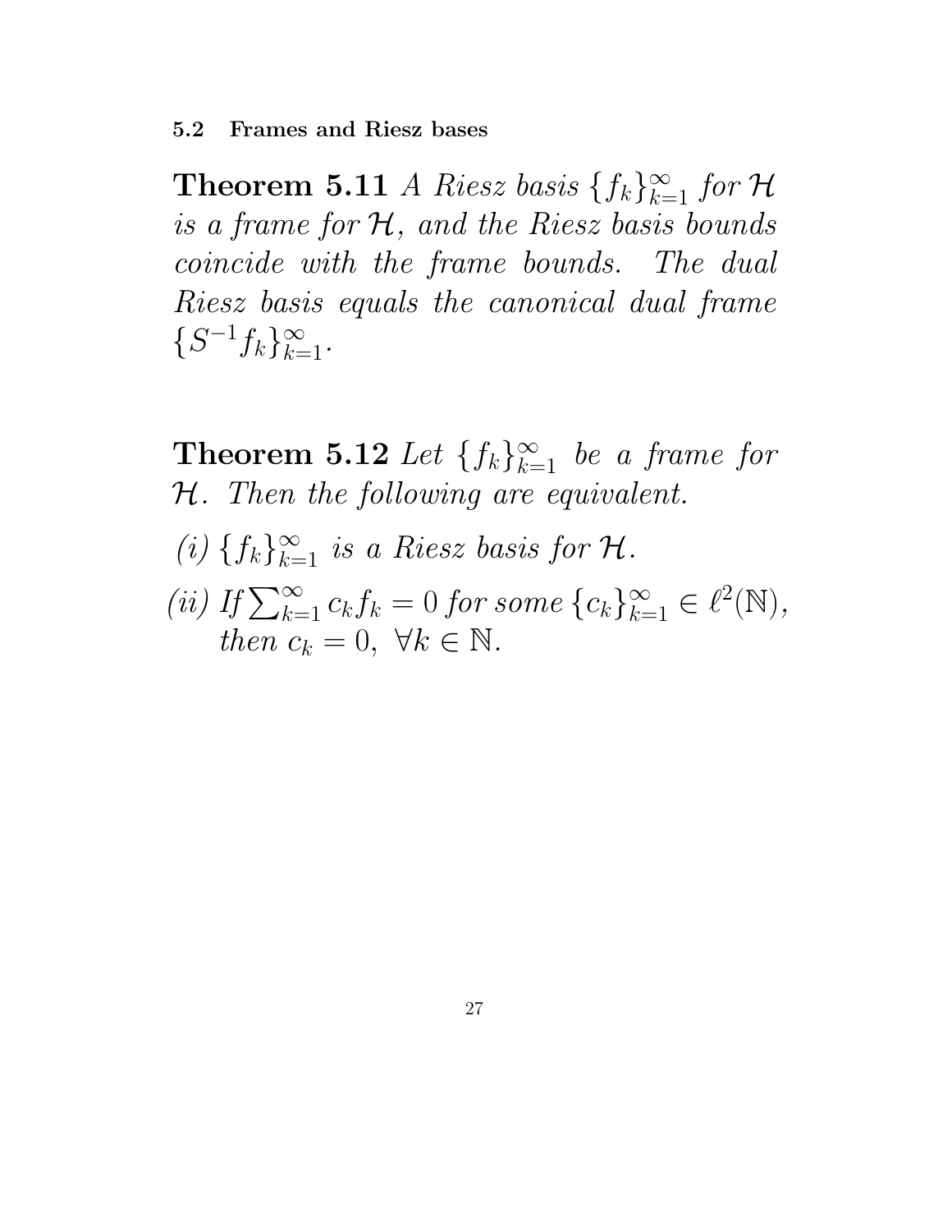### 5.2 Frames and Riesz bases

**Theorem 5.11** *A Riesz basis $\{f_k\}_{k=1}^{\infty}$ for $\mathcal{H}$ is a frame for $\mathcal{H}$, and the Riesz basis bounds coincide with the frame bounds. The dual Riesz basis equals the canonical dual frame $\{S^{-1}f_k\}_{k=1}^{\infty}$.*

**Theorem 5.12** *Let $\{f_k\}_{k=1}^{\infty}$ be a frame for $\mathcal{H}$. Then the following are equivalent.*

*(i) $\{f_k\}_{k=1}^{\infty}$ is a Riesz basis for $\mathcal{H}$.*

*(ii) If $\sum_{k=1}^{\infty} c_k f_k = 0$ for some $\{c_k\}_{k=1}^{\infty} \in \ell^2(\mathbb{N})$, then $c_k = 0, \ \forall k \in \mathbb{N}$.*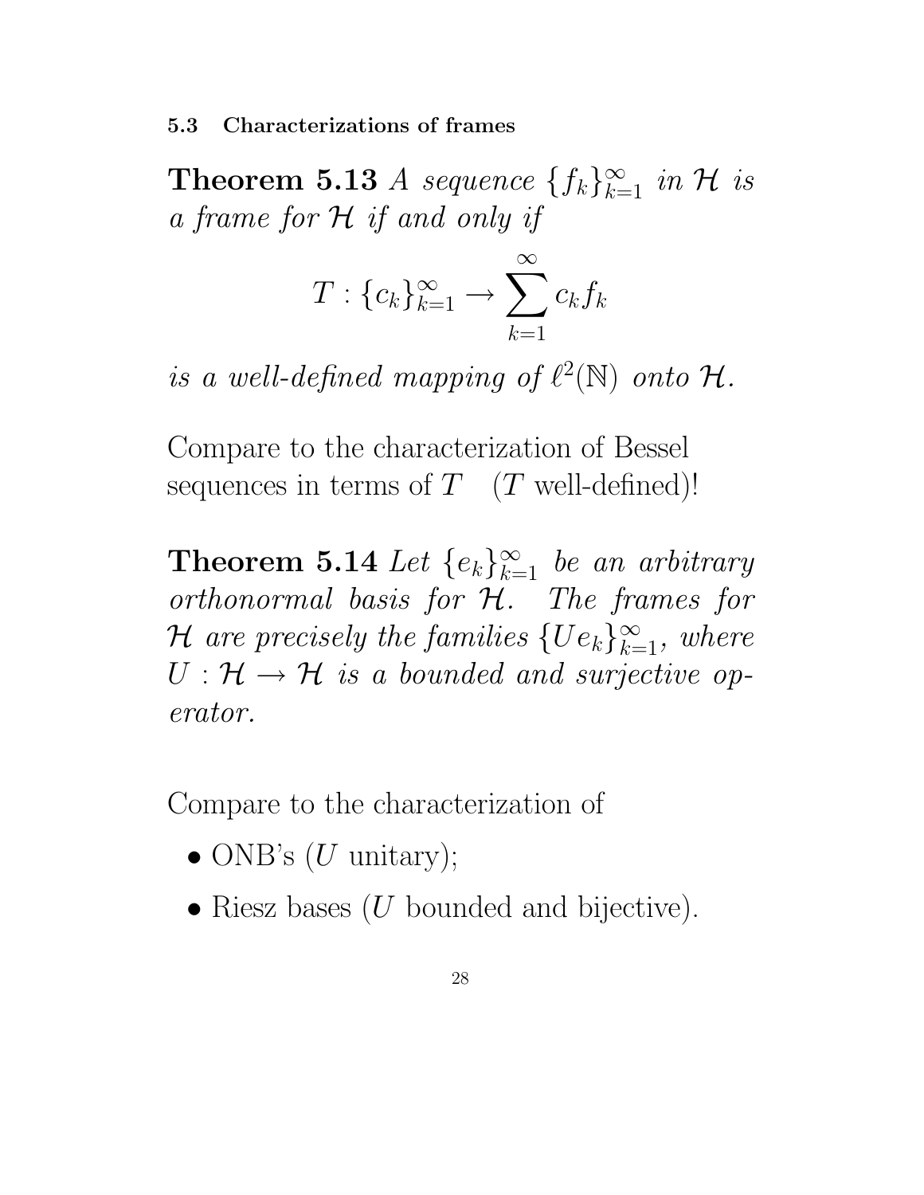### 5.3 Characterizations of frames

**Theorem 5.13** *A sequence* $\{f_k\}_{k=1}^{\infty}$ *in* $\mathcal{H}$ *is a frame for* $\mathcal{H}$ *if and only if*

$$T : \{c_k\}_{k=1}^{\infty} \to \sum_{k=1}^{\infty} c_k f_k$$

*is a well-defined mapping of* $\ell^2(\mathbb{N})$ *onto* $\mathcal{H}$*.*

Compare to the characterization of Bessel sequences in terms of $T$ ($T$ well-defined)!

**Theorem 5.14** *Let* $\{e_k\}_{k=1}^{\infty}$ *be an arbitrary orthonormal basis for* $\mathcal{H}$*. The frames for* $\mathcal{H}$ *are precisely the families* $\{Ue_k\}_{k=1}^{\infty}$*, where* $U : \mathcal{H} \to \mathcal{H}$ *is a bounded and surjective operator.*

Compare to the characterization of

- ONB's ($U$ unitary);
- Riesz bases ($U$ bounded and bijective).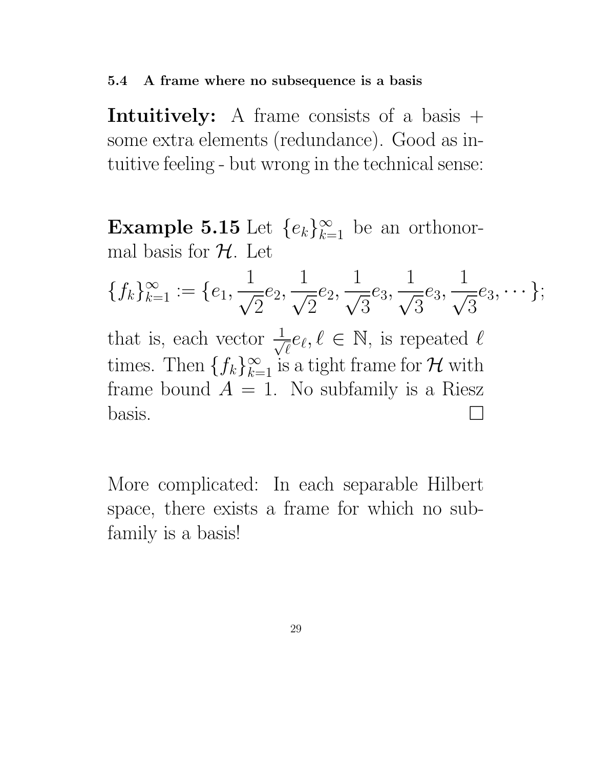### 5.4 A frame where no subsequence is a basis

**Intuitively:** A frame consists of a basis + some extra elements (redundance). Good as intuitive feeling - but wrong in the technical sense:

**Example 5.15** Let $\{e_k\}_{k=1}^{\infty}$ be an orthonormal basis for $\mathcal{H}$. Let

$$\{f_k\}_{k=1}^{\infty} := \{e_1, \frac{1}{\sqrt{2}}e_2, \frac{1}{\sqrt{2}}e_2, \frac{1}{\sqrt{3}}e_3, \frac{1}{\sqrt{3}}e_3, \frac{1}{\sqrt{3}}e_3, \cdots\};$$

that is, each vector $\frac{1}{\sqrt{\ell}}e_\ell, \ell \in \mathbb{N}$, is repeated $\ell$ times. Then $\{f_k\}_{k=1}^{\infty}$ is a tight frame for $\mathcal{H}$ with frame bound $A = 1$. No subfamily is a Riesz basis. □

More complicated: In each separable Hilbert space, there exists a frame for which no subfamily is a basis!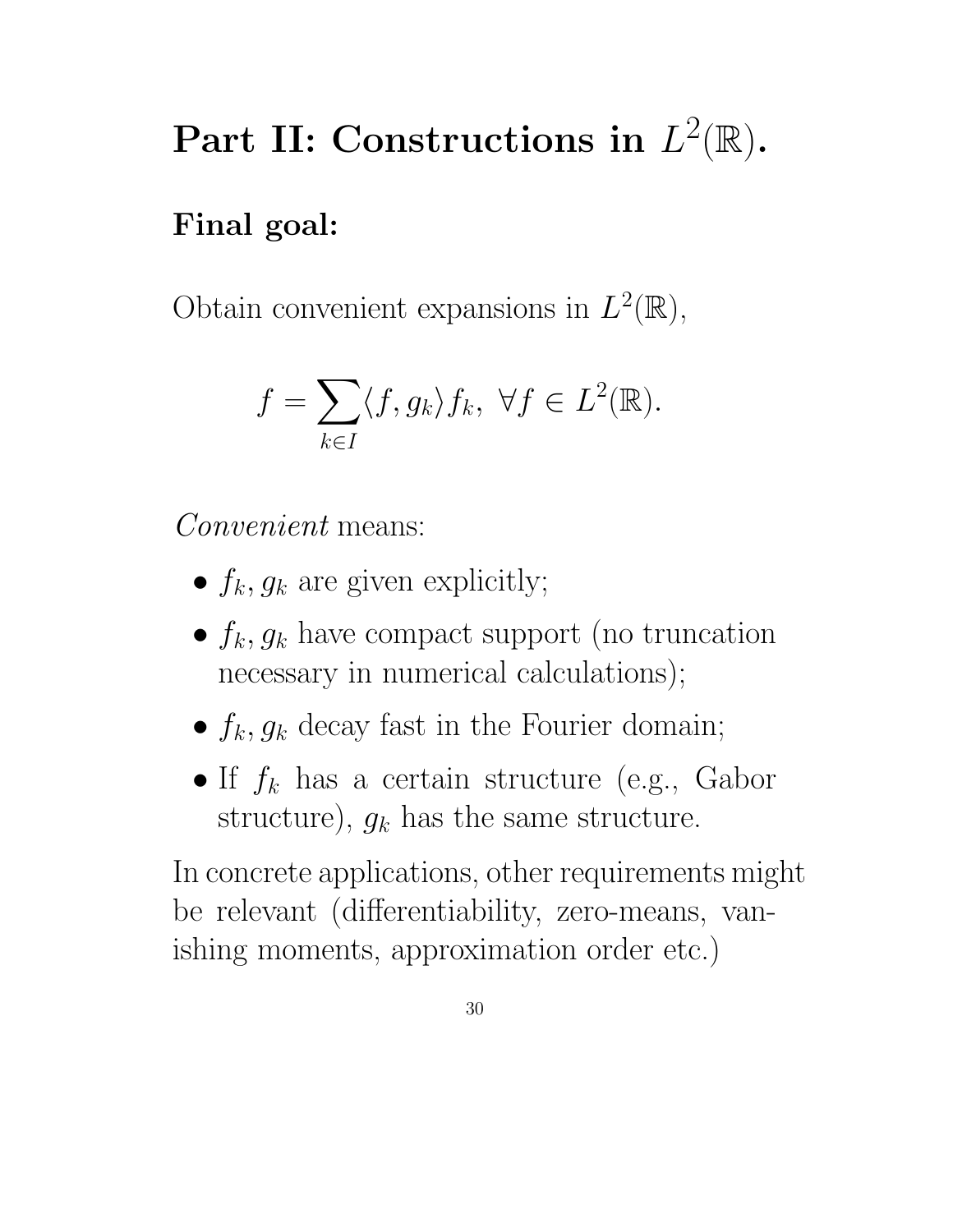# Part II: Constructions in $L^2(\mathbb{R})$.

## Final goal:

Obtain convenient expansions in $L^2(\mathbb{R})$,

$$f = \sum_{k \in I} \langle f, g_k \rangle f_k, \ \forall f \in L^2(\mathbb{R}).$$

*Convenient* means:

- $f_k, g_k$ are given explicitly;
- $f_k, g_k$ have compact support (no truncation necessary in numerical calculations);
- $f_k, g_k$ decay fast in the Fourier domain;
- If $f_k$ has a certain structure (e.g., Gabor structure), $g_k$ has the same structure.

In concrete applications, other requirements might be relevant (differentiability, zero-means, vanishing moments, approximation order etc.)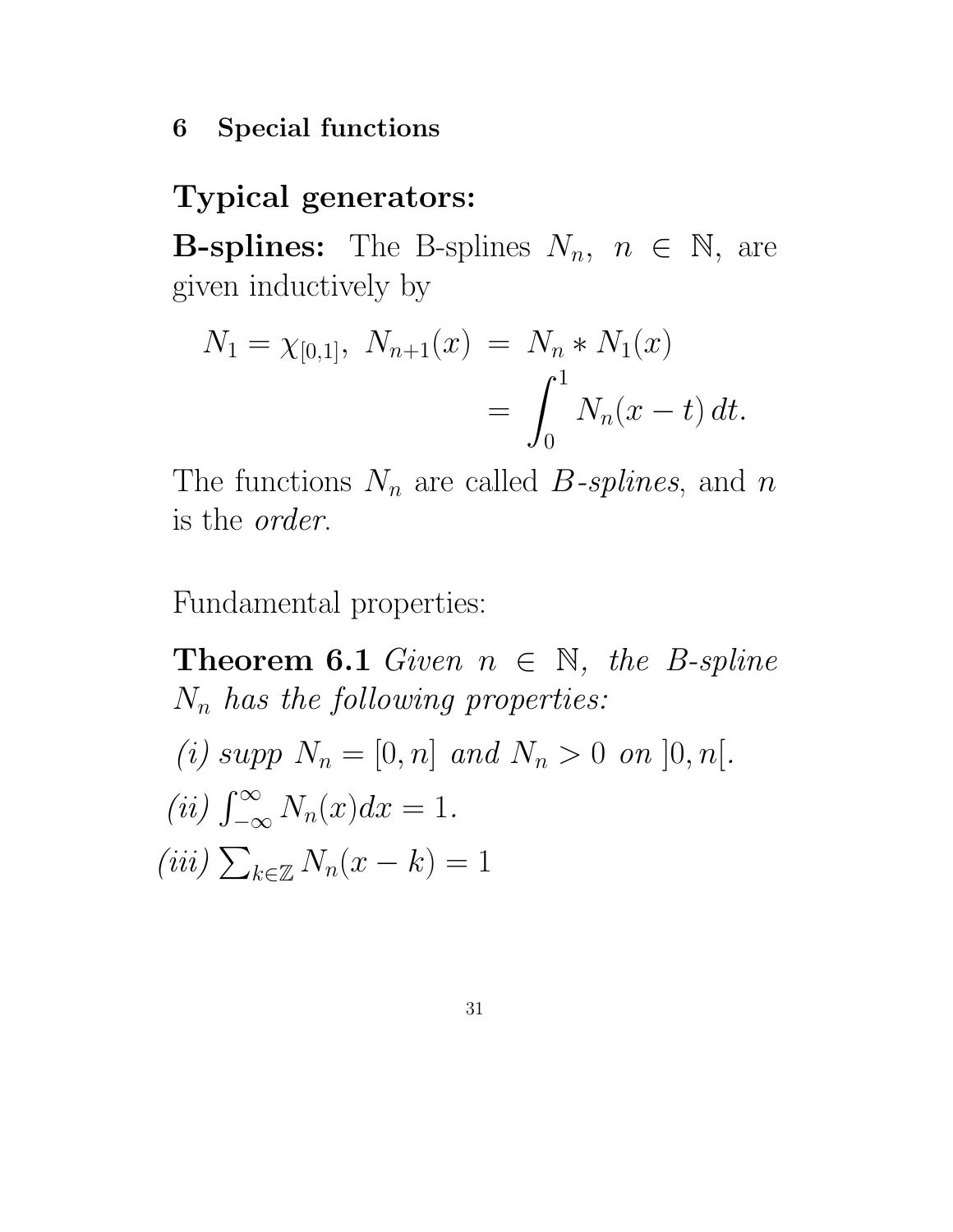## 6 Special functions

### Typical generators:

**B-splines:** The B-splines $N_n, \ n \in \mathbb{N}$, are given inductively by

$$N_1 = \chi_{[0,1]}, \ N_{n+1}(x) = N_n * N_1(x) = \int_0^1 N_n(x-t)\,dt.$$

The functions $N_n$ are called *B-splines*, and $n$ is the *order*.

Fundamental properties:

**Theorem 6.1** *Given $n \in \mathbb{N}$, the B-spline $N_n$ has the following properties:*

*(i) supp $N_n = [0, n]$ and $N_n > 0$ on $]0, n[$.*

*(ii) $\int_{-\infty}^{\infty} N_n(x)dx = 1$.*

*(iii) $\sum_{k \in \mathbb{Z}} N_n(x-k) = 1$*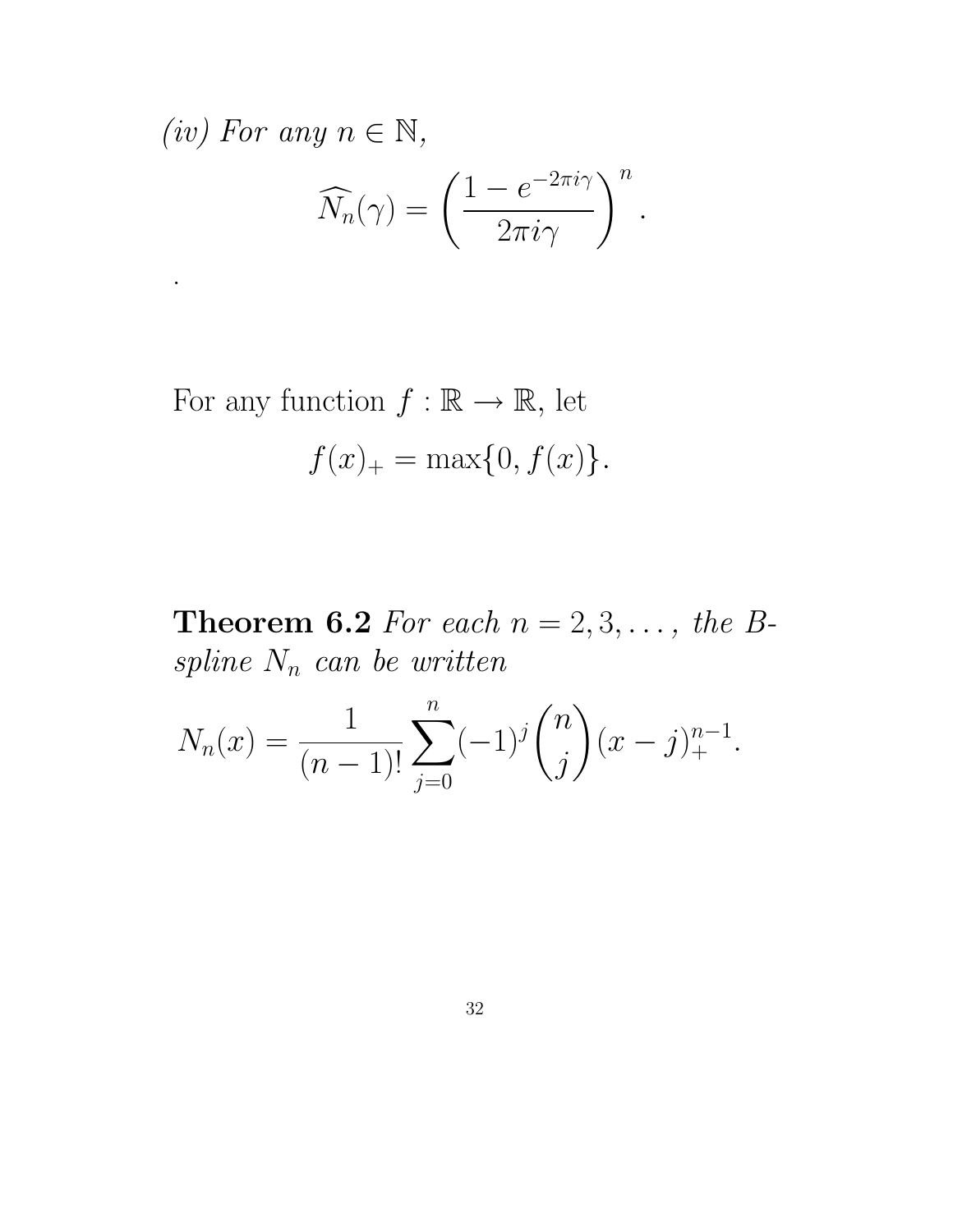*(iv) For any $n \in \mathbb{N}$,*

$$\widehat{N_n}(\gamma) = \left( \frac{1 - e^{-2\pi i \gamma}}{2\pi i \gamma} \right)^n .$$

.

For any function $f : \mathbb{R} \to \mathbb{R}$, let

$$f(x)_+ = \max\{0, f(x)\}.$$

**Theorem 6.2** *For each $n = 2, 3, \ldots$, the B-spline $N_n$ can be written*

$$N_n(x) = \frac{1}{(n-1)!} \sum_{j=0}^{n} (-1)^j \binom{n}{j} (x - j)_+^{n-1}.$$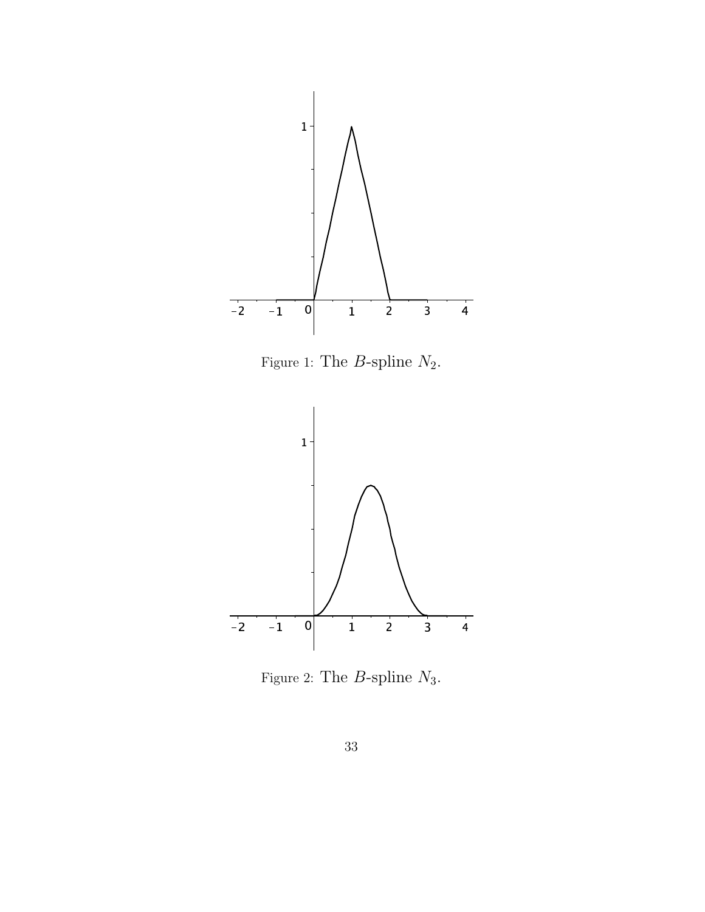Figure 1: The $B$-spline $N_2$.

Figure 2: The $B$-spline $N_3$.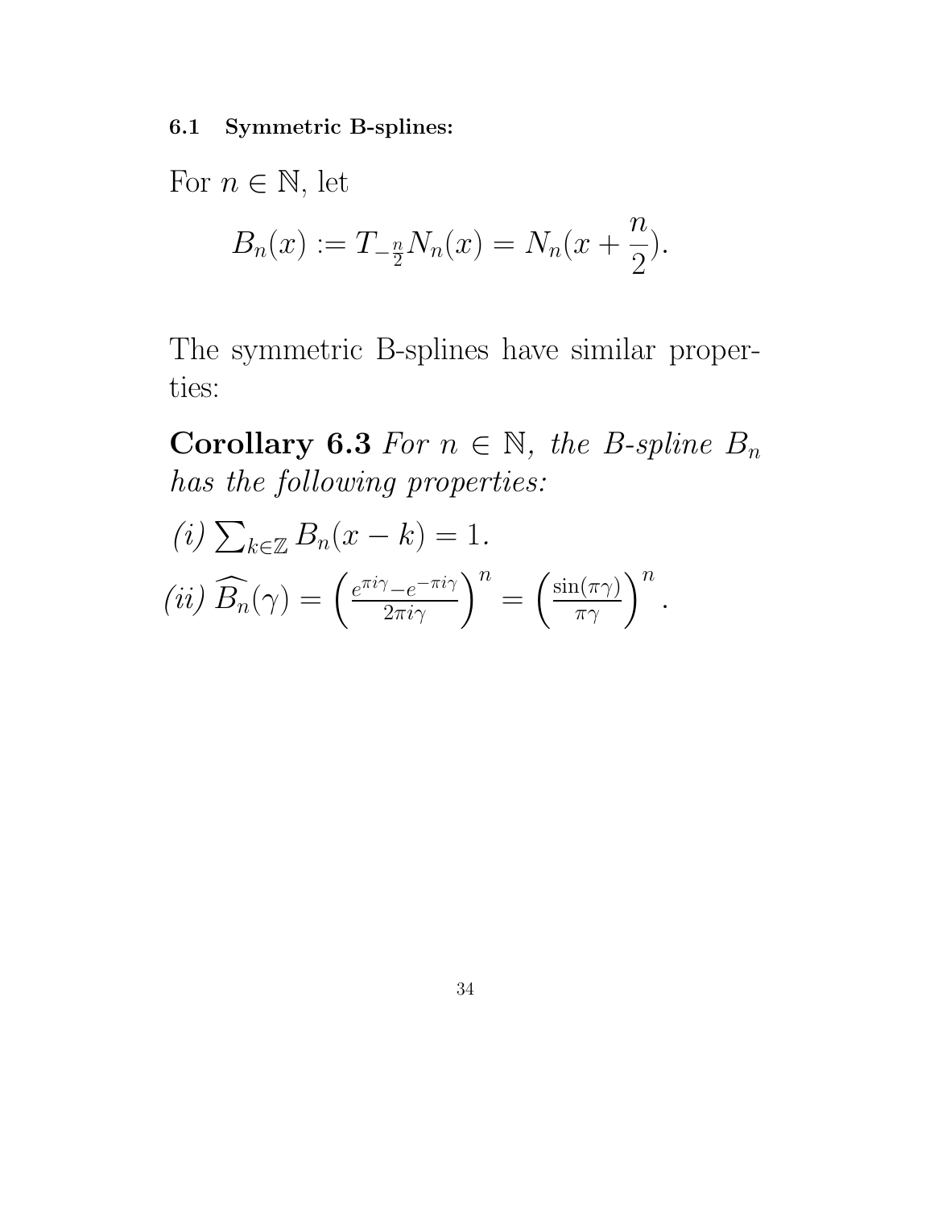### 6.1 Symmetric B-splines:

For $n \in \mathbb{N}$, let

$$B_n(x) := T_{-\frac{n}{2}} N_n(x) = N_n(x + \frac{n}{2}).$$

The symmetric B-splines have similar properties:

**Corollary 6.3** *For $n \in \mathbb{N}$, the B-spline $B_n$ has the following properties:*

*(i)* $\sum_{k \in \mathbb{Z}} B_n(x-k) = 1.$

*(ii)* $\widehat{B_n}(\gamma) = \left(\frac{e^{\pi i \gamma} - e^{-\pi i \gamma}}{2\pi i \gamma}\right)^n = \left(\frac{\sin(\pi\gamma)}{\pi\gamma}\right)^n.$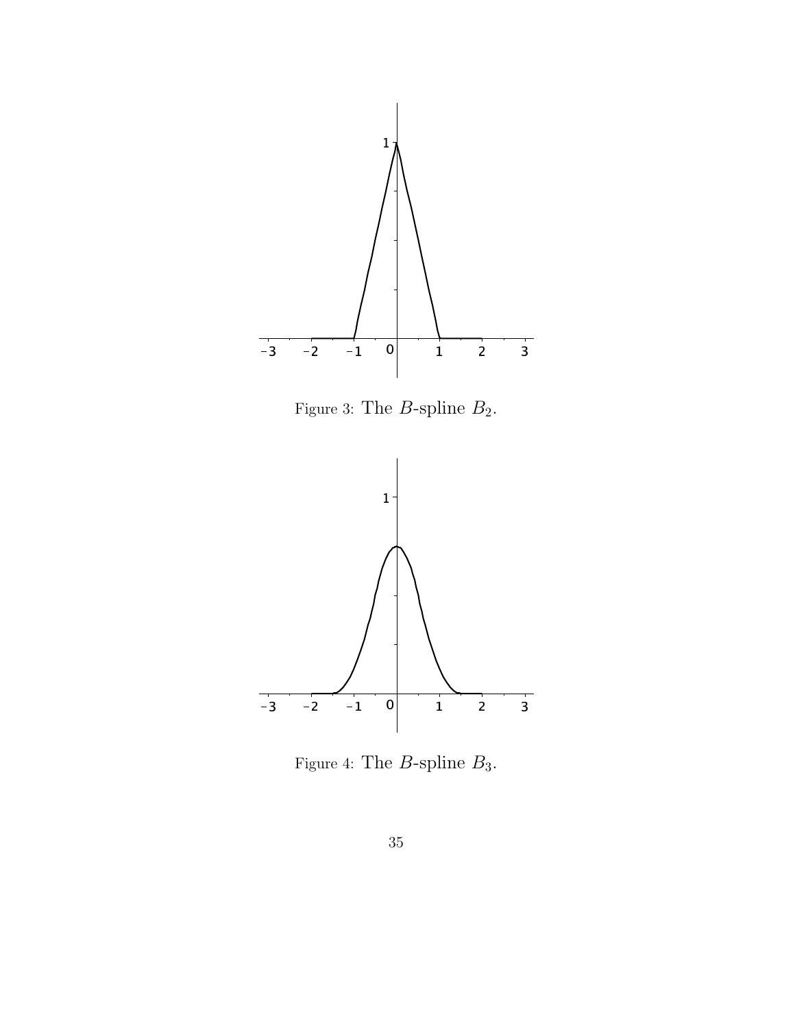Figure 3: The $B$-spline $B_2$.

Figure 4: The $B$-spline $B_3$.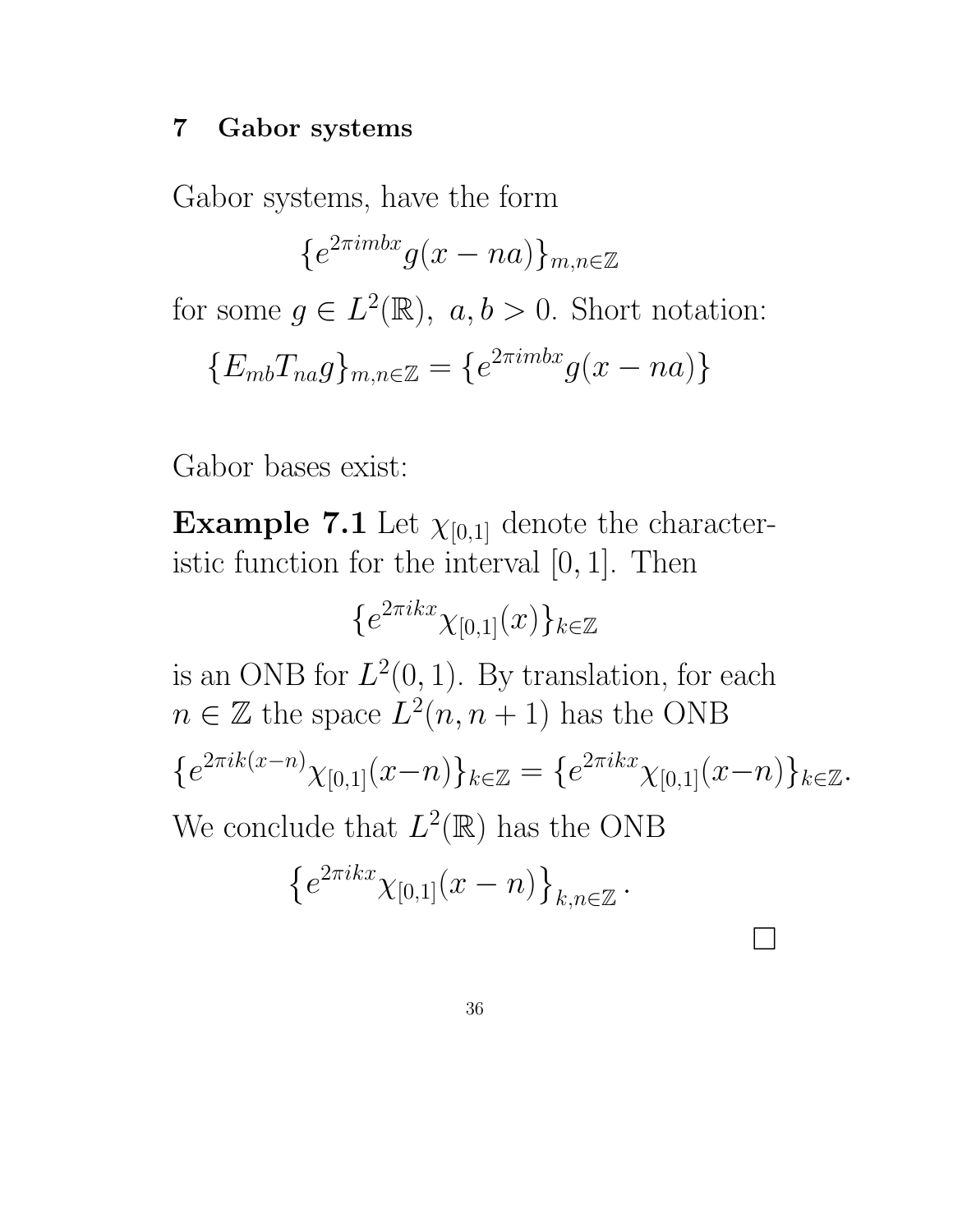## 7 Gabor systems

Gabor systems, have the form

$$\{e^{2\pi imbx}g(x-na)\}_{m,n\in\mathbb{Z}}$$

for some $g \in L^2(\mathbb{R})$, $a, b > 0$. Short notation:

$$\{E_{mb}T_{na}g\}_{m,n\in\mathbb{Z}} = \{e^{2\pi imbx}g(x-na)\}$$

Gabor bases exist:

**Example 7.1** Let $\chi_{[0,1]}$ denote the characteristic function for the interval $[0,1]$. Then

$$\{e^{2\pi ikx}\chi_{[0,1]}(x)\}_{k\in\mathbb{Z}}$$

is an ONB for $L^2(0,1)$. By translation, for each $n \in \mathbb{Z}$ the space $L^2(n, n+1)$ has the ONB

$$\{e^{2\pi ik(x-n)}\chi_{[0,1]}(x-n)\}_{k\in\mathbb{Z}} = \{e^{2\pi ikx}\chi_{[0,1]}(x-n)\}_{k\in\mathbb{Z}}.$$

We conclude that $L^2(\mathbb{R})$ has the ONB

$$\left\{e^{2\pi ikx}\chi_{[0,1]}(x-n)\right\}_{k,n\in\mathbb{Z}}.$$

□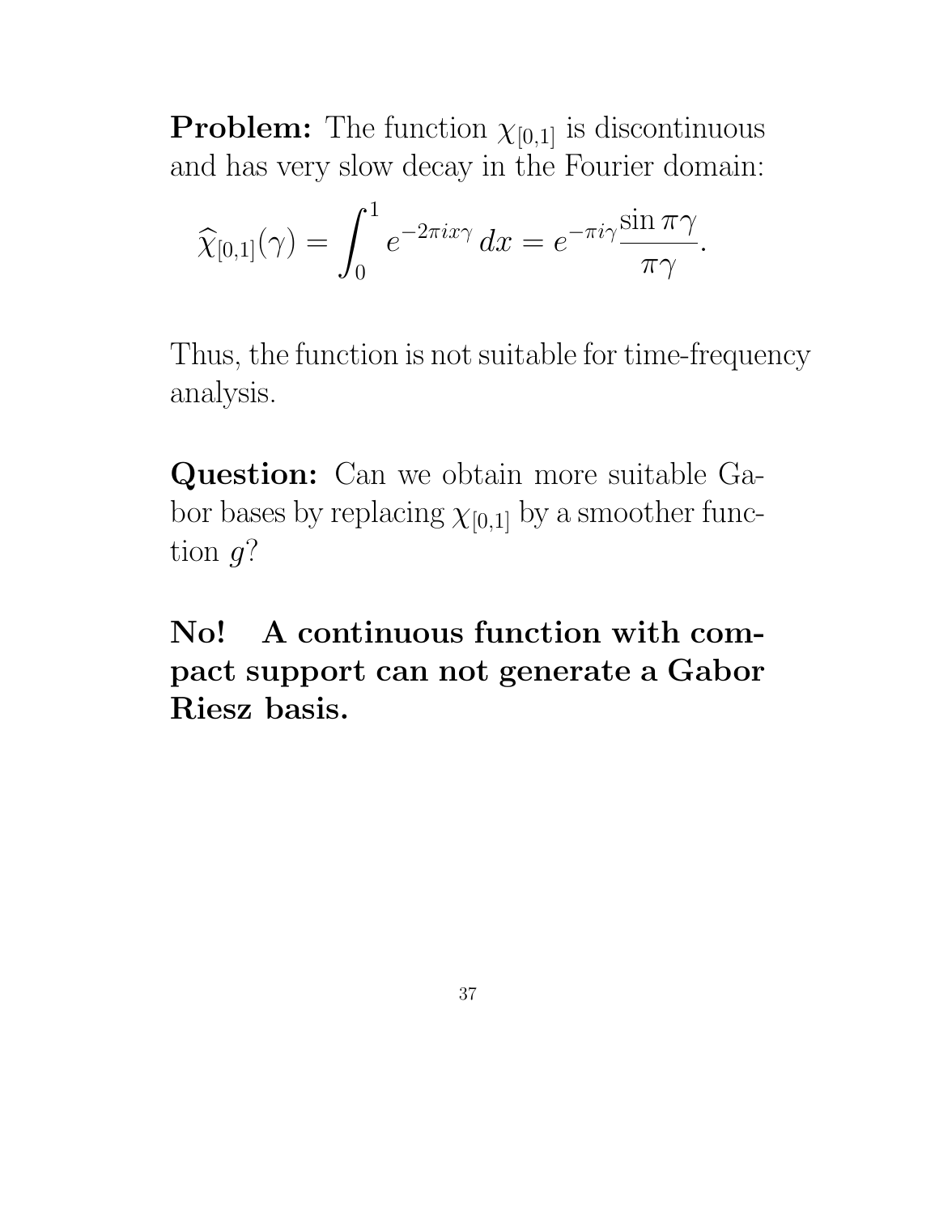**Problem:** The function $\chi_{[0,1]}$ is discontinuous and has very slow decay in the Fourier domain:

$$\widehat{\chi}_{[0,1]}(\gamma) = \int_0^1 e^{-2\pi i x\gamma}\, dx = e^{-\pi i\gamma}\frac{\sin \pi\gamma}{\pi\gamma}.$$

Thus, the function is not suitable for time-frequency analysis.

**Question:** Can we obtain more suitable Gabor bases by replacing $\chi_{[0,1]}$ by a smoother function $g$?

**No! A continuous function with compact support can not generate a Gabor Riesz basis.**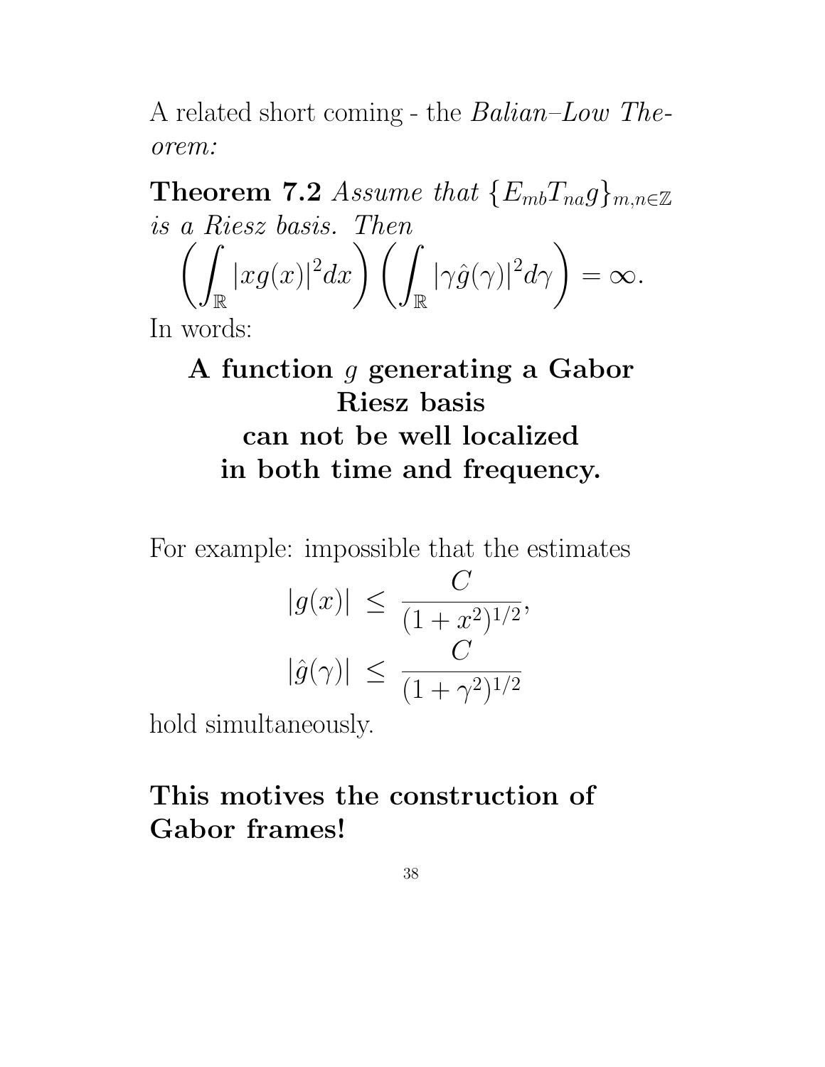A related short coming - the *Balian–Low Theorem:*

**Theorem 7.2** *Assume that* $\{E_{mb}T_{na}g\}_{m,n\in\mathbb{Z}}$ *is a Riesz basis. Then*

$$\left(\int_{\mathbb{R}} |xg(x)|^2 dx\right)\left(\int_{\mathbb{R}} |\gamma\hat{g}(\gamma)|^2 d\gamma\right) = \infty.$$

In words:

**A function $g$ generating a Gabor Riesz basis can not be well localized in both time and frequency.**

For example: impossible that the estimates

$$|g(x)| \leq \frac{C}{(1+x^2)^{1/2}},$$
$$|\hat{g}(\gamma)| \leq \frac{C}{(1+\gamma^2)^{1/2}}$$

hold simultaneously.

**This motives the construction of Gabor frames!**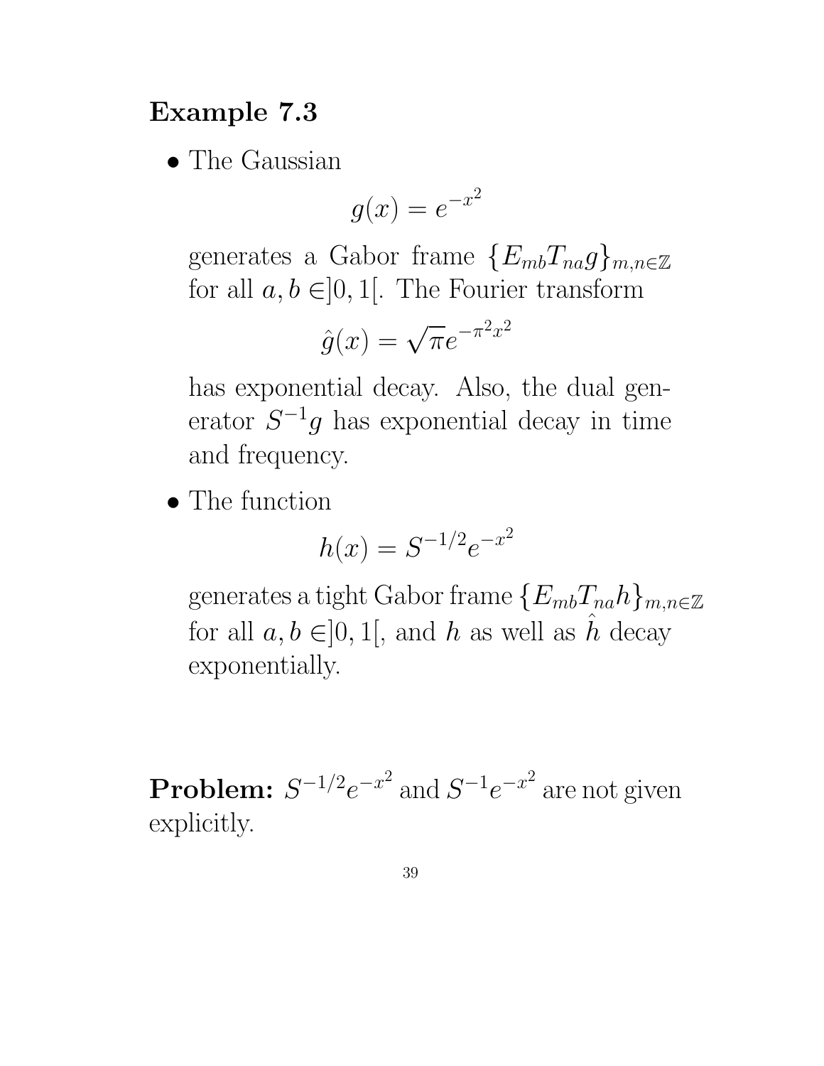## Example 7.3

- The Gaussian

$$g(x) = e^{-x^2}$$

generates a Gabor frame $\{E_{mb}T_{na}g\}_{m,n\in\mathbb{Z}}$ for all $a, b \in ]0,1[$. The Fourier transform

$$\hat{g}(x) = \sqrt{\pi}e^{-\pi^2 x^2}$$

has exponential decay. Also, the dual generator $S^{-1}g$ has exponential decay in time and frequency.

- The function

$$h(x) = S^{-1/2}e^{-x^2}$$

generates a tight Gabor frame $\{E_{mb}T_{na}h\}_{m,n\in\mathbb{Z}}$ for all $a, b \in ]0,1[$, and $h$ as well as $\hat{h}$ decay exponentially.

**Problem:** $S^{-1/2}e^{-x^2}$ and $S^{-1}e^{-x^2}$ are not given explicitly.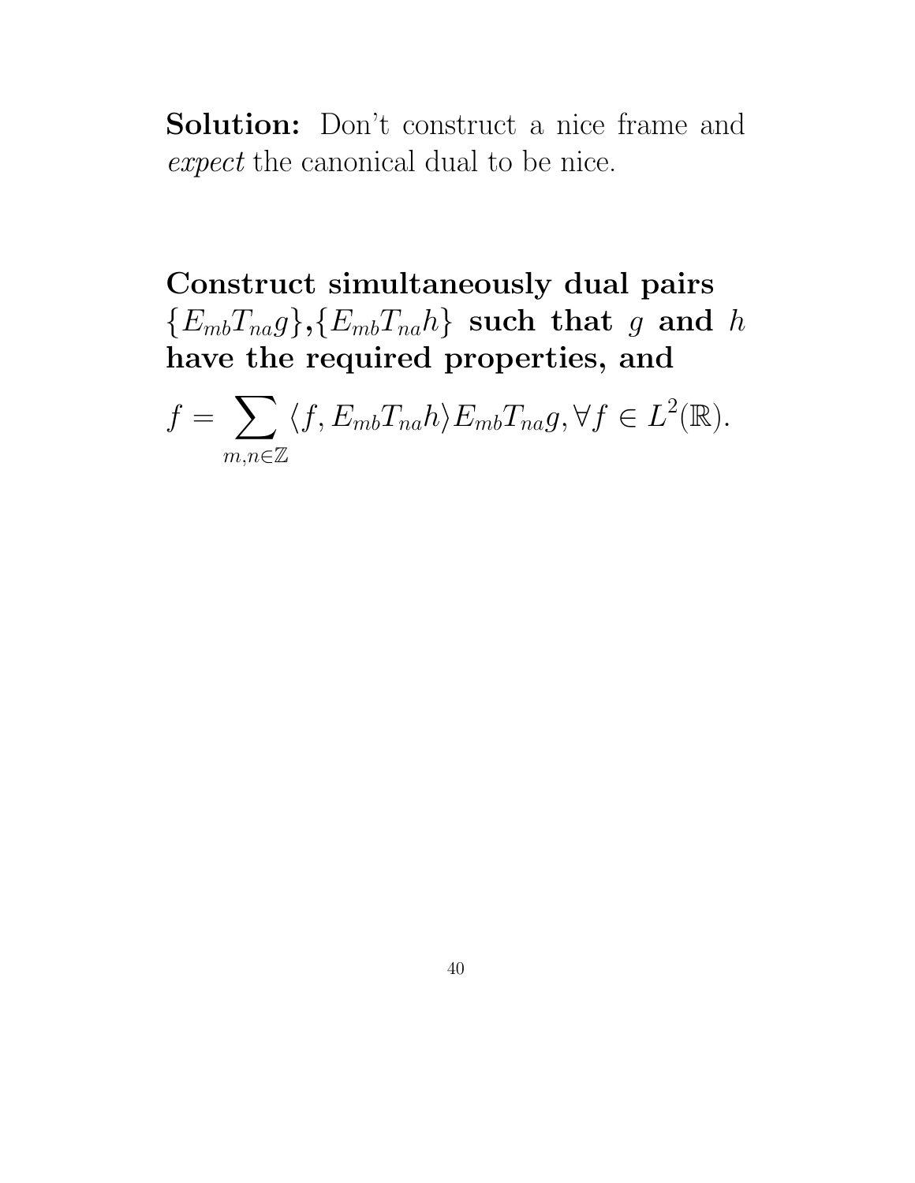**Solution:** Don't construct a nice frame and *expect* the canonical dual to be nice.

**Construct simultaneously dual pairs $\{E_{mb}T_{na}g\}$,$\{E_{mb}T_{na}h\}$ such that $g$ and $h$ have the required properties, and**

$$f = \sum_{m,n\in\mathbb{Z}} \langle f, E_{mb}T_{na}h\rangle E_{mb}T_{na}g, \forall f \in L^2(\mathbb{R}).$$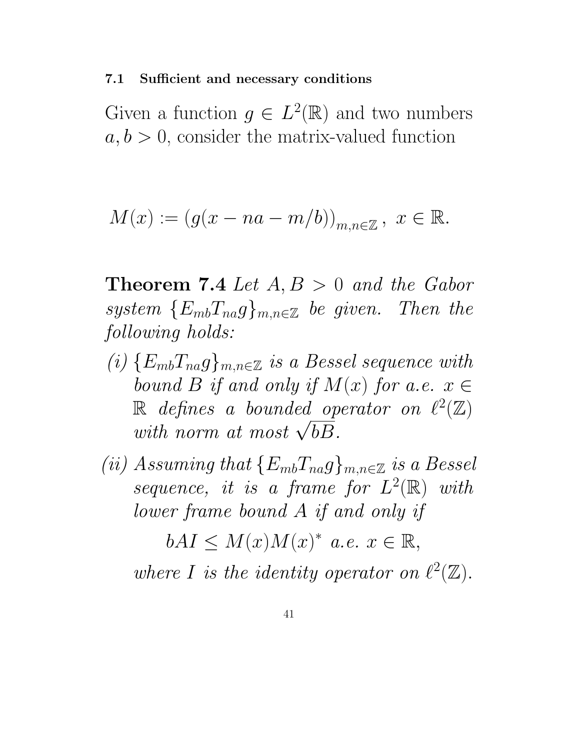### 7.1 Sufficient and necessary conditions

Given a function $g \in L^2(\mathbb{R})$ and two numbers $a, b > 0$, consider the matrix-valued function

$$M(x) := (g(x - na - m/b))_{m,n\in\mathbb{Z}}, \; x \in \mathbb{R}.$$

**Theorem 7.4** *Let $A, B > 0$ and the Gabor system $\{E_{mb}T_{na}g\}_{m,n\in\mathbb{Z}}$ be given. Then the following holds:*

*(i) $\{E_{mb}T_{na}g\}_{m,n\in\mathbb{Z}}$ is a Bessel sequence with bound $B$ if and only if $M(x)$ for a.e. $x \in \mathbb{R}$ defines a bounded operator on $\ell^2(\mathbb{Z})$ with norm at most $\sqrt{bB}$.*

*(ii) Assuming that $\{E_{mb}T_{na}g\}_{m,n\in\mathbb{Z}}$ is a Bessel sequence, it is a frame for $L^2(\mathbb{R})$ with lower frame bound $A$ if and only if*

$$bAI \leq M(x)M(x)^* \text{ a.e. } x \in \mathbb{R},$$

*where $I$ is the identity operator on $\ell^2(\mathbb{Z})$.*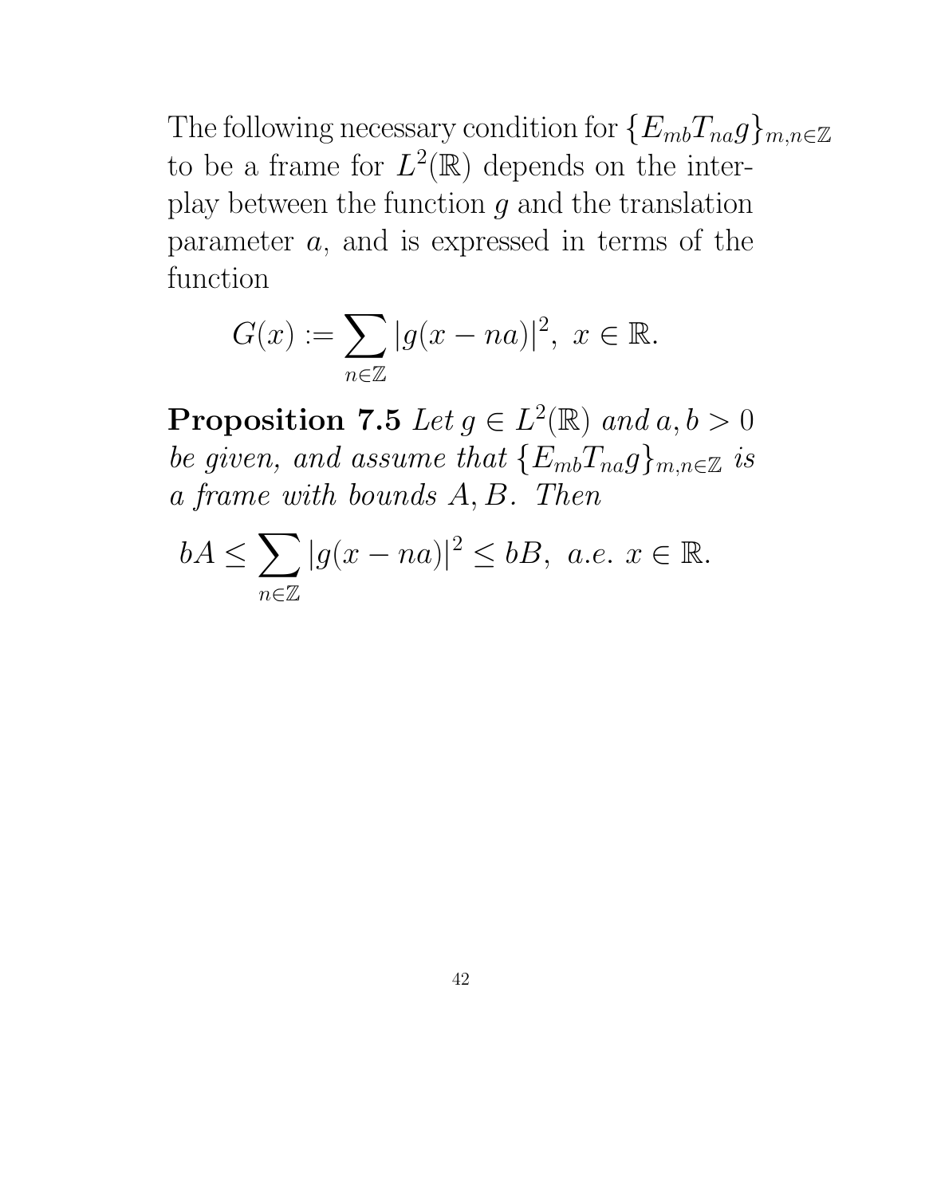The following necessary condition for $\{E_{mb}T_{na}g\}_{m,n\in\mathbb{Z}}$ to be a frame for $L^2(\mathbb{R})$ depends on the interplay between the function $g$ and the translation parameter $a$, and is expressed in terms of the function

$$G(x) := \sum_{n\in\mathbb{Z}} |g(x-na)|^2, \ x \in \mathbb{R}.$$

**Proposition 7.5** *Let $g \in L^2(\mathbb{R})$ and $a, b > 0$ be given, and assume that $\{E_{mb}T_{na}g\}_{m,n\in\mathbb{Z}}$ is a frame with bounds $A, B$. Then*

$$bA \leq \sum_{n\in\mathbb{Z}} |g(x-na)|^2 \leq bB, \ \textit{a.e. } x \in \mathbb{R}.$$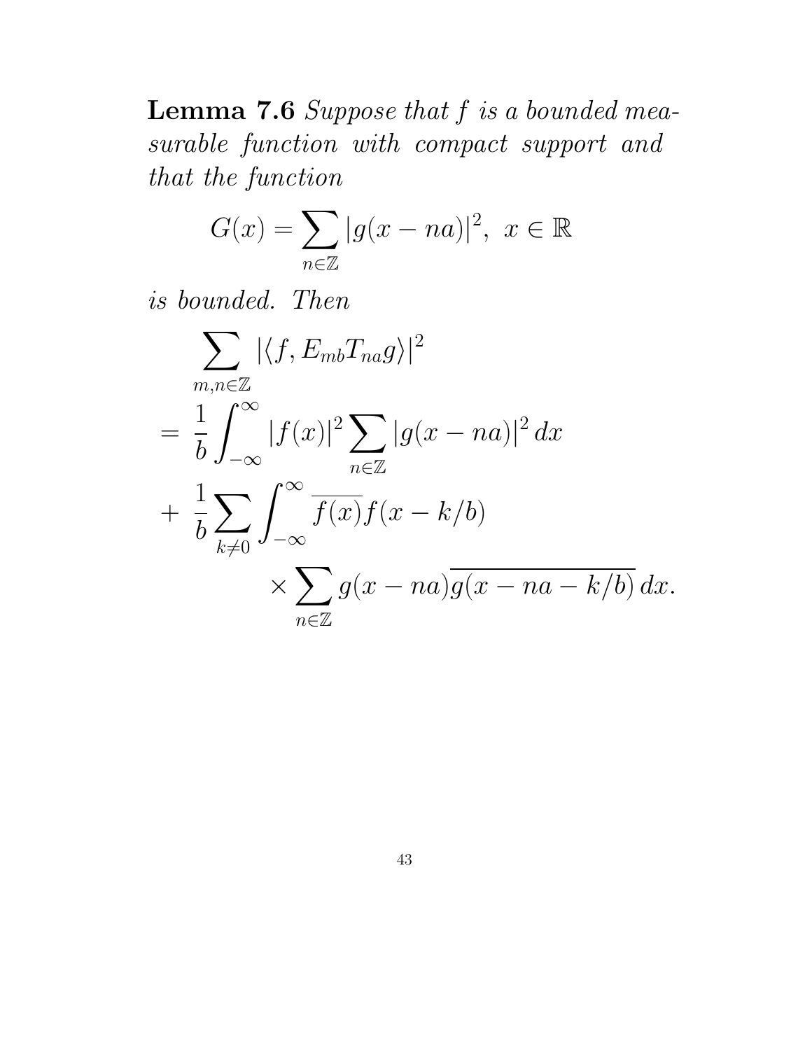**Lemma 7.6** *Suppose that $f$ is a bounded measurable function with compact support and that the function*

$$G(x) = \sum_{n \in \mathbb{Z}} |g(x - na)|^2, \ x \in \mathbb{R}$$

*is bounded. Then*

$$\begin{aligned}
&\sum_{m,n \in \mathbb{Z}} |\langle f, E_{mb} T_{na} g \rangle|^2 \\
&= \frac{1}{b} \int_{-\infty}^{\infty} |f(x)|^2 \sum_{n \in \mathbb{Z}} |g(x - na)|^2 \, dx \\
&+ \frac{1}{b} \sum_{k \neq 0} \int_{-\infty}^{\infty} \overline{f(x)} f(x - k/b) \\
&\qquad \times \sum_{n \in \mathbb{Z}} g(x - na) \overline{g(x - na - k/b)} \, dx.
\end{aligned}$$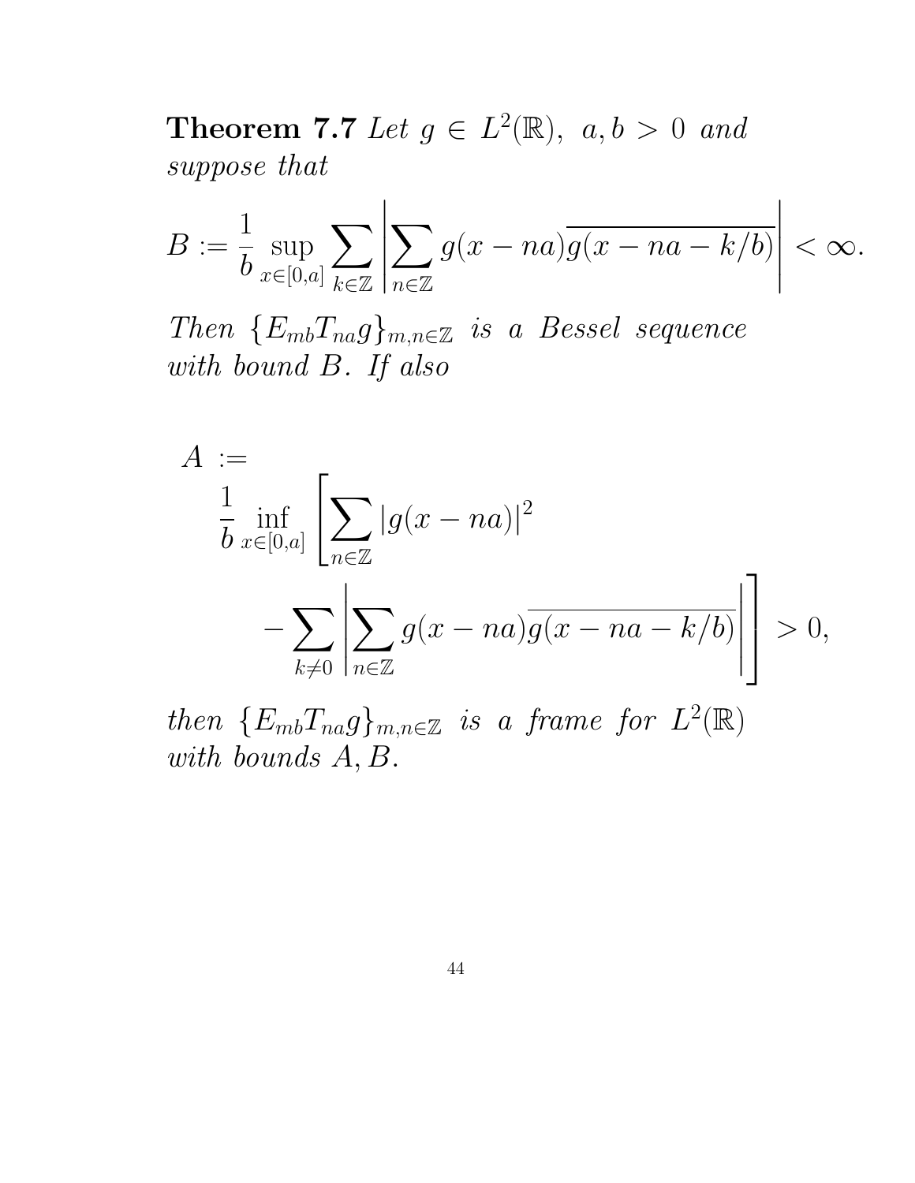**Theorem 7.7** *Let $g \in L^2(\mathbb{R})$, $a, b > 0$ and suppose that*

$$B := \frac{1}{b} \sup_{x \in [0,a]} \sum_{k \in \mathbb{Z}} \left| \sum_{n \in \mathbb{Z}} g(x - na)\overline{g(x - na - k/b)} \right| < \infty.$$

*Then $\{E_{mb}T_{na}g\}_{m,n \in \mathbb{Z}}$ is a Bessel sequence with bound $B$. If also*

$$A := \frac{1}{b} \inf_{x \in [0,a]} \left[ \sum_{n \in \mathbb{Z}} |g(x - na)|^2 - \sum_{k \neq 0} \left| \sum_{n \in \mathbb{Z}} g(x - na)\overline{g(x - na - k/b)} \right| \right] > 0,$$

*then $\{E_{mb}T_{na}g\}_{m,n \in \mathbb{Z}}$ is a frame for $L^2(\mathbb{R})$ with bounds $A, B$.*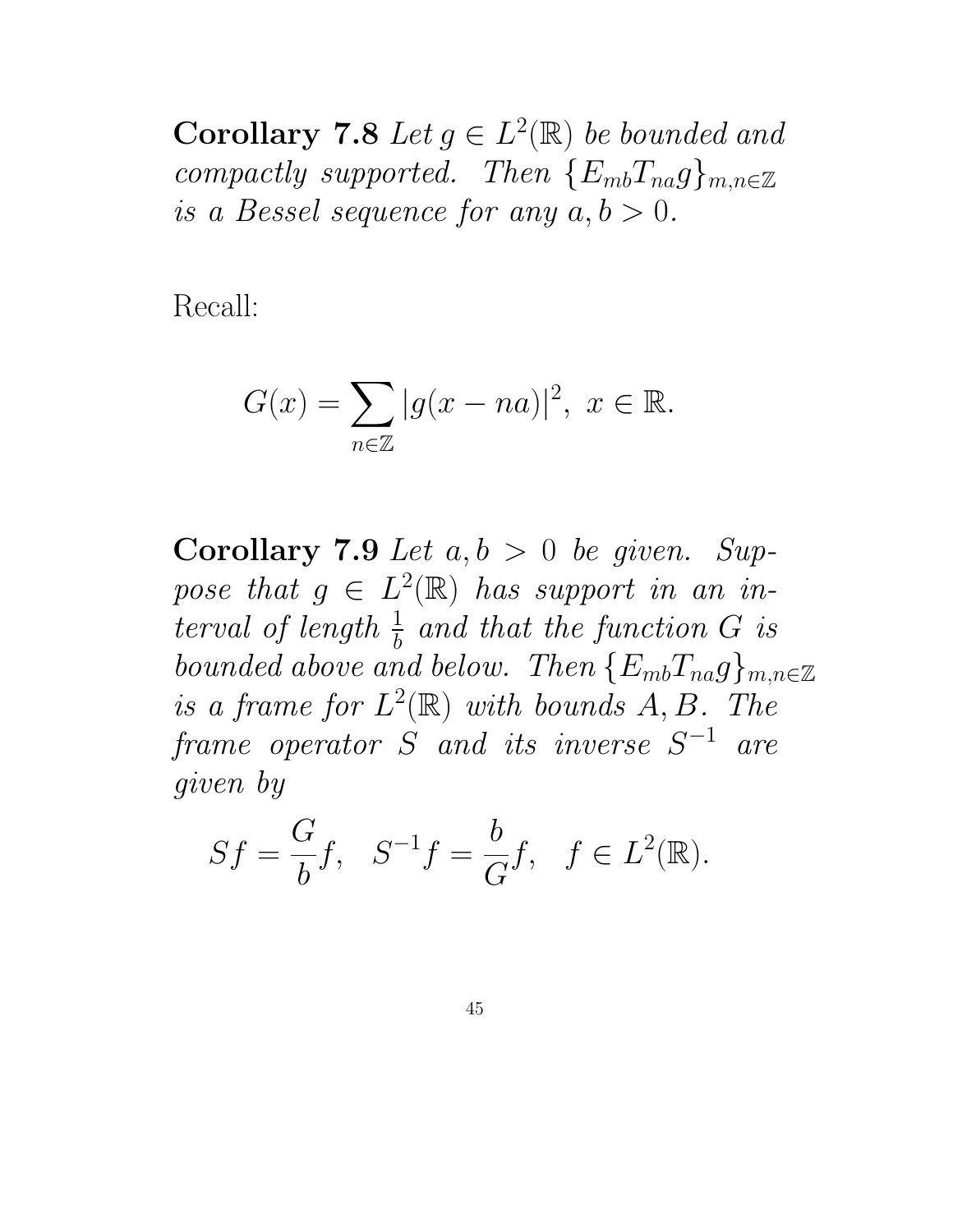**Corollary 7.8** *Let $g \in L^2(\mathbb{R})$ be bounded and compactly supported. Then $\{E_{mb}T_{na}g\}_{m,n\in\mathbb{Z}}$ is a Bessel sequence for any $a, b > 0$.*

Recall:

$$G(x) = \sum_{n\in\mathbb{Z}} |g(x - na)|^2, \; x \in \mathbb{R}.$$

**Corollary 7.9** *Let $a, b > 0$ be given. Suppose that $g \in L^2(\mathbb{R})$ has support in an interval of length $\frac{1}{b}$ and that the function $G$ is bounded above and below. Then $\{E_{mb}T_{na}g\}_{m,n\in\mathbb{Z}}$ is a frame for $L^2(\mathbb{R})$ with bounds $A, B$. The frame operator $S$ and its inverse $S^{-1}$ are given by*

$$Sf = \frac{G}{b}f, \quad S^{-1}f = \frac{b}{G}f, \quad f \in L^2(\mathbb{R}).$$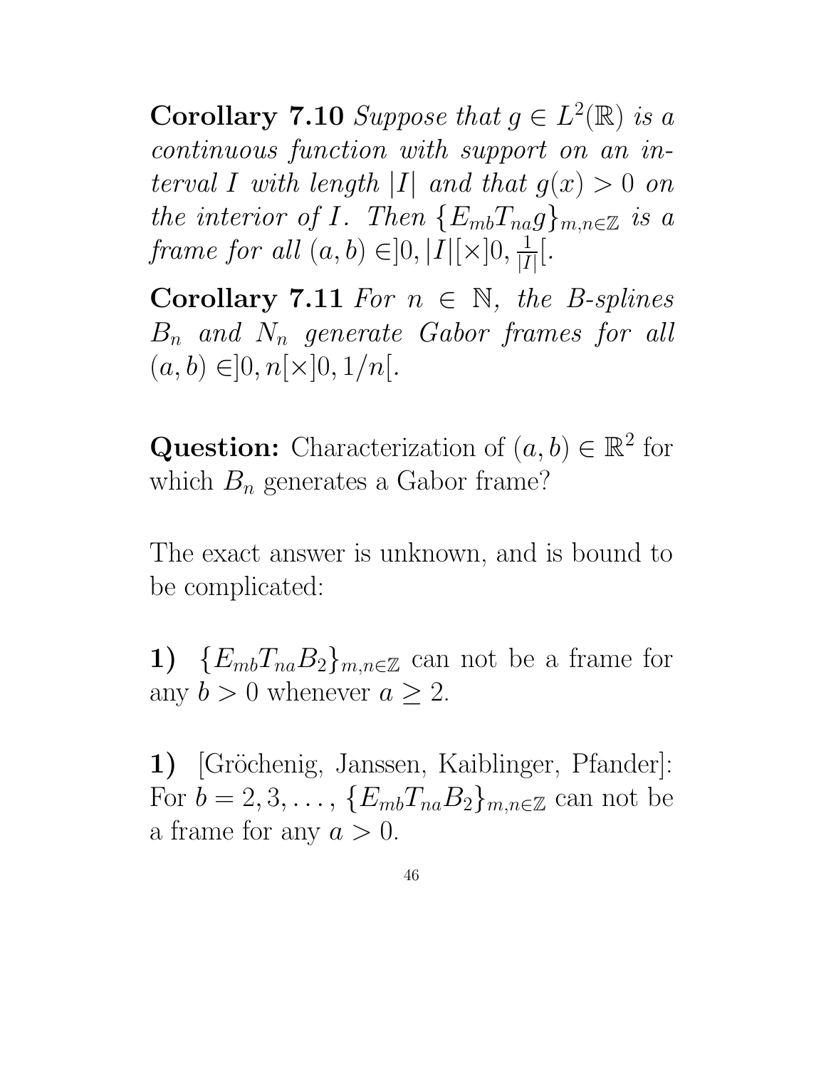**Corollary 7.10** *Suppose that $g \in L^2(\mathbb{R})$ is a continuous function with support on an interval $I$ with length $|I|$ and that $g(x) > 0$ on the interior of $I$. Then $\{E_{mb}T_{na}g\}_{m,n\in\mathbb{Z}}$ is a frame for all $(a,b) \in ]0,|I|[\times]0,\frac{1}{|I|}[$.*

**Corollary 7.11** *For $n \in \mathbb{N}$, the B-splines $B_n$ and $N_n$ generate Gabor frames for all $(a,b) \in ]0,n[\times]0,1/n[$.*

**Question:** Characterization of $(a,b) \in \mathbb{R}^2$ for which $B_n$ generates a Gabor frame?

The exact answer is unknown, and is bound to be complicated:

**1)** $\{E_{mb}T_{na}B_2\}_{m,n\in\mathbb{Z}}$ can not be a frame for any $b > 0$ whenever $a \geq 2$.

**1)** [Gröchenig, Janssen, Kaiblinger, Pfander]: For $b = 2, 3, \ldots$, $\{E_{mb}T_{na}B_2\}_{m,n\in\mathbb{Z}}$ can not be a frame for any $a > 0$.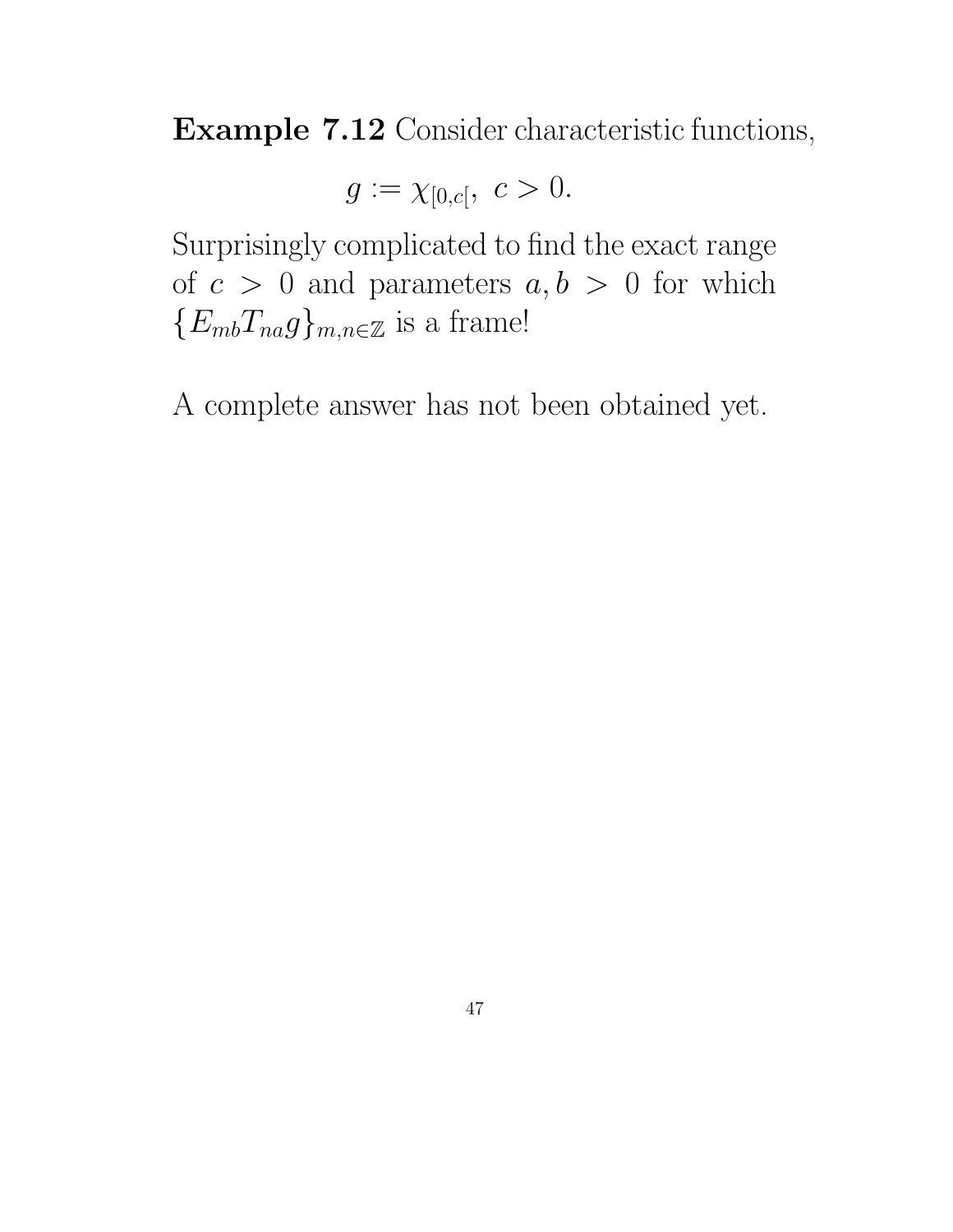**Example 7.12** Consider characteristic functions,

$$g := \chi_{[0,c[}, \ c > 0.$$

Surprisingly complicated to find the exact range of $c > 0$ and parameters $a, b > 0$ for which $\{E_{mb}T_{na}g\}_{m,n\in\mathbb{Z}}$ is a frame!

A complete answer has not been obtained yet.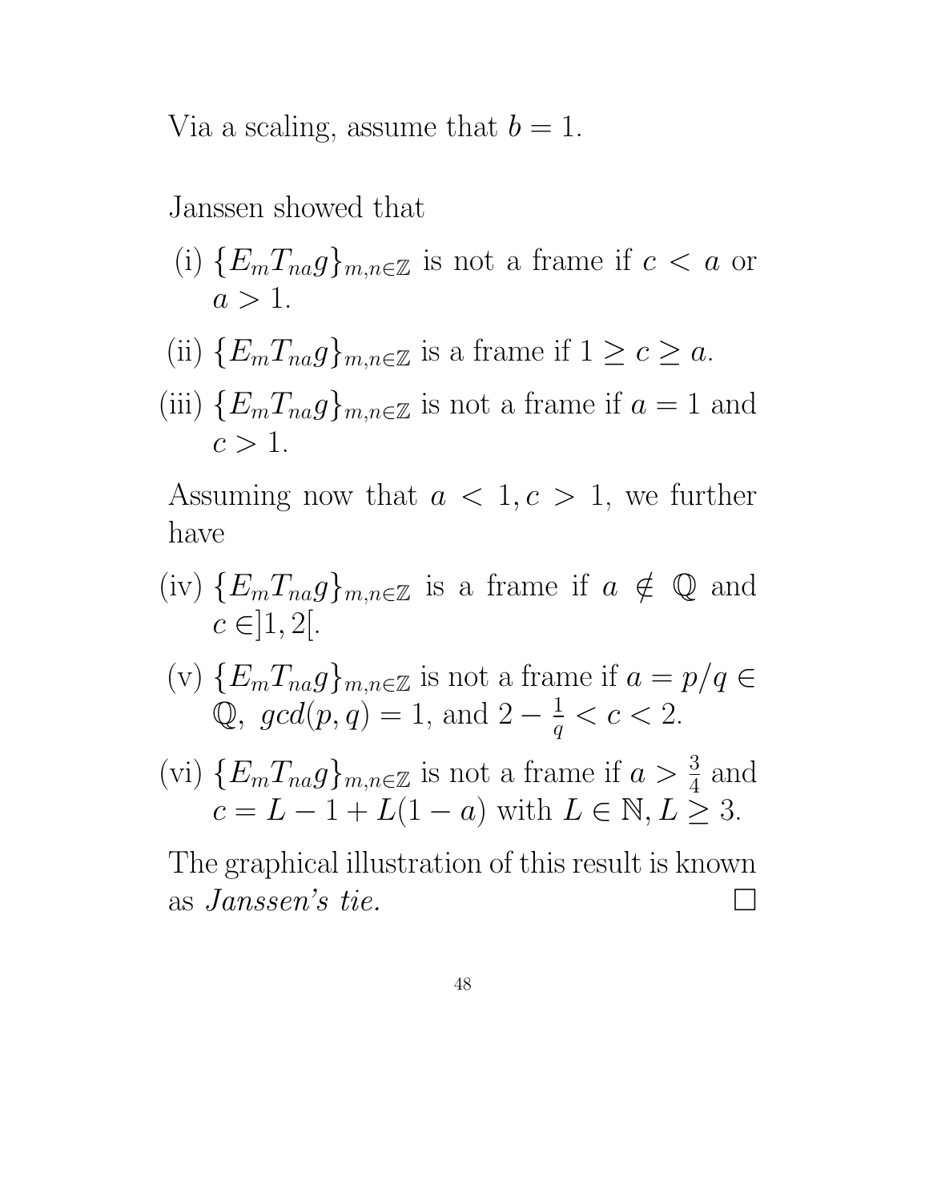Via a scaling, assume that $b = 1$.

Janssen showed that

(i) $\{E_m T_{na} g\}_{m,n \in \mathbb{Z}}$ is not a frame if $c < a$ or $a > 1$.

(ii) $\{E_m T_{na} g\}_{m,n \in \mathbb{Z}}$ is a frame if $1 \geq c \geq a$.

(iii) $\{E_m T_{na} g\}_{m,n \in \mathbb{Z}}$ is not a frame if $a = 1$ and $c > 1$.

Assuming now that $a < 1, c > 1$, we further have

(iv) $\{E_m T_{na} g\}_{m,n \in \mathbb{Z}}$ is a frame if $a \notin \mathbb{Q}$ and $c \in ]1, 2[$.

(v) $\{E_m T_{na} g\}_{m,n \in \mathbb{Z}}$ is not a frame if $a = p/q \in \mathbb{Q}$, $gcd(p, q) = 1$, and $2 - \frac{1}{q} < c < 2$.

(vi) $\{E_m T_{na} g\}_{m,n \in \mathbb{Z}}$ is not a frame if $a > \frac{3}{4}$ and $c = L - 1 + L(1 - a)$ with $L \in \mathbb{N}, L \geq 3$.

The graphical illustration of this result is known as *Janssen's tie.* □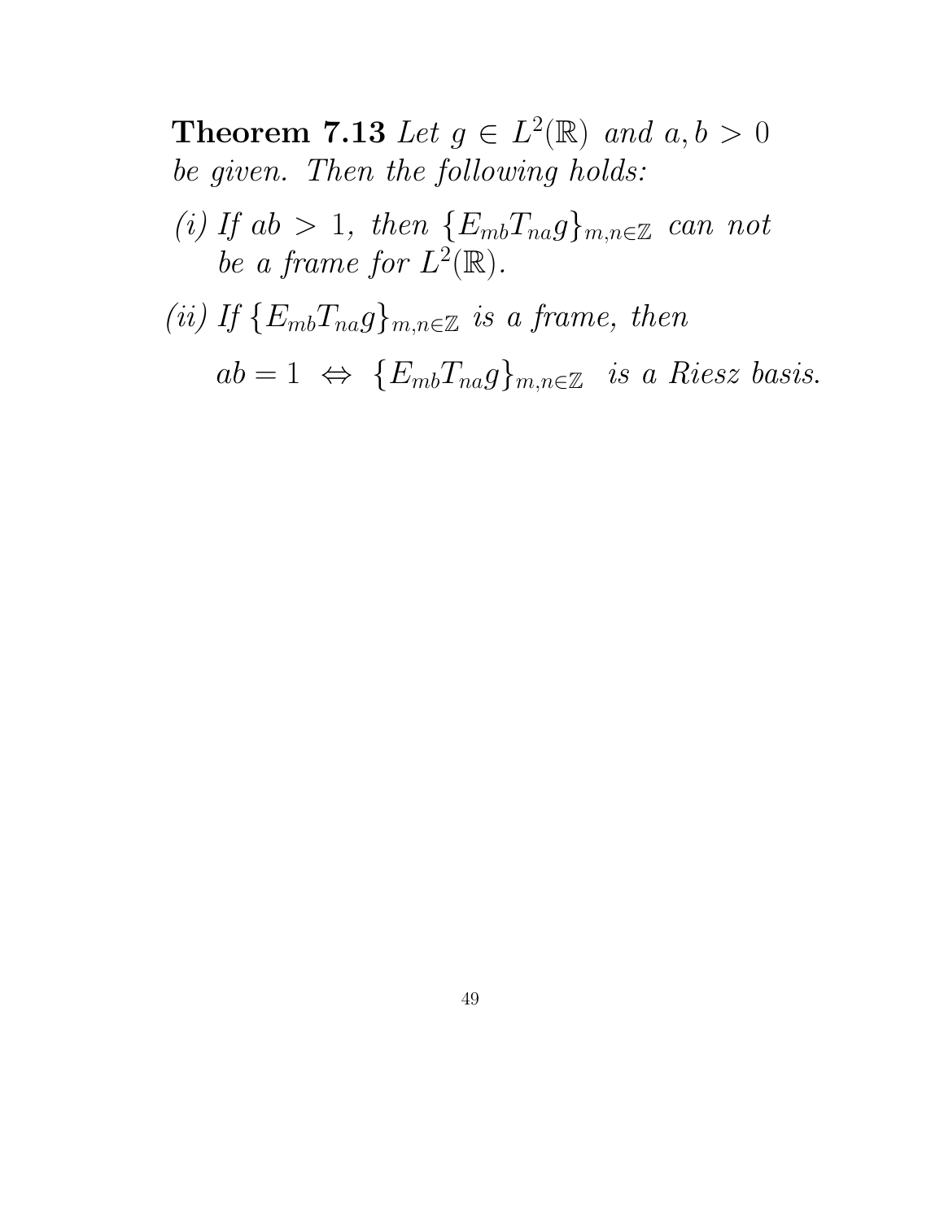**Theorem 7.13** *Let $g \in L^2(\mathbb{R})$ and $a, b > 0$ be given. Then the following holds:*

*(i) If $ab > 1$, then $\{E_{mb}T_{na}g\}_{m,n\in\mathbb{Z}}$ can not be a frame for $L^2(\mathbb{R})$.*

*(ii) If $\{E_{mb}T_{na}g\}_{m,n\in\mathbb{Z}}$ is a frame, then*

$$ab = 1 \;\Leftrightarrow\; \{E_{mb}T_{na}g\}_{m,n\in\mathbb{Z}} \;\; \text{is a Riesz basis.}$$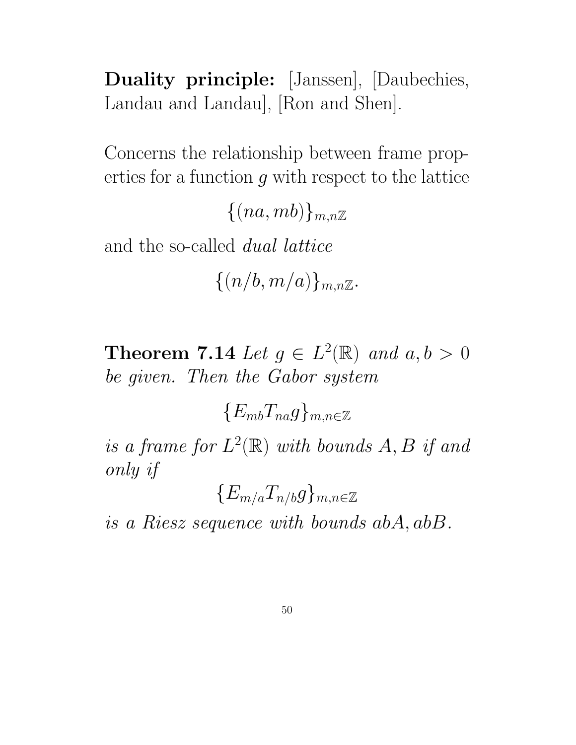**Duality principle:** [Janssen], [Daubechies, Landau and Landau], [Ron and Shen].

Concerns the relationship between frame properties for a function $g$ with respect to the lattice

$$\{(na, mb)\}_{m,n\mathbb{Z}}$$

and the so-called *dual lattice*

$$\{(n/b, m/a)\}_{m,n\mathbb{Z}}.$$

**Theorem 7.14** *Let $g \in L^2(\mathbb{R})$ and $a, b > 0$ be given. Then the Gabor system*

$$\{E_{mb}T_{na}g\}_{m,n\in\mathbb{Z}}$$

*is a frame for $L^2(\mathbb{R})$ with bounds $A, B$ if and only if*

$$\{E_{m/a}T_{n/b}g\}_{m,n\in\mathbb{Z}}$$

*is a Riesz sequence with bounds $abA, abB$.*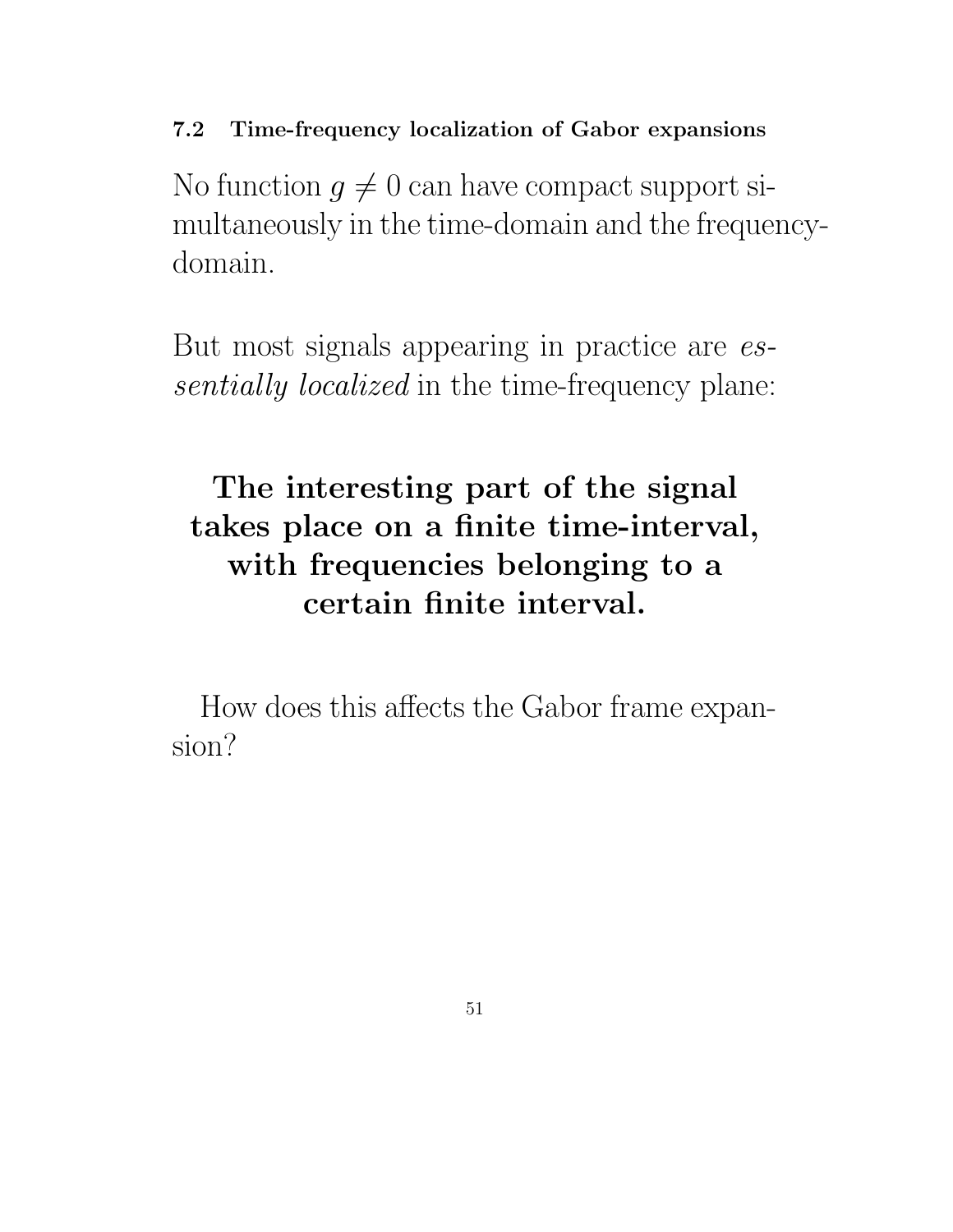### 7.2 Time-frequency localization of Gabor expansions

No function $g \neq 0$ can have compact support simultaneously in the time-domain and the frequency-domain.

But most signals appearing in practice are *essentially localized* in the time-frequency plane:

**The interesting part of the signal takes place on a finite time-interval, with frequencies belonging to a certain finite interval.**

How does this affects the Gabor frame expansion?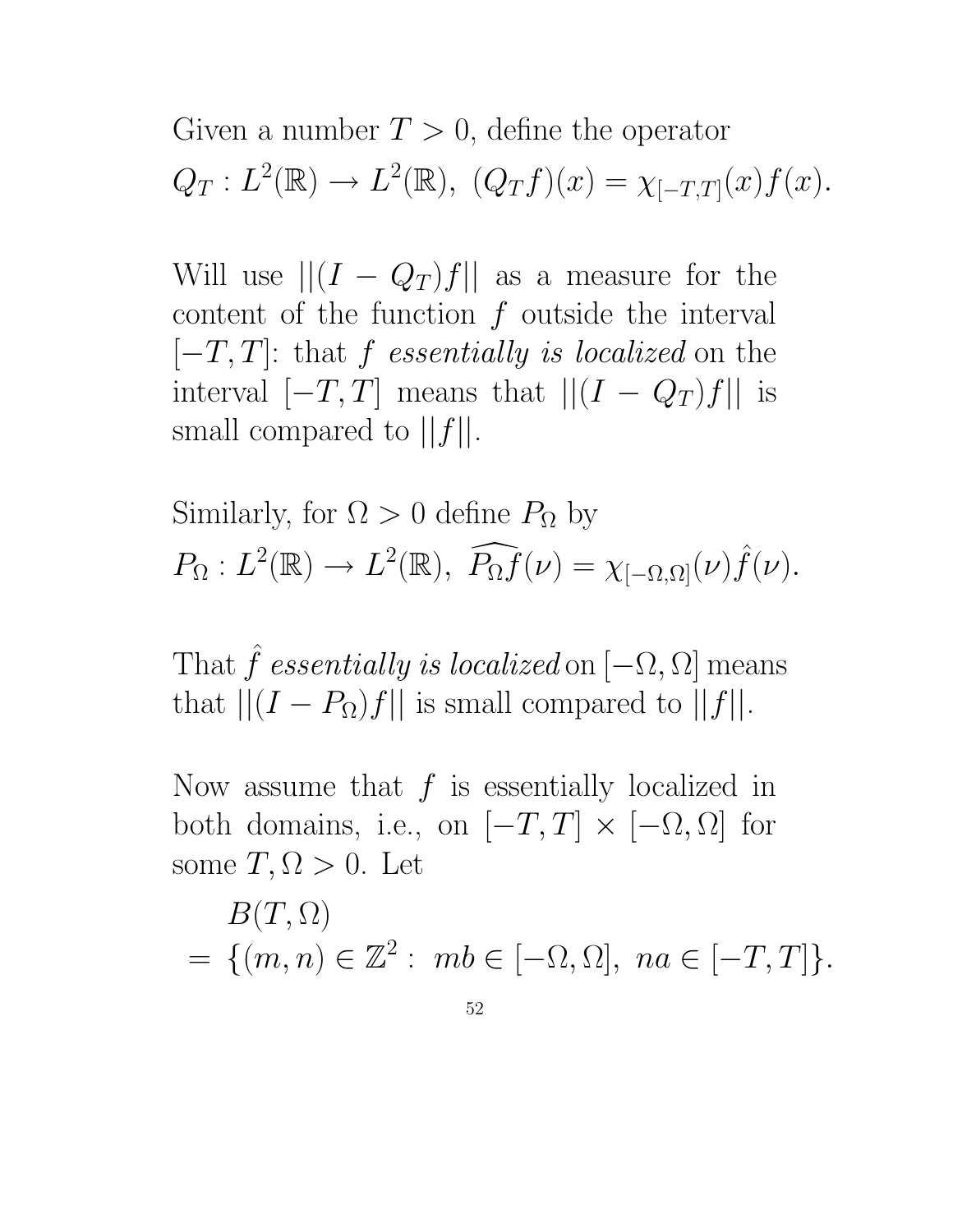Given a number $T > 0$, define the operator

$$Q_T : L^2(\mathbb{R}) \to L^2(\mathbb{R}),\ (Q_T f)(x) = \chi_{[-T,T]}(x)f(x).$$

Will use $||(I - Q_T)f||$ as a measure for the content of the function $f$ outside the interval $[-T, T]$: that $f$ *essentially is localized* on the interval $[-T, T]$ means that $||(I - Q_T)f||$ is small compared to $||f||$.

Similarly, for $\Omega > 0$ define $P_\Omega$ by

$$P_\Omega : L^2(\mathbb{R}) \to L^2(\mathbb{R}),\ \widehat{P_\Omega f}(\nu) = \chi_{[-\Omega,\Omega]}(\nu)\hat{f}(\nu).$$

That $\hat{f}$ *essentially is localized* on $[-\Omega, \Omega]$ means that $||(I - P_\Omega)f||$ is small compared to $||f||$.

Now assume that $f$ is essentially localized in both domains, i.e., on $[-T, T] \times [-\Omega, \Omega]$ for some $T, \Omega > 0$. Let

$$\begin{aligned} & B(T, \Omega) \\ = & \ \{(m, n) \in \mathbb{Z}^2 : \ mb \in [-\Omega, \Omega],\ na \in [-T, T]\}. \end{aligned}$$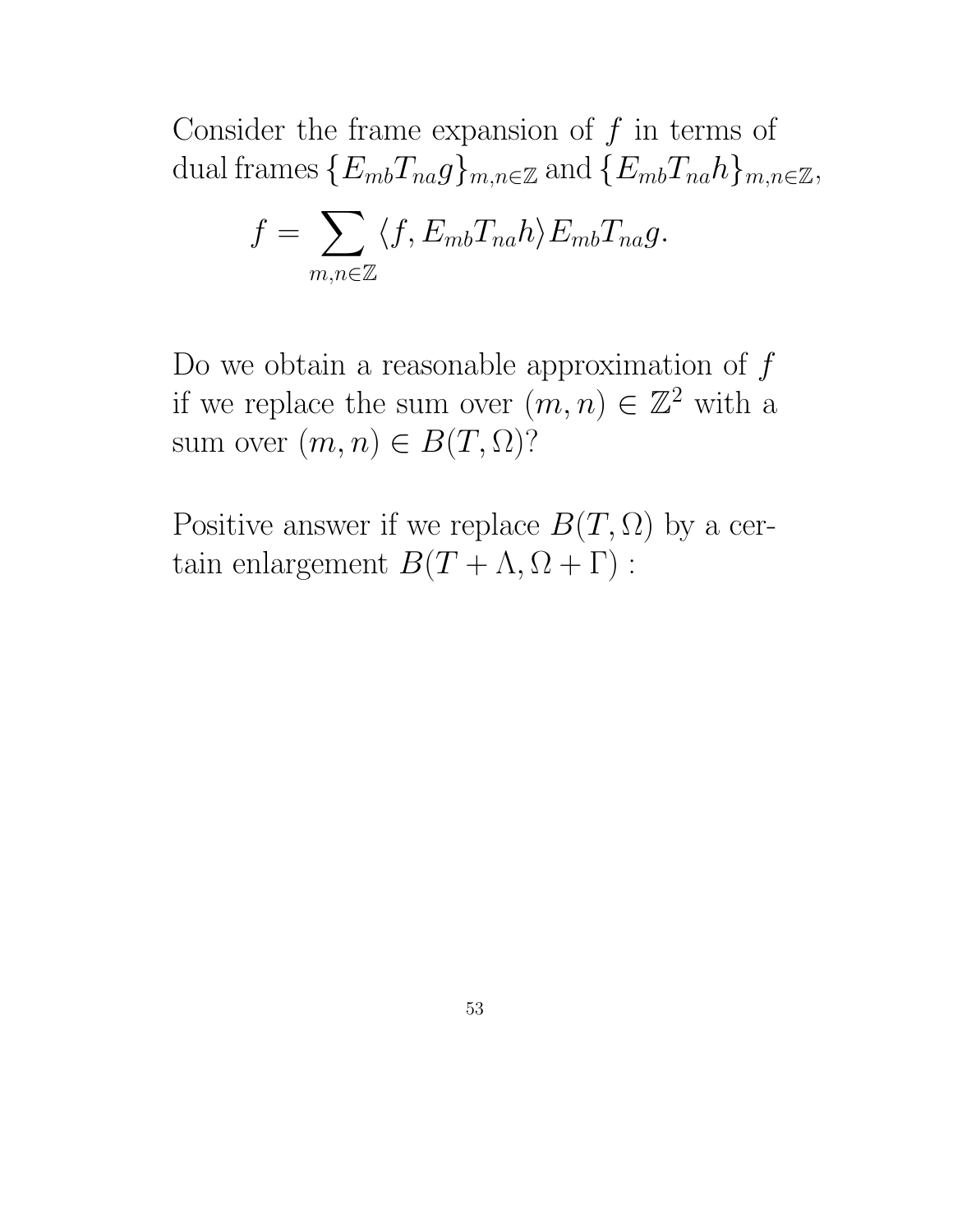Consider the frame expansion of $f$ in terms of dual frames $\{E_{mb}T_{na}g\}_{m,n\in\mathbb{Z}}$ and $\{E_{mb}T_{na}h\}_{m,n\in\mathbb{Z}}$,

$$f = \sum_{m,n\in\mathbb{Z}} \langle f, E_{mb}T_{na}h\rangle E_{mb}T_{na}g.$$

Do we obtain a reasonable approximation of $f$ if we replace the sum over $(m,n) \in \mathbb{Z}^2$ with a sum over $(m,n) \in B(T,\Omega)$?

Positive answer if we replace $B(T,\Omega)$ by a certain enlargement $B(T+\Lambda, \Omega+\Gamma)$ :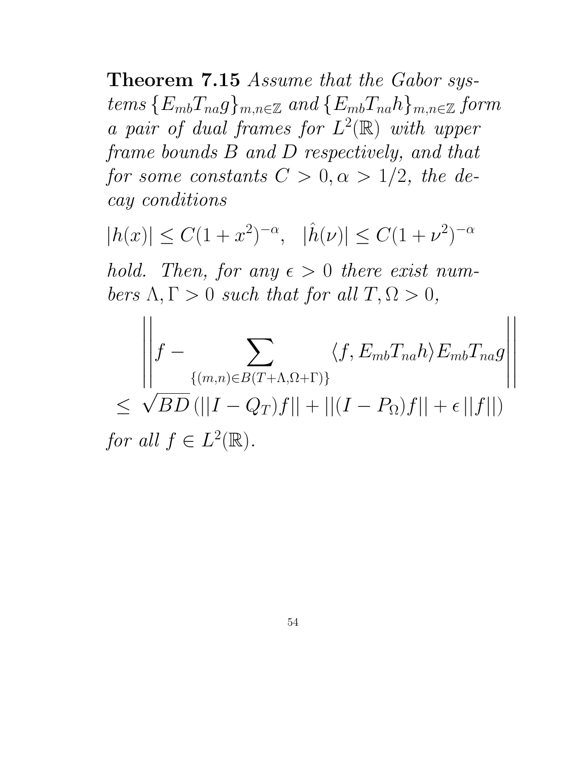**Theorem 7.15** *Assume that the Gabor systems $\{E_{mb}T_{na}g\}_{m,n\in\mathbb{Z}}$ and $\{E_{mb}T_{na}h\}_{m,n\in\mathbb{Z}}$ form a pair of dual frames for $L^2(\mathbb{R})$ with upper frame bounds $B$ and $D$ respectively, and that for some constants $C > 0, \alpha > 1/2$, the decay conditions*

$$|h(x)| \leq C(1+x^2)^{-\alpha}, \quad |\hat{h}(\nu)| \leq C(1+\nu^2)^{-\alpha}$$

*hold. Then, for any $\epsilon > 0$ there exist numbers $\Lambda, \Gamma > 0$ such that for all $T, \Omega > 0$,*

$$\left|\left| f - \sum_{\{(m,n)\in B(T+\Lambda,\Omega+\Gamma)\}} \langle f, E_{mb}T_{na}h\rangle E_{mb}T_{na}g \right|\right|$$
$$\leq \sqrt{BD}\,(||I-Q_T)f|| + ||(I-P_\Omega)f|| + \epsilon\,||f||)$$

*for all $f \in L^2(\mathbb{R})$.*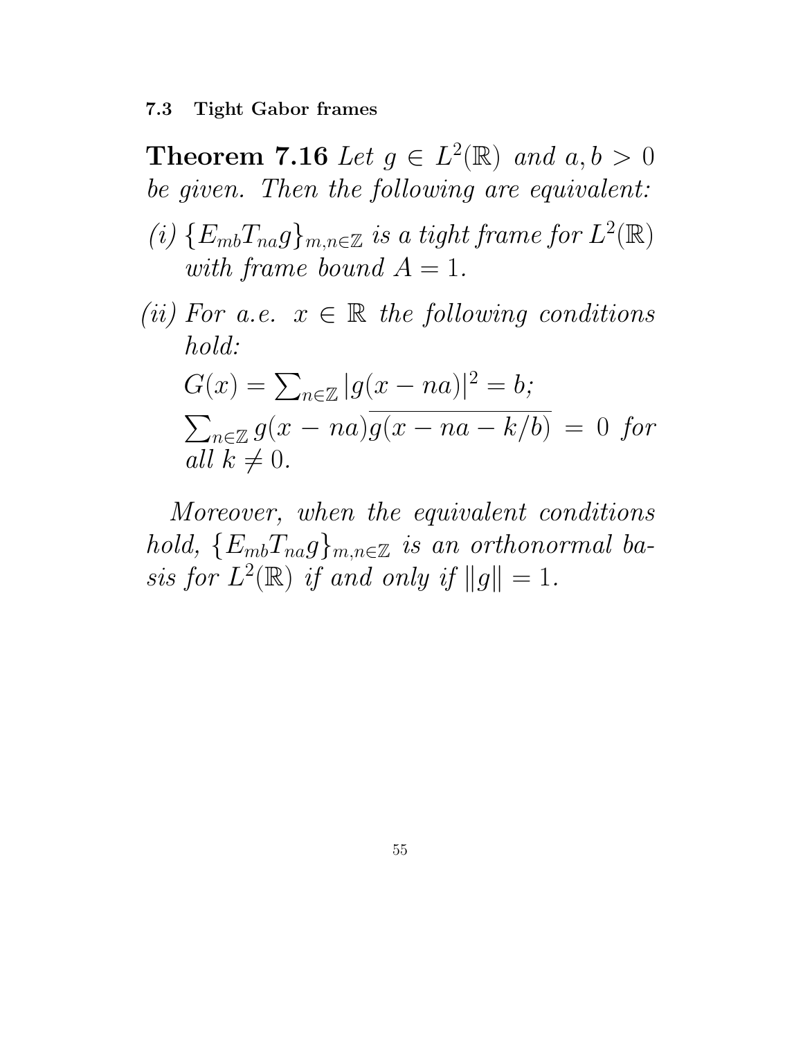### 7.3 Tight Gabor frames

**Theorem 7.16** *Let $g \in L^2(\mathbb{R})$ and $a, b > 0$ be given. Then the following are equivalent:*

*(i)* $\{E_{mb}T_{na}g\}_{m,n\in\mathbb{Z}}$ *is a tight frame for $L^2(\mathbb{R})$ with frame bound $A = 1$.*

*(ii) For a.e. $x \in \mathbb{R}$ the following conditions hold:*

$G(x) = \sum_{n\in\mathbb{Z}} |g(x - na)|^2 = b$;

$\sum_{n\in\mathbb{Z}} g(x - na)\overline{g(x - na - k/b)} = 0$ *for all $k \neq 0$.*

*Moreover, when the equivalent conditions hold, $\{E_{mb}T_{na}g\}_{m,n\in\mathbb{Z}}$ is an orthonormal basis for $L^2(\mathbb{R})$ if and only if $\|g\| = 1$.*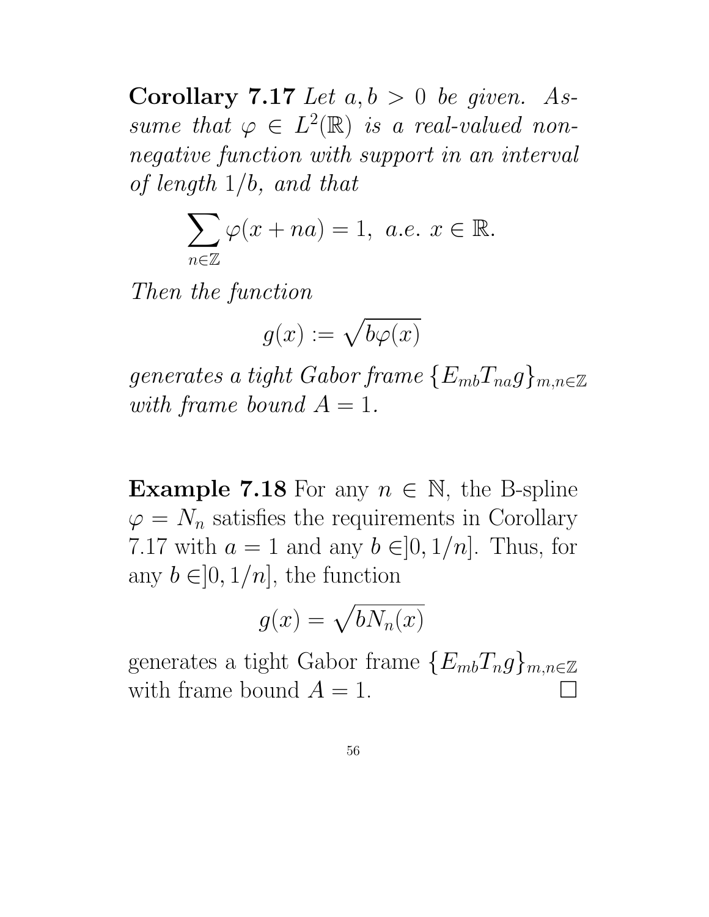**Corollary 7.17** *Let $a, b > 0$ be given. Assume that $\varphi \in L^2(\mathbb{R})$ is a real-valued non-negative function with support in an interval of length $1/b$, and that*

$$\sum_{n \in \mathbb{Z}} \varphi(x + na) = 1, \text{ a.e. } x \in \mathbb{R}.$$

*Then the function*

$$g(x) := \sqrt{b\varphi(x)}$$

*generates a tight Gabor frame $\{E_{mb}T_{na}g\}_{m,n\in\mathbb{Z}}$ with frame bound $A = 1$.*

**Example 7.18** For any $n \in \mathbb{N}$, the B-spline $\varphi = N_n$ satisfies the requirements in Corollary 7.17 with $a = 1$ and any $b \in ]0, 1/n]$. Thus, for any $b \in ]0, 1/n]$, the function

$$g(x) = \sqrt{bN_n(x)}$$

generates a tight Gabor frame $\{E_{mb}T_n g\}_{m,n\in\mathbb{Z}}$ with frame bound $A = 1$. $\square$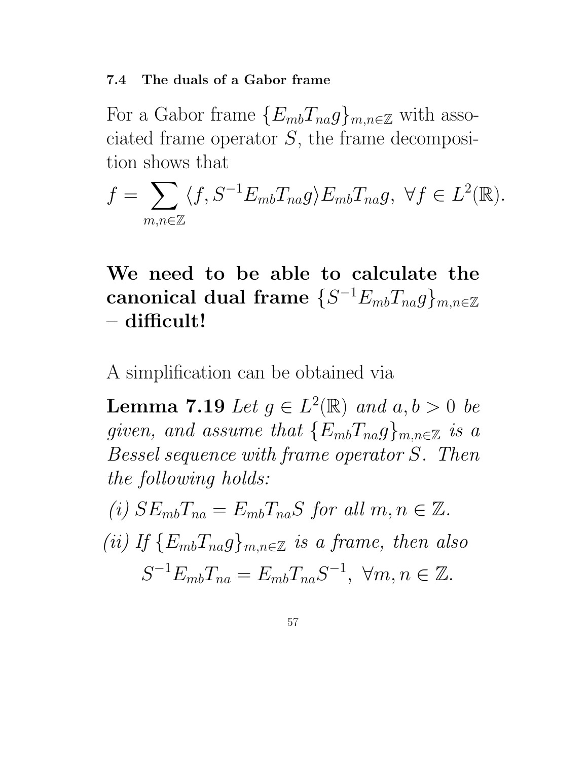### 7.4 The duals of a Gabor frame

For a Gabor frame $\{E_{mb}T_{na}g\}_{m,n\in\mathbb{Z}}$ with associated frame operator $S$, the frame decomposition shows that

$$f = \sum_{m,n\in\mathbb{Z}} \langle f, S^{-1}E_{mb}T_{na}g\rangle E_{mb}T_{na}g, \ \forall f \in L^2(\mathbb{R}).$$

**We need to be able to calculate the canonical dual frame $\{S^{-1}E_{mb}T_{na}g\}_{m,n\in\mathbb{Z}}$ – difficult!**

A simplification can be obtained via

**Lemma 7.19** *Let $g \in L^2(\mathbb{R})$ and $a, b > 0$ be given, and assume that $\{E_{mb}T_{na}g\}_{m,n\in\mathbb{Z}}$ is a Bessel sequence with frame operator $S$. Then the following holds:*

*(i) $SE_{mb}T_{na} = E_{mb}T_{na}S$ for all $m, n \in \mathbb{Z}$.*

*(ii) If $\{E_{mb}T_{na}g\}_{m,n\in\mathbb{Z}}$ is a frame, then also*

$$S^{-1}E_{mb}T_{na} = E_{mb}T_{na}S^{-1}, \ \forall m, n \in \mathbb{Z}.$$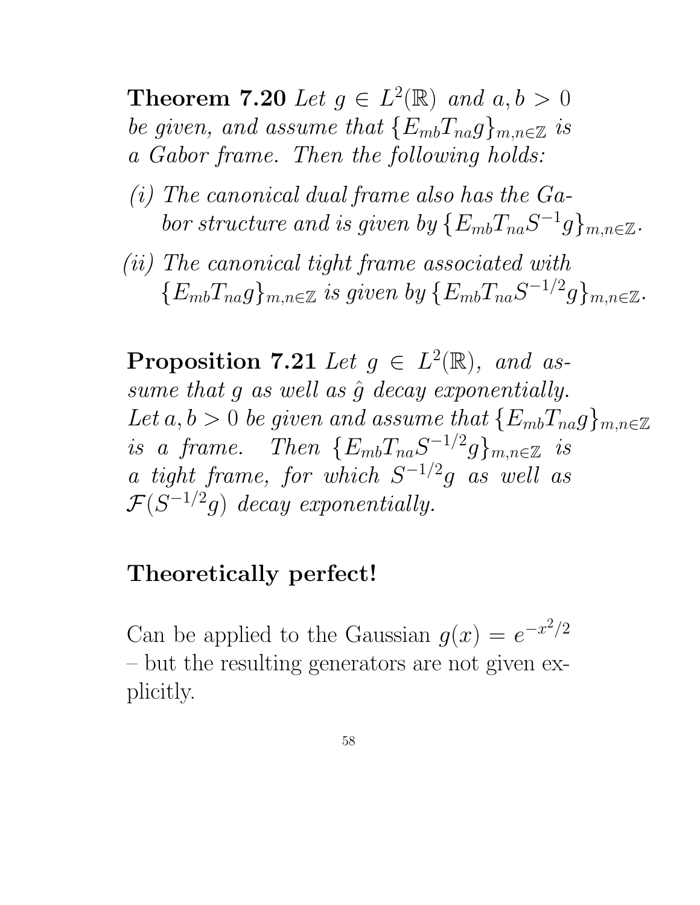**Theorem 7.20** *Let $g \in L^2(\mathbb{R})$ and $a, b > 0$ be given, and assume that $\{E_{mb}T_{na}g\}_{m,n\in\mathbb{Z}}$ is a Gabor frame. Then the following holds:*

*(i) The canonical dual frame also has the Gabor structure and is given by $\{E_{mb}T_{na}S^{-1}g\}_{m,n\in\mathbb{Z}}$.*

*(ii) The canonical tight frame associated with $\{E_{mb}T_{na}g\}_{m,n\in\mathbb{Z}}$ is given by $\{E_{mb}T_{na}S^{-1/2}g\}_{m,n\in\mathbb{Z}}$.*

**Proposition 7.21** *Let $g \in L^2(\mathbb{R})$, and assume that $g$ as well as $\hat{g}$ decay exponentially. Let $a, b > 0$ be given and assume that $\{E_{mb}T_{na}g\}_{m,n\in\mathbb{Z}}$ is a frame. Then $\{E_{mb}T_{na}S^{-1/2}g\}_{m,n\in\mathbb{Z}}$ is a tight frame, for which $S^{-1/2}g$ as well as $\mathcal{F}(S^{-1/2}g)$ decay exponentially.*

**Theoretically perfect!**

Can be applied to the Gaussian $g(x) = e^{-x^2/2}$ – but the resulting generators are not given explicitly.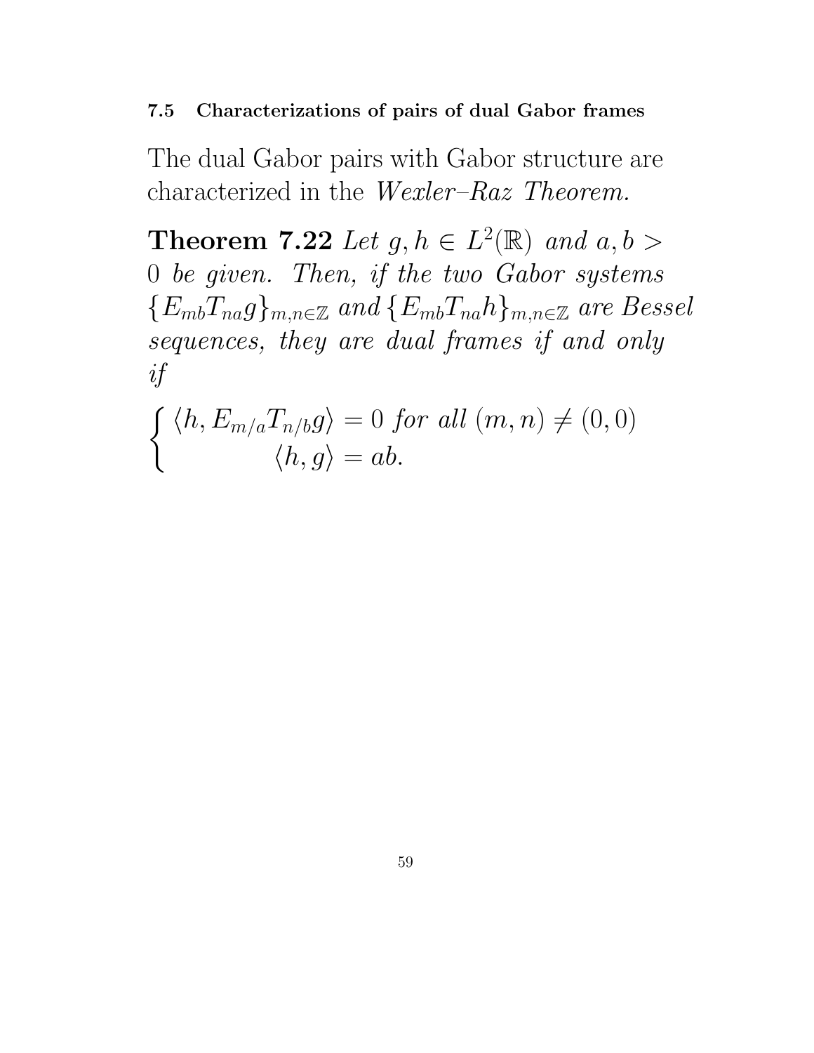### 7.5 Characterizations of pairs of dual Gabor frames

The dual Gabor pairs with Gabor structure are characterized in the *Wexler–Raz Theorem.*

**Theorem 7.22** *Let $g, h \in L^2(\mathbb{R})$ and $a, b > 0$ be given. Then, if the two Gabor systems $\{E_{mb}T_{na}g\}_{m,n\in\mathbb{Z}}$ and $\{E_{mb}T_{na}h\}_{m,n\in\mathbb{Z}}$ are Bessel sequences, they are dual frames if and only if*

$$\begin{cases} \langle h, E_{m/a}T_{n/b}g\rangle = 0 \text{ for all } (m,n) \neq (0,0) \\ \langle h, g\rangle = ab. \end{cases}$$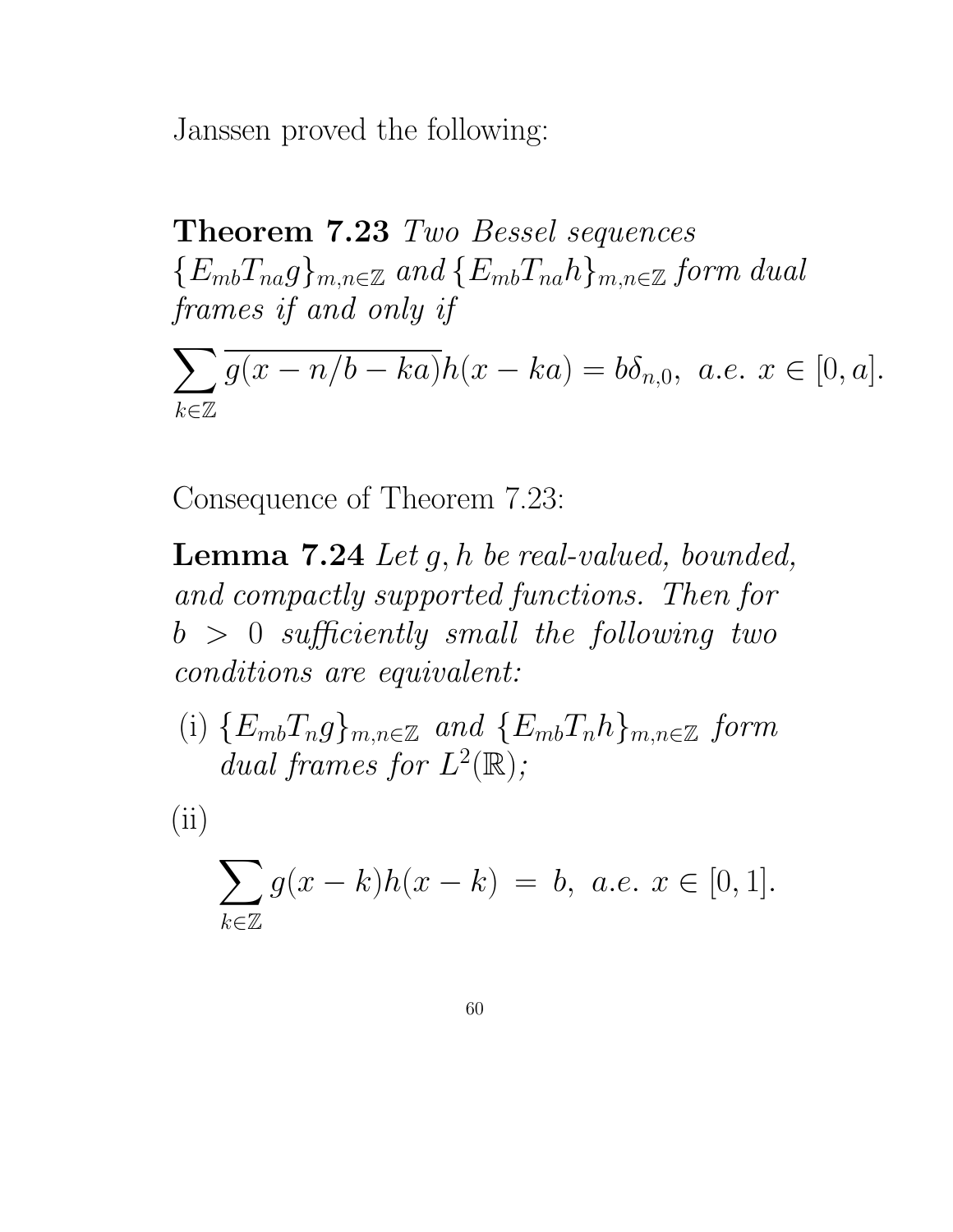Janssen proved the following:

**Theorem 7.23** *Two Bessel sequences $\{E_{mb}T_{na}g\}_{m,n\in\mathbb{Z}}$ and $\{E_{mb}T_{na}h\}_{m,n\in\mathbb{Z}}$ form dual frames if and only if*

$$\sum_{k\in\mathbb{Z}} \overline{g(x-n/b-ka)}h(x-ka) = b\delta_{n,0}, \text{ a.e. } x \in [0,a].$$

Consequence of Theorem 7.23:

**Lemma 7.24** *Let $g, h$ be real-valued, bounded, and compactly supported functions. Then for $b > 0$ sufficiently small the following two conditions are equivalent:*

(i) *$\{E_{mb}T_{n}g\}_{m,n\in\mathbb{Z}}$ and $\{E_{mb}T_{n}h\}_{m,n\in\mathbb{Z}}$ form dual frames for $L^2(\mathbb{R})$;*

(ii)

$$\sum_{k\in\mathbb{Z}} g(x-k)h(x-k) = b, \text{ a.e. } x \in [0,1].$$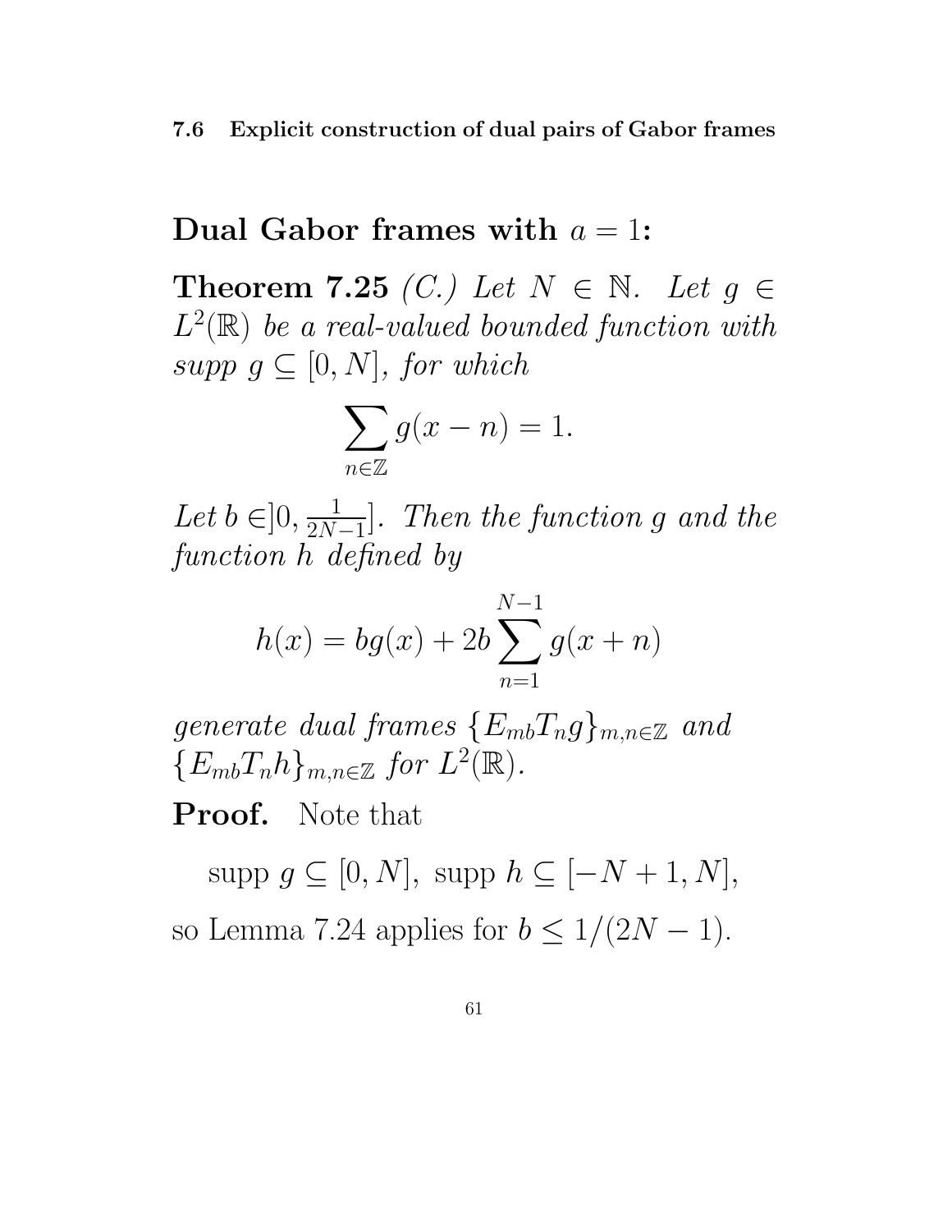## Dual Gabor frames with $a = 1$:

**Theorem 7.25** *(C.) Let $N \in \mathbb{N}$. Let $g \in L^2(\mathbb{R})$ be a real-valued bounded function with supp $g \subseteq [0, N]$, for which*

$$\sum_{n \in \mathbb{Z}} g(x - n) = 1.$$

*Let $b \in ]0, \frac{1}{2N-1}]$. Then the function $g$ and the function $h$ defined by*

$$h(x) = bg(x) + 2b \sum_{n=1}^{N-1} g(x + n)$$

*generate dual frames $\{E_{mb}T_n g\}_{m,n \in \mathbb{Z}}$ and $\{E_{mb}T_n h\}_{m,n \in \mathbb{Z}}$ for $L^2(\mathbb{R})$.*

**Proof.** Note that

$$\text{supp } g \subseteq [0, N], \text{ supp } h \subseteq [-N + 1, N],$$

so Lemma 7.24 applies for $b \leq 1/(2N - 1)$.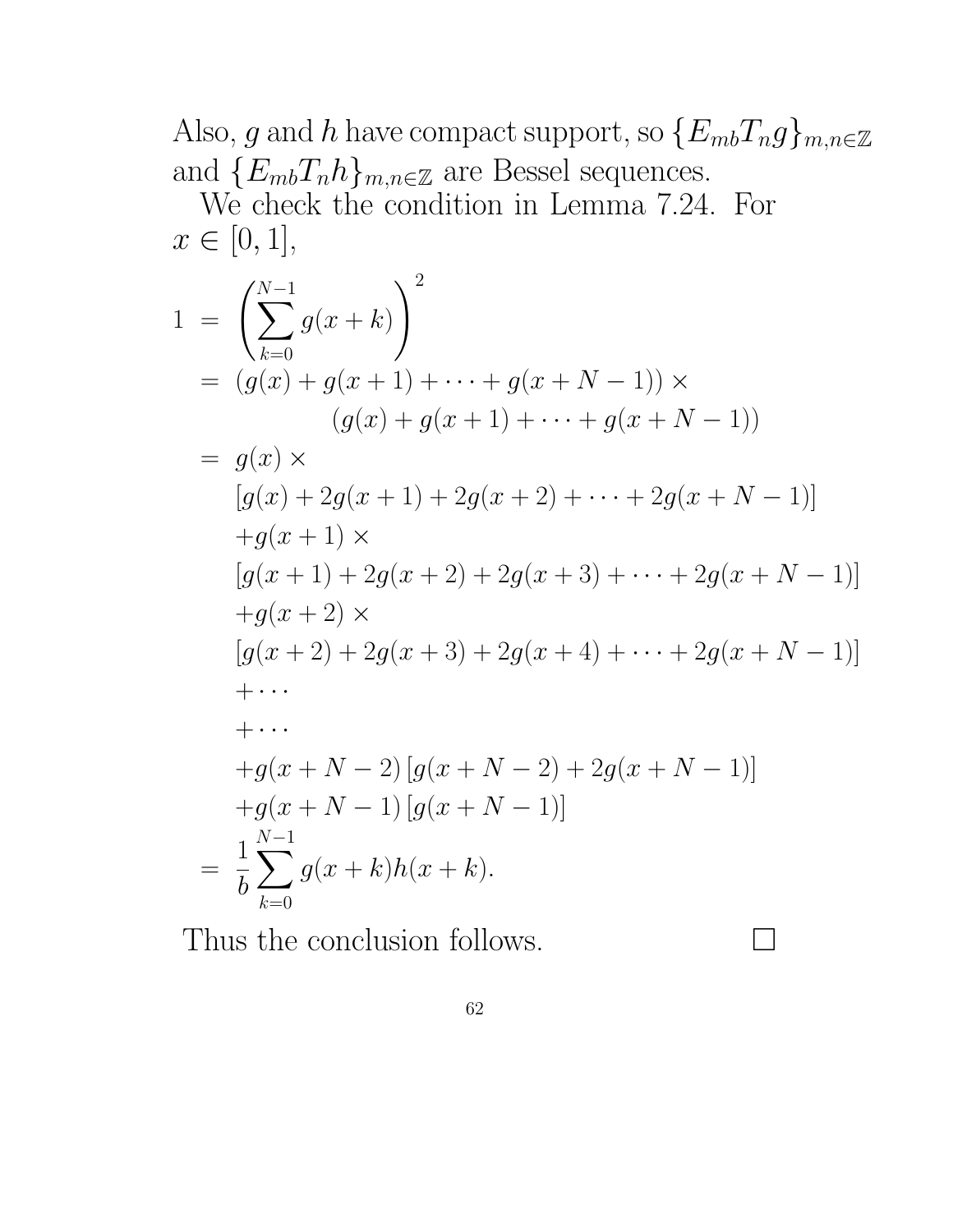Also, $g$ and $h$ have compact support, so $\{E_{mb}T_n g\}_{m,n\in\mathbb{Z}}$ and $\{E_{mb}T_n h\}_{m,n\in\mathbb{Z}}$ are Bessel sequences.

We check the condition in Lemma 7.24. For $x \in [0,1]$,

$$
\begin{aligned}
1 &= \left(\sum_{k=0}^{N-1} g(x+k)\right)^2 \\
&= (g(x)+g(x+1)+\cdots+g(x+N-1)) \times \\
&\qquad\qquad (g(x)+g(x+1)+\cdots+g(x+N-1)) \\
&= g(x) \times \\
&\quad [g(x)+2g(x+1)+2g(x+2)+\cdots+2g(x+N-1)] \\
&\quad + g(x+1) \times \\
&\quad [g(x+1)+2g(x+2)+2g(x+3)+\cdots+2g(x+N-1)] \\
&\quad + g(x+2) \times \\
&\quad [g(x+2)+2g(x+3)+2g(x+4)+\cdots+2g(x+N-1)] \\
&\quad + \cdots \\
&\quad + \cdots \\
&\quad + g(x+N-2)\,[g(x+N-2)+2g(x+N-1)] \\
&\quad + g(x+N-1)\,[g(x+N-1)] \\
&= \frac{1}{b}\sum_{k=0}^{N-1} g(x+k)h(x+k).
\end{aligned}
$$

Thus the conclusion follows. □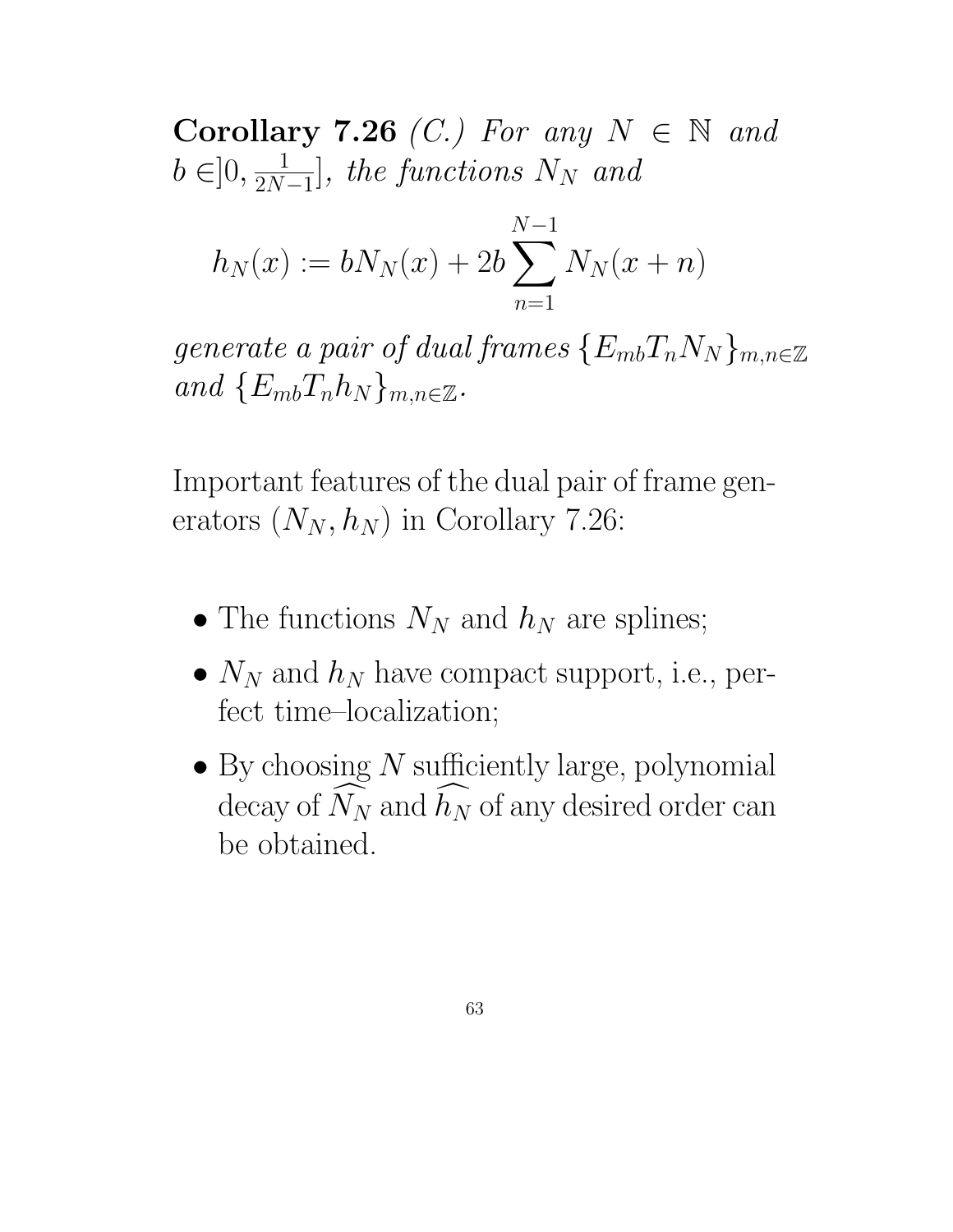**Corollary 7.26** *(C.) For any $N \in \mathbb{N}$ and $b \in ]0, \frac{1}{2N-1}]$, the functions $N_N$ and*

$$h_N(x) := bN_N(x) + 2b\sum_{n=1}^{N-1} N_N(x+n)$$

*generate a pair of dual frames $\{E_{mb}T_nN_N\}_{m,n\in\mathbb{Z}}$ and $\{E_{mb}T_nh_N\}_{m,n\in\mathbb{Z}}$.*

Important features of the dual pair of frame generators $(N_N, h_N)$ in Corollary 7.26:

- The functions $N_N$ and $h_N$ are splines;
- $N_N$ and $h_N$ have compact support, i.e., perfect time–localization;
- By choosing $N$ sufficiently large, polynomial decay of $\widehat{N_N}$ and $\widehat{h_N}$ of any desired order can be obtained.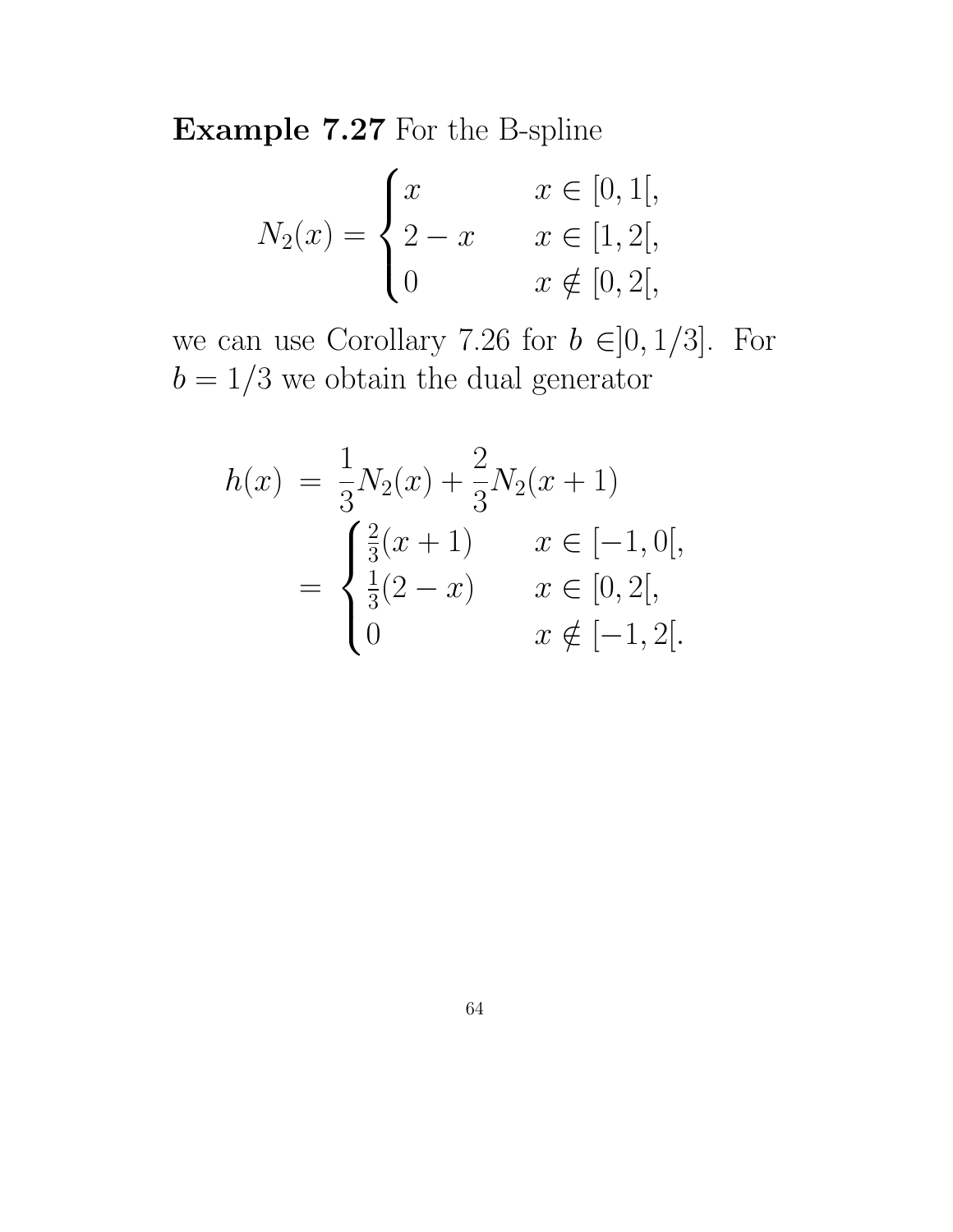**Example 7.27** For the B-spline

$$N_2(x) = \begin{cases} x & x \in [0,1[, \\ 2-x & x \in [1,2[, \\ 0 & x \notin [0,2[, \end{cases}$$

we can use Corollary 7.26 for $b \in ]0, 1/3]$. For $b = 1/3$ we obtain the dual generator

$$\begin{aligned} h(x) &= \frac{1}{3} N_2(x) + \frac{2}{3} N_2(x+1) \\ &= \begin{cases} \frac{2}{3}(x+1) & x \in [-1,0[, \\ \frac{1}{3}(2-x) & x \in [0,2[, \\ 0 & x \notin [-1,2[. \end{cases} \end{aligned}$$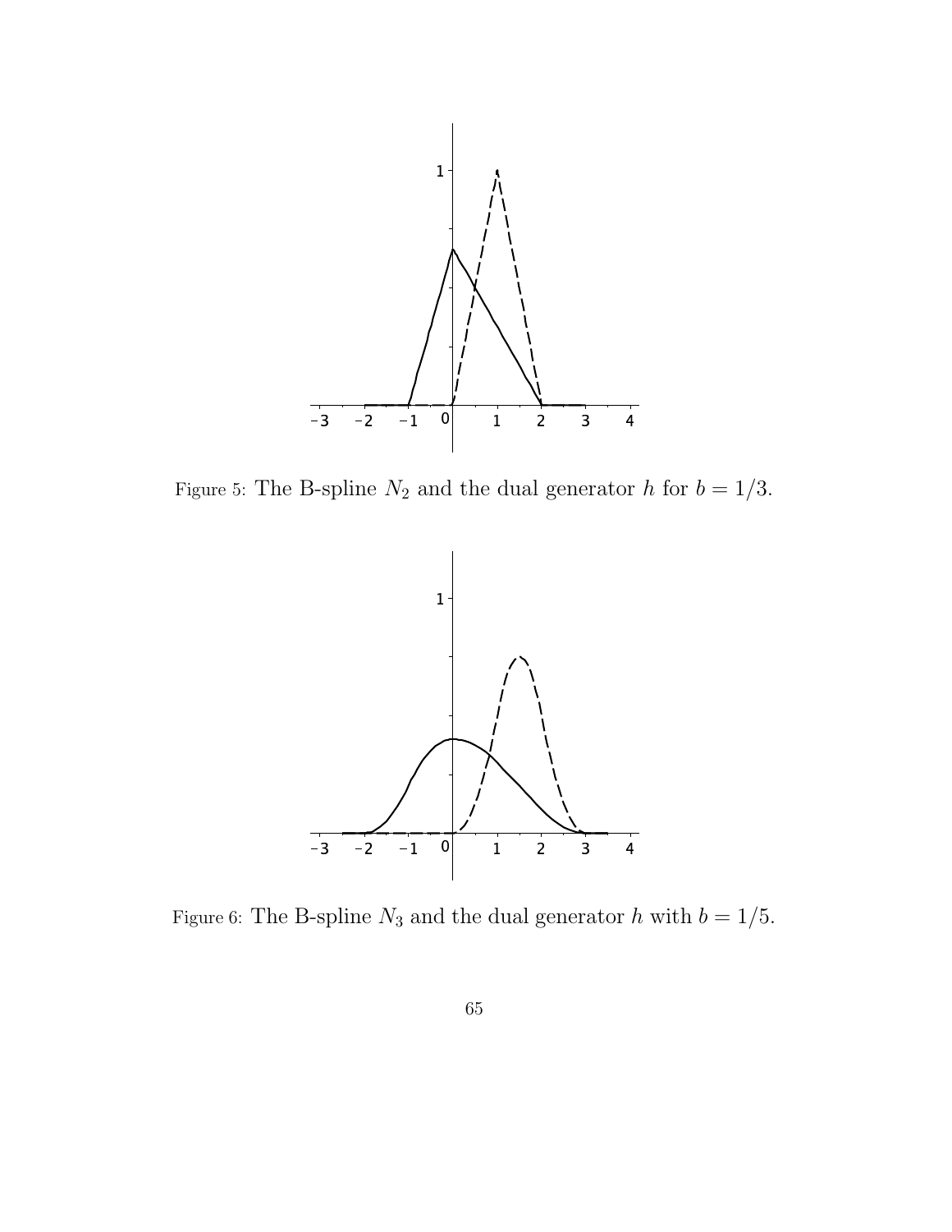Figure 5: The B-spline $N_2$ and the dual generator $h$ for $b = 1/3$.

Figure 6: The B-spline $N_3$ and the dual generator $h$ with $b = 1/5$.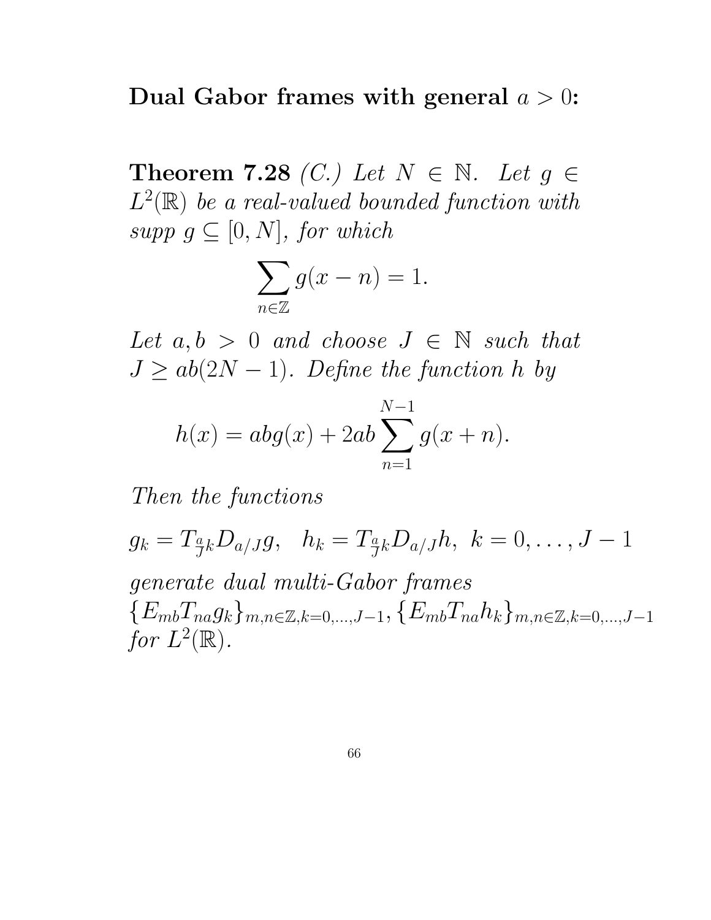**Dual Gabor frames with general $a > 0$:**

**Theorem 7.28** *(C.) Let $N \in \mathbb{N}$. Let $g \in L^2(\mathbb{R})$ be a real-valued bounded function with supp $g \subseteq [0, N]$, for which*

$$\sum_{n \in \mathbb{Z}} g(x - n) = 1.$$

*Let $a, b > 0$ and choose $J \in \mathbb{N}$ such that $J \geq ab(2N - 1)$. Define the function $h$ by*

$$h(x) = abg(x) + 2ab \sum_{n=1}^{N-1} g(x + n).$$

*Then the functions*

$$g_k = T_{\frac{a}{J}k} D_{a/J} g, \quad h_k = T_{\frac{a}{J}k} D_{a/J} h, \; k = 0, \ldots, J - 1$$

*generate dual multi-Gabor frames $\{E_{mb} T_{na} g_k\}_{m,n \in \mathbb{Z}, k=0,\ldots,J-1}$, $\{E_{mb} T_{na} h_k\}_{m,n \in \mathbb{Z}, k=0,\ldots,J-1}$ for $L^2(\mathbb{R})$.*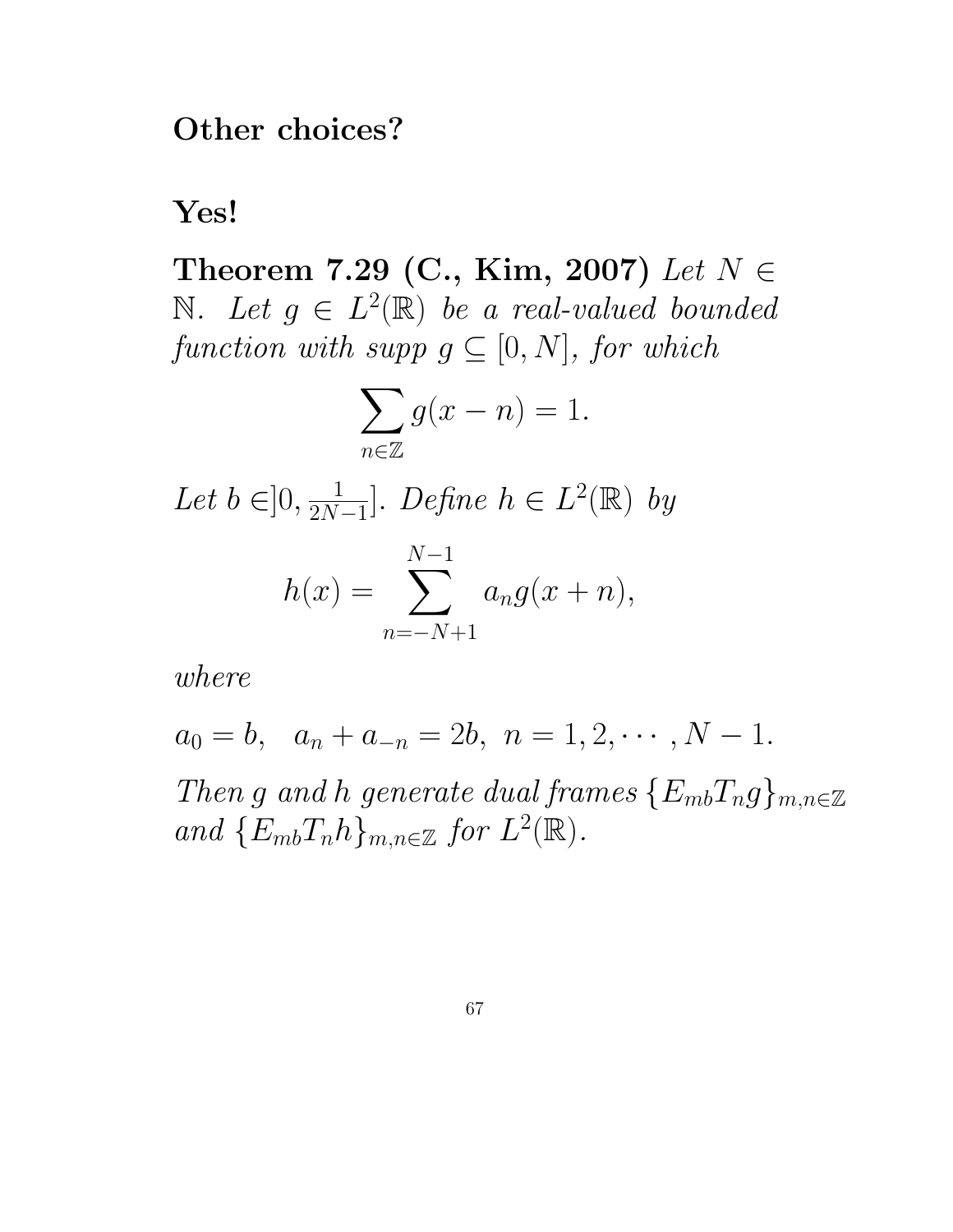**Other choices?**

**Yes!**

**Theorem 7.29 (C., Kim, 2007)** *Let $N \in \mathbb{N}$. Let $g \in L^2(\mathbb{R})$ be a real-valued bounded function with supp $g \subseteq [0, N]$, for which*

$$\sum_{n \in \mathbb{Z}} g(x - n) = 1.$$

*Let $b \in ]0, \frac{1}{2N-1}]$. Define $h \in L^2(\mathbb{R})$ by*

$$h(x) = \sum_{n=-N+1}^{N-1} a_n g(x + n),$$

*where*

$$a_0 = b, \quad a_n + a_{-n} = 2b, \; n = 1, 2, \cdots, N - 1.$$

*Then $g$ and $h$ generate dual frames $\{E_{mb}T_n g\}_{m,n \in \mathbb{Z}}$ and $\{E_{mb}T_n h\}_{m,n \in \mathbb{Z}}$ for $L^2(\mathbb{R})$.*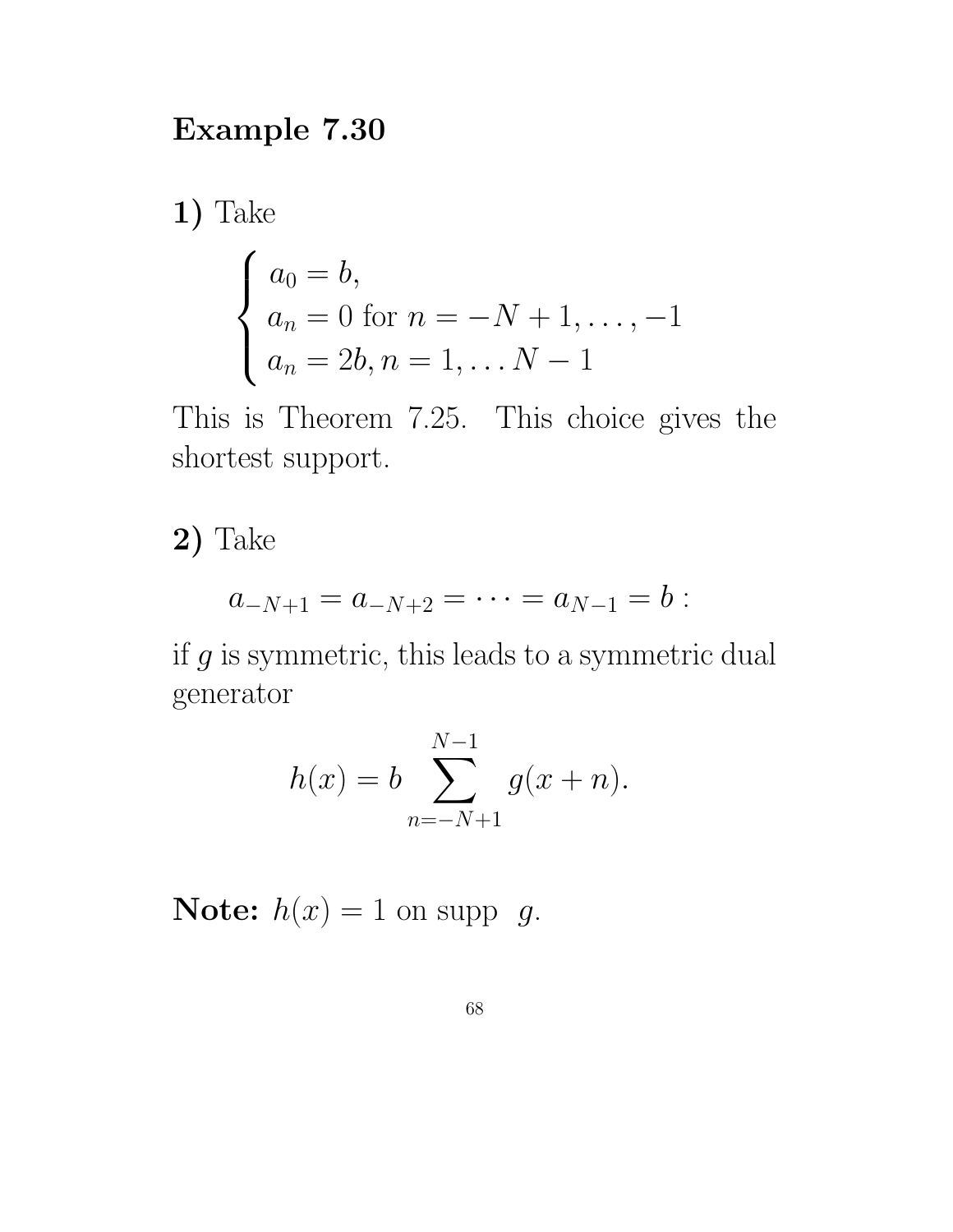## Example 7.30

**1)** Take

$$\begin{cases} a_0 = b, \\ a_n = 0 \text{ for } n = -N+1, \ldots, -1 \\ a_n = 2b, n = 1, \ldots N-1 \end{cases}$$

This is Theorem 7.25. This choice gives the shortest support.

**2)** Take

$$a_{-N+1} = a_{-N+2} = \cdots = a_{N-1} = b :$$

if $g$ is symmetric, this leads to a symmetric dual generator

$$h(x) = b \sum_{n=-N+1}^{N-1} g(x+n).$$

**Note:** $h(x) = 1$ on supp $g$.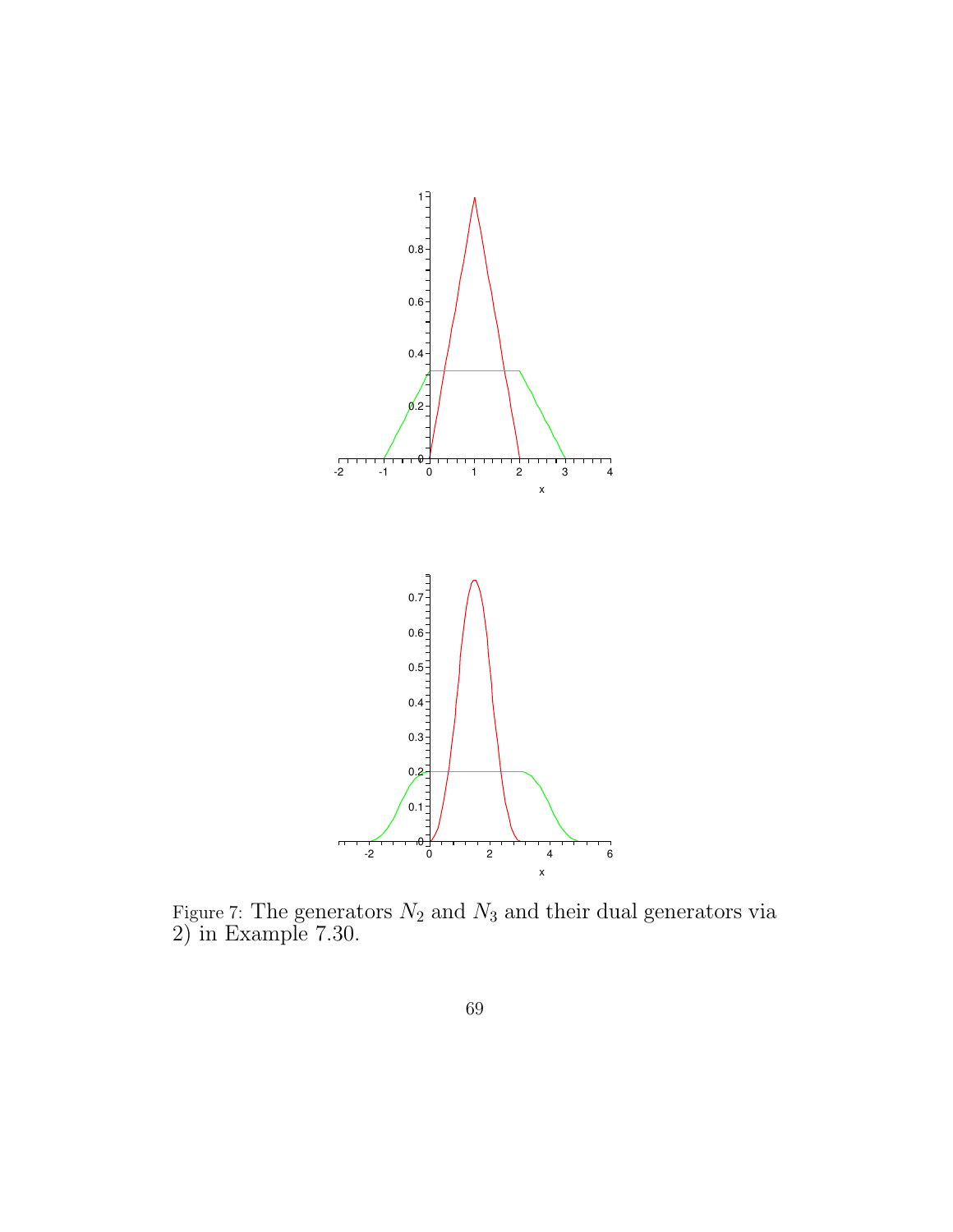Figure 7: The generators $N_2$ and $N_3$ and their dual generators via 2) in Example 7.30.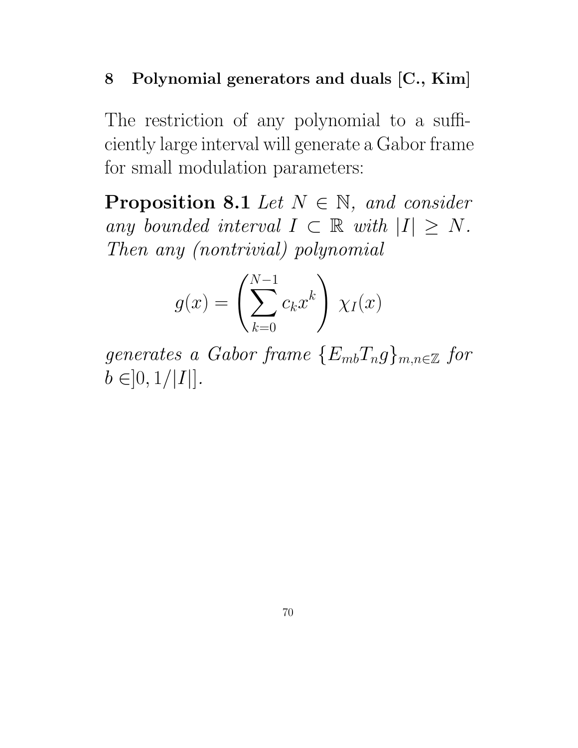## 8 Polynomial generators and duals [C., Kim]

The restriction of any polynomial to a sufficiently large interval will generate a Gabor frame for small modulation parameters:

**Proposition 8.1** *Let $N \in \mathbb{N}$, and consider any bounded interval $I \subset \mathbb{R}$ with $|I| \geq N$. Then any (nontrivial) polynomial*

$$g(x) = \left( \sum_{k=0}^{N-1} c_k x^k \right) \chi_I(x)$$

*generates a Gabor frame $\{E_{mb}T_n g\}_{m,n \in \mathbb{Z}}$ for $b \in ]0, 1/|I|]$.*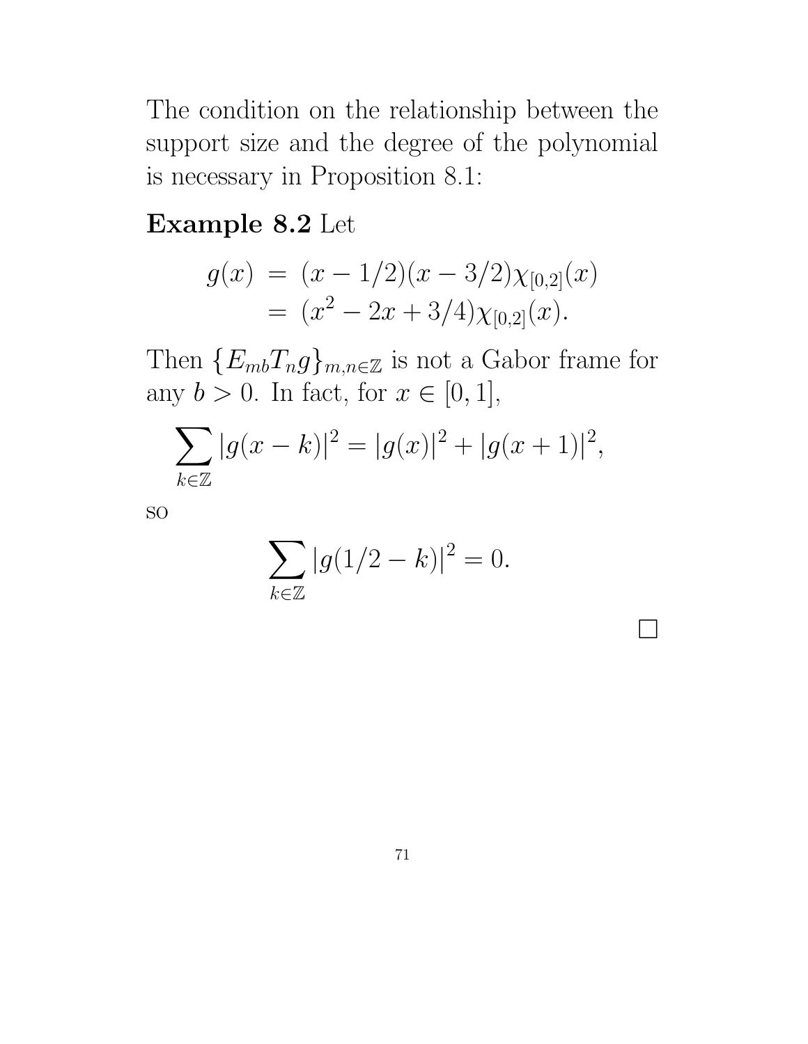The condition on the relationship between the support size and the degree of the polynomial is necessary in Proposition 8.1:

**Example 8.2** Let

$$\begin{aligned} g(x) &= (x-1/2)(x-3/2)\chi_{[0,2]}(x) \\ &= (x^2-2x+3/4)\chi_{[0,2]}(x). \end{aligned}$$

Then $\{E_{mb}T_n g\}_{m,n\in\mathbb{Z}}$ is not a Gabor frame for any $b>0$. In fact, for $x\in[0,1]$,

$$\sum_{k\in\mathbb{Z}} |g(x-k)|^2 = |g(x)|^2 + |g(x+1)|^2,$$

so

$$\sum_{k\in\mathbb{Z}} |g(1/2-k)|^2 = 0.$$

□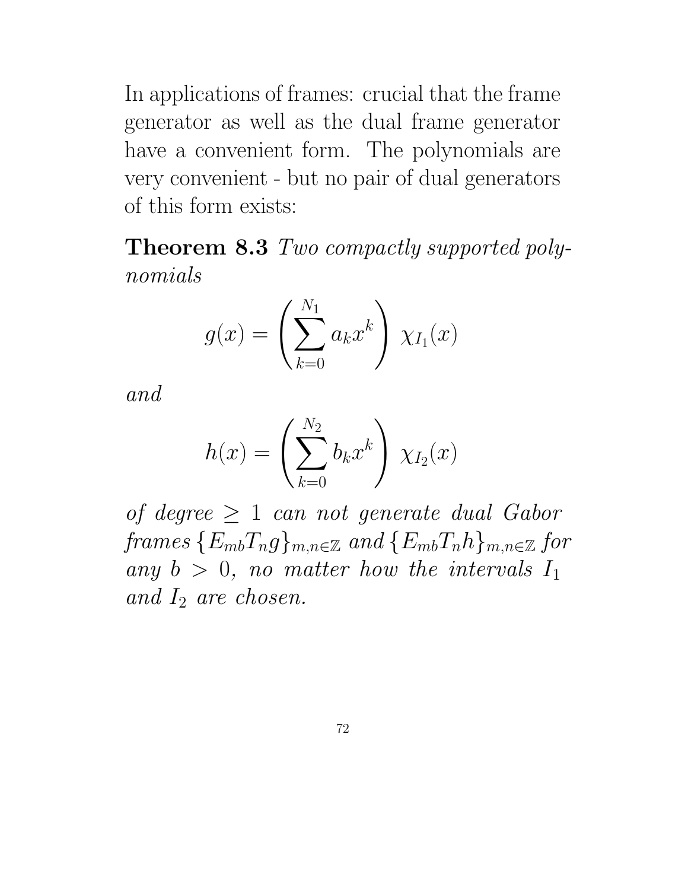In applications of frames: crucial that the frame generator as well as the dual frame generator have a convenient form. The polynomials are very convenient - but no pair of dual generators of this form exists:

**Theorem 8.3** *Two compactly supported polynomials*

$$g(x) = \left( \sum_{k=0}^{N_1} a_k x^k \right) \chi_{I_1}(x)$$

*and*

$$h(x) = \left( \sum_{k=0}^{N_2} b_k x^k \right) \chi_{I_2}(x)$$

*of degree* $\geq 1$ *can not generate dual Gabor frames* $\{E_{mb}T_n g\}_{m,n\in\mathbb{Z}}$ *and* $\{E_{mb}T_n h\}_{m,n\in\mathbb{Z}}$ *for any* $b > 0$*, no matter how the intervals* $I_1$ *and* $I_2$ *are chosen.*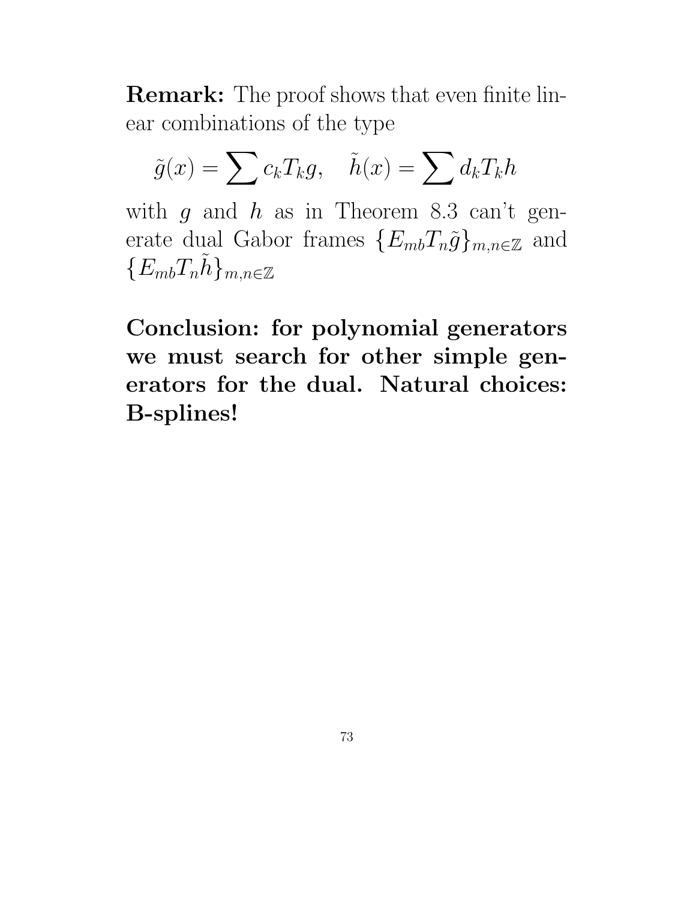**Remark:** The proof shows that even finite linear combinations of the type

$$\tilde{g}(x) = \sum c_k T_k g, \quad \tilde{h}(x) = \sum d_k T_k h$$

with $g$ and $h$ as in Theorem 8.3 can't generate dual Gabor frames $\{E_{mb}T_n\tilde{g}\}_{m,n\in\mathbb{Z}}$ and $\{E_{mb}T_n\tilde{h}\}_{m,n\in\mathbb{Z}}$

**Conclusion: for polynomial generators we must search for other simple generators for the dual. Natural choices: B-splines!**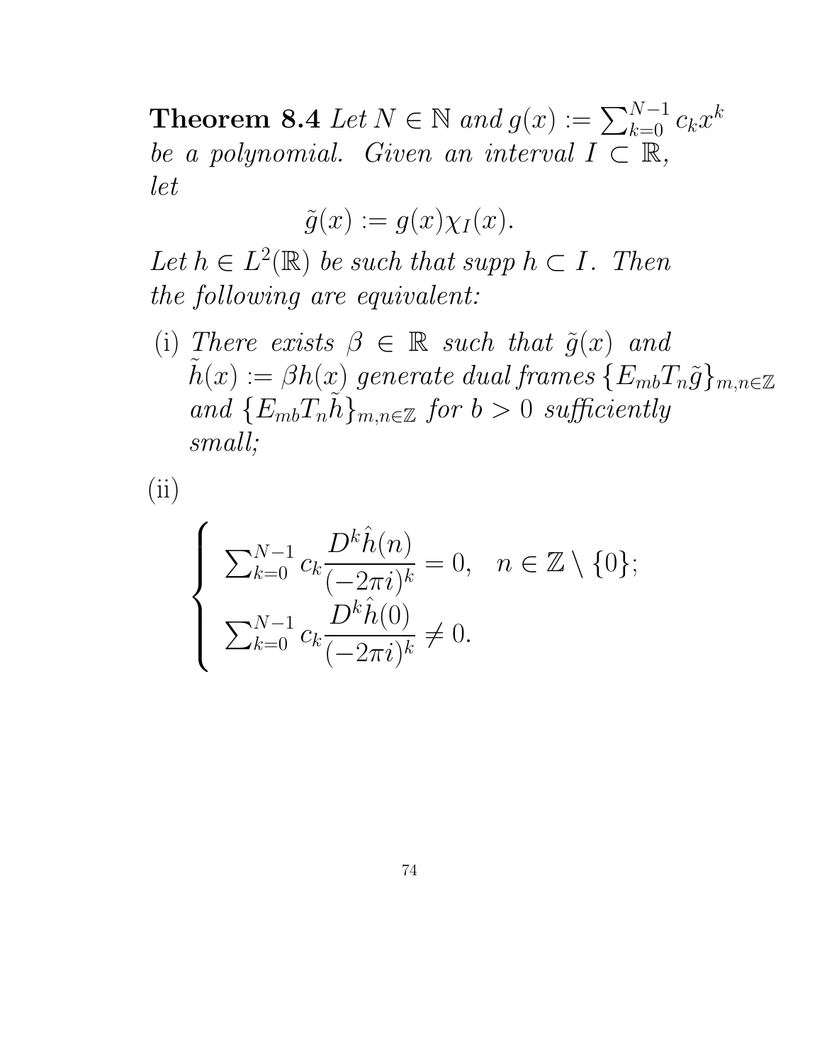**Theorem 8.4** *Let $N \in \mathbb{N}$ and $g(x) := \sum_{k=0}^{N-1} c_k x^k$ be a polynomial. Given an interval $I \subset \mathbb{R}$, let*

$$\tilde{g}(x) := g(x)\chi_I(x).$$

*Let $h \in L^2(\mathbb{R})$ be such that supp $h \subset I$. Then the following are equivalent:*

(i) *There exists $\beta \in \mathbb{R}$ such that $\tilde{g}(x)$ and $\tilde{h}(x) := \beta h(x)$ generate dual frames $\{E_{mb}T_n\tilde{g}\}_{m,n\in\mathbb{Z}}$ and $\{E_{mb}T_n\tilde{h}\}_{m,n\in\mathbb{Z}}$ for $b > 0$ sufficiently small;*

(ii)

$$\begin{cases} \sum_{k=0}^{N-1} c_k \dfrac{D^k\hat{h}(n)}{(-2\pi i)^k} = 0, \quad n \in \mathbb{Z} \setminus \{0\}; \\ \sum_{k=0}^{N-1} c_k \dfrac{D^k\hat{h}(0)}{(-2\pi i)^k} \neq 0. \end{cases}$$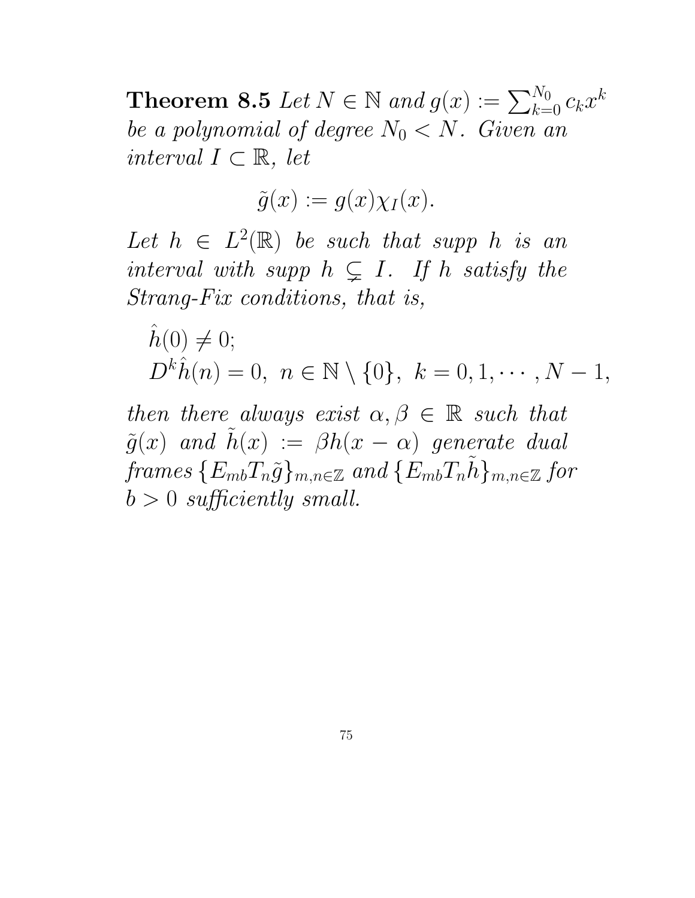**Theorem 8.5** *Let $N \in \mathbb{N}$ and $g(x) := \sum_{k=0}^{N_0} c_k x^k$ be a polynomial of degree $N_0 < N$. Given an interval $I \subset \mathbb{R}$, let*

$$\tilde{g}(x) := g(x)\chi_I(x).$$

*Let $h \in L^2(\mathbb{R})$ be such that supp $h$ is an interval with supp $h \subsetneq I$. If $h$ satisfy the Strang-Fix conditions, that is,*

$$\hat{h}(0) \neq 0;$$
$$D^k \hat{h}(n) = 0, \ n \in \mathbb{N} \setminus \{0\}, \ k = 0, 1, \cdots, N-1,$$

*then there always exist $\alpha, \beta \in \mathbb{R}$ such that $\tilde{g}(x)$ and $\tilde{h}(x) := \beta h(x - \alpha)$ generate dual frames $\{E_{mb}T_n\tilde{g}\}_{m,n\in\mathbb{Z}}$ and $\{E_{mb}T_n\tilde{h}\}_{m,n\in\mathbb{Z}}$ for $b > 0$ sufficiently small.*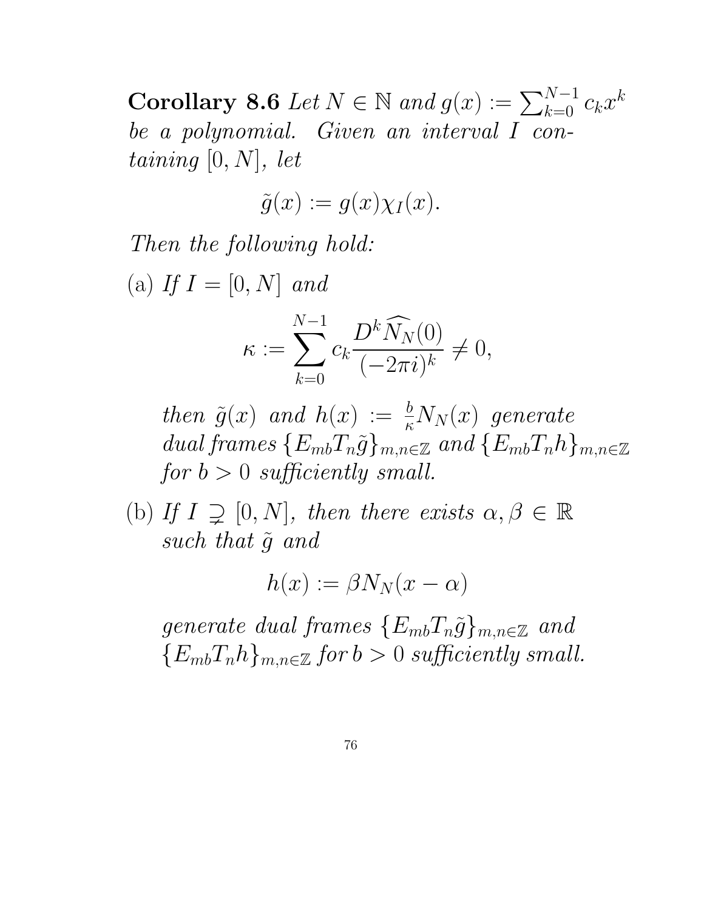**Corollary 8.6** *Let $N \in \mathbb{N}$ and $g(x) := \sum_{k=0}^{N-1} c_k x^k$ be a polynomial. Given an interval $I$ containing $[0, N]$, let*

$$\tilde{g}(x) := g(x)\chi_I(x).$$

*Then the following hold:*

(a) *If $I = [0, N]$ and*

$$\kappa := \sum_{k=0}^{N-1} c_k \frac{D^k \widehat{N_N}(0)}{(-2\pi i)^k} \neq 0,$$

*then $\tilde{g}(x)$ and $h(x) := \frac{b}{\kappa} N_N(x)$ generate dual frames $\{E_{mb}T_n\tilde{g}\}_{m,n\in\mathbb{Z}}$ and $\{E_{mb}T_n h\}_{m,n\in\mathbb{Z}}$ for $b > 0$ sufficiently small.*

(b) *If $I \supsetneq [0, N]$, then there exists $\alpha, \beta \in \mathbb{R}$ such that $\tilde{g}$ and*

$$h(x) := \beta N_N(x - \alpha)$$

*generate dual frames $\{E_{mb}T_n\tilde{g}\}_{m,n\in\mathbb{Z}}$ and $\{E_{mb}T_n h\}_{m,n\in\mathbb{Z}}$ for $b > 0$ sufficiently small.*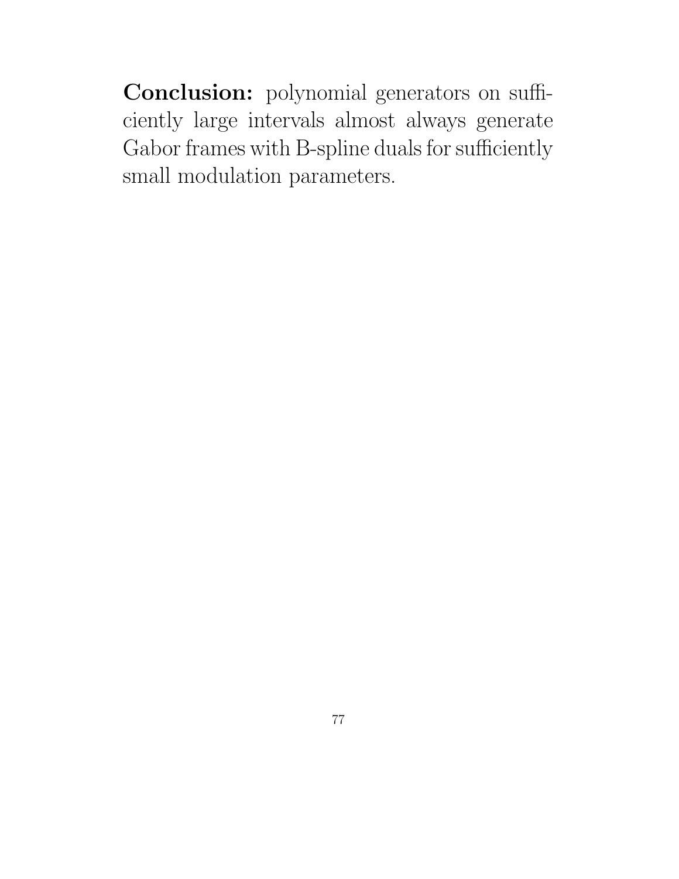**Conclusion:** polynomial generators on sufficiently large intervals almost always generate Gabor frames with B-spline duals for sufficiently small modulation parameters.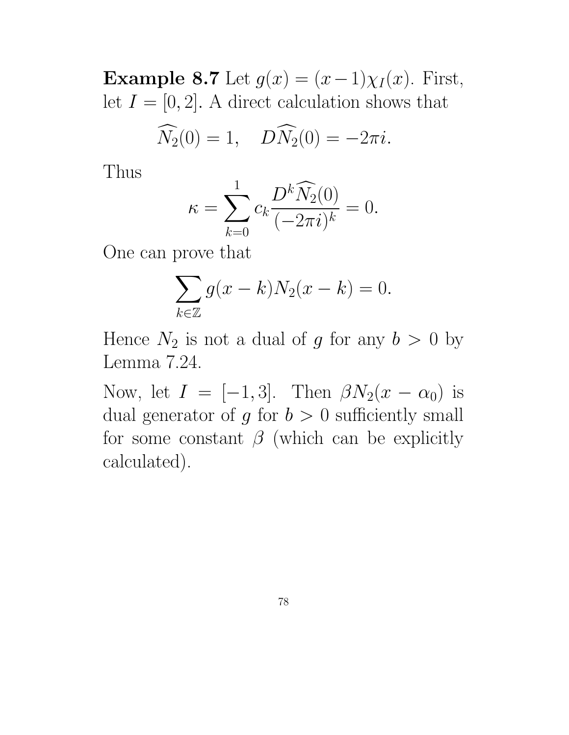**Example 8.7** Let $g(x) = (x-1)\chi_I(x)$. First, let $I = [0, 2]$. A direct calculation shows that

$$\widehat{N_2}(0) = 1, \quad D\widehat{N_2}(0) = -2\pi i.$$

Thus

$$\kappa = \sum_{k=0}^{1} c_k \frac{D^k \widehat{N_2}(0)}{(-2\pi i)^k} = 0.$$

One can prove that

$$\sum_{k \in \mathbb{Z}} g(x-k) N_2(x-k) = 0.$$

Hence $N_2$ is not a dual of $g$ for any $b > 0$ by Lemma 7.24.

Now, let $I = [-1, 3]$. Then $\beta N_2(x - \alpha_0)$ is dual generator of $g$ for $b > 0$ sufficiently small for some constant $\beta$ (which can be explicitly calculated).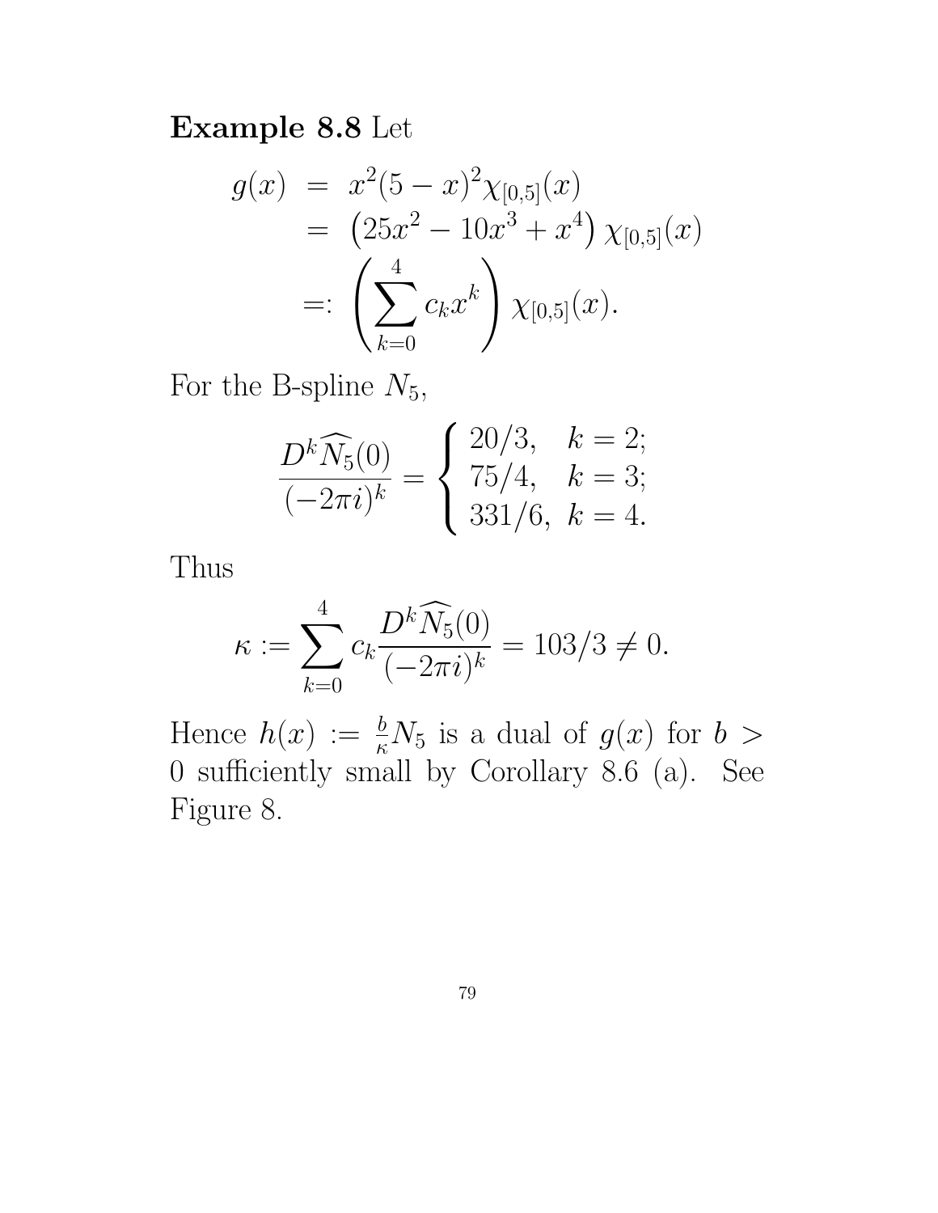**Example 8.8** Let

$$
\begin{aligned}
g(x) &= x^2(5-x)^2\chi_{[0,5]}(x) \\
&= \left(25x^2 - 10x^3 + x^4\right)\chi_{[0,5]}(x) \\
&=: \left(\sum_{k=0}^{4} c_k x^k\right)\chi_{[0,5]}(x).
\end{aligned}
$$

For the B-spline $N_5$,

$$
\frac{D^k\widehat{N_5}(0)}{(-2\pi i)^k} = \begin{cases} 20/3, & k=2; \\ 75/4, & k=3; \\ 331/6, & k=4. \end{cases}
$$

Thus

$$
\kappa := \sum_{k=0}^{4} c_k \frac{D^k\widehat{N_5}(0)}{(-2\pi i)^k} = 103/3 \neq 0.
$$

Hence $h(x) := \frac{b}{\kappa}N_5$ is a dual of $g(x)$ for $b > 0$ sufficiently small by Corollary 8.6 (a). See Figure 8.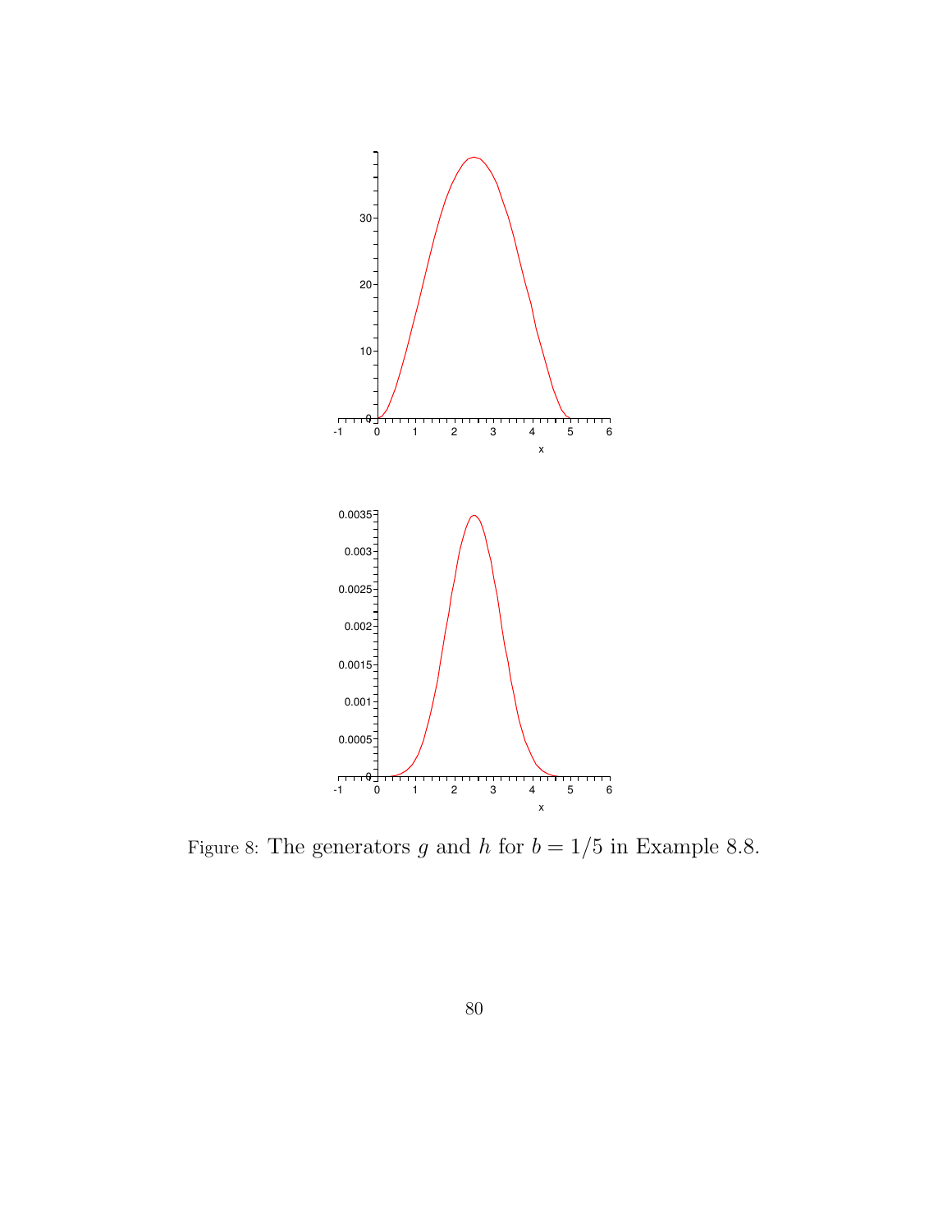Figure 8: The generators $g$ and $h$ for $b = 1/5$ in Example 8.8.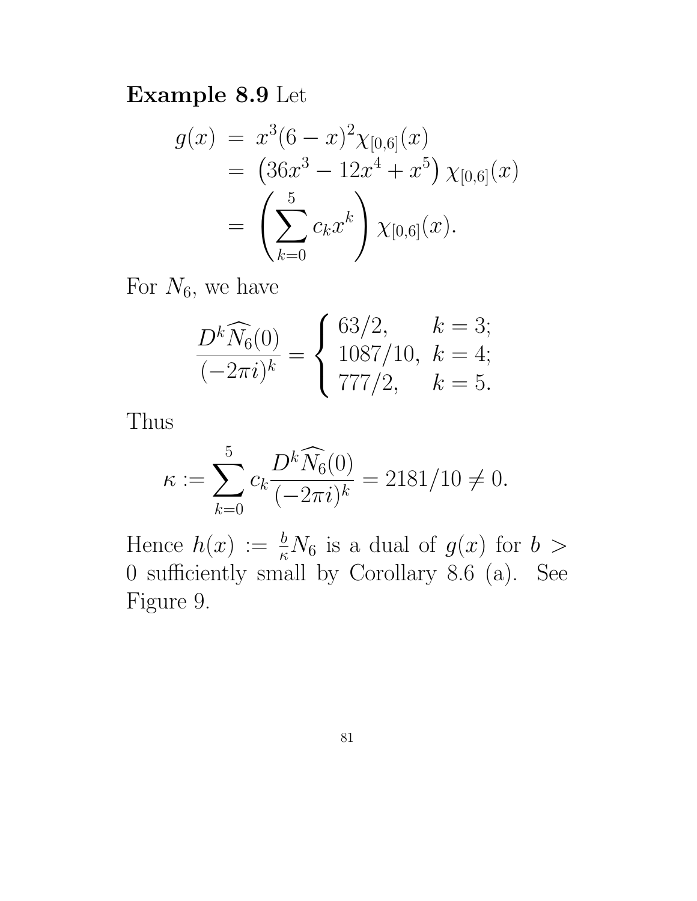**Example 8.9** Let

$$\begin{aligned} g(x) &= x^3(6-x)^2\chi_{[0,6]}(x) \\ &= \left(36x^3 - 12x^4 + x^5\right)\chi_{[0,6]}(x) \\ &= \left(\sum_{k=0}^{5} c_k x^k\right)\chi_{[0,6]}(x). \end{aligned}$$

For $N_6$, we have

$$\frac{D^k\widehat{N_6}(0)}{(-2\pi i)^k} = \begin{cases} 63/2, & k=3; \\ 1087/10, & k=4; \\ 777/2, & k=5. \end{cases}$$

Thus

$$\kappa := \sum_{k=0}^{5} c_k \frac{D^k\widehat{N_6}(0)}{(-2\pi i)^k} = 2181/10 \neq 0.$$

Hence $h(x) := \frac{b}{\kappa}N_6$ is a dual of $g(x)$ for $b > 0$ sufficiently small by Corollary 8.6 (a). See Figure 9.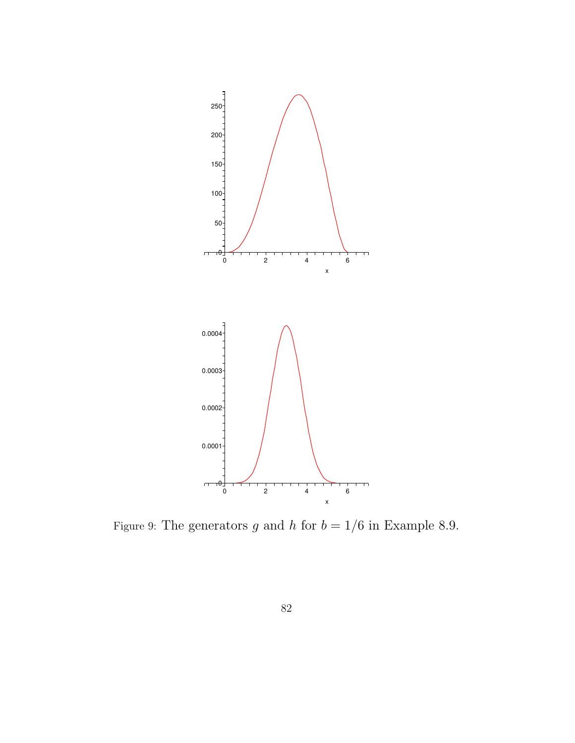Figure 9: The generators $g$ and $h$ for $b = 1/6$ in Example 8.9.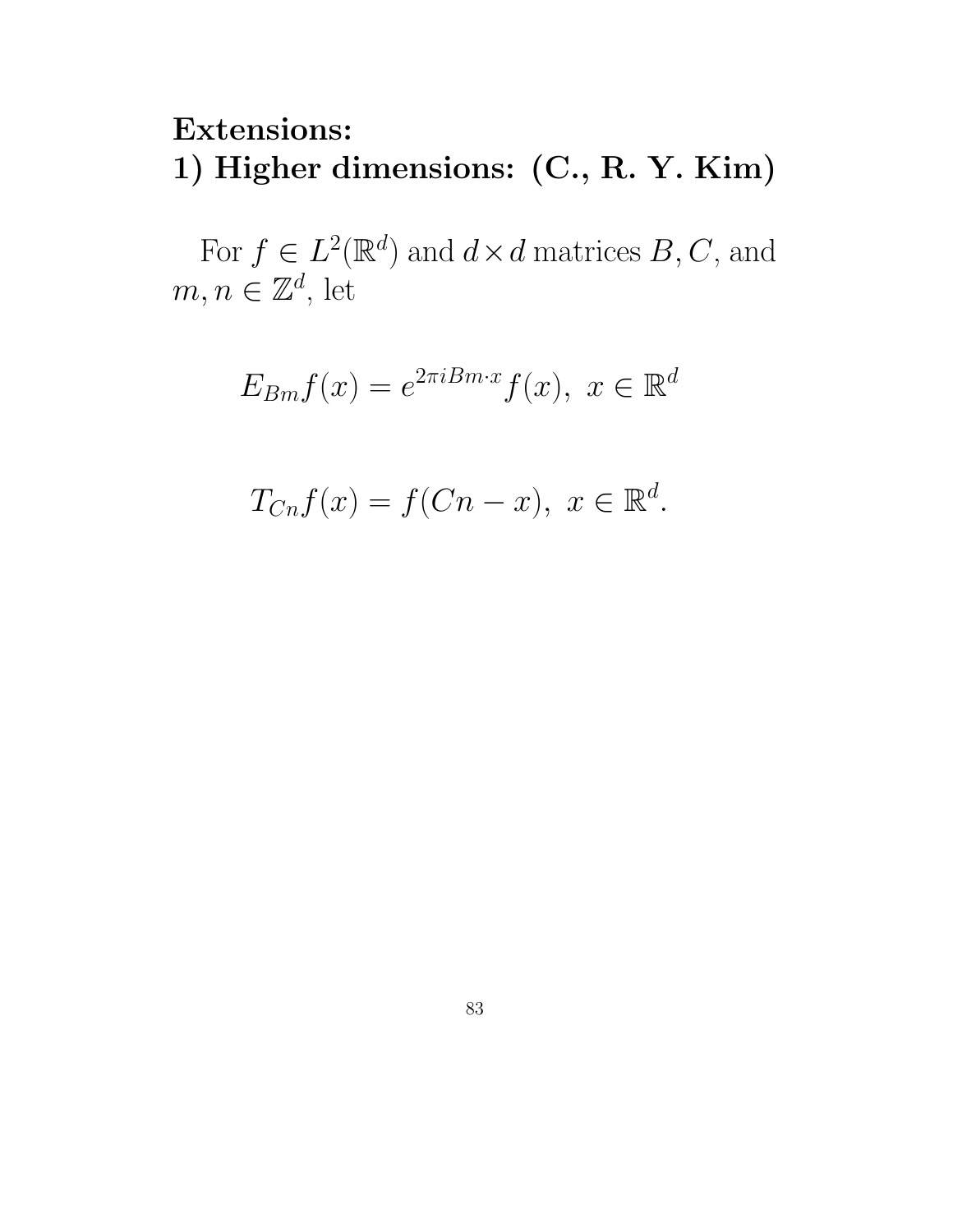# Extensions:
# 1) Higher dimensions: (C., R. Y. Kim)

For $f \in L^2(\mathbb{R}^d)$ and $d \times d$ matrices $B, C$, and $m, n \in \mathbb{Z}^d$, let

$$E_{Bm}f(x) = e^{2\pi i Bm \cdot x} f(x), \ x \in \mathbb{R}^d$$

$$T_{Cn}f(x) = f(Cn - x), \ x \in \mathbb{R}^d.$$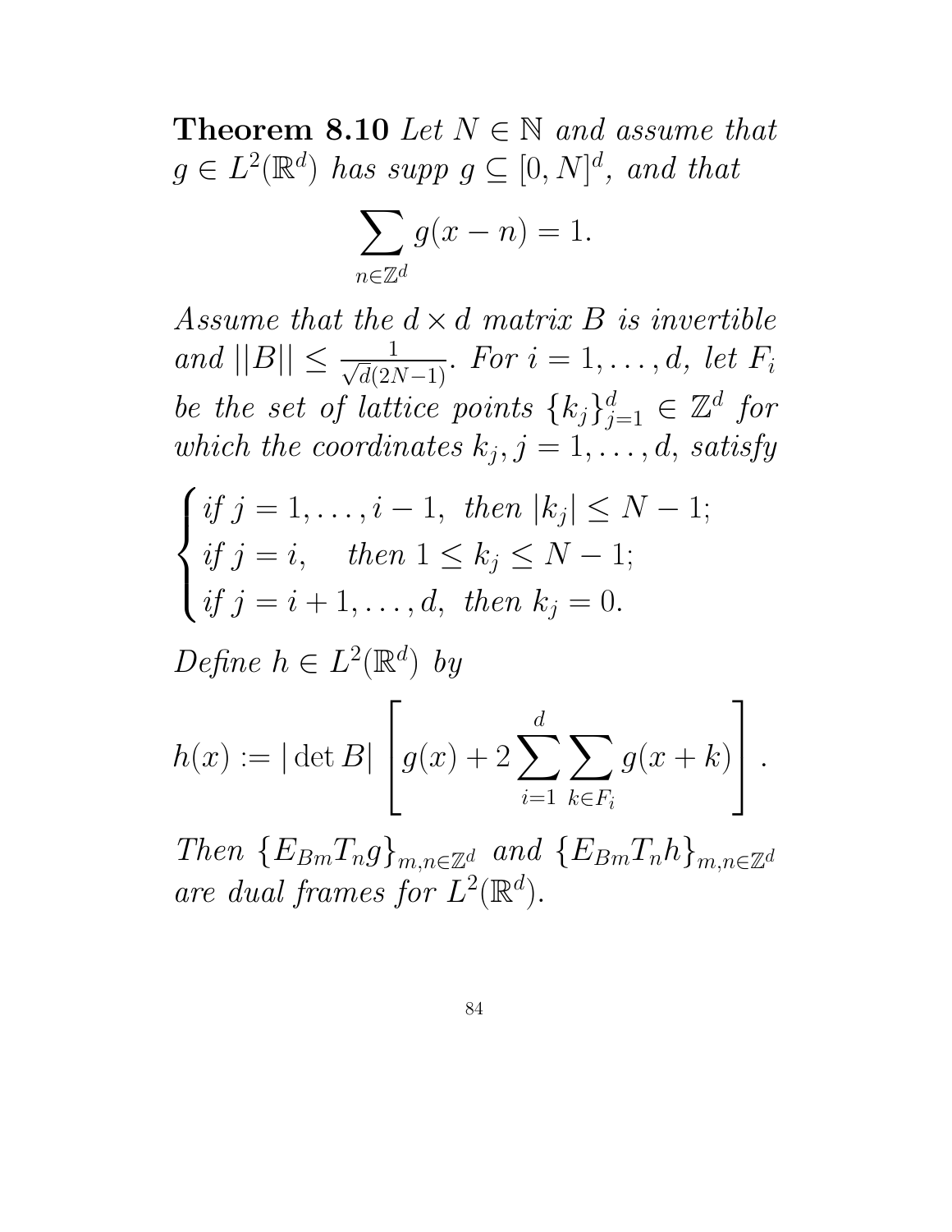**Theorem 8.10** *Let $N \in \mathbb{N}$ and assume that $g \in L^2(\mathbb{R}^d)$ has supp $g \subseteq [0, N]^d$, and that*

$$\sum_{n \in \mathbb{Z}^d} g(x - n) = 1.$$

*Assume that the $d \times d$ matrix $B$ is invertible and $||B|| \leq \frac{1}{\sqrt{d}(2N-1)}$. For $i = 1, \ldots, d$, let $F_i$ be the set of lattice points $\{k_j\}_{j=1}^d \in \mathbb{Z}^d$ for which the coordinates $k_j, j = 1, \ldots, d$, satisfy*

$$\begin{cases} \text{if } j = 1, \ldots, i-1, \ \text{ then } |k_j| \leq N - 1; \\ \text{if } j = i, \quad \text{ then } 1 \leq k_j \leq N - 1; \\ \text{if } j = i+1, \ldots, d, \ \text{ then } k_j = 0. \end{cases}$$

*Define $h \in L^2(\mathbb{R}^d)$ by*

$$h(x) := |\det B| \left[ g(x) + 2 \sum_{i=1}^{d} \sum_{k \in F_i} g(x + k) \right].$$

*Then $\{E_{Bm}T_n g\}_{m,n \in \mathbb{Z}^d}$ and $\{E_{Bm}T_n h\}_{m,n \in \mathbb{Z}^d}$ are dual frames for $L^2(\mathbb{R}^d)$.*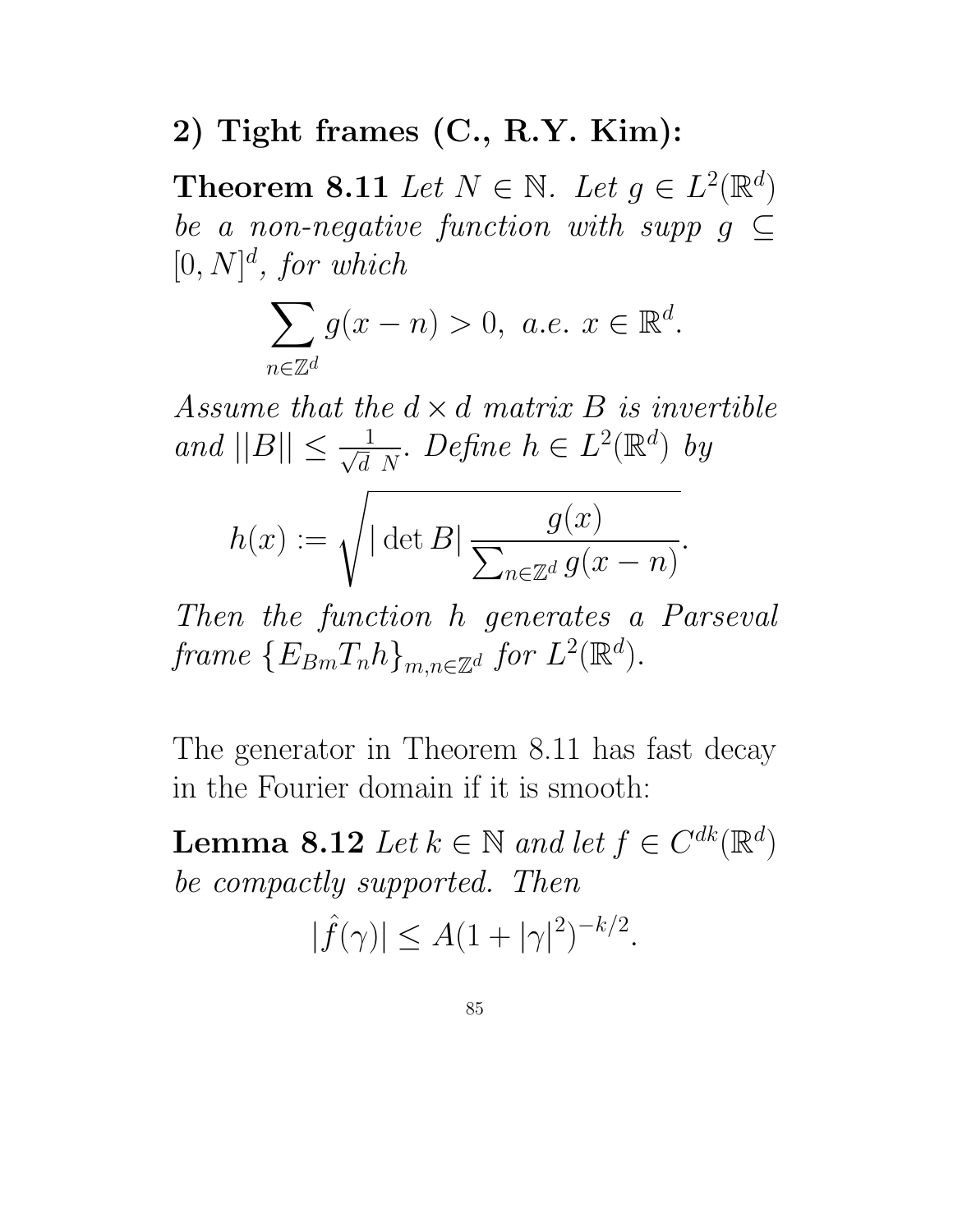**2) Tight frames (C., R.Y. Kim):**

**Theorem 8.11** *Let $N \in \mathbb{N}$. Let $g \in L^2(\mathbb{R}^d)$ be a non-negative function with supp $g \subseteq [0, N]^d$, for which*

$$\sum_{n \in \mathbb{Z}^d} g(x - n) > 0, \ a.e. \ x \in \mathbb{R}^d.$$

*Assume that the $d \times d$ matrix $B$ is invertible and $||B|| \leq \frac{1}{\sqrt{d} \ N}$. Define $h \in L^2(\mathbb{R}^d)$ by*

$$h(x) := \sqrt{|\det B| \, \frac{g(x)}{\sum_{n \in \mathbb{Z}^d} g(x - n)}}.$$

*Then the function $h$ generates a Parseval frame $\{E_{Bm} T_n h\}_{m,n \in \mathbb{Z}^d}$ for $L^2(\mathbb{R}^d)$.*

The generator in Theorem 8.11 has fast decay in the Fourier domain if it is smooth:

**Lemma 8.12** *Let $k \in \mathbb{N}$ and let $f \in C^{dk}(\mathbb{R}^d)$ be compactly supported. Then*

$$|\hat{f}(\gamma)| \leq A(1 + |\gamma|^2)^{-k/2}.$$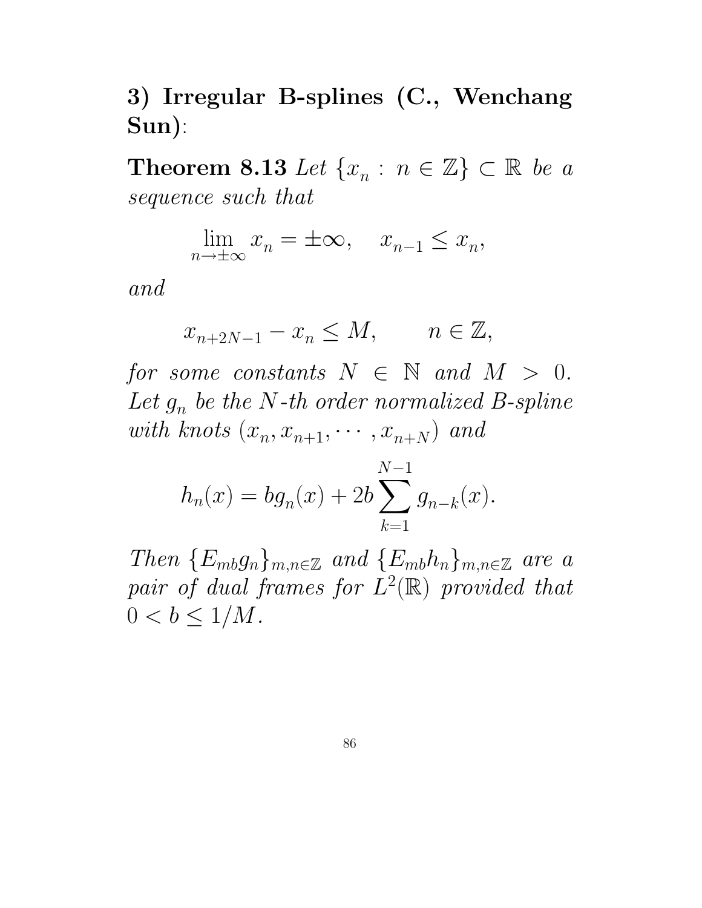**3) Irregular B-splines (C., Wenchang Sun)**:

**Theorem 8.13** *Let $\{x_n : n \in \mathbb{Z}\} \subset \mathbb{R}$ be a sequence such that*

$$\lim_{n \to \pm\infty} x_n = \pm\infty, \quad x_{n-1} \leq x_n,$$

*and*

$$x_{n+2N-1} - x_n \leq M, \qquad n \in \mathbb{Z},$$

*for some constants $N \in \mathbb{N}$ and $M > 0$. Let $g_n$ be the $N$-th order normalized B-spline with knots $(x_n, x_{n+1}, \cdots, x_{n+N})$ and*

$$h_n(x) = b g_n(x) + 2b \sum_{k=1}^{N-1} g_{n-k}(x).$$

*Then $\{E_{mb} g_n\}_{m,n \in \mathbb{Z}}$ and $\{E_{mb} h_n\}_{m,n \in \mathbb{Z}}$ are a pair of dual frames for $L^2(\mathbb{R})$ provided that $0 < b \leq 1/M$.*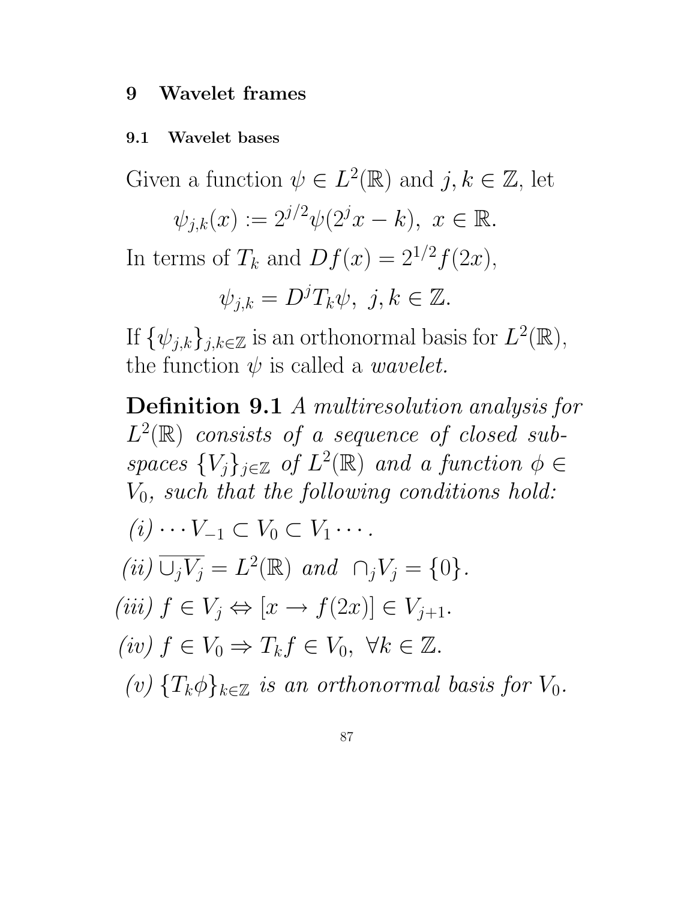# 9 Wavelet frames

## 9.1 Wavelet bases

Given a function $\psi \in L^2(\mathbb{R})$ and $j, k \in \mathbb{Z}$, let

$$\psi_{j,k}(x) := 2^{j/2}\psi(2^j x - k),\ x \in \mathbb{R}.$$

In terms of $T_k$ and $Df(x) = 2^{1/2}f(2x)$,

$$\psi_{j,k} = D^j T_k \psi,\ j, k \in \mathbb{Z}.$$

If $\{\psi_{j,k}\}_{j,k\in\mathbb{Z}}$ is an orthonormal basis for $L^2(\mathbb{R})$, the function $\psi$ is called a *wavelet.*

**Definition 9.1** *A multiresolution analysis for $L^2(\mathbb{R})$ consists of a sequence of closed subspaces $\{V_j\}_{j\in\mathbb{Z}}$ of $L^2(\mathbb{R})$ and a function $\phi \in V_0$, such that the following conditions hold:*

*(i)* $\cdots V_{-1} \subset V_0 \subset V_1 \cdots$.

*(ii)* $\overline{\cup_j V_j} = L^2(\mathbb{R})$ *and* $\cap_j V_j = \{0\}$.

*(iii)* $f \in V_j \Leftrightarrow [x \to f(2x)] \in V_{j+1}$.

*(iv)* $f \in V_0 \Rightarrow T_k f \in V_0,\ \forall k \in \mathbb{Z}$.

*(v)* $\{T_k\phi\}_{k\in\mathbb{Z}}$ *is an orthonormal basis for* $V_0$.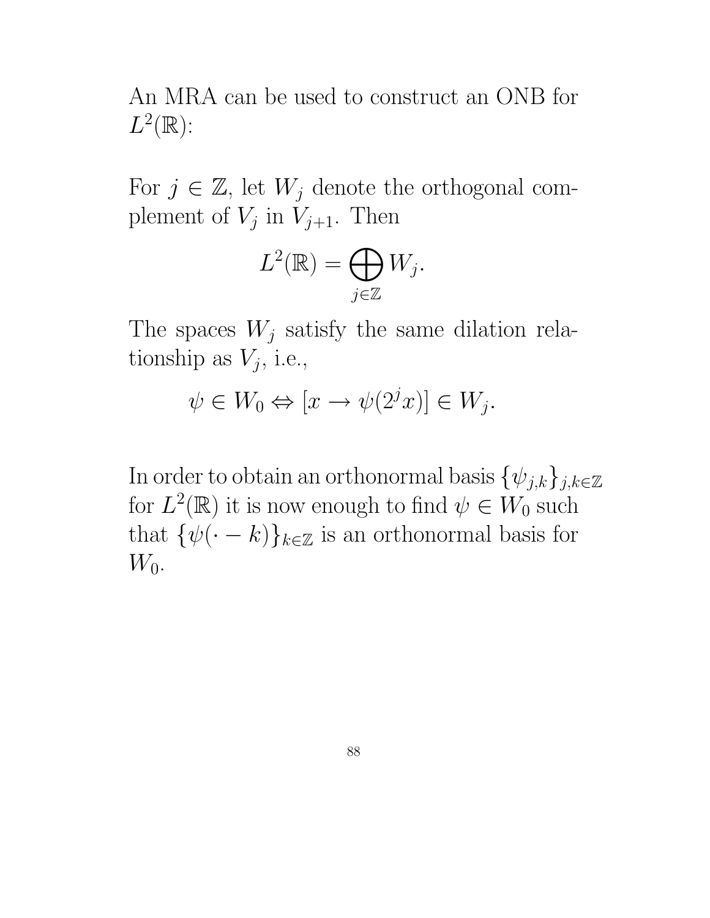An MRA can be used to construct an ONB for $L^2(\mathbb{R})$:

For $j \in \mathbb{Z}$, let $W_j$ denote the orthogonal complement of $V_j$ in $V_{j+1}$. Then

$$L^2(\mathbb{R}) = \bigoplus_{j \in \mathbb{Z}} W_j.$$

The spaces $W_j$ satisfy the same dilation relationship as $V_j$, i.e.,

$$\psi \in W_0 \Leftrightarrow [x \to \psi(2^j x)] \in W_j.$$

In order to obtain an orthonormal basis $\{\psi_{j,k}\}_{j,k \in \mathbb{Z}}$ for $L^2(\mathbb{R})$ it is now enough to find $\psi \in W_0$ such that $\{\psi(\cdot - k)\}_{k \in \mathbb{Z}}$ is an orthonormal basis for $W_0$.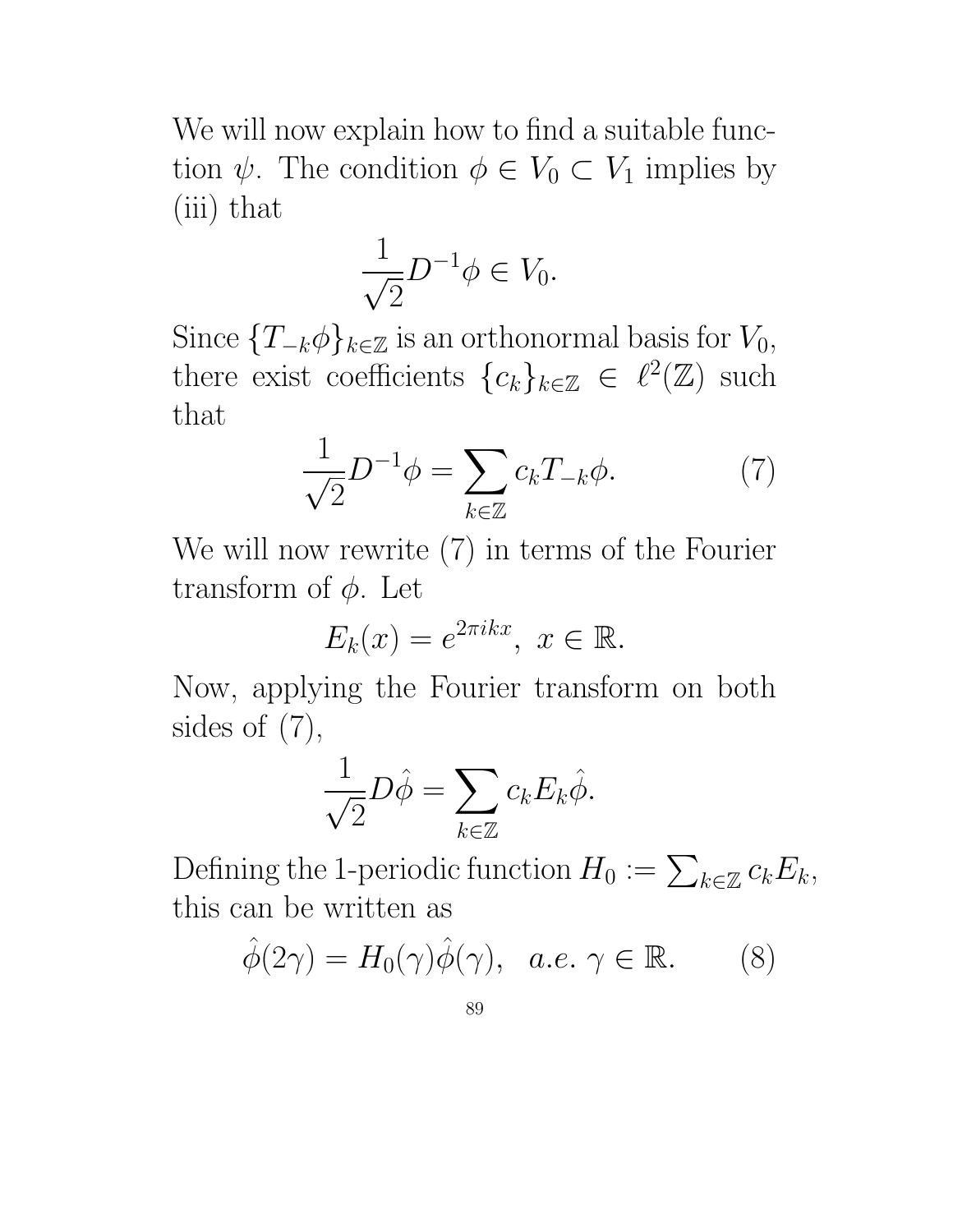We will now explain how to find a suitable function $\psi$. The condition $\phi \in V_0 \subset V_1$ implies by (iii) that

$$\frac{1}{\sqrt{2}} D^{-1}\phi \in V_0.$$

Since $\{T_{-k}\phi\}_{k\in\mathbb{Z}}$ is an orthonormal basis for $V_0$, there exist coefficients $\{c_k\}_{k\in\mathbb{Z}} \in \ell^2(\mathbb{Z})$ such that

$$\frac{1}{\sqrt{2}} D^{-1}\phi = \sum_{k\in\mathbb{Z}} c_k T_{-k}\phi. \tag{7}$$

We will now rewrite (7) in terms of the Fourier transform of $\phi$. Let

$$E_k(x) = e^{2\pi i k x}, \ x \in \mathbb{R}.$$

Now, applying the Fourier transform on both sides of (7),

$$\frac{1}{\sqrt{2}} D\hat{\phi} = \sum_{k\in\mathbb{Z}} c_k E_k \hat{\phi}.$$

Defining the 1-periodic function $H_0 := \sum_{k\in\mathbb{Z}} c_k E_k$, this can be written as

$$\hat{\phi}(2\gamma) = H_0(\gamma)\hat{\phi}(\gamma), \quad a.e.\ \gamma \in \mathbb{R}. \tag{8}$$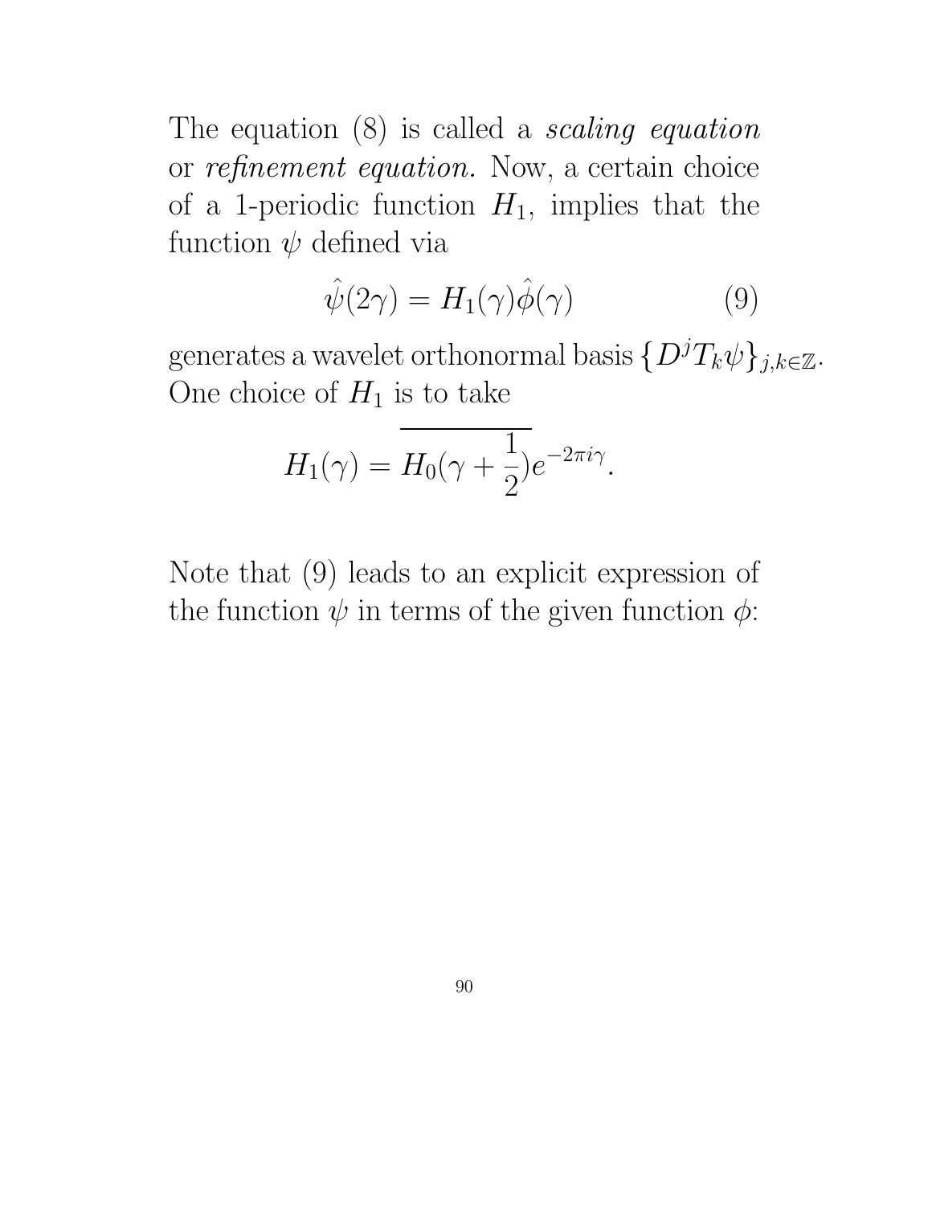The equation (8) is called a *scaling equation* or *refinement equation.* Now, a certain choice of a 1-periodic function $H_1$, implies that the function $\psi$ defined via

$$\hat{\psi}(2\gamma) = H_1(\gamma)\hat{\phi}(\gamma) \tag{9}$$

generates a wavelet orthonormal basis $\{D^j T_k \psi\}_{j,k\in\mathbb{Z}}$. One choice of $H_1$ is to take

$$H_1(\gamma) = \overline{H_0(\gamma + \frac{1}{2})}e^{-2\pi i\gamma}.$$

Note that (9) leads to an explicit expression of the function $\psi$ in terms of the given function $\phi$: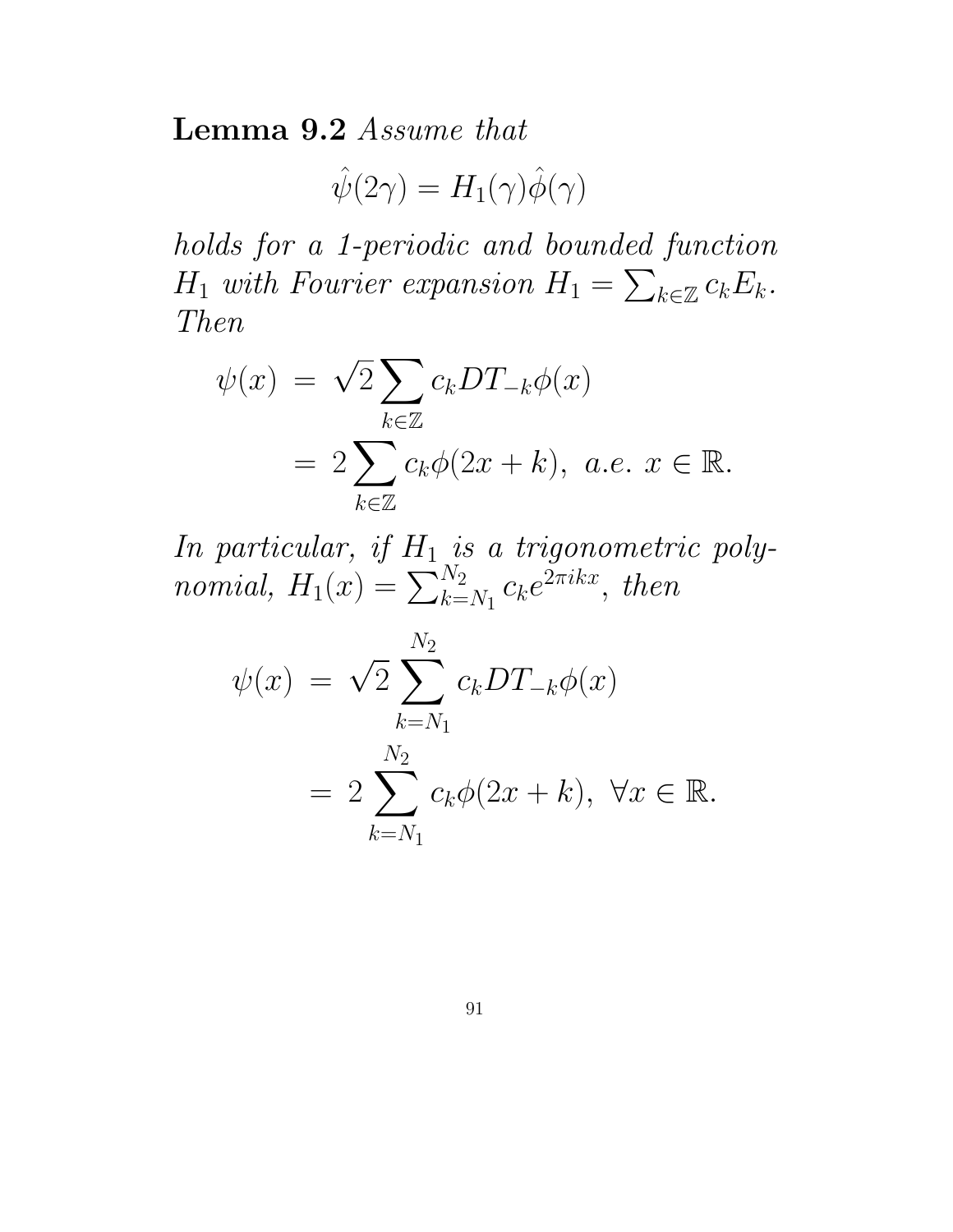**Lemma 9.2** *Assume that*

$$\hat{\psi}(2\gamma) = H_1(\gamma)\hat{\phi}(\gamma)$$

*holds for a 1-periodic and bounded function $H_1$ with Fourier expansion $H_1 = \sum_{k\in\mathbb{Z}} c_k E_k$. Then*

$$\begin{aligned}
\psi(x) \;&=\; \sqrt{2}\sum_{k\in\mathbb{Z}} c_k DT_{-k}\phi(x) \\
&=\; 2\sum_{k\in\mathbb{Z}} c_k\phi(2x+k),\ \textit{a.e. } x\in\mathbb{R}.
\end{aligned}$$

*In particular, if $H_1$ is a trigonometric polynomial, $H_1(x) = \sum_{k=N_1}^{N_2} c_k e^{2\pi ikx}$, then*

$$\begin{aligned}
\psi(x) \;&=\; \sqrt{2}\sum_{k=N_1}^{N_2} c_k DT_{-k}\phi(x) \\
&=\; 2\sum_{k=N_1}^{N_2} c_k\phi(2x+k),\ \forall x\in\mathbb{R}.
\end{aligned}$$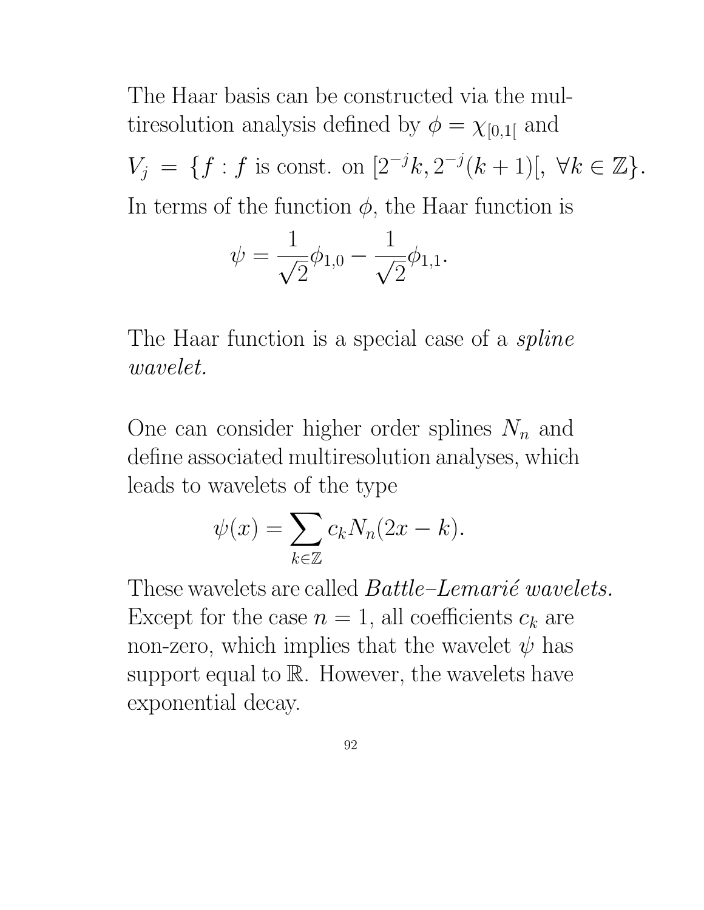The Haar basis can be constructed via the multiresolution analysis defined by $\phi = \chi_{[0,1[}$ and

$$V_j = \{f : f \text{ is const. on } [2^{-j}k, 2^{-j}(k+1)[, \ \forall k \in \mathbb{Z}\}.$$

In terms of the function $\phi$, the Haar function is

$$\psi = \frac{1}{\sqrt{2}}\phi_{1,0} - \frac{1}{\sqrt{2}}\phi_{1,1}.$$

The Haar function is a special case of a *spline wavelet.*

One can consider higher order splines $N_n$ and define associated multiresolution analyses, which leads to wavelets of the type

$$\psi(x) = \sum_{k \in \mathbb{Z}} c_k N_n(2x - k).$$

These wavelets are called *Battle–Lemarié wavelets.* Except for the case $n = 1$, all coefficients $c_k$ are non-zero, which implies that the wavelet $\psi$ has support equal to $\mathbb{R}$. However, the wavelets have exponential decay.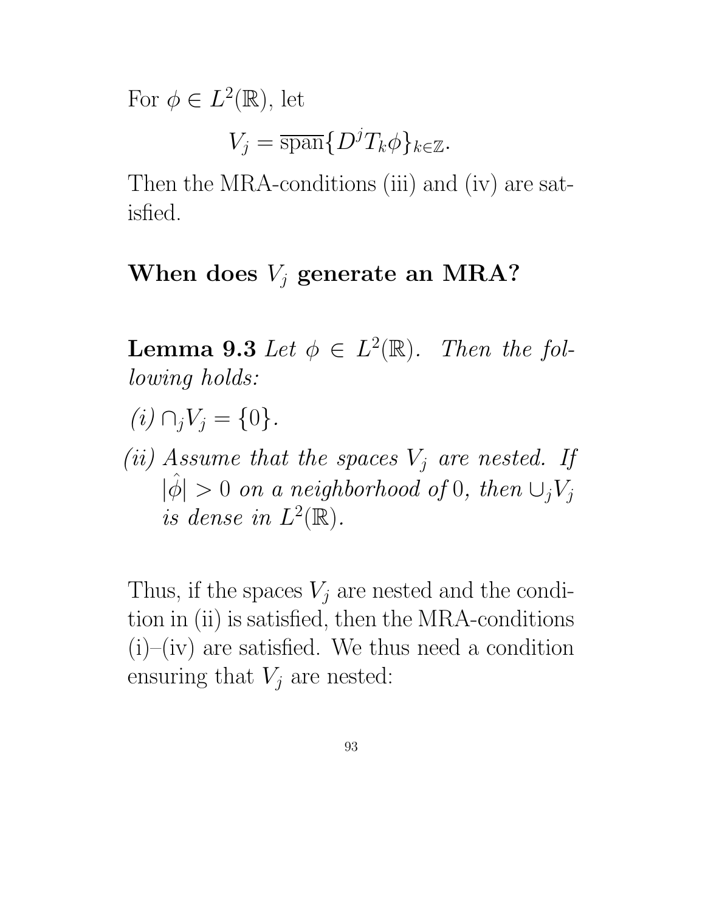For $\phi \in L^2(\mathbb{R})$, let

$$V_j = \overline{\text{span}}\{D^j T_k \phi\}_{k \in \mathbb{Z}}.$$

Then the MRA-conditions (iii) and (iv) are satisfied.

**When does $V_j$ generate an MRA?**

**Lemma 9.3** *Let $\phi \in L^2(\mathbb{R})$. Then the following holds:*

*(i) $\cap_j V_j = \{0\}$.*

*(ii) Assume that the spaces $V_j$ are nested. If $|\hat{\phi}| > 0$ on a neighborhood of $0$, then $\cup_j V_j$ is dense in $L^2(\mathbb{R})$.*

Thus, if the spaces $V_j$ are nested and the condition in (ii) is satisfied, then the MRA-conditions (i)–(iv) are satisfied. We thus need a condition ensuring that $V_j$ are nested: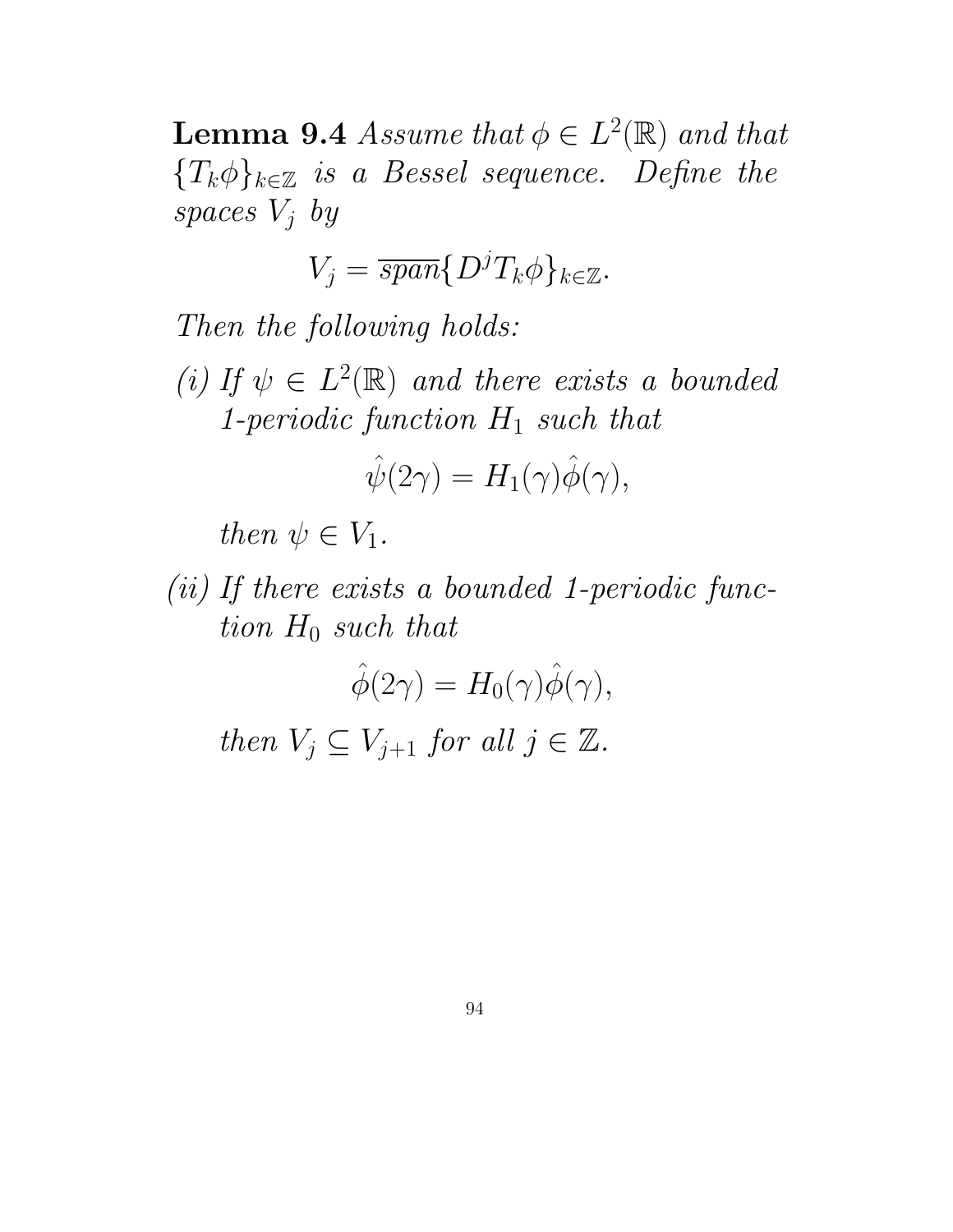**Lemma 9.4** *Assume that $\phi \in L^2(\mathbb{R})$ and that $\{T_k\phi\}_{k\in\mathbb{Z}}$ is a Bessel sequence. Define the spaces $V_j$ by*

$$V_j = \overline{span}\{D^j T_k \phi\}_{k\in\mathbb{Z}}.$$

*Then the following holds:*

*(i) If $\psi \in L^2(\mathbb{R})$ and there exists a bounded 1-periodic function $H_1$ such that*

$$\hat{\psi}(2\gamma) = H_1(\gamma)\hat{\phi}(\gamma),$$

*then $\psi \in V_1$.*

*(ii) If there exists a bounded 1-periodic function $H_0$ such that*

$$\hat{\phi}(2\gamma) = H_0(\gamma)\hat{\phi}(\gamma),$$

*then $V_j \subseteq V_{j+1}$ for all $j \in \mathbb{Z}$.*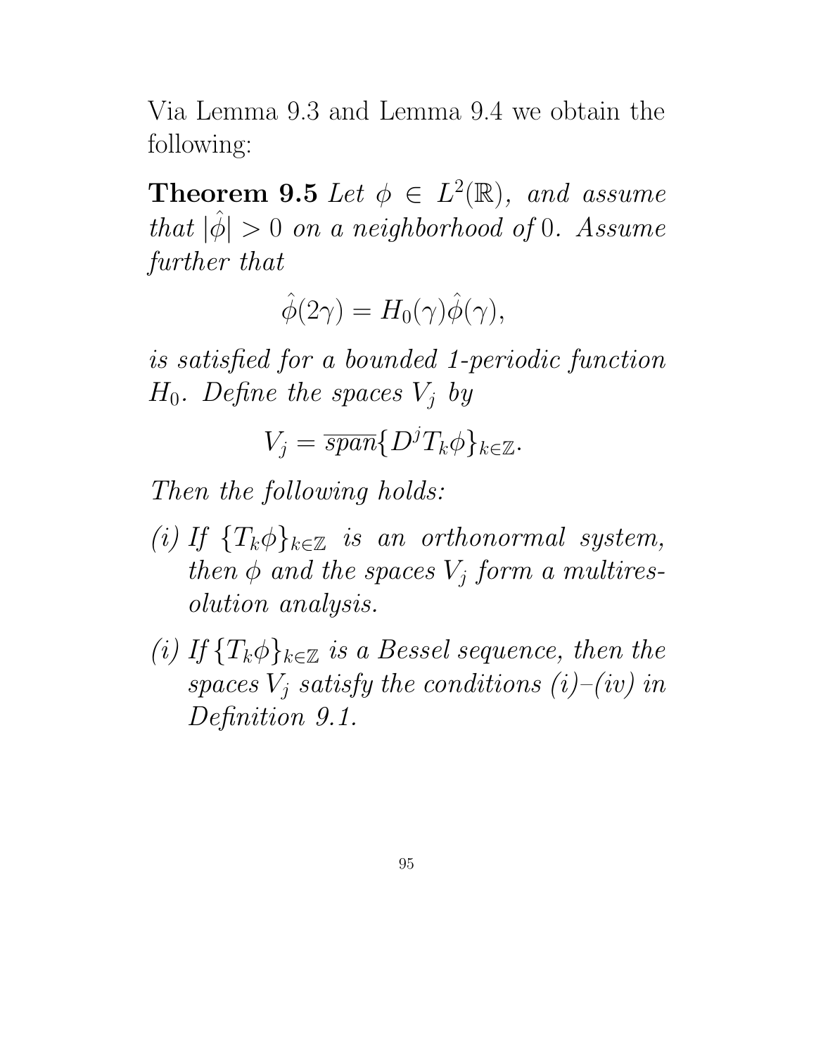Via Lemma 9.3 and Lemma 9.4 we obtain the following:

**Theorem 9.5** *Let $\phi \in L^2(\mathbb{R})$, and assume that $|\hat{\phi}| > 0$ on a neighborhood of $0$. Assume further that*

$$\hat{\phi}(2\gamma) = H_0(\gamma)\hat{\phi}(\gamma),$$

*is satisfied for a bounded 1-periodic function $H_0$. Define the spaces $V_j$ by*

$$V_j = \overline{span}\{D^j T_k \phi\}_{k \in \mathbb{Z}}.$$

*Then the following holds:*

- *(i) If $\{T_k\phi\}_{k\in\mathbb{Z}}$ is an orthonormal system, then $\phi$ and the spaces $V_j$ form a multiresolution analysis.*
- *(i) If $\{T_k\phi\}_{k\in\mathbb{Z}}$ is a Bessel sequence, then the spaces $V_j$ satisfy the conditions (i)–(iv) in Definition 9.1.*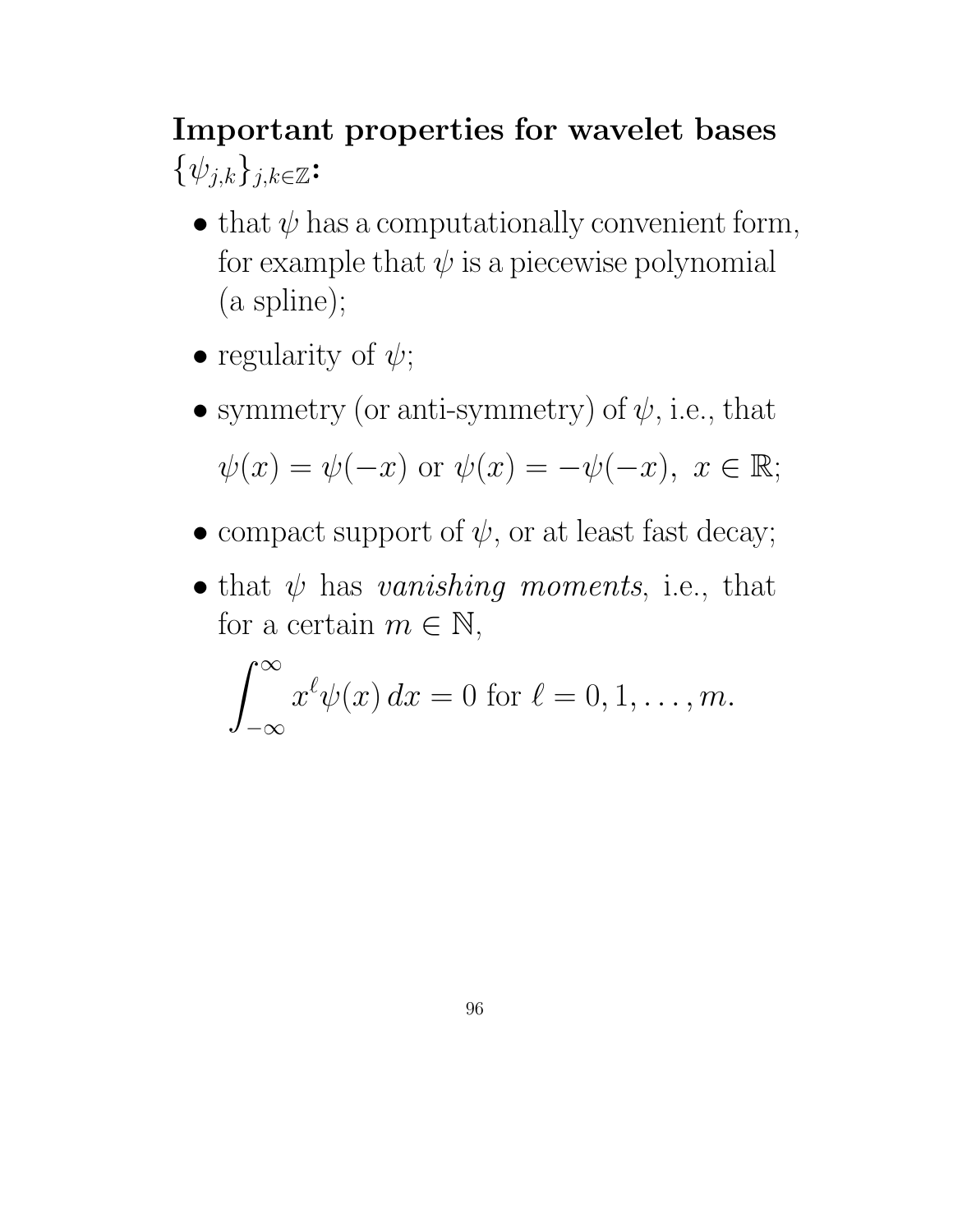**Important properties for wavelet bases $\{\psi_{j,k}\}_{j,k\in\mathbb{Z}}$:**

- that $\psi$ has a computationally convenient form, for example that $\psi$ is a piecewise polynomial (a spline);
- regularity of $\psi$;
- symmetry (or anti-symmetry) of $\psi$, i.e., that

  $$\psi(x) = \psi(-x) \text{ or } \psi(x) = -\psi(-x), \; x \in \mathbb{R};$$

- compact support of $\psi$, or at least fast decay;
- that $\psi$ has *vanishing moments*, i.e., that for a certain $m \in \mathbb{N}$,

  $$\int_{-\infty}^{\infty} x^{\ell}\psi(x)\, dx = 0 \text{ for } \ell = 0, 1, \ldots, m.$$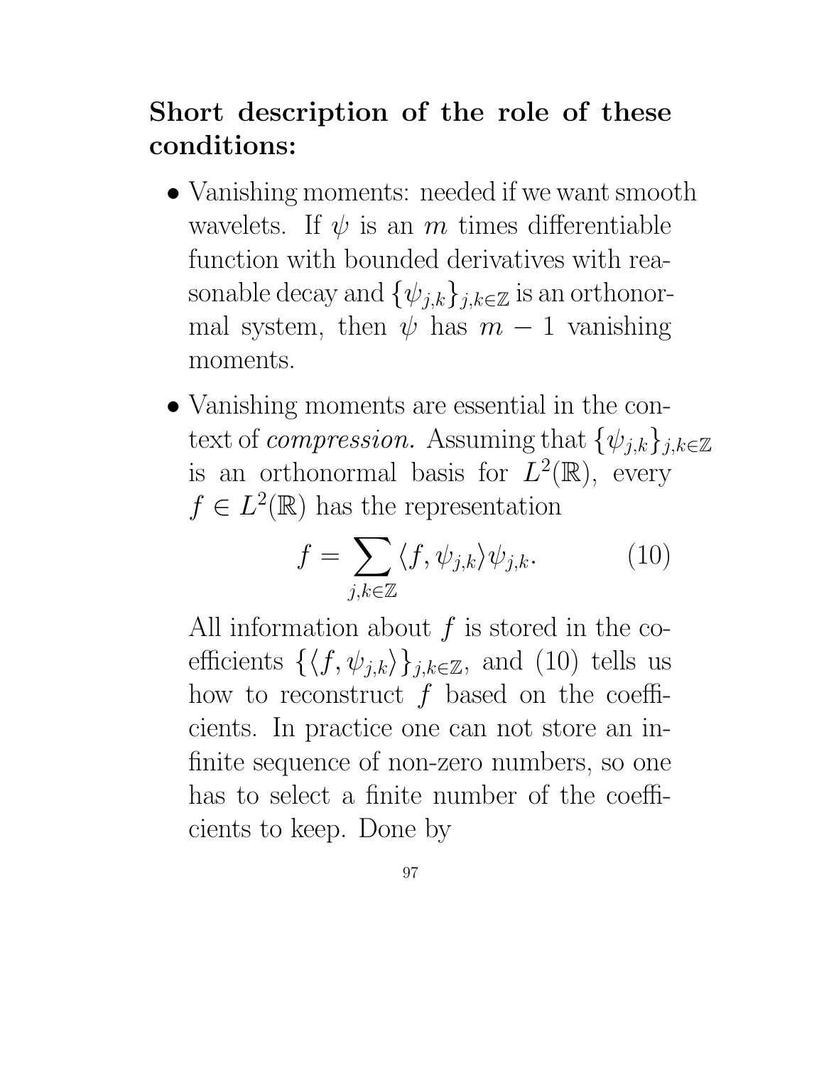**Short description of the role of these conditions:**

- Vanishing moments: needed if we want smooth wavelets. If $\psi$ is an $m$ times differentiable function with bounded derivatives with reasonable decay and $\{\psi_{j,k}\}_{j,k\in\mathbb{Z}}$ is an orthonormal system, then $\psi$ has $m-1$ vanishing moments.

- Vanishing moments are essential in the context of *compression.* Assuming that $\{\psi_{j,k}\}_{j,k\in\mathbb{Z}}$ is an orthonormal basis for $L^2(\mathbb{R})$, every $f \in L^2(\mathbb{R})$ has the representation

$$f = \sum_{j,k\in\mathbb{Z}} \langle f, \psi_{j,k}\rangle \psi_{j,k}. \tag{10}$$

  All information about $f$ is stored in the coefficients $\{\langle f, \psi_{j,k}\rangle\}_{j,k\in\mathbb{Z}}$, and (10) tells us how to reconstruct $f$ based on the coefficients. In practice one can not store an infinite sequence of non-zero numbers, so one has to select a finite number of the coefficients to keep. Done by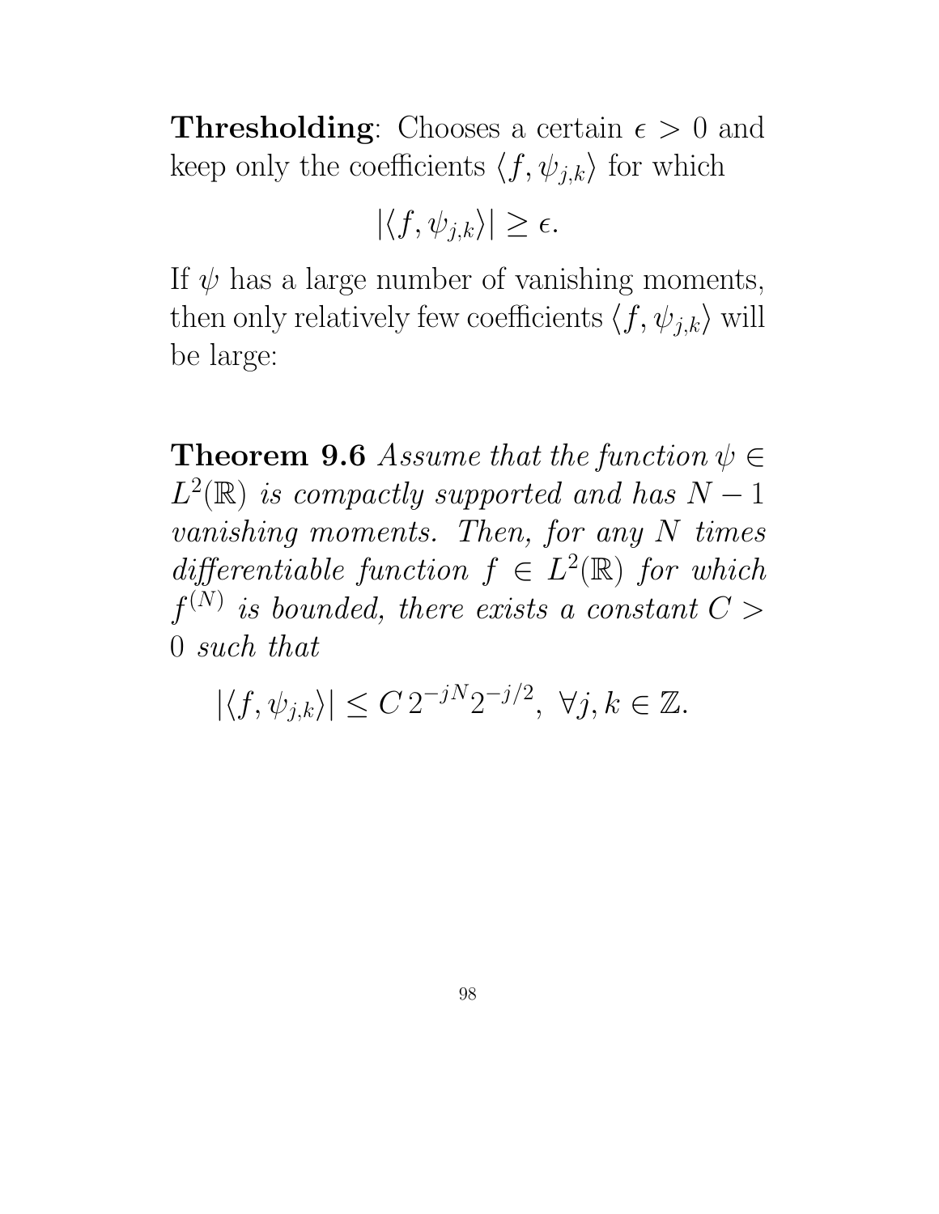**Thresholding**: Chooses a certain $\epsilon > 0$ and keep only the coefficients $\langle f, \psi_{j,k} \rangle$ for which

$$|\langle f, \psi_{j,k} \rangle| \geq \epsilon.$$

If $\psi$ has a large number of vanishing moments, then only relatively few coefficients $\langle f, \psi_{j,k} \rangle$ will be large:

**Theorem 9.6** *Assume that the function $\psi \in L^2(\mathbb{R})$ is compactly supported and has $N - 1$ vanishing moments. Then, for any $N$ times differentiable function $f \in L^2(\mathbb{R})$ for which $f^{(N)}$ is bounded, there exists a constant $C > 0$ such that*

$$|\langle f, \psi_{j,k} \rangle| \leq C \, 2^{-jN} 2^{-j/2}, \ \forall j, k \in \mathbb{Z}.$$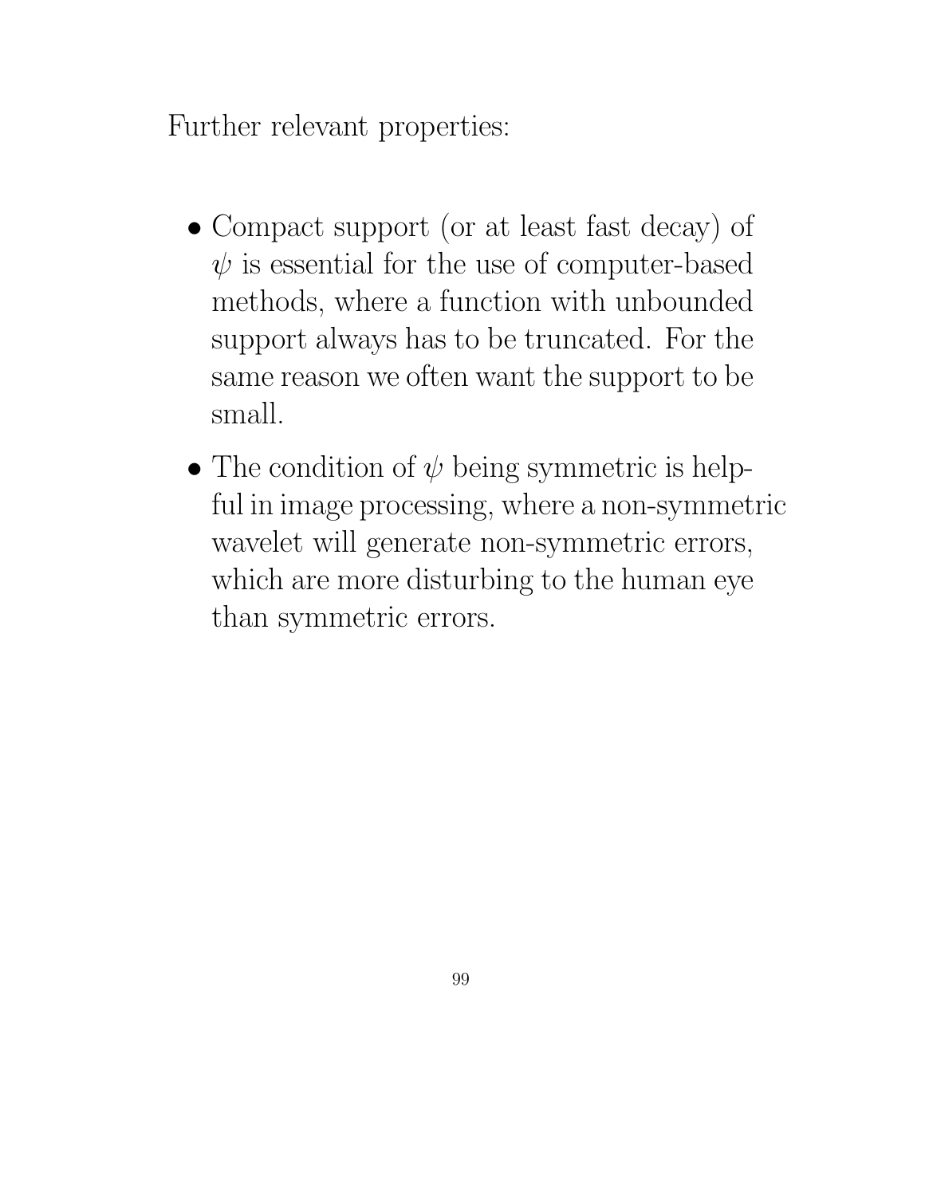Further relevant properties:

- Compact support (or at least fast decay) of $\psi$ is essential for the use of computer-based methods, where a function with unbounded support always has to be truncated. For the same reason we often want the support to be small.
- The condition of $\psi$ being symmetric is helpful in image processing, where a non-symmetric wavelet will generate non-symmetric errors, which are more disturbing to the human eye than symmetric errors.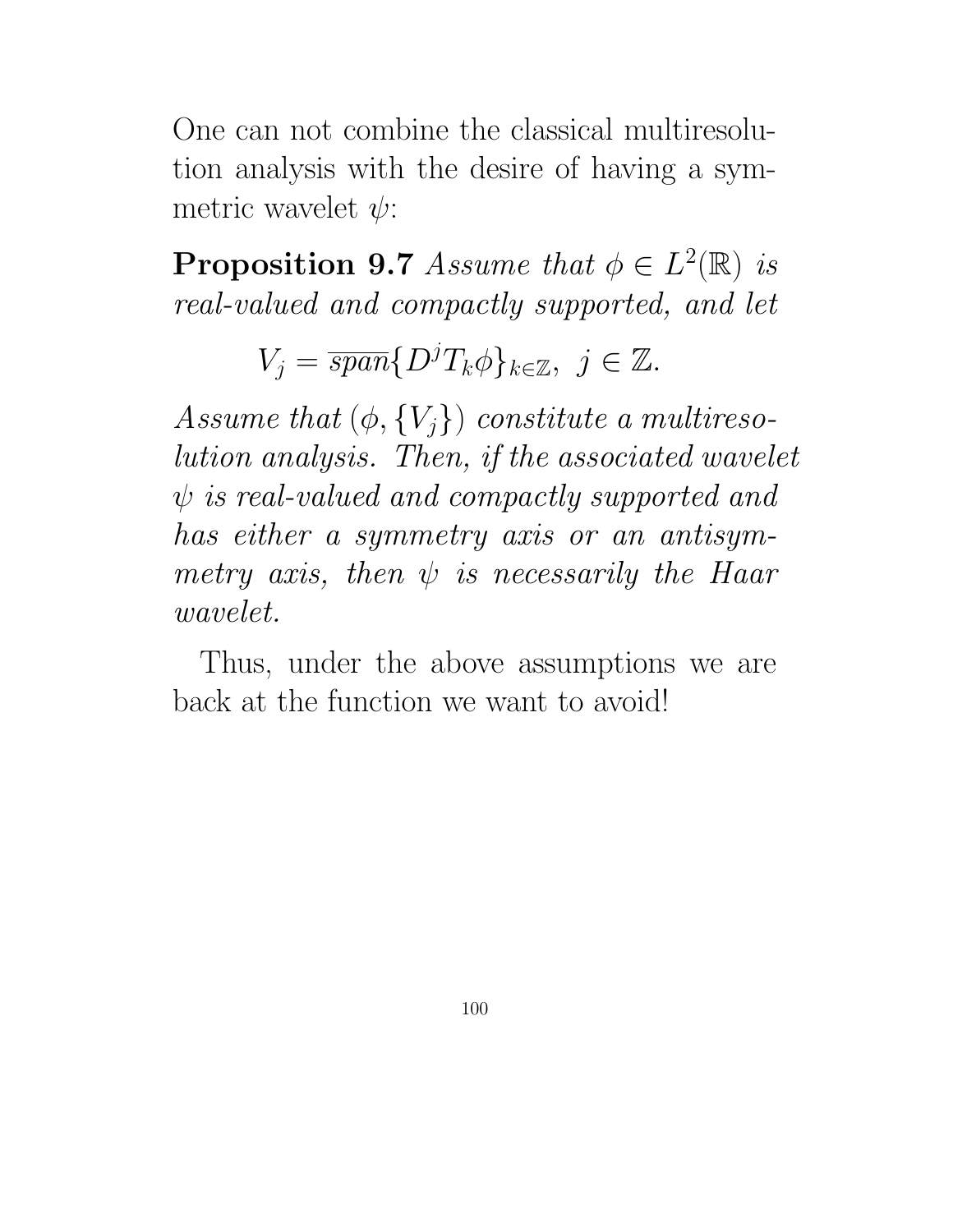One can not combine the classical multiresolution analysis with the desire of having a symmetric wavelet $\psi$:

**Proposition 9.7** *Assume that $\phi \in L^2(\mathbb{R})$ is real-valued and compactly supported, and let*

$$V_j = \overline{span}\{D^j T_k \phi\}_{k \in \mathbb{Z}}, \ j \in \mathbb{Z}.$$

*Assume that $(\phi, \{V_j\})$ constitute a multiresolution analysis. Then, if the associated wavelet $\psi$ is real-valued and compactly supported and has either a symmetry axis or an antisymmetry axis, then $\psi$ is necessarily the Haar wavelet.*

Thus, under the above assumptions we are back at the function we want to avoid!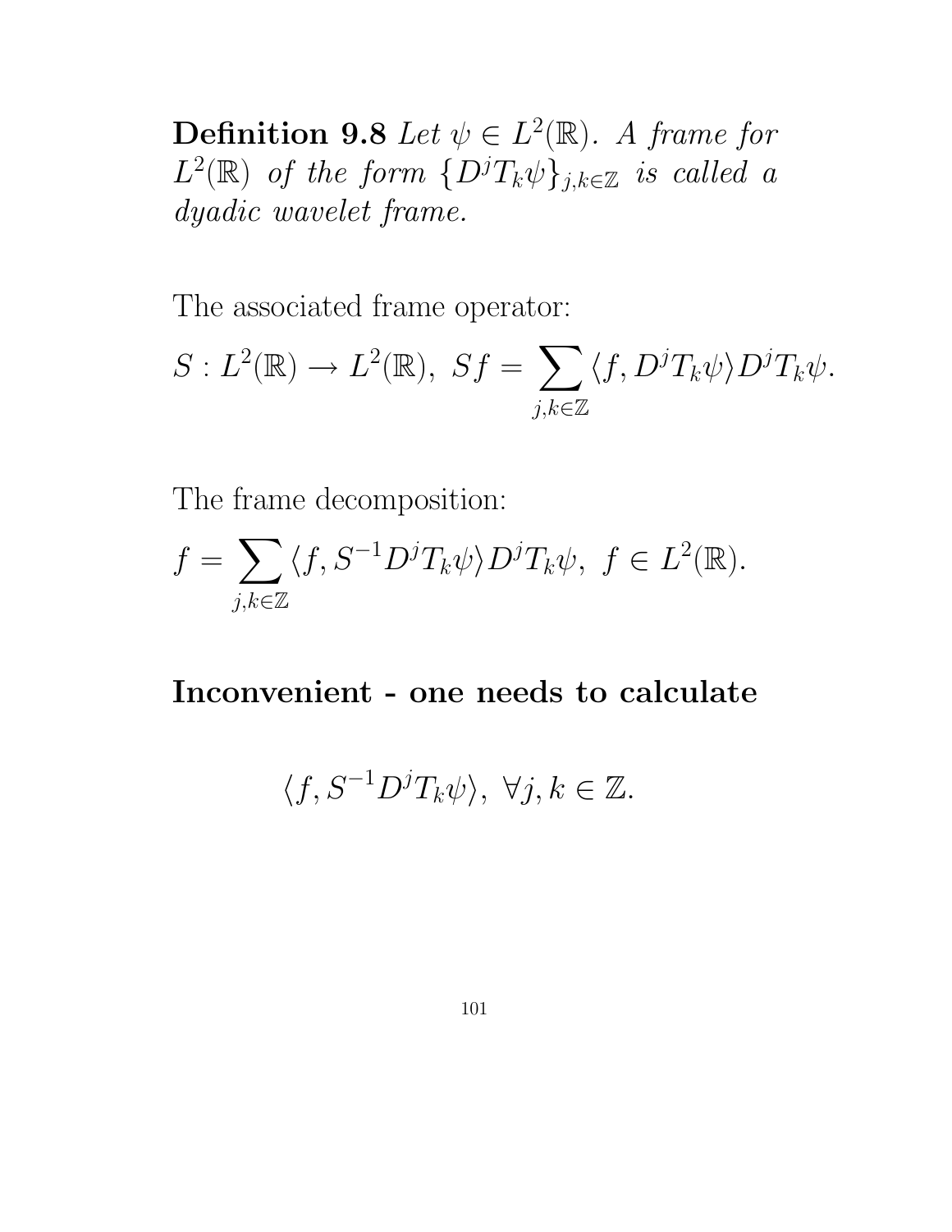**Definition 9.8** *Let $\psi \in L^2(\mathbb{R})$. A frame for $L^2(\mathbb{R})$ of the form $\{D^j T_k \psi\}_{j,k\in\mathbb{Z}}$ is called a dyadic wavelet frame.*

The associated frame operator:

$$S : L^2(\mathbb{R}) \to L^2(\mathbb{R}),\ Sf = \sum_{j,k\in\mathbb{Z}} \langle f, D^j T_k \psi \rangle D^j T_k \psi.$$

The frame decomposition:

$$f = \sum_{j,k\in\mathbb{Z}} \langle f, S^{-1} D^j T_k \psi \rangle D^j T_k \psi,\ f \in L^2(\mathbb{R}).$$

**Inconvenient - one needs to calculate**

$$\langle f, S^{-1} D^j T_k \psi \rangle,\ \forall j, k \in \mathbb{Z}.$$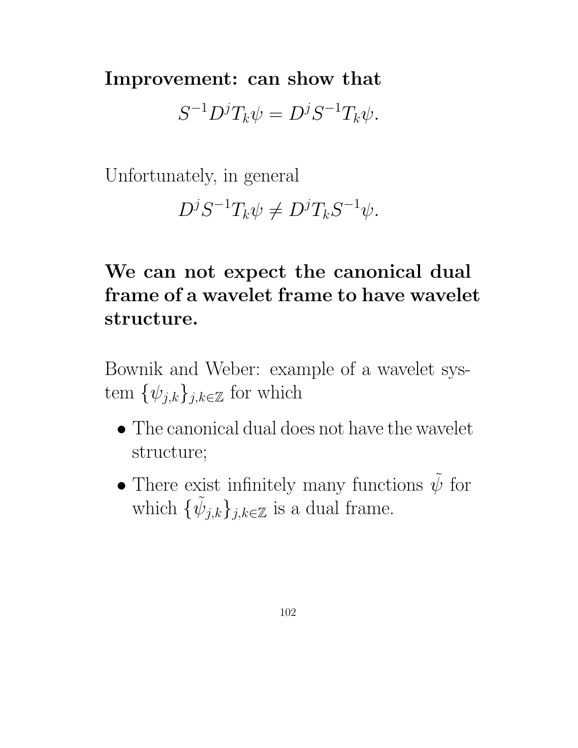**Improvement: can show that**

$$S^{-1}D^jT_k\psi = D^jS^{-1}T_k\psi.$$

Unfortunately, in general

$$D^jS^{-1}T_k\psi \neq D^jT_kS^{-1}\psi.$$

**We can not expect the canonical dual frame of a wavelet frame to have wavelet structure.**

Bownik and Weber: example of a wavelet system $\{\psi_{j,k}\}_{j,k\in\mathbb{Z}}$ for which

- The canonical dual does not have the wavelet structure;
- There exist infinitely many functions $\tilde{\psi}$ for which $\{\tilde{\psi}_{j,k}\}_{j,k\in\mathbb{Z}}$ is a dual frame.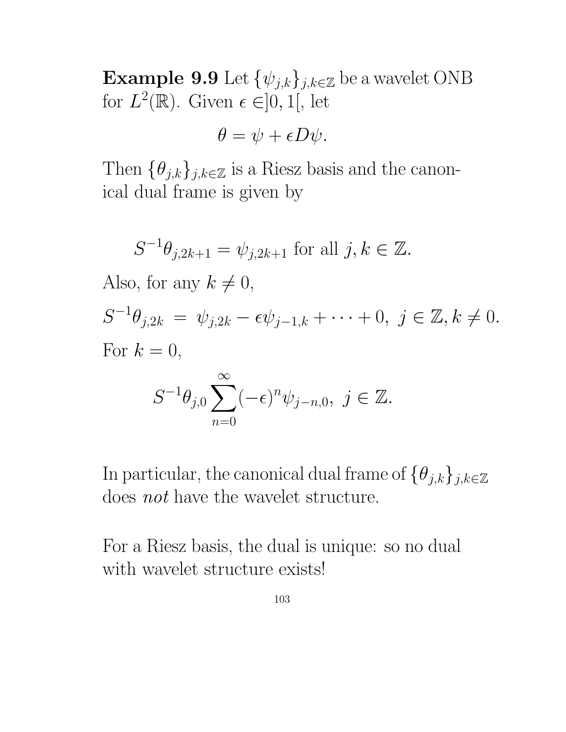**Example 9.9** Let $\{\psi_{j,k}\}_{j,k\in\mathbb{Z}}$ be a wavelet ONB for $L^2(\mathbb{R})$. Given $\epsilon \in ]0,1[$, let

$$\theta = \psi + \epsilon D\psi.$$

Then $\{\theta_{j,k}\}_{j,k\in\mathbb{Z}}$ is a Riesz basis and the canonical dual frame is given by

$$S^{-1}\theta_{j,2k+1} = \psi_{j,2k+1} \text{ for all } j,k \in \mathbb{Z}.$$

Also, for any $k \neq 0$,

$$S^{-1}\theta_{j,2k} \ = \ \psi_{j,2k} - \epsilon\psi_{j-1,k} + \cdots + 0, \ j \in \mathbb{Z}, k \neq 0.$$

For $k = 0$,

$$S^{-1}\theta_{j,0} \sum_{n=0}^{\infty} (-\epsilon)^n \psi_{j-n,0}, \ j \in \mathbb{Z}.$$

In particular, the canonical dual frame of $\{\theta_{j,k}\}_{j,k\in\mathbb{Z}}$ does *not* have the wavelet structure.

For a Riesz basis, the dual is unique: so no dual with wavelet structure exists!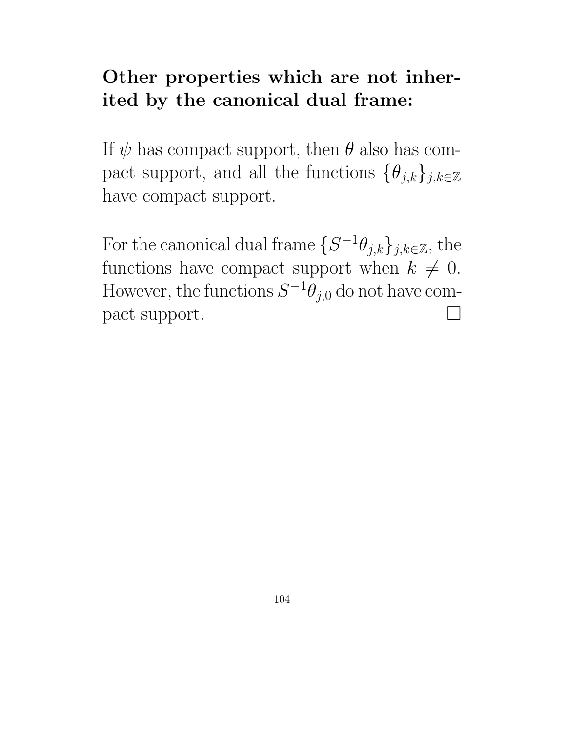**Other properties which are not inherited by the canonical dual frame:**

If $\psi$ has compact support, then $\theta$ also has compact support, and all the functions $\{\theta_{j,k}\}_{j,k\in\mathbb{Z}}$ have compact support.

For the canonical dual frame $\{S^{-1}\theta_{j,k}\}_{j,k\in\mathbb{Z}}$, the functions have compact support when $k \neq 0$. However, the functions $S^{-1}\theta_{j,0}$ do not have compact support. $\square$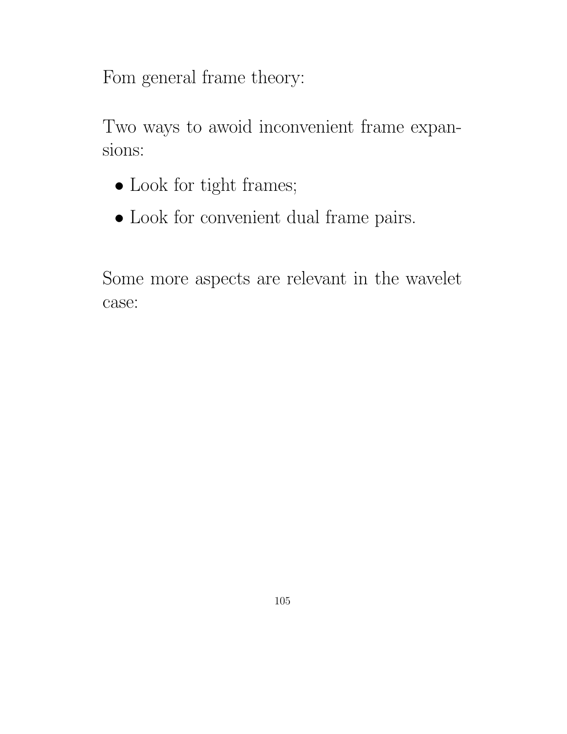Fom general frame theory:

Two ways to awoid inconvenient frame expansions:

- Look for tight frames;
- Look for convenient dual frame pairs.

Some more aspects are relevant in the wavelet case: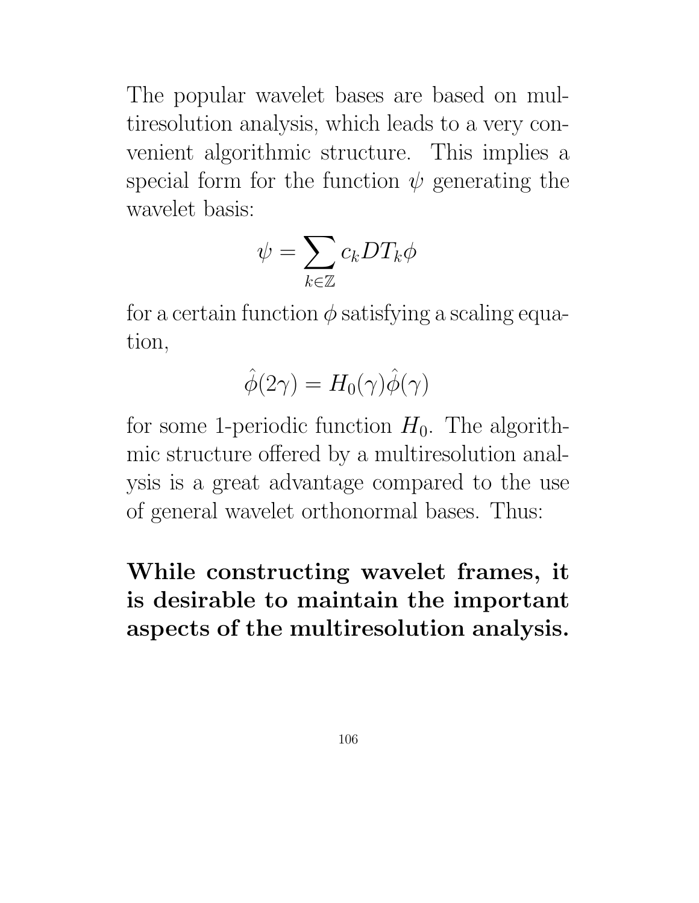The popular wavelet bases are based on multiresolution analysis, which leads to a very convenient algorithmic structure. This implies a special form for the function $\psi$ generating the wavelet basis:

$$\psi = \sum_{k \in \mathbb{Z}} c_k D T_k \phi$$

for a certain function $\phi$ satisfying a scaling equation,

$$\hat{\phi}(2\gamma) = H_0(\gamma)\hat{\phi}(\gamma)$$

for some 1-periodic function $H_0$. The algorithmic structure offered by a multiresolution analysis is a great advantage compared to the use of general wavelet orthonormal bases. Thus:

**While constructing wavelet frames, it is desirable to maintain the important aspects of the multiresolution analysis.**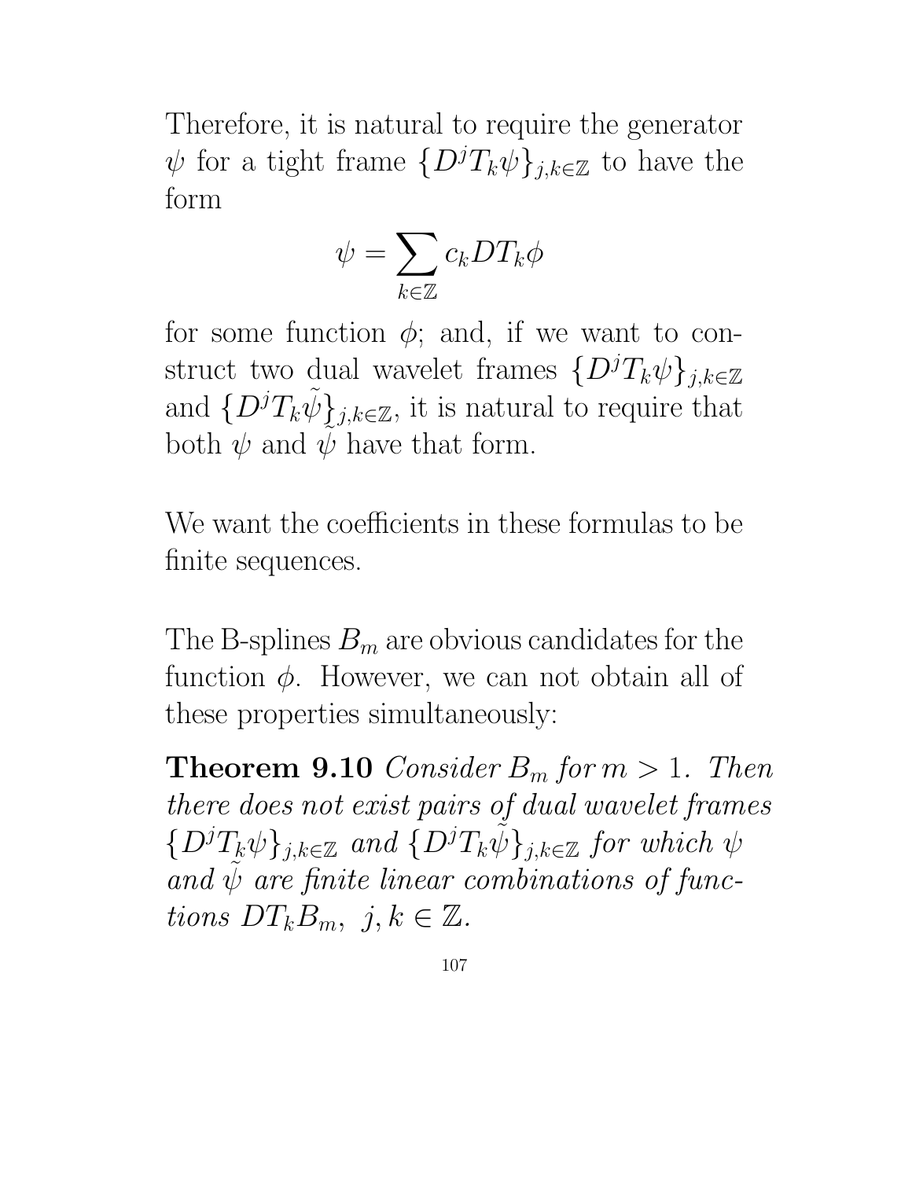Therefore, it is natural to require the generator $\psi$ for a tight frame $\{D^j T_k \psi\}_{j,k \in \mathbb{Z}}$ to have the form

$$\psi = \sum_{k \in \mathbb{Z}} c_k D T_k \phi$$

for some function $\phi$; and, if we want to construct two dual wavelet frames $\{D^j T_k \psi\}_{j,k \in \mathbb{Z}}$ and $\{D^j T_k \tilde{\psi}\}_{j,k \in \mathbb{Z}}$, it is natural to require that both $\psi$ and $\tilde{\psi}$ have that form.

We want the coefficients in these formulas to be finite sequences.

The B-splines $B_m$ are obvious candidates for the function $\phi$. However, we can not obtain all of these properties simultaneously:

**Theorem 9.10** *Consider $B_m$ for $m > 1$. Then there does not exist pairs of dual wavelet frames $\{D^j T_k \psi\}_{j,k \in \mathbb{Z}}$ and $\{D^j T_k \tilde{\psi}\}_{j,k \in \mathbb{Z}}$ for which $\psi$ and $\tilde{\psi}$ are finite linear combinations of functions $D T_k B_m, \ j, k \in \mathbb{Z}$.*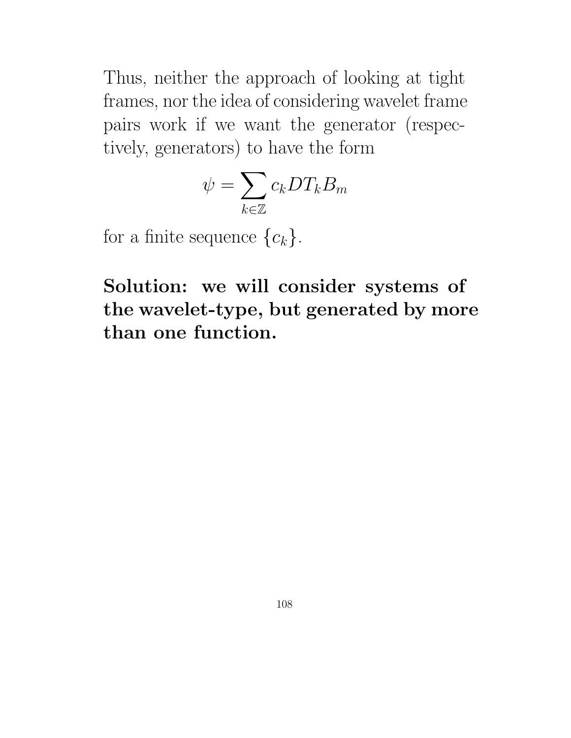Thus, neither the approach of looking at tight frames, nor the idea of considering wavelet frame pairs work if we want the generator (respectively, generators) to have the form

$$\psi = \sum_{k \in \mathbb{Z}} c_k D T_k B_m$$

for a finite sequence $\{c_k\}$.

**Solution: we will consider systems of the wavelet-type, but generated by more than one function.**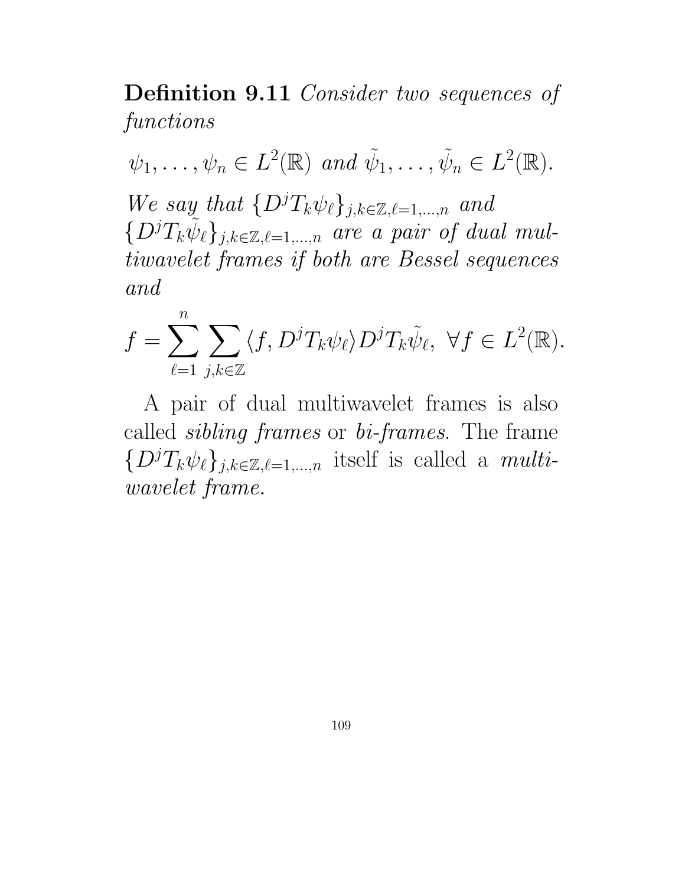**Definition 9.11** *Consider two sequences of functions*

$$\psi_1, \ldots, \psi_n \in L^2(\mathbb{R}) \text{ and } \tilde{\psi}_1, \ldots, \tilde{\psi}_n \in L^2(\mathbb{R}).$$

*We say that* $\{D^j T_k \psi_\ell\}_{j,k \in \mathbb{Z}, \ell=1,\ldots,n}$ *and* $\{D^j T_k \tilde{\psi}_\ell\}_{j,k \in \mathbb{Z}, \ell=1,\ldots,n}$ *are a pair of dual multiwavelet frames if both are Bessel sequences and*

$$f = \sum_{\ell=1}^{n} \sum_{j,k \in \mathbb{Z}} \langle f, D^j T_k \psi_\ell \rangle D^j T_k \tilde{\psi}_\ell, \ \forall f \in L^2(\mathbb{R}).$$

A pair of dual multiwavelet frames is also called *sibling frames* or *bi-frames*. The frame $\{D^j T_k \psi_\ell\}_{j,k \in \mathbb{Z}, \ell=1,\ldots,n}$ itself is called a *multiwavelet frame.*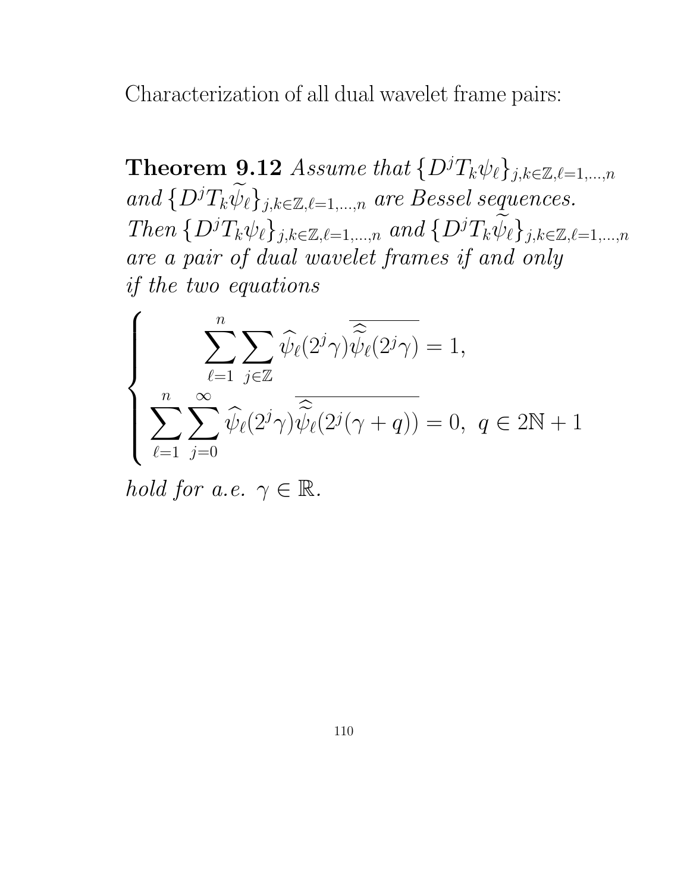Characterization of all dual wavelet frame pairs:

**Theorem 9.12** *Assume that* $\{D^jT_k\psi_\ell\}_{j,k\in\mathbb{Z},\ell=1,\dots,n}$ *and* $\{D^jT_k\widetilde{\psi}_\ell\}_{j,k\in\mathbb{Z},\ell=1,\dots,n}$ *are Bessel sequences. Then* $\{D^jT_k\psi_\ell\}_{j,k\in\mathbb{Z},\ell=1,\dots,n}$ *and* $\{D^jT_k\widetilde{\psi}_\ell\}_{j,k\in\mathbb{Z},\ell=1,\dots,n}$ *are a pair of dual wavelet frames if and only if the two equations*

$$
\begin{cases}
\displaystyle\sum_{\ell=1}^{n}\sum_{j\in\mathbb{Z}} \widehat{\psi}_\ell(2^j\gamma)\overline{\widehat{\widetilde{\psi}}_\ell(2^j\gamma)} = 1, \\
\displaystyle\sum_{\ell=1}^{n}\sum_{j=0}^{\infty} \widehat{\psi}_\ell(2^j\gamma)\overline{\widehat{\widetilde{\psi}}_\ell(2^j(\gamma+q))} = 0, \ \ q\in 2\mathbb{N}+1
\end{cases}
$$

*hold for a.e.* $\gamma\in\mathbb{R}$.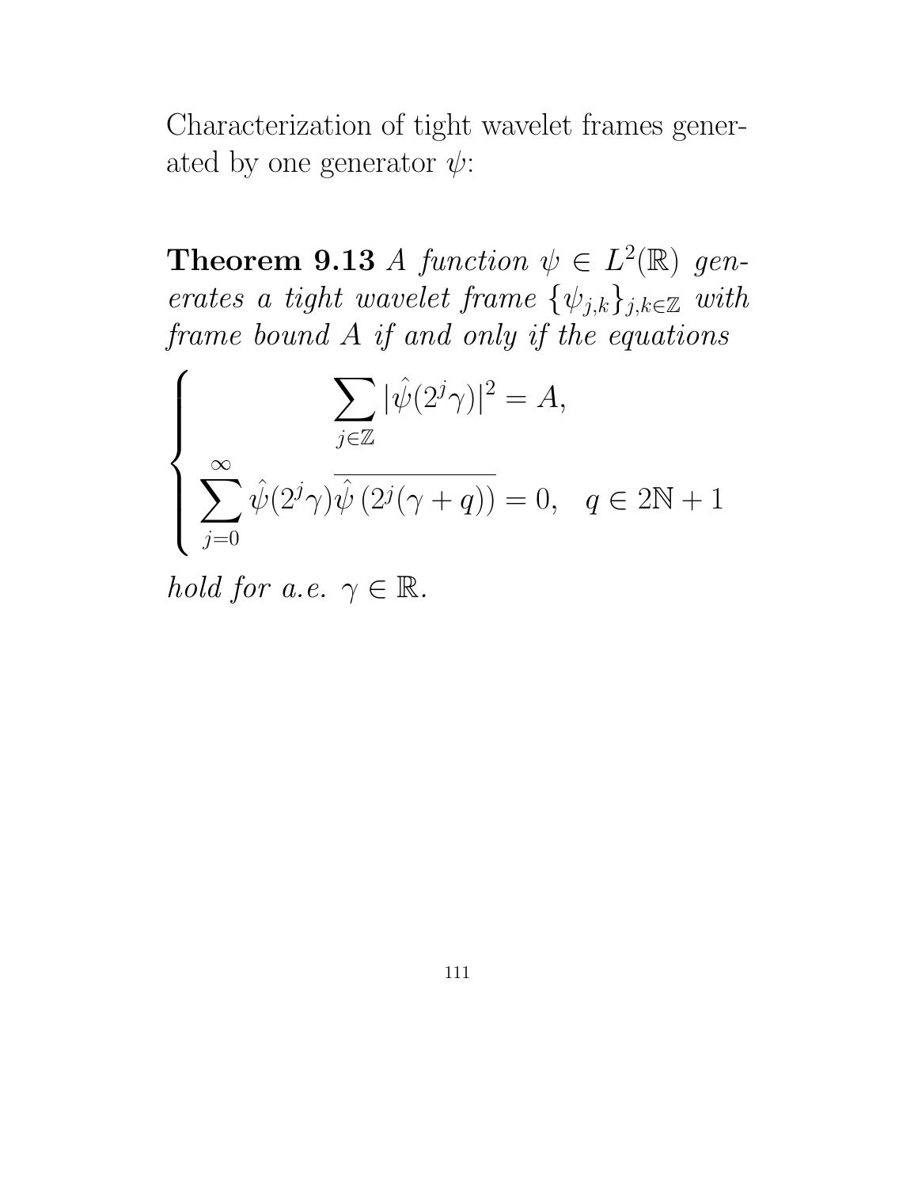Characterization of tight wavelet frames generated by one generator $\psi$:

**Theorem 9.13** *A function $\psi \in L^2(\mathbb{R})$ generates a tight wavelet frame $\{\psi_{j,k}\}_{j,k\in\mathbb{Z}}$ with frame bound $A$ if and only if the equations*

$$
\begin{cases}
\displaystyle\sum_{j\in\mathbb{Z}} |\hat{\psi}(2^j\gamma)|^2 = A, \\
\displaystyle\sum_{j=0}^{\infty} \hat{\psi}(2^j\gamma)\overline{\hat{\psi}\left(2^j(\gamma+q)\right)} = 0, \quad q \in 2\mathbb{N}+1
\end{cases}
$$

*hold for a.e. $\gamma \in \mathbb{R}$.*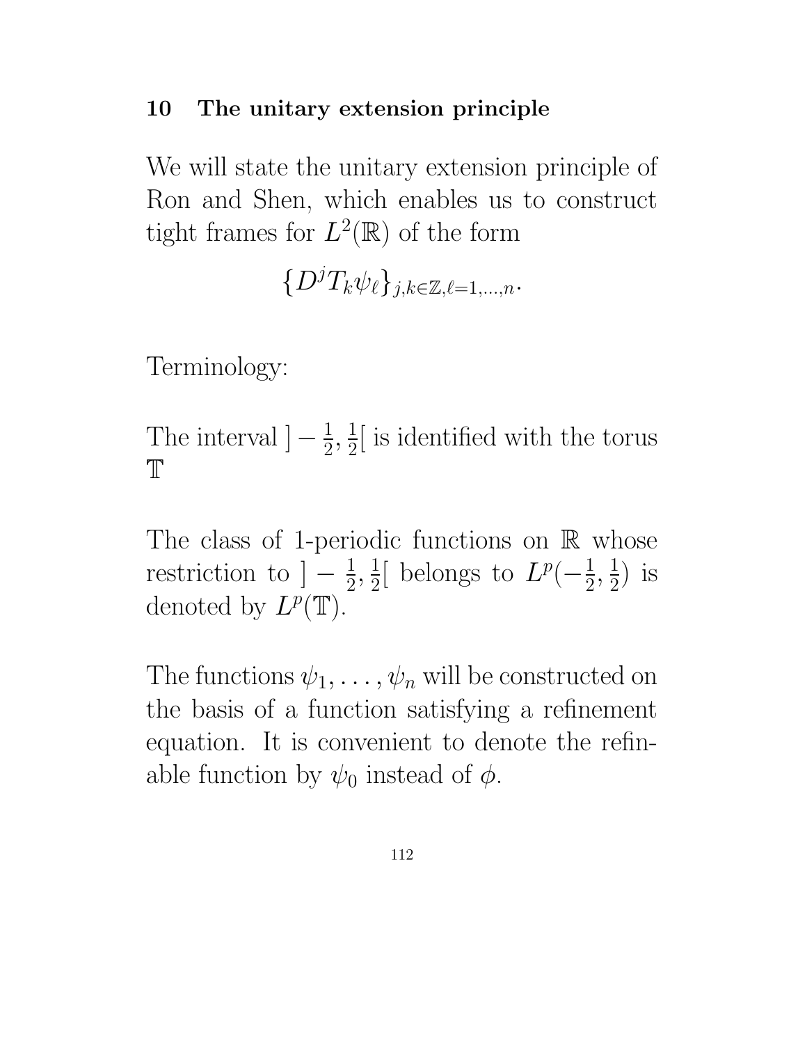## 10 The unitary extension principle

We will state the unitary extension principle of Ron and Shen, which enables us to construct tight frames for $L^2(\mathbb{R})$ of the form

$$\{D^j T_k \psi_\ell\}_{j,k\in\mathbb{Z},\ell=1,\ldots,n}.$$

Terminology:

The interval $]-\frac{1}{2},\frac{1}{2}[$ is identified with the torus $\mathbb{T}$

The class of 1-periodic functions on $\mathbb{R}$ whose restriction to $]-\frac{1}{2},\frac{1}{2}[$ belongs to $L^p(-\frac{1}{2},\frac{1}{2})$ is denoted by $L^p(\mathbb{T})$.

The functions $\psi_1,\ldots,\psi_n$ will be constructed on the basis of a function satisfying a refinement equation. It is convenient to denote the refinable function by $\psi_0$ instead of $\phi$.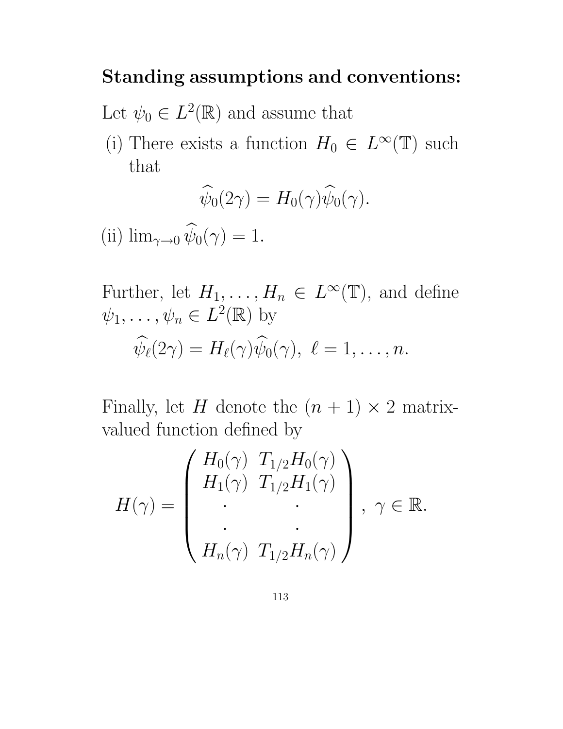**Standing assumptions and conventions:**

Let $\psi_0 \in L^2(\mathbb{R})$ and assume that

(i) There exists a function $H_0 \in L^\infty(\mathbb{T})$ such that

$$\widehat{\psi}_0(2\gamma) = H_0(\gamma)\widehat{\psi}_0(\gamma).$$

(ii) $\lim_{\gamma \to 0} \widehat{\psi}_0(\gamma) = 1$.

Further, let $H_1, \ldots, H_n \in L^\infty(\mathbb{T})$, and define $\psi_1, \ldots, \psi_n \in L^2(\mathbb{R})$ by

$$\widehat{\psi}_\ell(2\gamma) = H_\ell(\gamma)\widehat{\psi}_0(\gamma), \; \ell = 1, \ldots, n.$$

Finally, let $H$ denote the $(n+1) \times 2$ matrix-valued function defined by

$$H(\gamma) = \begin{pmatrix} H_0(\gamma) & T_{1/2}H_0(\gamma) \\ H_1(\gamma) & T_{1/2}H_1(\gamma) \\ \cdot & \cdot \\ \cdot & \cdot \\ H_n(\gamma) & T_{1/2}H_n(\gamma) \end{pmatrix}, \; \gamma \in \mathbb{R}.$$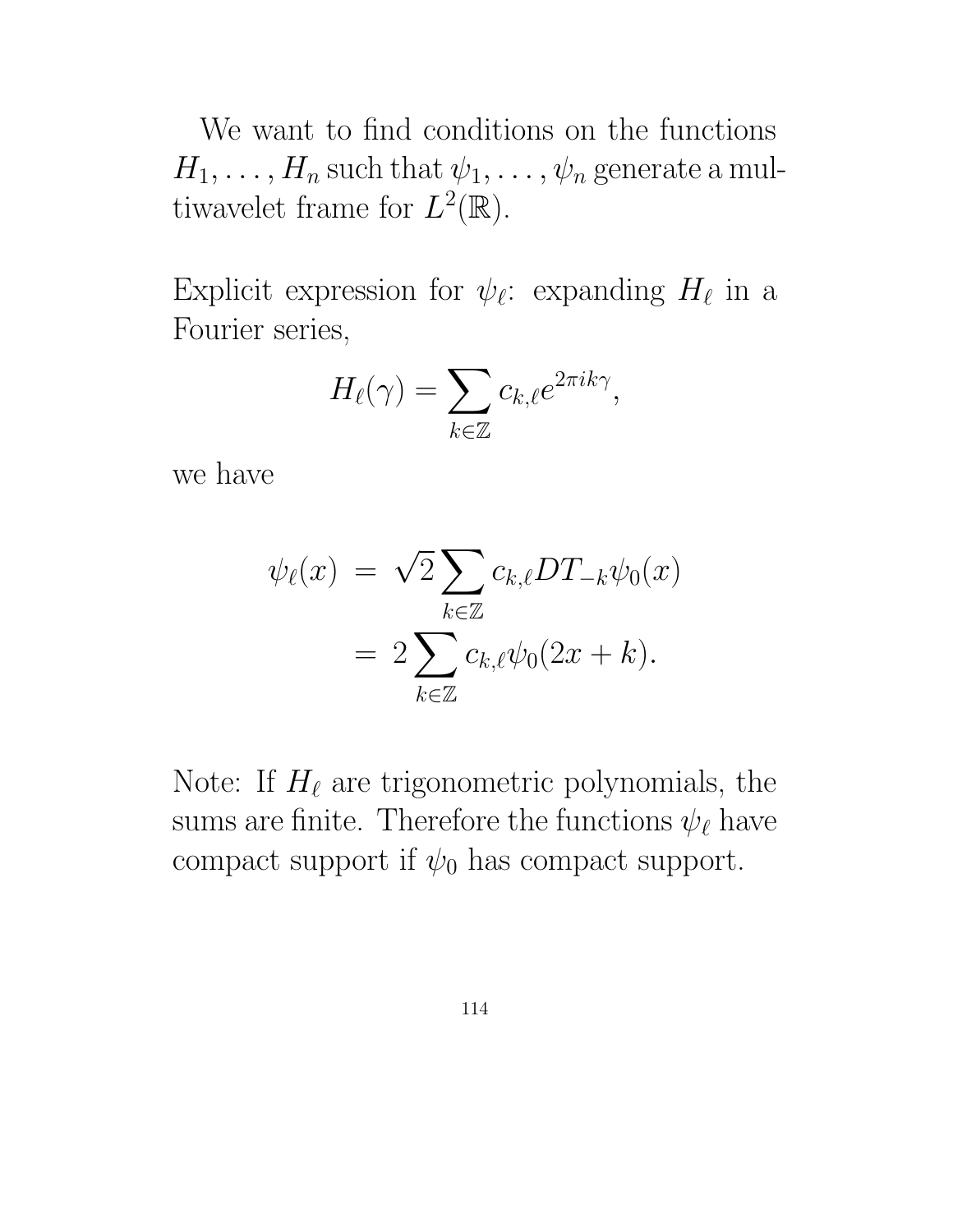We want to find conditions on the functions $H_1, \ldots, H_n$ such that $\psi_1, \ldots, \psi_n$ generate a multiwavelet frame for $L^2(\mathbb{R})$.

Explicit expression for $\psi_\ell$: expanding $H_\ell$ in a Fourier series,

$$H_\ell(\gamma) = \sum_{k \in \mathbb{Z}} c_{k,\ell} e^{2\pi i k \gamma},$$

we have

$$\begin{aligned}
\psi_\ell(x) &= \sqrt{2} \sum_{k \in \mathbb{Z}} c_{k,\ell} D T_{-k} \psi_0(x) \\
&= 2 \sum_{k \in \mathbb{Z}} c_{k,\ell} \psi_0(2x + k).
\end{aligned}$$

Note: If $H_\ell$ are trigonometric polynomials, the sums are finite. Therefore the functions $\psi_\ell$ have compact support if $\psi_0$ has compact support.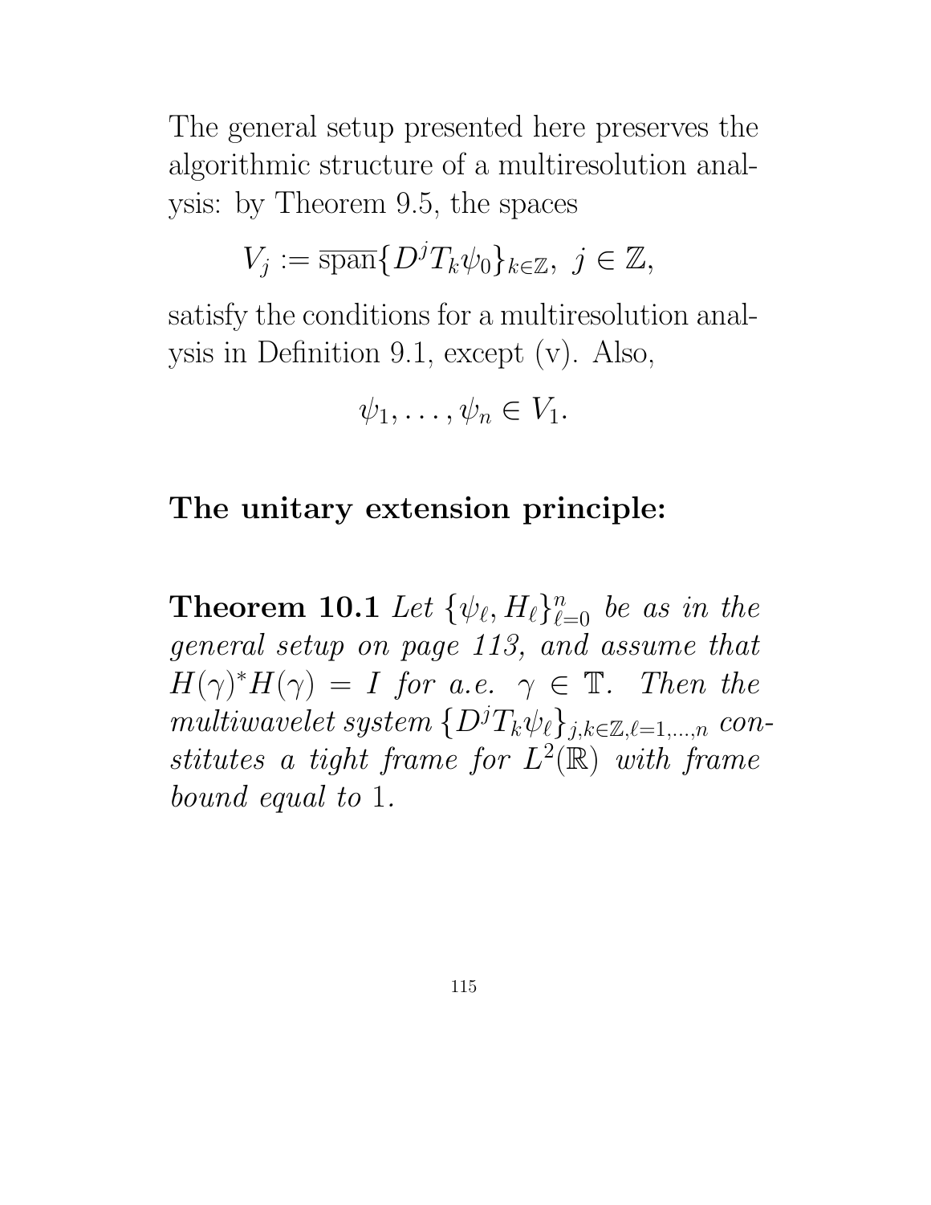The general setup presented here preserves the algorithmic structure of a multiresolution analysis: by Theorem 9.5, the spaces

$$V_j := \overline{\text{span}}\{D^j T_k \psi_0\}_{k \in \mathbb{Z}}, \ j \in \mathbb{Z},$$

satisfy the conditions for a multiresolution analysis in Definition 9.1, except (v). Also,

$$\psi_1, \ldots, \psi_n \in V_1.$$

**The unitary extension principle:**

**Theorem 10.1** *Let* $\{\psi_\ell, H_\ell\}_{\ell=0}^n$ *be as in the general setup on page 113, and assume that* $H(\gamma)^* H(\gamma) = I$ *for a.e.* $\gamma \in \mathbb{T}$*. Then the multiwavelet system* $\{D^j T_k \psi_\ell\}_{j,k \in \mathbb{Z}, \ell = 1, \ldots, n}$ *constitutes a tight frame for* $L^2(\mathbb{R})$ *with frame bound equal to* $1$*.*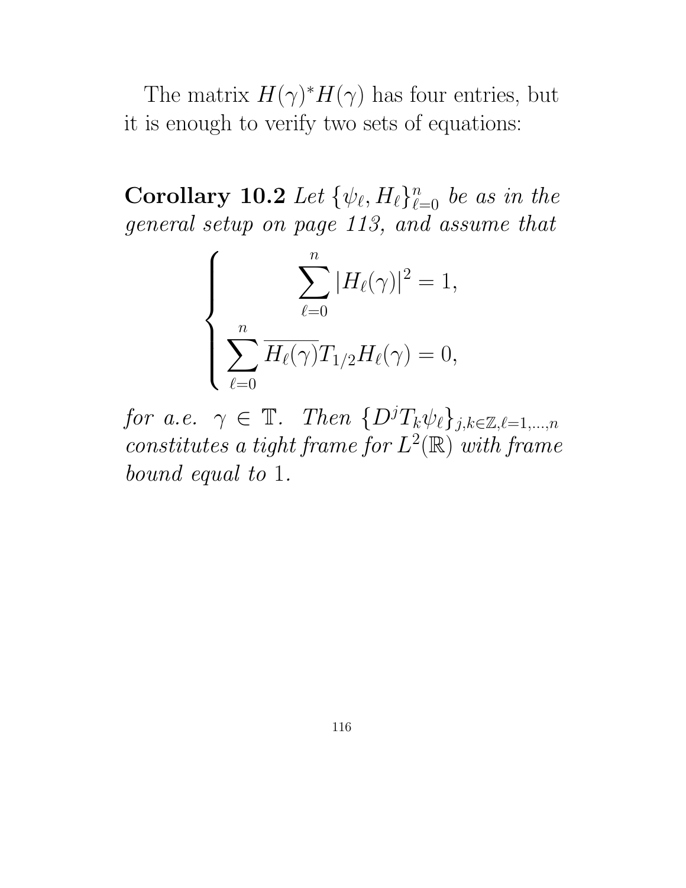The matrix $H(\gamma)^* H(\gamma)$ has four entries, but it is enough to verify two sets of equations:

**Corollary 10.2** *Let $\{\psi_\ell, H_\ell\}_{\ell=0}^n$ be as in the general setup on page 113, and assume that*

$$
\begin{cases}
\displaystyle\sum_{\ell=0}^{n} |H_\ell(\gamma)|^2 = 1, \\
\displaystyle\sum_{\ell=0}^{n} \overline{H_\ell(\gamma)} T_{1/2} H_\ell(\gamma) = 0,
\end{cases}
$$

*for a.e. $\gamma \in \mathbb{T}$. Then $\{D^j T_k \psi_\ell\}_{j,k \in \mathbb{Z}, \ell=1,\ldots,n}$ constitutes a tight frame for $L^2(\mathbb{R})$ with frame bound equal to 1.*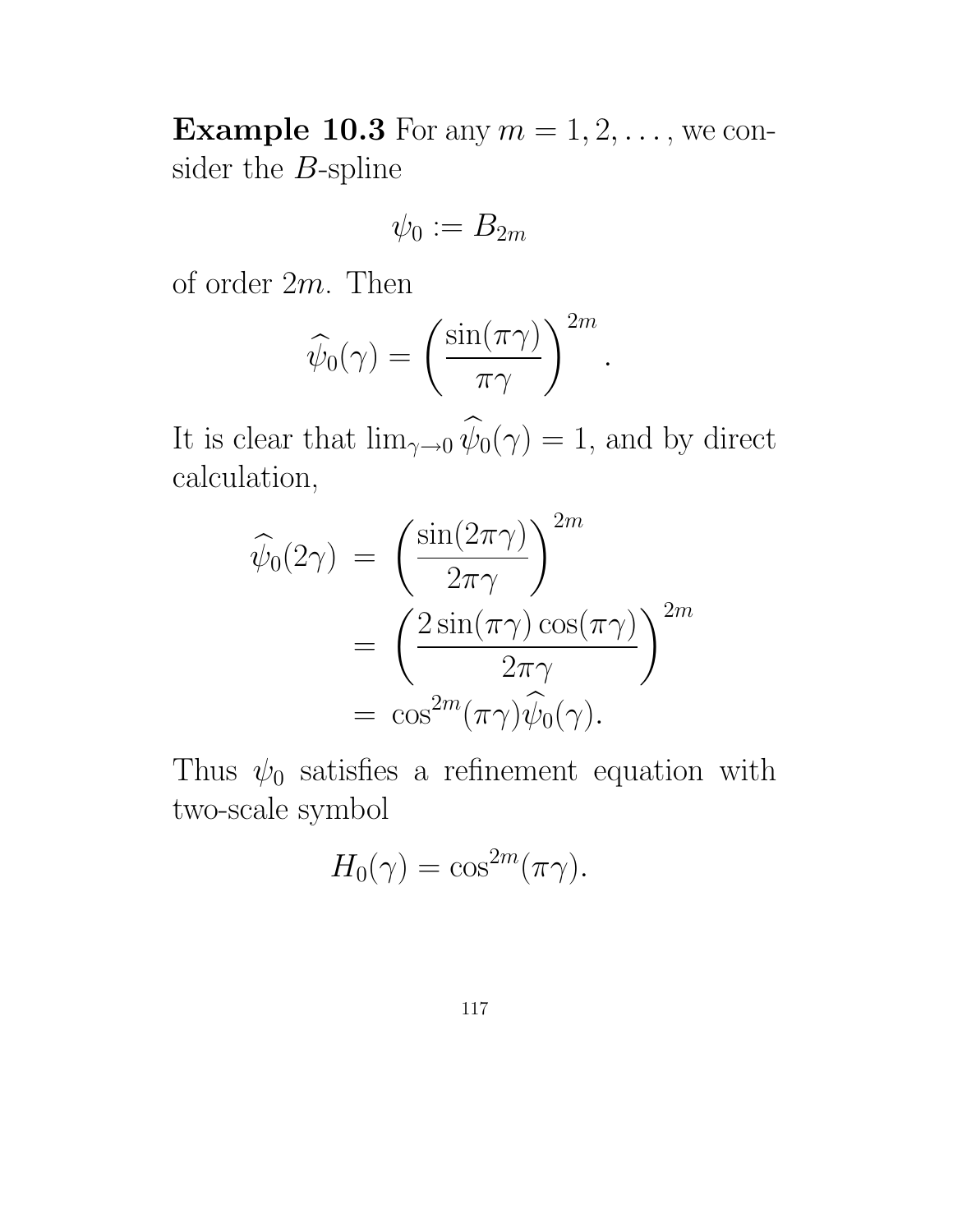**Example 10.3** For any $m = 1, 2, \ldots$, we consider the $B$-spline

$$\psi_0 := B_{2m}$$

of order $2m$. Then

$$\widehat{\psi}_0(\gamma) = \left( \frac{\sin(\pi\gamma)}{\pi\gamma} \right)^{2m}.$$

It is clear that $\lim_{\gamma \to 0} \widehat{\psi}_0(\gamma) = 1$, and by direct calculation,

$$\begin{aligned}
\widehat{\psi}_0(2\gamma) &= \left( \frac{\sin(2\pi\gamma)}{2\pi\gamma} \right)^{2m} \\
&= \left( \frac{2\sin(\pi\gamma)\cos(\pi\gamma)}{2\pi\gamma} \right)^{2m} \\
&= \cos^{2m}(\pi\gamma)\widehat{\psi}_0(\gamma).
\end{aligned}$$

Thus $\psi_0$ satisfies a refinement equation with two-scale symbol

$$H_0(\gamma) = \cos^{2m}(\pi\gamma).$$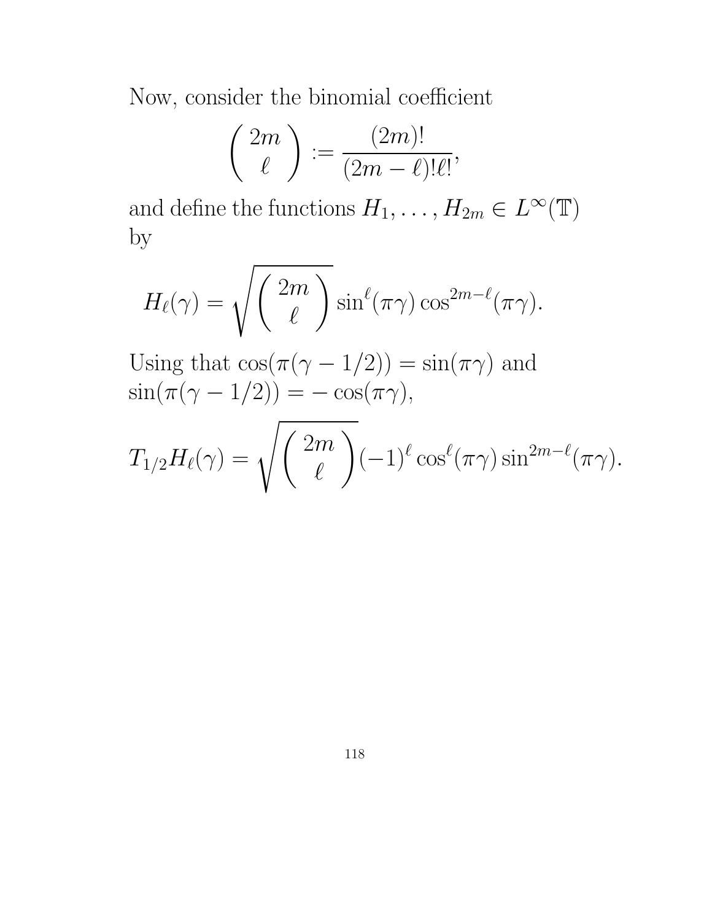Now, consider the binomial coefficient

$$\left( \begin{array}{c} 2m \\ \ell \end{array} \right) := \frac{(2m)!}{(2m-\ell)!\ell!},$$

and define the functions $H_1, \ldots, H_{2m} \in L^\infty(\mathbb{T})$ by

$$H_\ell(\gamma) = \sqrt{\left( \begin{array}{c} 2m \\ \ell \end{array} \right)} \sin^\ell(\pi\gamma) \cos^{2m-\ell}(\pi\gamma).$$

Using that $\cos(\pi(\gamma - 1/2)) = \sin(\pi\gamma)$ and $\sin(\pi(\gamma - 1/2)) = -\cos(\pi\gamma)$,

$$T_{1/2}H_\ell(\gamma) = \sqrt{\left( \begin{array}{c} 2m \\ \ell \end{array} \right)} (-1)^\ell \cos^\ell(\pi\gamma) \sin^{2m-\ell}(\pi\gamma).$$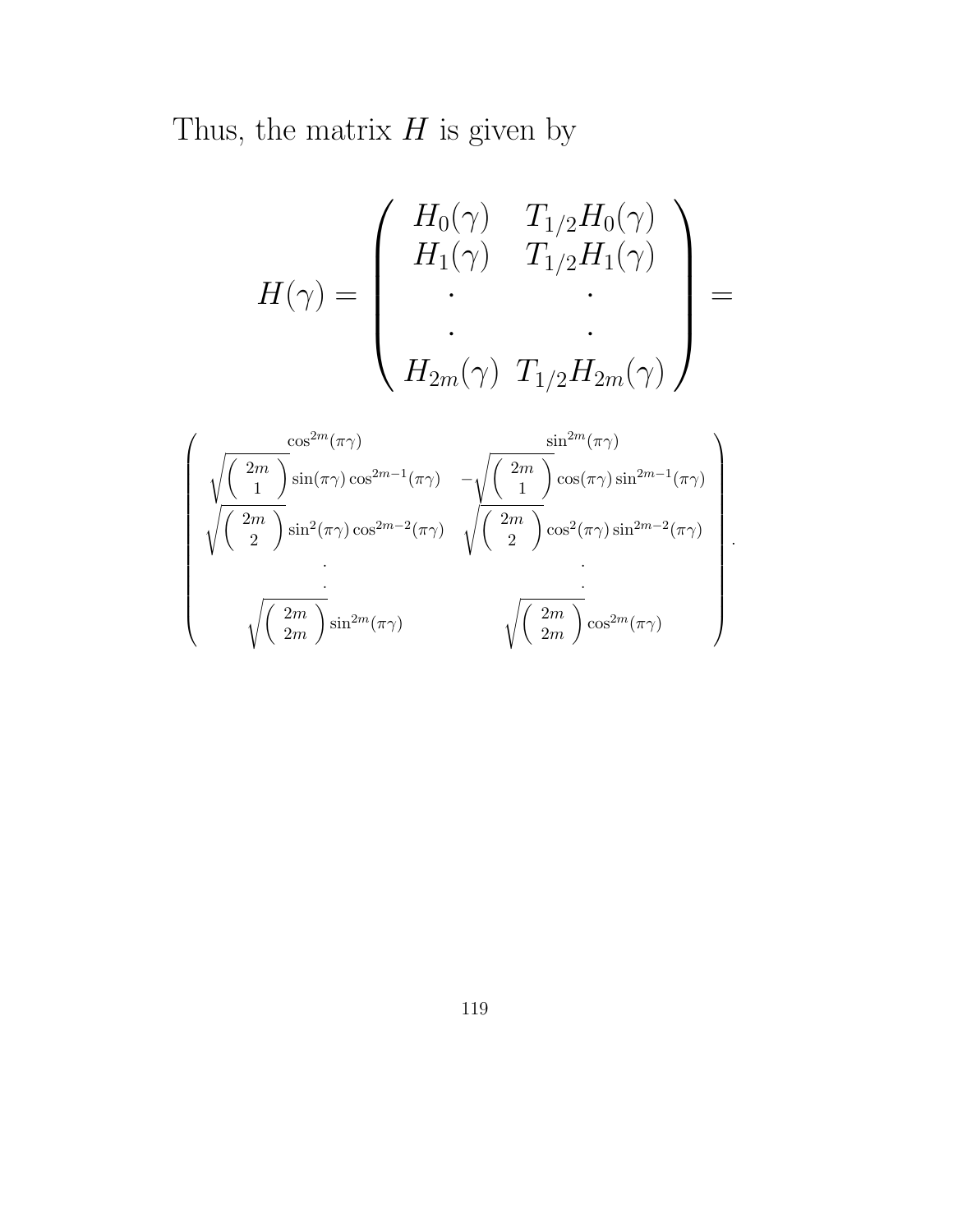Thus, the matrix $H$ is given by

$$H(\gamma) = \begin{pmatrix} H_0(\gamma) & T_{1/2}H_0(\gamma) \\ H_1(\gamma) & T_{1/2}H_1(\gamma) \\ \cdot & \cdot \\ \cdot & \cdot \\ H_{2m}(\gamma) & T_{1/2}H_{2m}(\gamma) \end{pmatrix} =$$

$$\begin{pmatrix} \cos^{2m}(\pi\gamma) & \sin^{2m}(\pi\gamma) \\ \sqrt{\begin{pmatrix} 2m \\ 1 \end{pmatrix}} \sin(\pi\gamma)\cos^{2m-1}(\pi\gamma) & -\sqrt{\begin{pmatrix} 2m \\ 1 \end{pmatrix}} \cos(\pi\gamma)\sin^{2m-1}(\pi\gamma) \\ \sqrt{\begin{pmatrix} 2m \\ 2 \end{pmatrix}} \sin^2(\pi\gamma)\cos^{2m-2}(\pi\gamma) & \sqrt{\begin{pmatrix} 2m \\ 2 \end{pmatrix}} \cos^2(\pi\gamma)\sin^{2m-2}(\pi\gamma) \\ \cdot & \cdot \\ \cdot & \cdot \\ \sqrt{\begin{pmatrix} 2m \\ 2m \end{pmatrix}} \sin^{2m}(\pi\gamma) & \sqrt{\begin{pmatrix} 2m \\ 2m \end{pmatrix}} \cos^{2m}(\pi\gamma) \end{pmatrix}.$$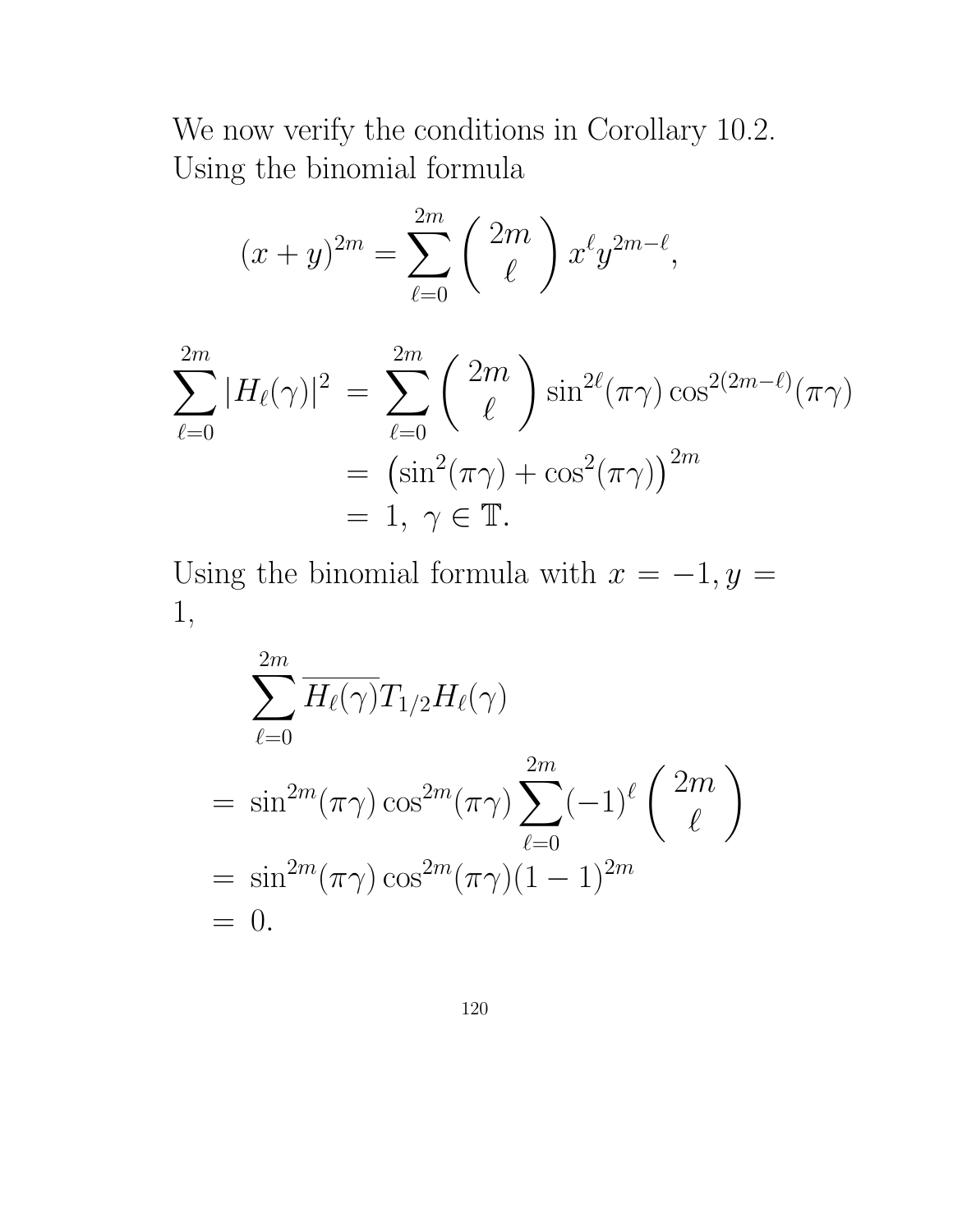We now verify the conditions in Corollary 10.2. Using the binomial formula

$$(x+y)^{2m} = \sum_{\ell=0}^{2m} \binom{2m}{\ell} x^{\ell} y^{2m-\ell},$$

$$\begin{aligned}
\sum_{\ell=0}^{2m} |H_\ell(\gamma)|^2 &= \sum_{\ell=0}^{2m} \binom{2m}{\ell} \sin^{2\ell}(\pi\gamma) \cos^{2(2m-\ell)}(\pi\gamma) \\
&= \left(\sin^2(\pi\gamma) + \cos^2(\pi\gamma)\right)^{2m} \\
&= 1, \ \gamma \in \mathbb{T}.
\end{aligned}$$

Using the binomial formula with $x = -1, y = 1$,

$$\begin{aligned}
&\sum_{\ell=0}^{2m} \overline{H_\ell(\gamma)} T_{1/2} H_\ell(\gamma) \\
&= \sin^{2m}(\pi\gamma) \cos^{2m}(\pi\gamma) \sum_{\ell=0}^{2m} (-1)^{\ell} \binom{2m}{\ell} \\
&= \sin^{2m}(\pi\gamma) \cos^{2m}(\pi\gamma) (1-1)^{2m} \\
&= 0.
\end{aligned}$$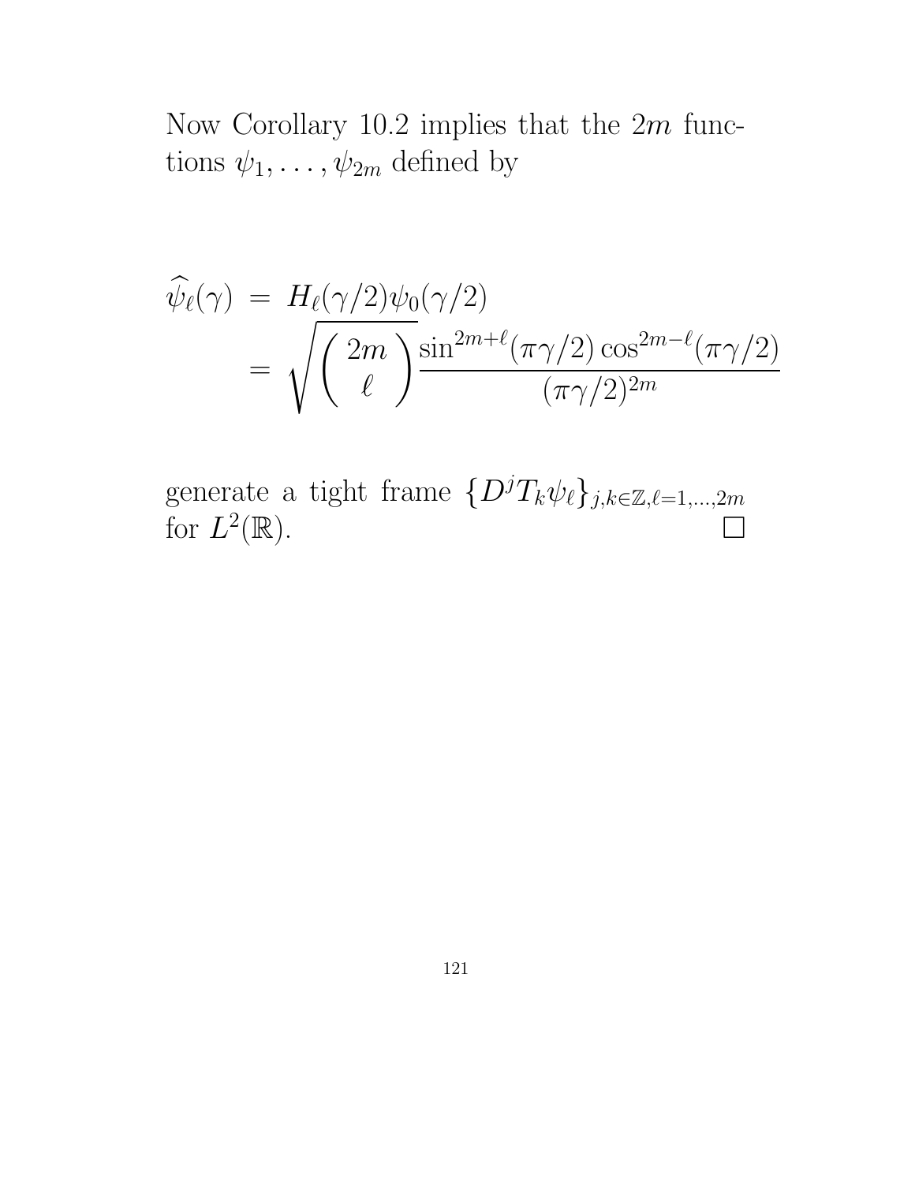Now Corollary 10.2 implies that the $2m$ functions $\psi_1, \ldots, \psi_{2m}$ defined by

$$
\begin{aligned}
\widehat{\psi}_\ell(\gamma) &= H_\ell(\gamma/2)\psi_0(\gamma/2) \\
&= \sqrt{\binom{2m}{\ell}} \frac{\sin^{2m+\ell}(\pi\gamma/2)\cos^{2m-\ell}(\pi\gamma/2)}{(\pi\gamma/2)^{2m}}
\end{aligned}
$$

generate a tight frame $\{D^j T_k \psi_\ell\}_{j,k\in\mathbb{Z},\ell=1,\ldots,2m}$ for $L^2(\mathbb{R})$. $\square$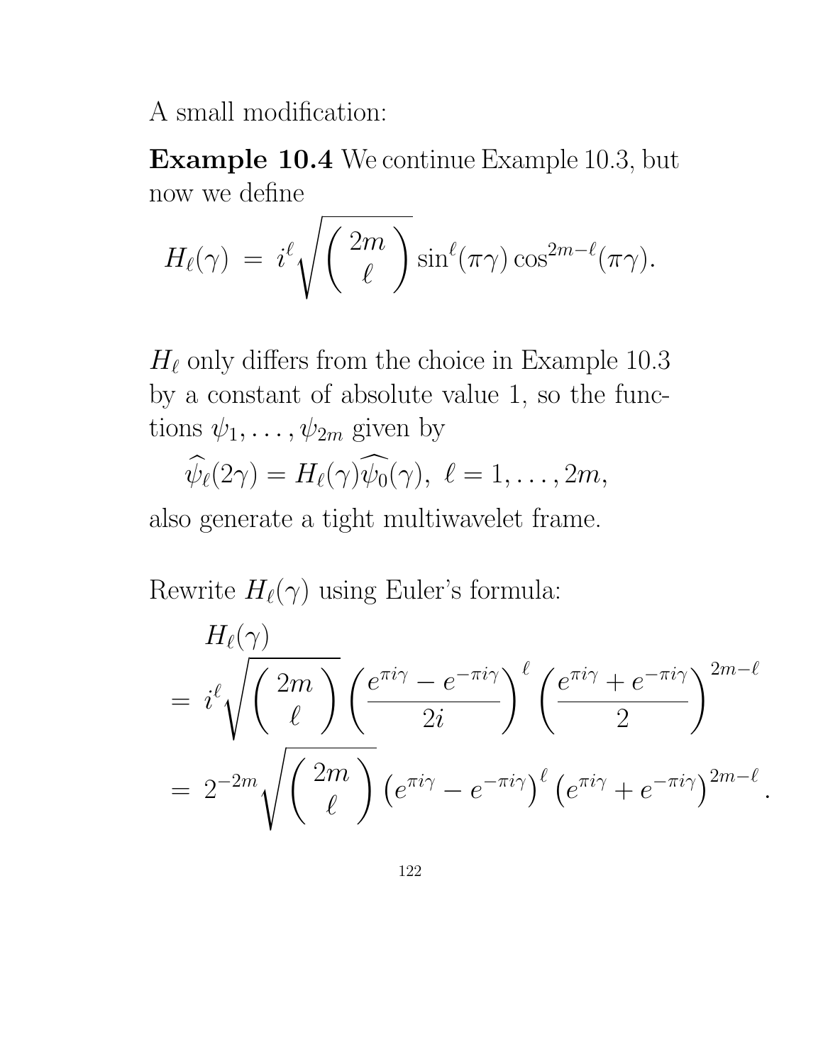A small modification:

**Example 10.4** We continue Example 10.3, but now we define

$$H_\ell(\gamma) \;=\; i^\ell \sqrt{\begin{pmatrix} 2m \\ \ell \end{pmatrix}} \sin^\ell(\pi\gamma)\cos^{2m-\ell}(\pi\gamma).$$

$H_\ell$ only differs from the choice in Example 10.3 by a constant of absolute value 1, so the functions $\psi_1, \ldots, \psi_{2m}$ given by

$$\widehat{\psi_\ell}(2\gamma) = H_\ell(\gamma)\widehat{\psi_0}(\gamma),\ \ell = 1, \ldots, 2m,$$

also generate a tight multiwavelet frame.

Rewrite $H_\ell(\gamma)$ using Euler's formula:

$$\begin{aligned}
&H_\ell(\gamma) \\
&= \; i^\ell \sqrt{\begin{pmatrix} 2m \\ \ell \end{pmatrix}} \left(\frac{e^{\pi i\gamma} - e^{-\pi i\gamma}}{2i}\right)^\ell \left(\frac{e^{\pi i\gamma} + e^{-\pi i\gamma}}{2}\right)^{2m-\ell} \\
&= \; 2^{-2m} \sqrt{\begin{pmatrix} 2m \\ \ell \end{pmatrix}} \left(e^{\pi i\gamma} - e^{-\pi i\gamma}\right)^\ell \left(e^{\pi i\gamma} + e^{-\pi i\gamma}\right)^{2m-\ell}.
\end{aligned}$$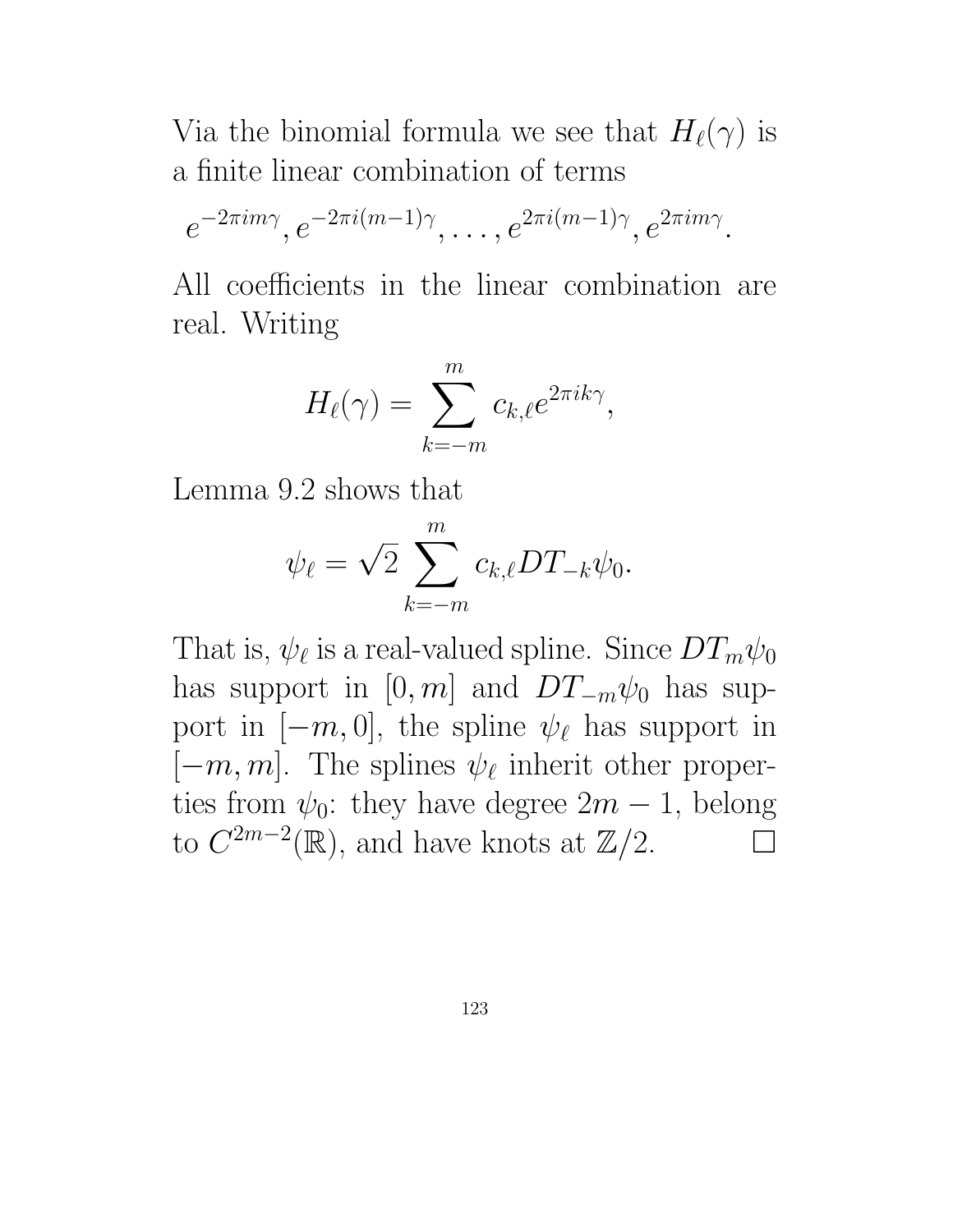Via the binomial formula we see that $H_\ell(\gamma)$ is a finite linear combination of terms

$$e^{-2\pi i m\gamma}, e^{-2\pi i(m-1)\gamma}, \ldots, e^{2\pi i(m-1)\gamma}, e^{2\pi i m\gamma}.$$

All coefficients in the linear combination are real. Writing

$$H_\ell(\gamma) = \sum_{k=-m}^{m} c_{k,\ell} e^{2\pi i k\gamma},$$

Lemma 9.2 shows that

$$\psi_\ell = \sqrt{2} \sum_{k=-m}^{m} c_{k,\ell} D T_{-k} \psi_0.$$

That is, $\psi_\ell$ is a real-valued spline. Since $DT_m\psi_0$ has support in $[0, m]$ and $DT_{-m}\psi_0$ has support in $[-m, 0]$, the spline $\psi_\ell$ has support in $[-m, m]$. The splines $\psi_\ell$ inherit other properties from $\psi_0$: they have degree $2m - 1$, belong to $C^{2m-2}(\mathbb{R})$, and have knots at $\mathbb{Z}/2$. $\square$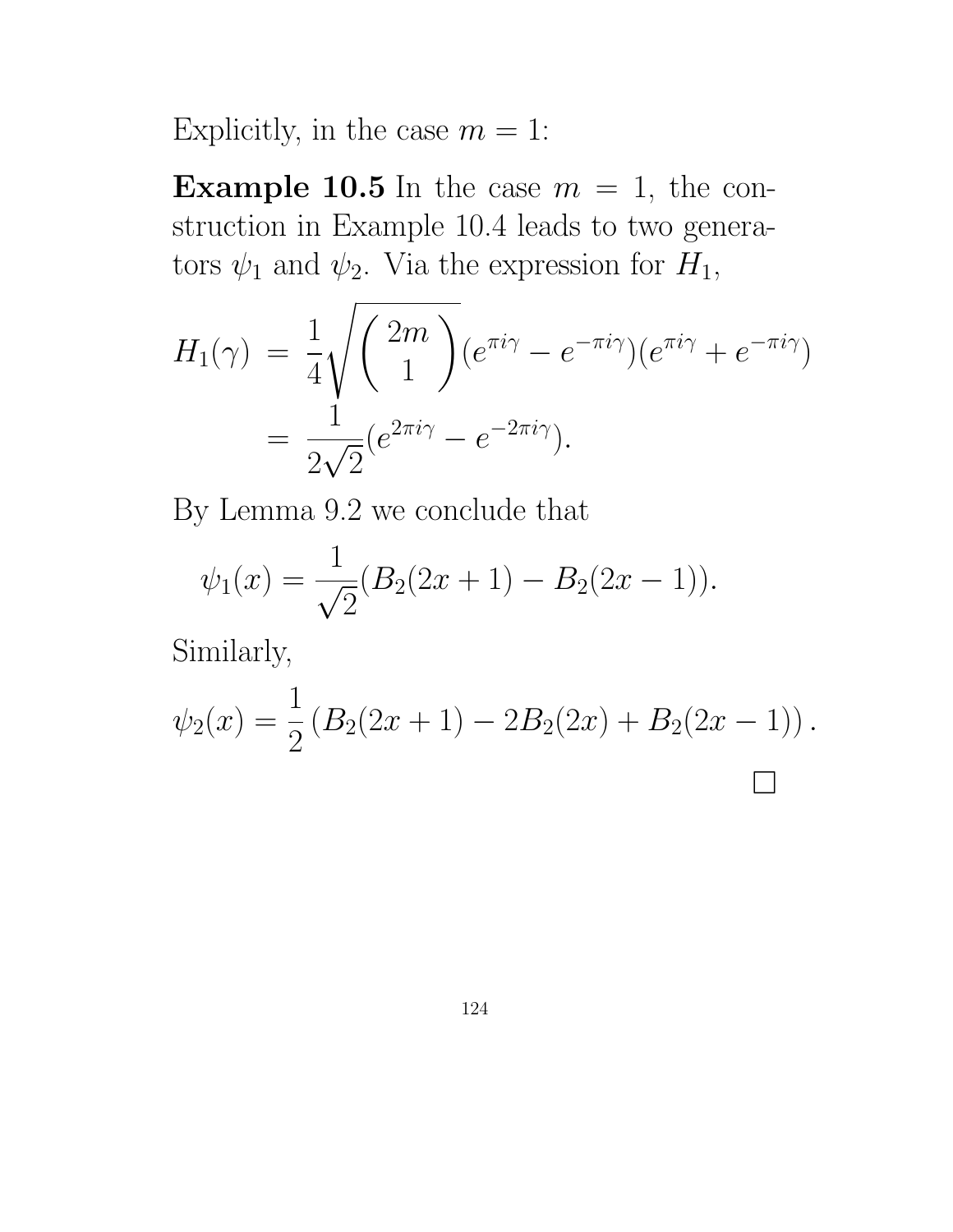Explicitly, in the case $m = 1$:

**Example 10.5** In the case $m = 1$, the construction in Example 10.4 leads to two generators $\psi_1$ and $\psi_2$. Via the expression for $H_1$,

$$
\begin{aligned}
H_1(\gamma) &= \frac{1}{4}\sqrt{\begin{pmatrix} 2m \\ 1 \end{pmatrix}}(e^{\pi i\gamma} - e^{-\pi i\gamma})(e^{\pi i\gamma} + e^{-\pi i\gamma}) \\
&= \frac{1}{2\sqrt{2}}(e^{2\pi i\gamma} - e^{-2\pi i\gamma}).
\end{aligned}
$$

By Lemma 9.2 we conclude that

$$
\psi_1(x) = \frac{1}{\sqrt{2}}(B_2(2x+1) - B_2(2x-1)).
$$

Similarly,

$$
\psi_2(x) = \frac{1}{2}\left(B_2(2x+1) - 2B_2(2x) + B_2(2x-1)\right).
$$

□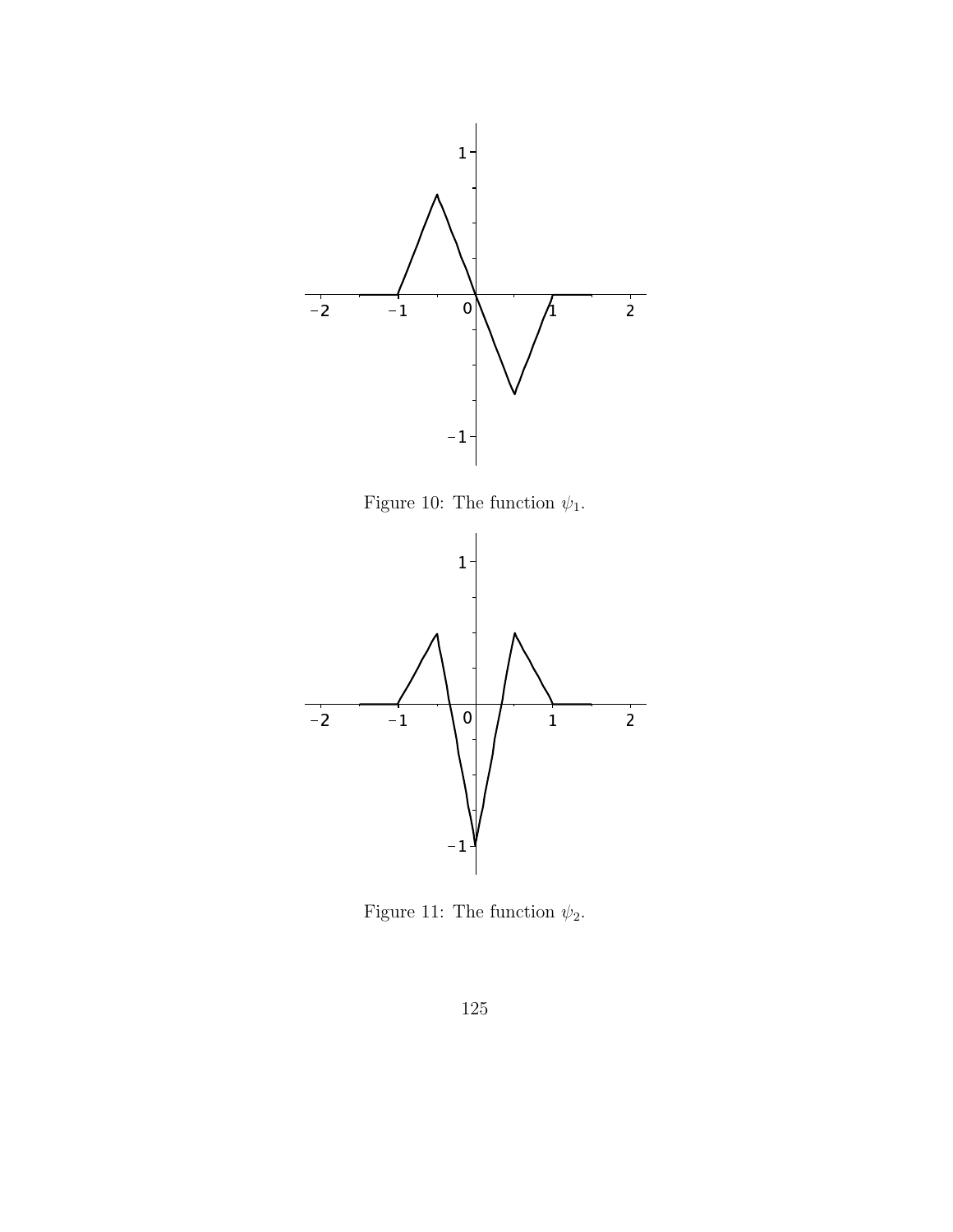Figure 10: The function $\psi_1$.

Figure 11: The function $\psi_2$.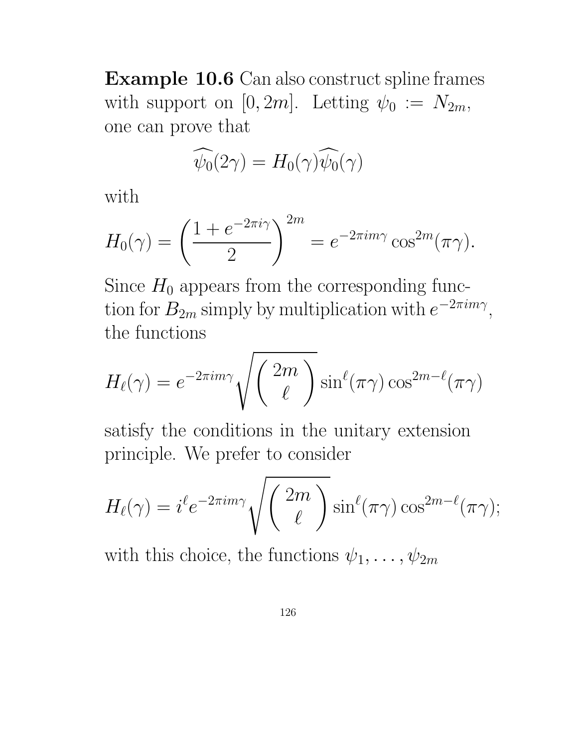**Example 10.6** Can also construct spline frames with support on $[0, 2m]$. Letting $\psi_0 := N_{2m}$, one can prove that

$$\widehat{\psi_0}(2\gamma) = H_0(\gamma)\widehat{\psi_0}(\gamma)$$

with

$$H_0(\gamma) = \left(\frac{1+e^{-2\pi i\gamma}}{2}\right)^{2m} = e^{-2\pi i m\gamma}\cos^{2m}(\pi\gamma).$$

Since $H_0$ appears from the corresponding function for $B_{2m}$ simply by multiplication with $e^{-2\pi i m\gamma}$, the functions

$$H_\ell(\gamma) = e^{-2\pi i m\gamma}\sqrt{\binom{2m}{\ell}}\sin^{\ell}(\pi\gamma)\cos^{2m-\ell}(\pi\gamma)$$

satisfy the conditions in the unitary extension principle. We prefer to consider

$$H_\ell(\gamma) = i^{\ell}e^{-2\pi i m\gamma}\sqrt{\binom{2m}{\ell}}\sin^{\ell}(\pi\gamma)\cos^{2m-\ell}(\pi\gamma);$$

with this choice, the functions $\psi_1, \ldots, \psi_{2m}$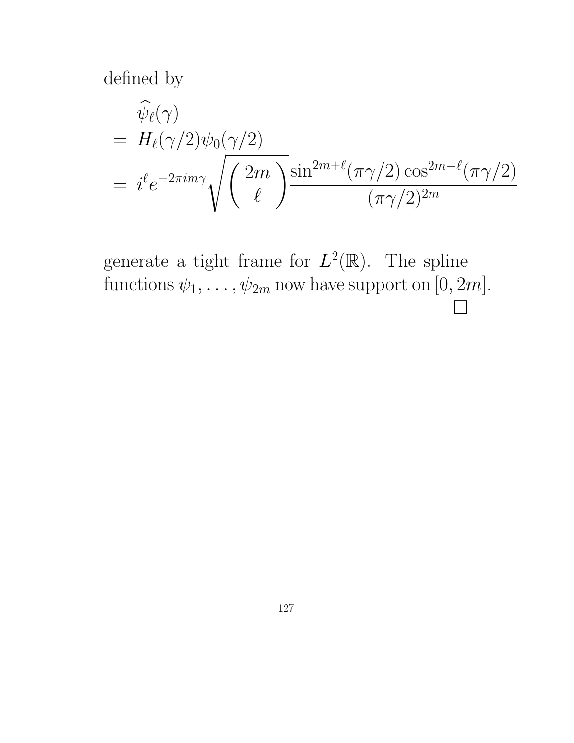defined by

$$
\begin{aligned}
& \widehat{\psi}_\ell(\gamma) \\
= \; & H_\ell(\gamma/2)\psi_0(\gamma/2) \\
= \; & i^\ell e^{-2\pi i m\gamma} \sqrt{\binom{2m}{\ell}} \frac{\sin^{2m+\ell}(\pi\gamma/2)\cos^{2m-\ell}(\pi\gamma/2)}{(\pi\gamma/2)^{2m}}
\end{aligned}
$$

generate a tight frame for $L^2(\mathbb{R})$. The spline functions $\psi_1, \ldots, \psi_{2m}$ now have support on $[0, 2m]$.

□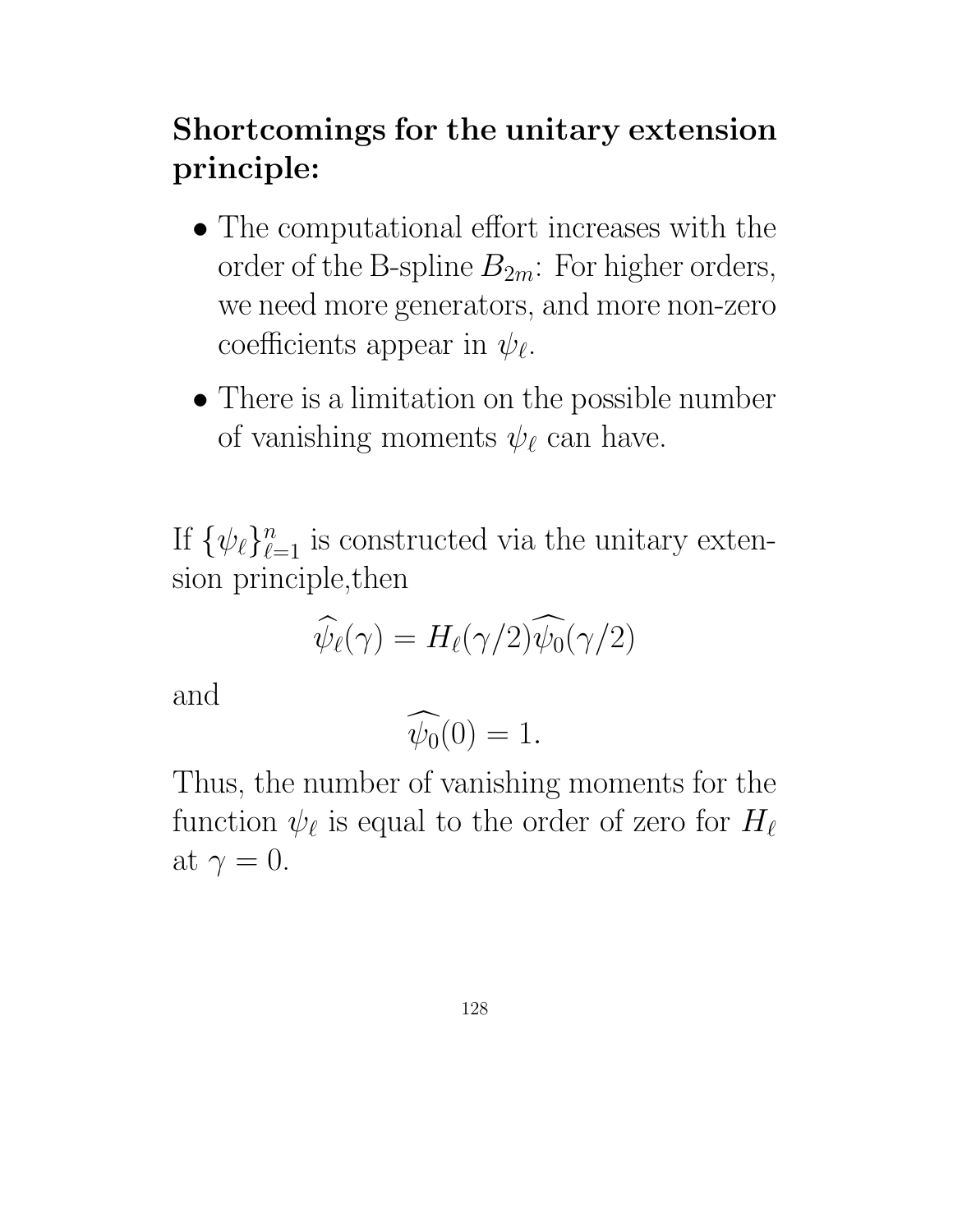**Shortcomings for the unitary extension principle:**

- The computational effort increases with the order of the B-spline $B_{2m}$: For higher orders, we need more generators, and more non-zero coefficients appear in $\psi_\ell$.
- There is a limitation on the possible number of vanishing moments $\psi_\ell$ can have.

If $\{\psi_\ell\}_{\ell=1}^n$ is constructed via the unitary extension principle,then

$$\widehat{\psi_\ell}(\gamma) = H_\ell(\gamma/2)\widehat{\psi_0}(\gamma/2)$$

and

$$\widehat{\psi_0}(0) = 1.$$

Thus, the number of vanishing moments for the function $\psi_\ell$ is equal to the order of zero for $H_\ell$ at $\gamma = 0$.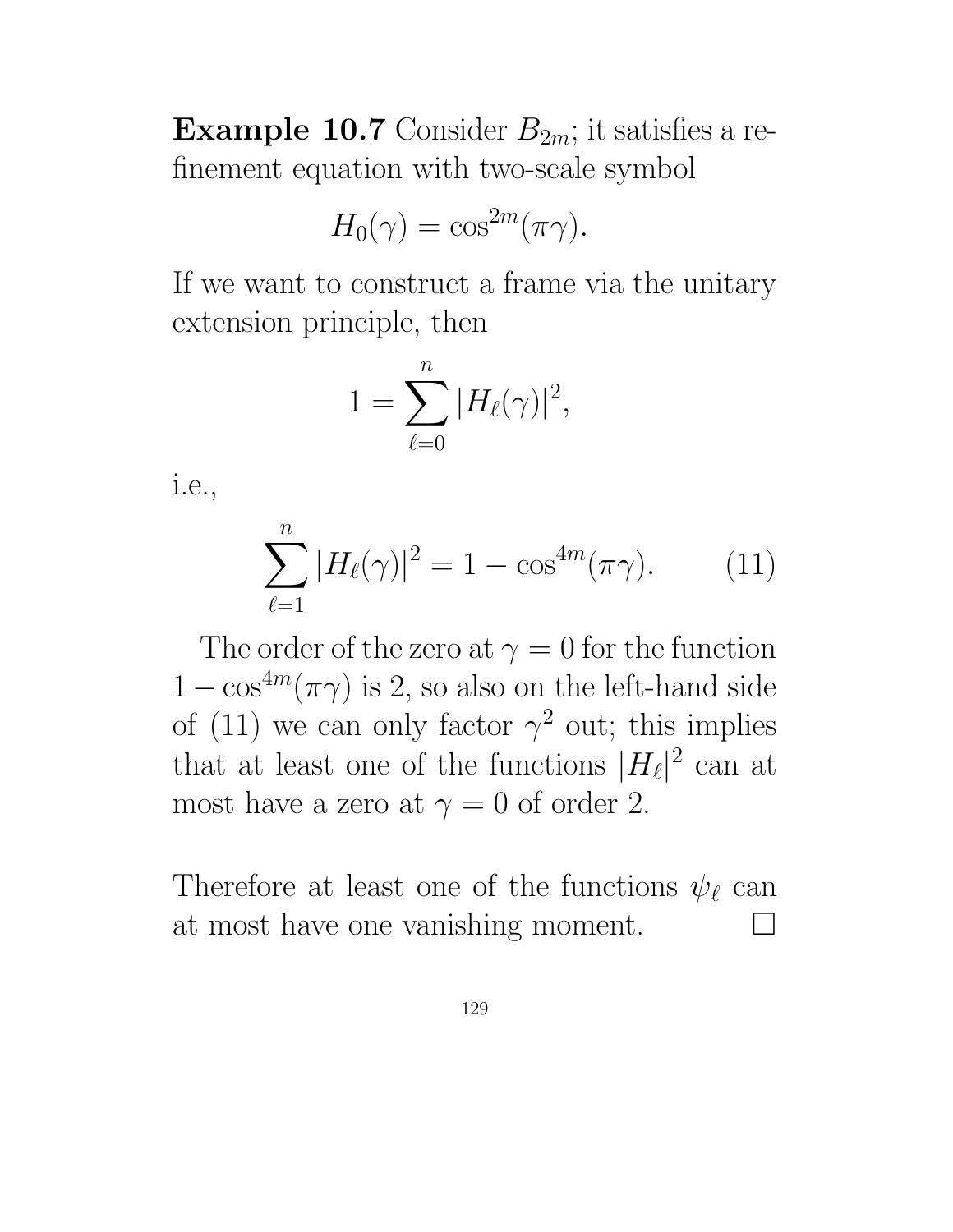**Example 10.7** Consider $B_{2m}$; it satisfies a refinement equation with two-scale symbol

$$H_0(\gamma) = \cos^{2m}(\pi\gamma).$$

If we want to construct a frame via the unitary extension principle, then

$$1 = \sum_{\ell=0}^{n} |H_\ell(\gamma)|^2,$$

i.e.,

$$\sum_{\ell=1}^{n} |H_\ell(\gamma)|^2 = 1 - \cos^{4m}(\pi\gamma). \qquad (11)$$

The order of the zero at $\gamma = 0$ for the function $1 - \cos^{4m}(\pi\gamma)$ is 2, so also on the left-hand side of (11) we can only factor $\gamma^2$ out; this implies that at least one of the functions $|H_\ell|^2$ can at most have a zero at $\gamma = 0$ of order 2.

Therefore at least one of the functions $\psi_\ell$ can at most have one vanishing moment. $\square$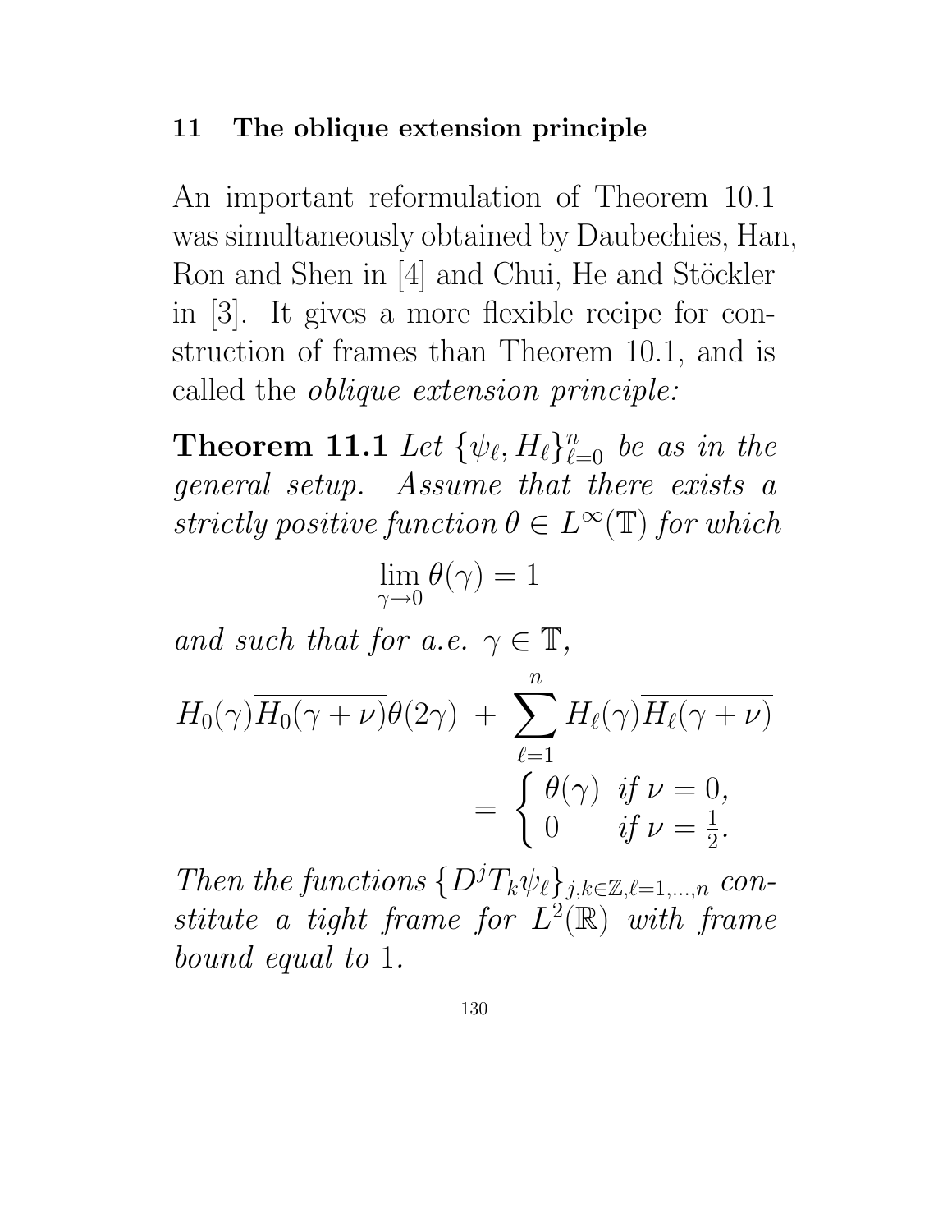## 11 The oblique extension principle

An important reformulation of Theorem 10.1 was simultaneously obtained by Daubechies, Han, Ron and Shen in [4] and Chui, He and Stöckler in [3]. It gives a more flexible recipe for construction of frames than Theorem 10.1, and is called the *oblique extension principle:*

**Theorem 11.1** *Let $\{\psi_\ell, H_\ell\}_{\ell=0}^n$ be as in the general setup. Assume that there exists a strictly positive function $\theta \in L^\infty(\mathbb{T})$ for which*

$$\lim_{\gamma \to 0} \theta(\gamma) = 1$$

*and such that for a.e. $\gamma \in \mathbb{T}$,*

$$H_0(\gamma)\overline{H_0(\gamma+\nu)}\theta(2\gamma) \; + \; \sum_{\ell=1}^{n} H_\ell(\gamma)\overline{H_\ell(\gamma+\nu)} = \begin{cases} \theta(\gamma) & \text{if } \nu = 0, \\ 0 & \text{if } \nu = \frac{1}{2}. \end{cases}$$

*Then the functions $\{D^j T_k \psi_\ell\}_{j,k \in \mathbb{Z}, \ell = 1,\dots,n}$ constitute a tight frame for $L^2(\mathbb{R})$ with frame bound equal to* 1.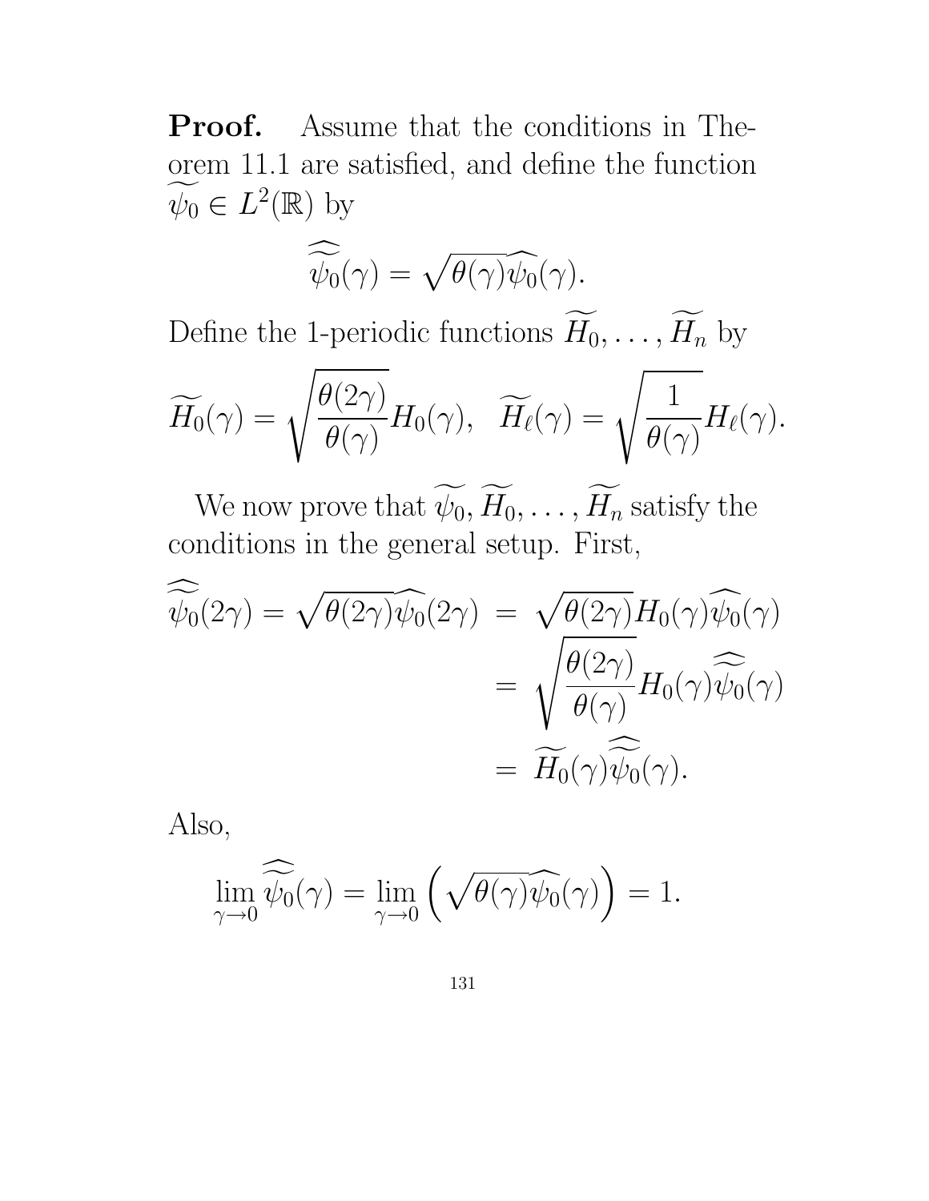**Proof.** Assume that the conditions in Theorem 11.1 are satisfied, and define the function $\widetilde{\psi_0} \in L^2(\mathbb{R})$ by

$$\widehat{\widetilde{\psi_0}}(\gamma) = \sqrt{\theta(\gamma)}\widehat{\psi_0}(\gamma).$$

Define the 1-periodic functions $\widetilde{H_0}, \ldots, \widetilde{H_n}$ by

$$\widetilde{H_0}(\gamma) = \sqrt{\frac{\theta(2\gamma)}{\theta(\gamma)}}H_0(\gamma), \quad \widetilde{H_\ell}(\gamma) = \sqrt{\frac{1}{\theta(\gamma)}}H_\ell(\gamma).$$

We now prove that $\widetilde{\psi_0}, \widetilde{H_0}, \ldots, \widetilde{H_n}$ satisfy the conditions in the general setup. First,

$$\begin{aligned}
\widehat{\widetilde{\psi_0}}(2\gamma) = \sqrt{\theta(2\gamma)}\widehat{\psi_0}(2\gamma) &= \sqrt{\theta(2\gamma)}H_0(\gamma)\widehat{\psi_0}(\gamma) \\
&= \sqrt{\frac{\theta(2\gamma)}{\theta(\gamma)}}H_0(\gamma)\widehat{\widetilde{\psi_0}}(\gamma) \\
&= \widetilde{H_0}(\gamma)\widehat{\widetilde{\psi_0}}(\gamma).
\end{aligned}$$

Also,

$$\lim_{\gamma \to 0} \widehat{\widetilde{\psi_0}}(\gamma) = \lim_{\gamma \to 0} \left( \sqrt{\theta(\gamma)}\widehat{\psi_0}(\gamma) \right) = 1.$$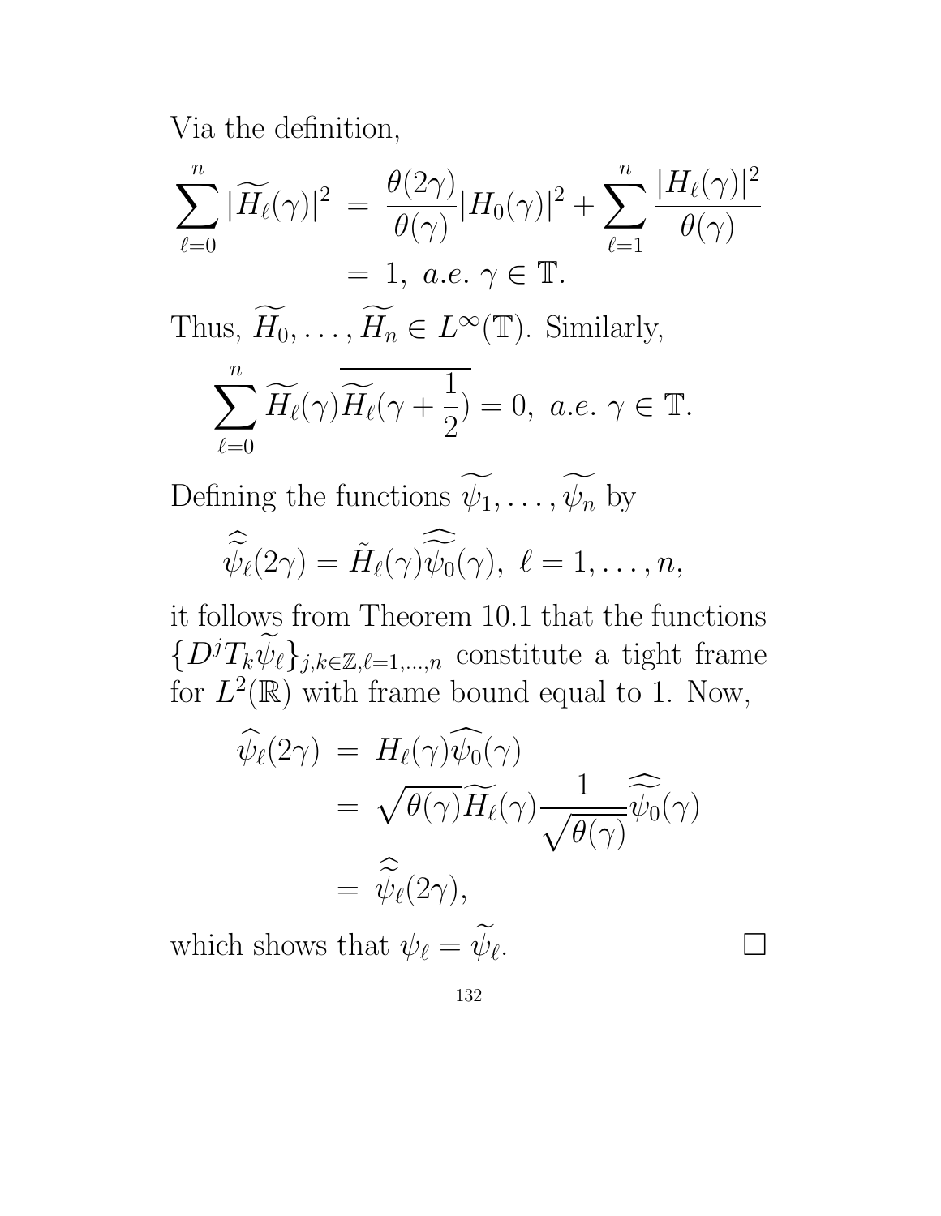Via the definition,

$$\sum_{\ell=0}^{n} |\widetilde{H_\ell}(\gamma)|^2 = \frac{\theta(2\gamma)}{\theta(\gamma)}|H_0(\gamma)|^2 + \sum_{\ell=1}^{n} \frac{|H_\ell(\gamma)|^2}{\theta(\gamma)}$$
$$= 1, \ a.e. \ \gamma \in \mathbb{T}.$$

Thus, $\widetilde{H_0}, \ldots, \widetilde{H_n} \in L^\infty(\mathbb{T})$. Similarly,

$$\sum_{\ell=0}^{n} \widetilde{H_\ell}(\gamma)\overline{\widetilde{H_\ell}(\gamma + \frac{1}{2})} = 0, \ a.e. \ \gamma \in \mathbb{T}.$$

Defining the functions $\widetilde{\psi_1}, \ldots, \widetilde{\psi_n}$ by

$$\widehat{\widetilde{\psi}}_\ell(2\gamma) = \tilde{H}_\ell(\gamma)\widehat{\widetilde{\psi_0}}(\gamma), \ \ell = 1, \ldots, n,$$

it follows from Theorem 10.1 that the functions $\{D^j T_k \widetilde{\psi_\ell}\}_{j,k\in\mathbb{Z},\ell=1,\ldots,n}$ constitute a tight frame for $L^2(\mathbb{R})$ with frame bound equal to 1. Now,

$$\begin{aligned}
\widehat{\psi_\ell}(2\gamma) &= H_\ell(\gamma)\widehat{\psi_0}(\gamma) \\
&= \sqrt{\theta(\gamma)}\widetilde{H_\ell}(\gamma)\frac{1}{\sqrt{\theta(\gamma)}}\widehat{\widetilde{\psi_0}}(\gamma) \\
&= \widehat{\widetilde{\psi}}_\ell(2\gamma),
\end{aligned}$$

which shows that $\psi_\ell = \widetilde{\psi_\ell}$. $\square$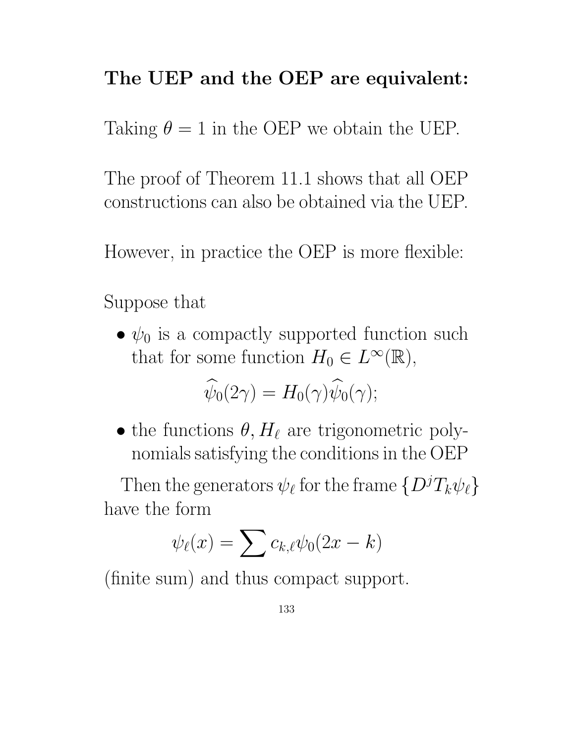**The UEP and the OEP are equivalent:**

Taking $\theta = 1$ in the OEP we obtain the UEP.

The proof of Theorem 11.1 shows that all OEP constructions can also be obtained via the UEP.

However, in practice the OEP is more flexible:

Suppose that

- $\psi_0$ is a compactly supported function such that for some function $H_0 \in L^\infty(\mathbb{R})$,

$$\widehat{\psi}_0(2\gamma) = H_0(\gamma)\widehat{\psi}_0(\gamma);$$

- the functions $\theta, H_\ell$ are trigonometric polynomials satisfying the conditions in the OEP

Then the generators $\psi_\ell$ for the frame $\{D^j T_k \psi_\ell\}$ have the form

$$\psi_\ell(x) = \sum c_{k,\ell}\psi_0(2x - k)$$

(finite sum) and thus compact support.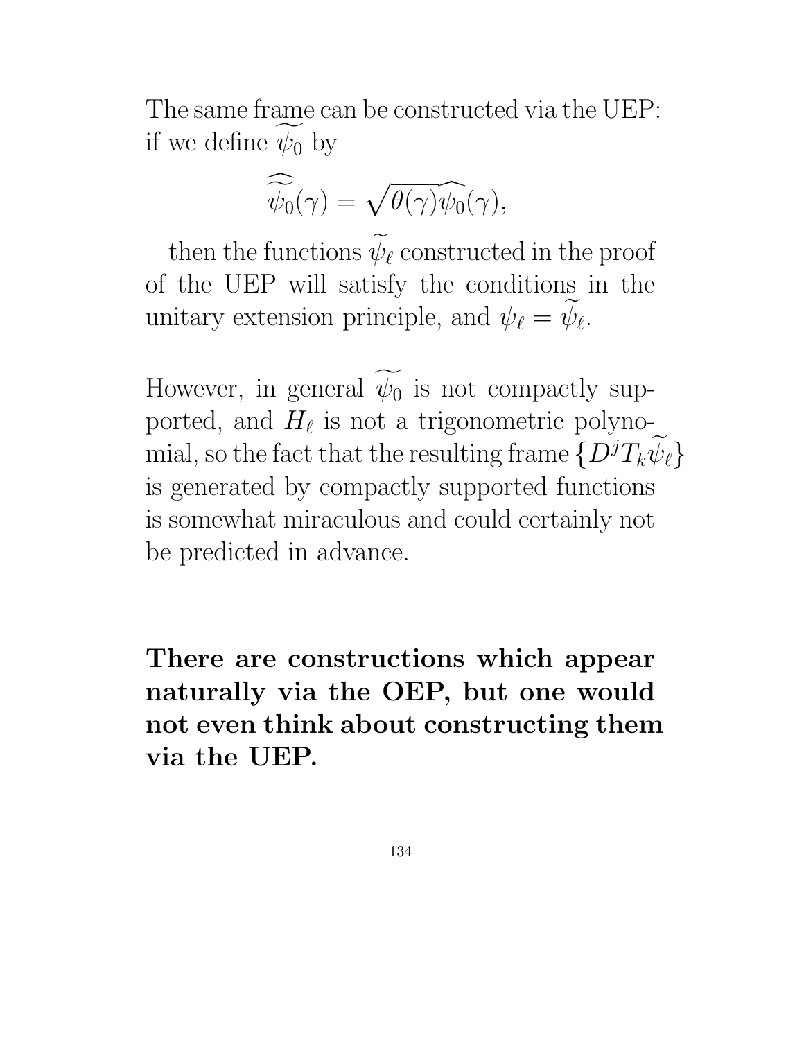The same frame can be constructed via the UEP: if we define $\widetilde{\psi_0}$ by

$$\widehat{\widetilde{\psi_0}}(\gamma) = \sqrt{\theta(\gamma)}\widehat{\psi_0}(\gamma),$$

then the functions $\widetilde{\psi}_\ell$ constructed in the proof of the UEP will satisfy the conditions in the unitary extension principle, and $\psi_\ell = \widetilde{\psi}_\ell$.

However, in general $\widetilde{\psi_0}$ is not compactly supported, and $H_\ell$ is not a trigonometric polynomial, so the fact that the resulting frame $\{D^j T_k \widetilde{\psi}_\ell\}$ is generated by compactly supported functions is somewhat miraculous and could certainly not be predicted in advance.

**There are constructions which appear naturally via the OEP, but one would not even think about constructing them via the UEP.**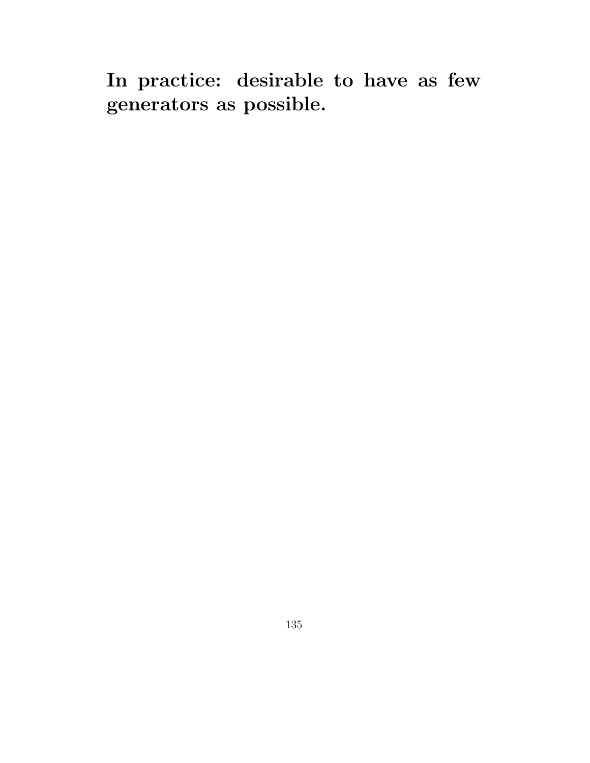**In practice: desirable to have as few generators as possible.**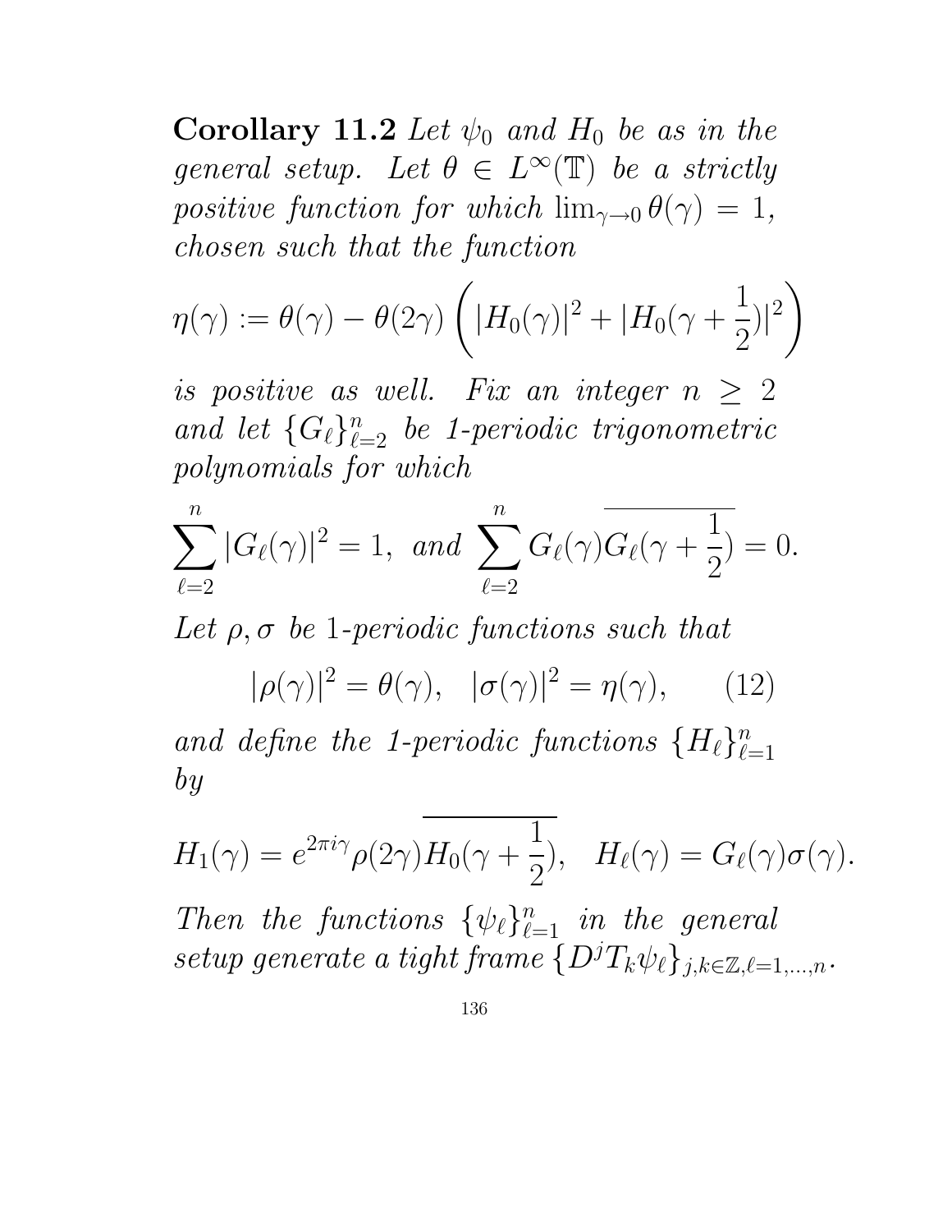**Corollary 11.2** *Let $\psi_0$ and $H_0$ be as in the general setup. Let $\theta \in L^\infty(\mathbb{T})$ be a strictly positive function for which $\lim_{\gamma \to 0} \theta(\gamma) = 1$, chosen such that the function*

$$\eta(\gamma) := \theta(\gamma) - \theta(2\gamma) \left( |H_0(\gamma)|^2 + |H_0(\gamma + \frac{1}{2})|^2 \right)$$

*is positive as well. Fix an integer $n \geq 2$ and let $\{G_\ell\}_{\ell=2}^n$ be 1-periodic trigonometric polynomials for which*

$$\sum_{\ell=2}^{n} |G_\ell(\gamma)|^2 = 1, \;\; \text{and} \;\; \sum_{\ell=2}^{n} G_\ell(\gamma) \overline{G_\ell(\gamma + \frac{1}{2})} = 0.$$

*Let $\rho, \sigma$ be 1-periodic functions such that*

$$|\rho(\gamma)|^2 = \theta(\gamma), \quad |\sigma(\gamma)|^2 = \eta(\gamma), \qquad (12)$$

*and define the 1-periodic functions $\{H_\ell\}_{\ell=1}^n$ by*

$$H_1(\gamma) = e^{2\pi i \gamma} \rho(2\gamma) \overline{H_0(\gamma + \frac{1}{2})}, \quad H_\ell(\gamma) = G_\ell(\gamma)\sigma(\gamma).$$

*Then the functions $\{\psi_\ell\}_{\ell=1}^n$ in the general setup generate a tight frame $\{D^j T_k \psi_\ell\}_{j,k \in \mathbb{Z}, \ell = 1,\dots,n}$.*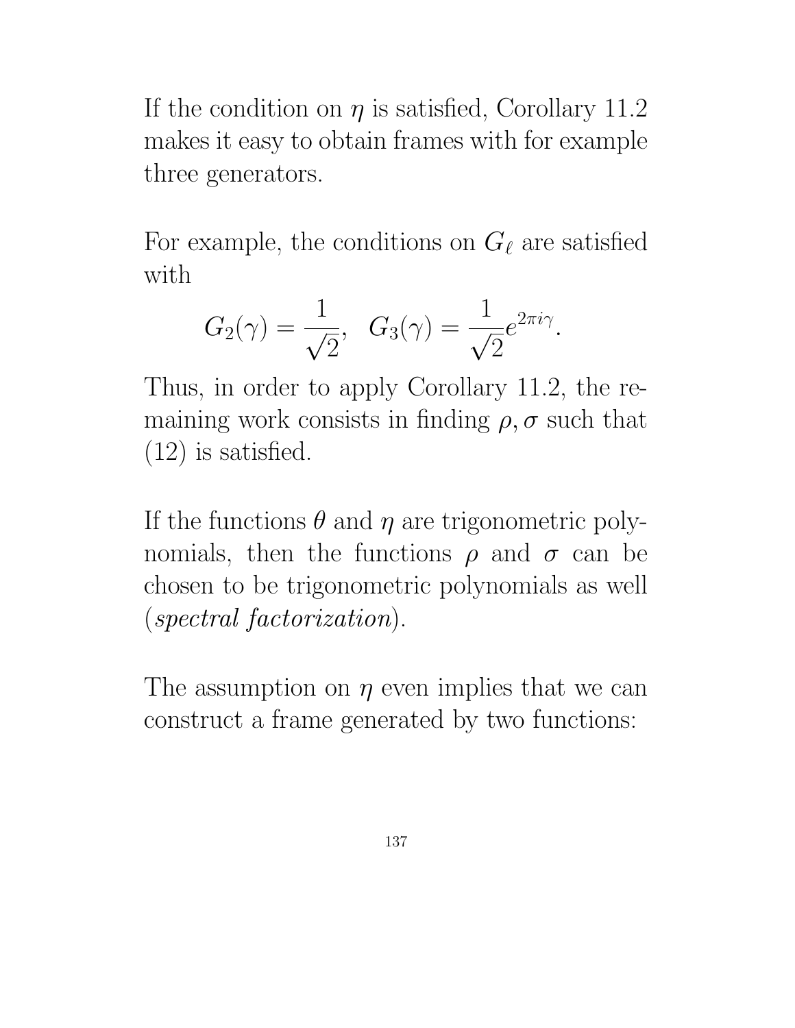If the condition on $\eta$ is satisfied, Corollary 11.2 makes it easy to obtain frames with for example three generators.

For example, the conditions on $G_\ell$ are satisfied with

$$G_2(\gamma) = \frac{1}{\sqrt{2}}, \quad G_3(\gamma) = \frac{1}{\sqrt{2}} e^{2\pi i \gamma}.$$

Thus, in order to apply Corollary 11.2, the remaining work consists in finding $\rho, \sigma$ such that (12) is satisfied.

If the functions $\theta$ and $\eta$ are trigonometric polynomials, then the functions $\rho$ and $\sigma$ can be chosen to be trigonometric polynomials as well (*spectral factorization*).

The assumption on $\eta$ even implies that we can construct a frame generated by two functions: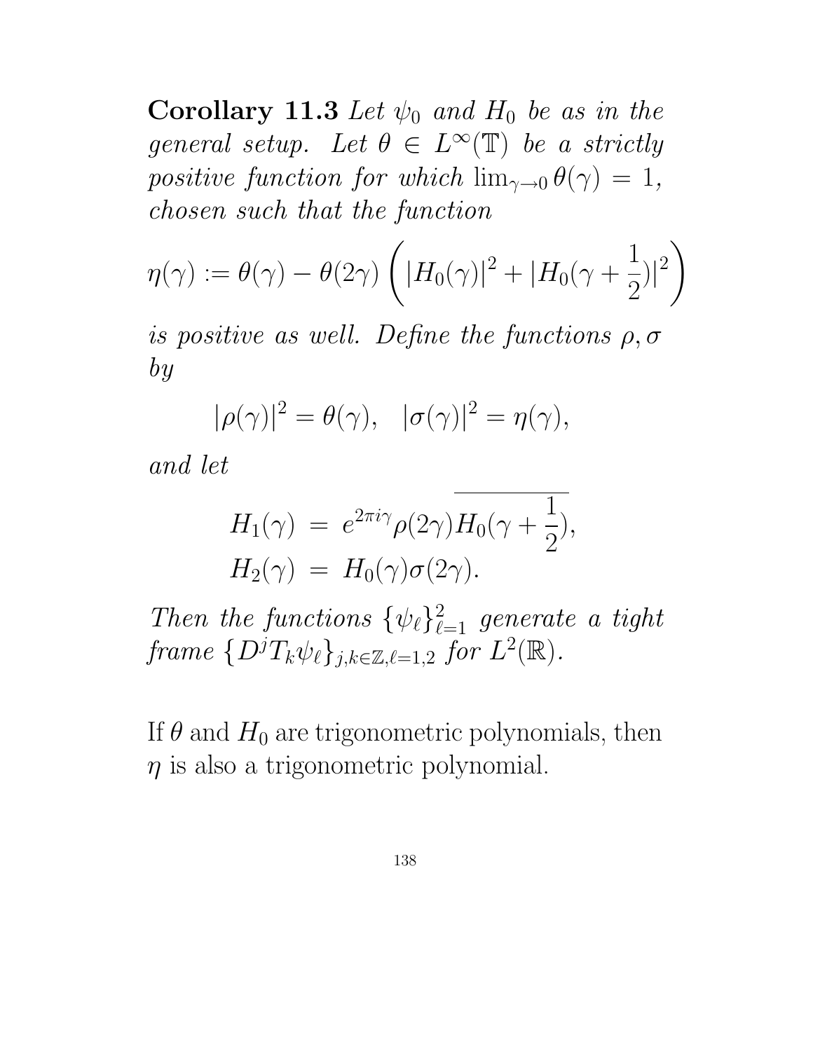**Corollary 11.3** *Let $\psi_0$ and $H_0$ be as in the general setup. Let $\theta \in L^\infty(\mathbb{T})$ be a strictly positive function for which $\lim_{\gamma \to 0} \theta(\gamma) = 1$, chosen such that the function*

$$\eta(\gamma) := \theta(\gamma) - \theta(2\gamma) \left( |H_0(\gamma)|^2 + |H_0(\gamma + \frac{1}{2})|^2 \right)$$

*is positive as well. Define the functions $\rho, \sigma$ by*

$$|\rho(\gamma)|^2 = \theta(\gamma), \quad |\sigma(\gamma)|^2 = \eta(\gamma),$$

*and let*

$$\begin{aligned} H_1(\gamma) &= e^{2\pi i \gamma} \rho(2\gamma) \overline{H_0(\gamma + \frac{1}{2})}, \\ H_2(\gamma) &= H_0(\gamma) \sigma(2\gamma). \end{aligned}$$

*Then the functions $\{\psi_\ell\}_{\ell=1}^2$ generate a tight frame $\{D^j T_k \psi_\ell\}_{j,k \in \mathbb{Z}, \ell = 1,2}$ for $L^2(\mathbb{R})$.*

If $\theta$ and $H_0$ are trigonometric polynomials, then $\eta$ is also a trigonometric polynomial.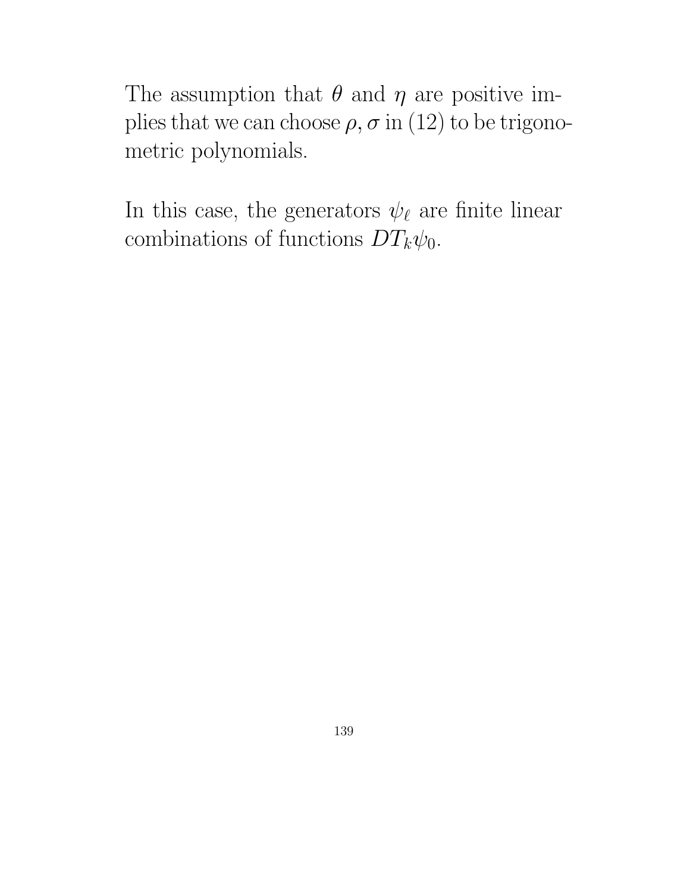The assumption that $\theta$ and $\eta$ are positive implies that we can choose $\rho, \sigma$ in (12) to be trigonometric polynomials.

In this case, the generators $\psi_\ell$ are finite linear combinations of functions $DT_k\psi_0$.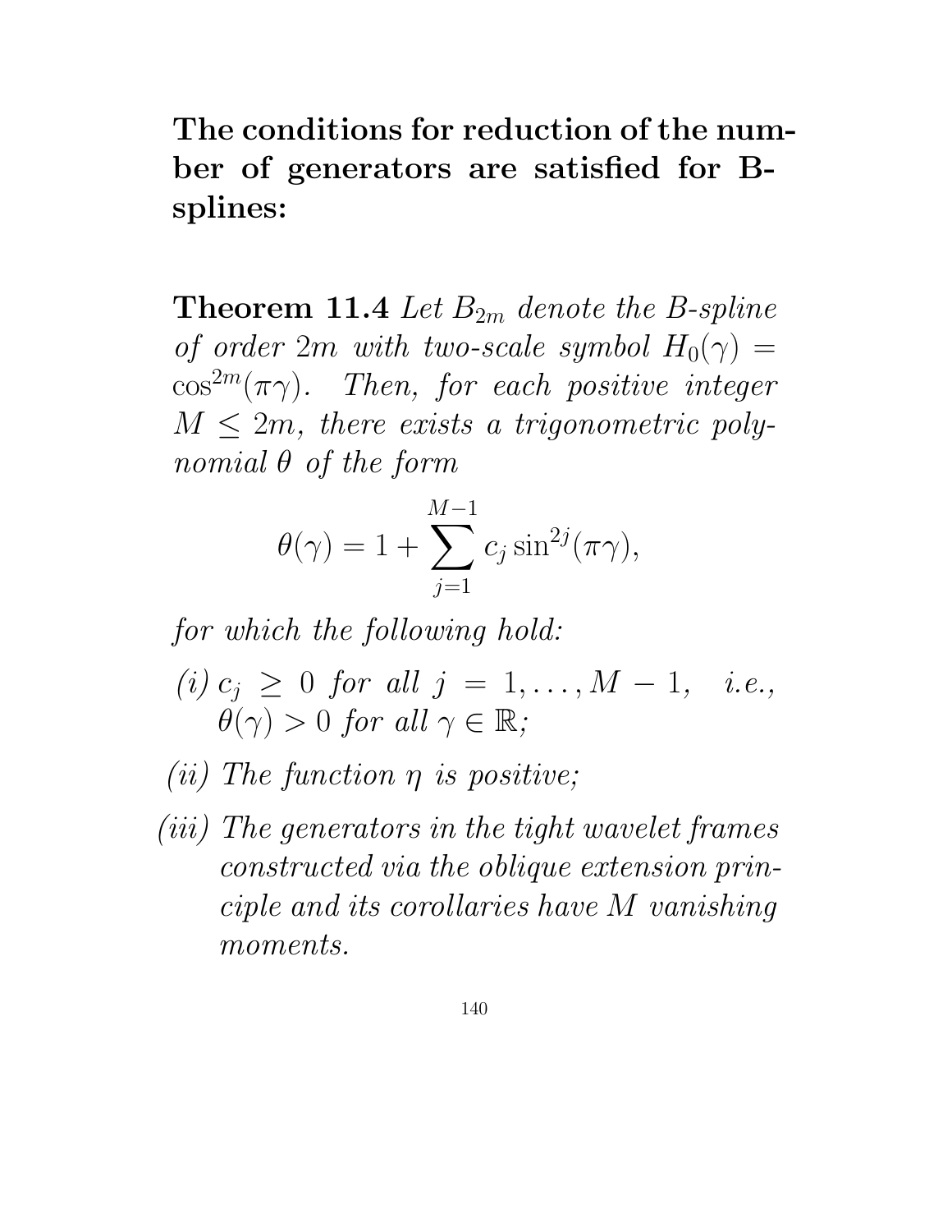**The conditions for reduction of the number of generators are satisfied for B-splines:**

**Theorem 11.4** *Let $B_{2m}$ denote the B-spline of order $2m$ with two-scale symbol $H_0(\gamma) = \cos^{2m}(\pi\gamma)$. Then, for each positive integer $M \leq 2m$, there exists a trigonometric polynomial $\theta$ of the form*

$$\theta(\gamma) = 1 + \sum_{j=1}^{M-1} c_j \sin^{2j}(\pi\gamma),$$

*for which the following hold:*

*(i) $c_j \geq 0$ for all $j = 1, \ldots, M-1$, i.e., $\theta(\gamma) > 0$ for all $\gamma \in \mathbb{R}$;*

*(ii) The function $\eta$ is positive;*

*(iii) The generators in the tight wavelet frames constructed via the oblique extension principle and its corollaries have $M$ vanishing moments.*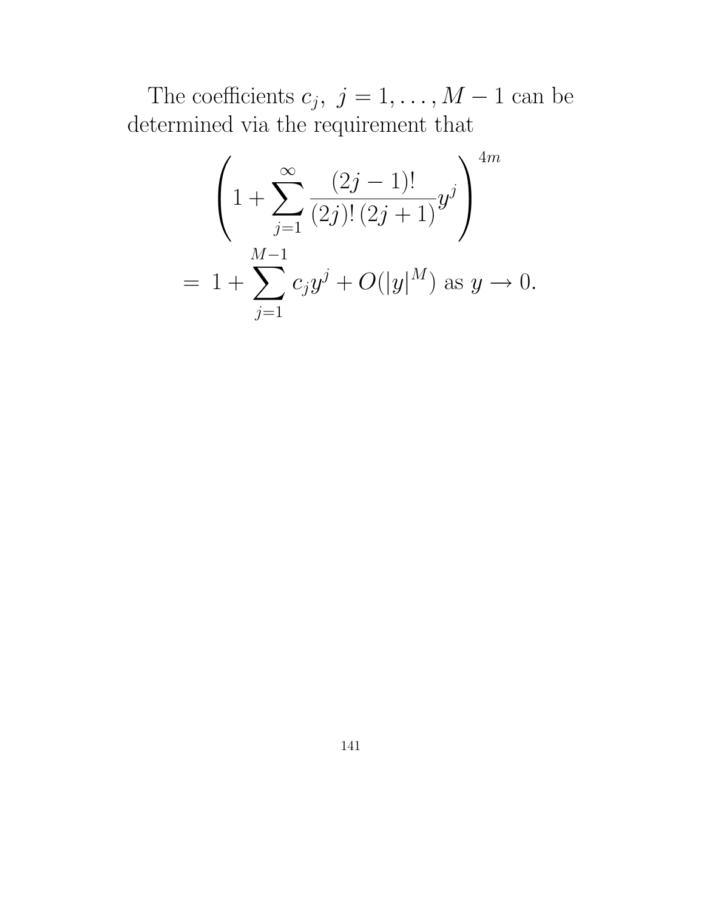The coefficients $c_j,\ j = 1, \ldots, M-1$ can be determined via the requirement that

$$\left(1 + \sum_{j=1}^{\infty} \frac{(2j-1)!}{(2j)!\,(2j+1)} y^j\right)^{4m}$$

$$= \ 1 + \sum_{j=1}^{M-1} c_j y^j + O(|y|^M) \text{ as } y \to 0.$$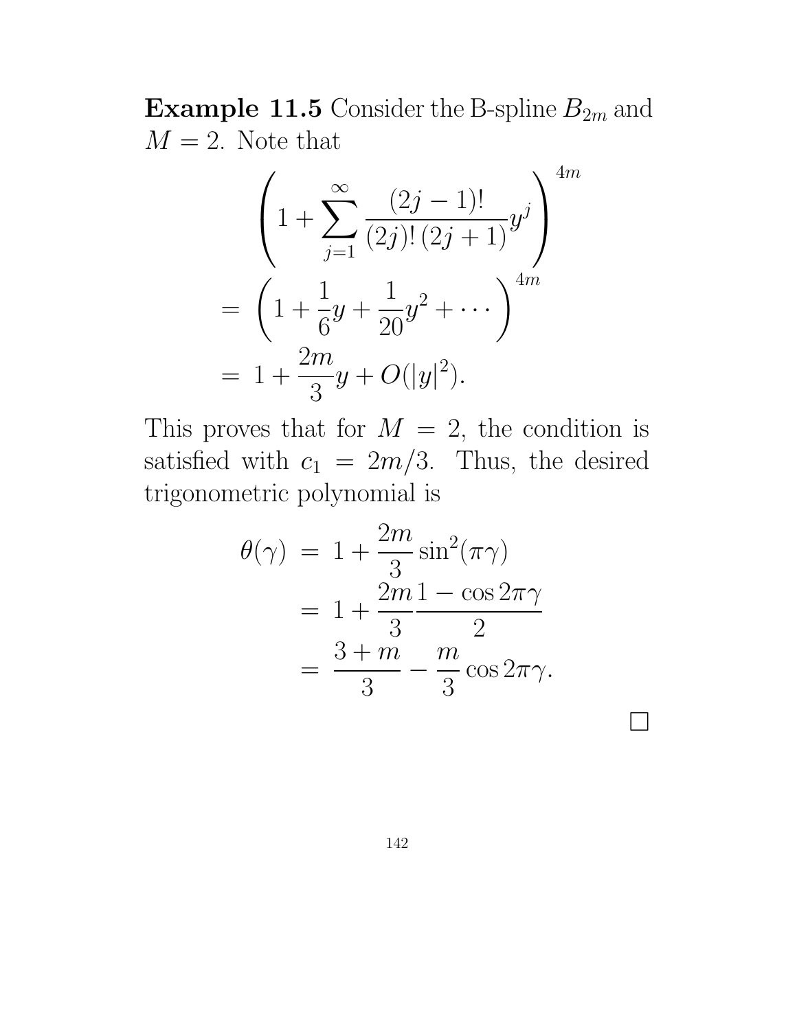**Example 11.5** Consider the B-spline $B_{2m}$ and $M = 2$. Note that

$$
\begin{aligned}
&\left(1 + \sum_{j=1}^{\infty} \frac{(2j-1)!}{(2j)!\,(2j+1)} y^j \right)^{4m} \\
&= \left(1 + \frac{1}{6}y + \frac{1}{20}y^2 + \cdots \right)^{4m} \\
&= 1 + \frac{2m}{3}y + O(|y|^2).
\end{aligned}
$$

This proves that for $M = 2$, the condition is satisfied with $c_1 = 2m/3$. Thus, the desired trigonometric polynomial is

$$
\begin{aligned}
\theta(\gamma) &= 1 + \frac{2m}{3}\sin^2(\pi\gamma) \\
&= 1 + \frac{2m}{3}\frac{1-\cos 2\pi\gamma}{2} \\
&= \frac{3+m}{3} - \frac{m}{3}\cos 2\pi\gamma.
\end{aligned}
$$

□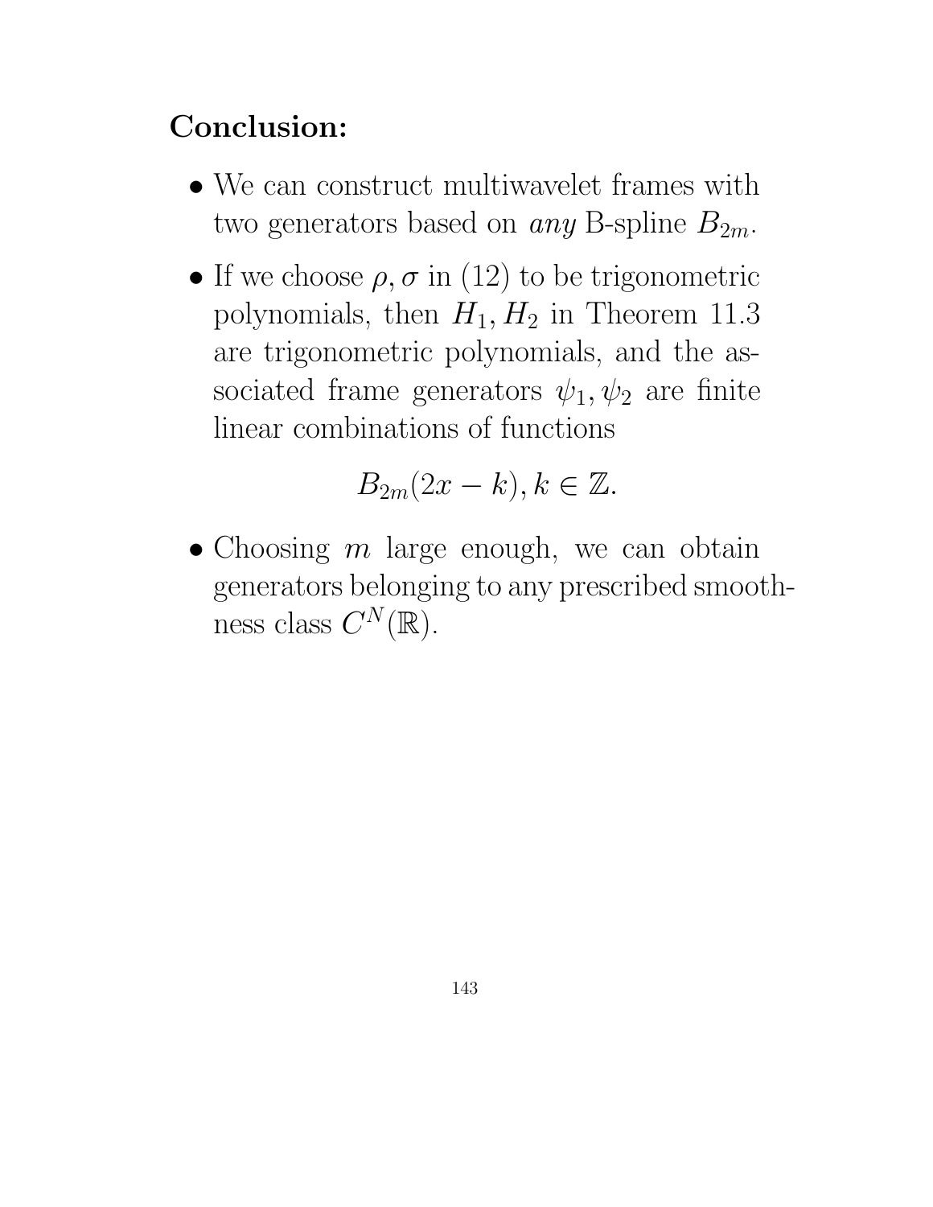**Conclusion:**

- We can construct multiwavelet frames with two generators based on *any* B-spline $B_{2m}$.

- If we choose $\rho, \sigma$ in (12) to be trigonometric polynomials, then $H_1, H_2$ in Theorem 11.3 are trigonometric polynomials, and the associated frame generators $\psi_1, \psi_2$ are finite linear combinations of functions

$$B_{2m}(2x - k), k \in \mathbb{Z}.$$

- Choosing $m$ large enough, we can obtain generators belonging to any prescribed smoothness class $C^N(\mathbb{R})$.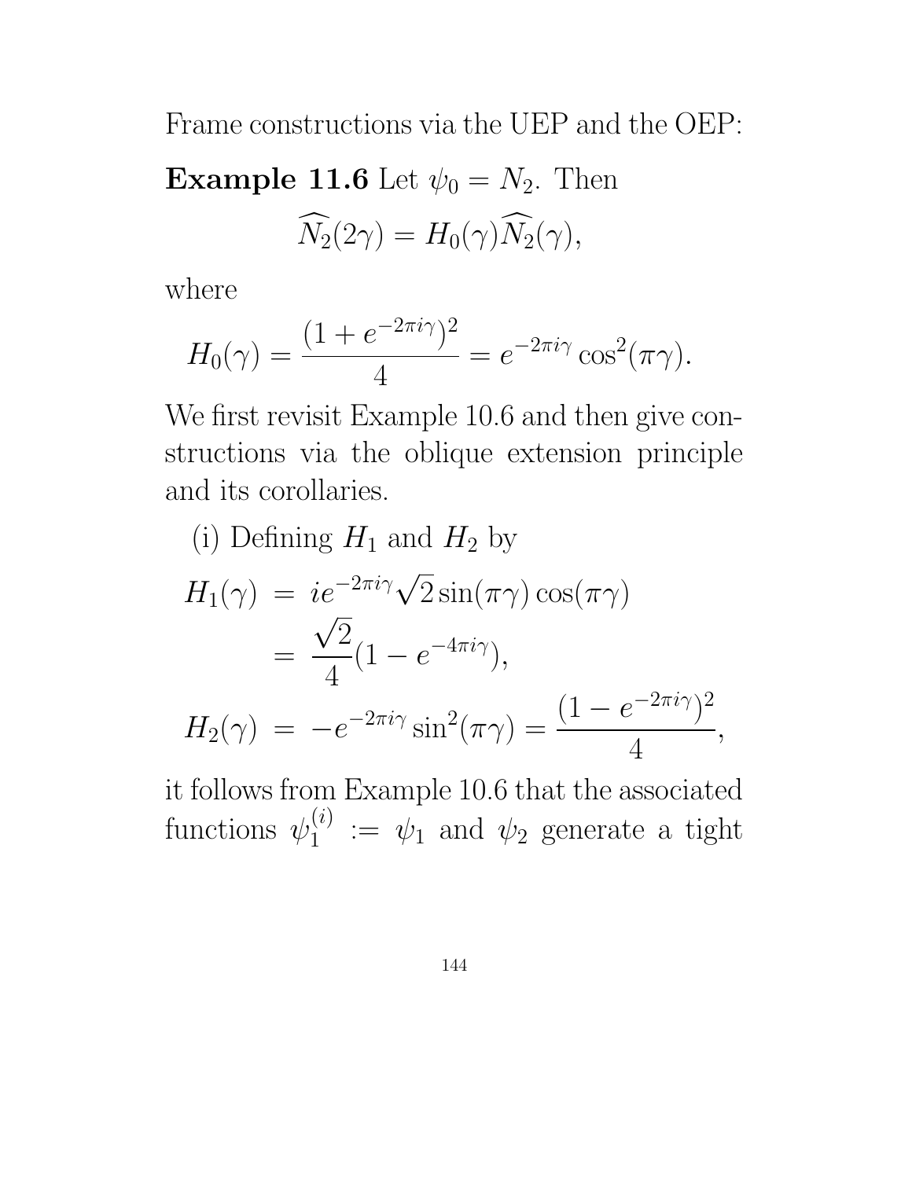Frame constructions via the UEP and the OEP:

**Example 11.6** Let $\psi_0 = N_2$. Then

$$\widehat{N_2}(2\gamma) = H_0(\gamma)\widehat{N_2}(\gamma),$$

where

$$H_0(\gamma) = \frac{(1+e^{-2\pi i\gamma})^2}{4} = e^{-2\pi i\gamma}\cos^2(\pi\gamma).$$

We first revisit Example 10.6 and then give constructions via the oblique extension principle and its corollaries.

(i) Defining $H_1$ and $H_2$ by

$$\begin{aligned}
H_1(\gamma) &= ie^{-2\pi i\gamma}\sqrt{2}\sin(\pi\gamma)\cos(\pi\gamma) \\
&= \frac{\sqrt{2}}{4}(1-e^{-4\pi i\gamma}), \\
H_2(\gamma) &= -e^{-2\pi i\gamma}\sin^2(\pi\gamma) = \frac{(1-e^{-2\pi i\gamma})^2}{4},
\end{aligned}$$

it follows from Example 10.6 that the associated functions $\psi_1^{(i)} := \psi_1$ and $\psi_2$ generate a tight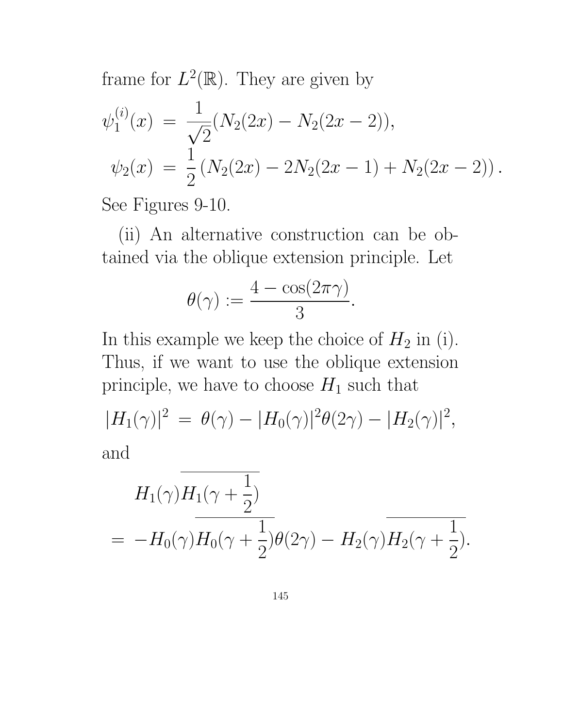frame for $L^2(\mathbb{R})$. They are given by

$$\psi_1^{(i)}(x) = \frac{1}{\sqrt{2}}(N_2(2x) - N_2(2x-2)),$$

$$\psi_2(x) = \frac{1}{2}\left(N_2(2x) - 2N_2(2x-1) + N_2(2x-2)\right).$$

See Figures 9-10.

(ii) An alternative construction can be obtained via the oblique extension principle. Let

$$\theta(\gamma) := \frac{4 - \cos(2\pi\gamma)}{3}.$$

In this example we keep the choice of $H_2$ in (i). Thus, if we want to use the oblique extension principle, we have to choose $H_1$ such that

$$|H_1(\gamma)|^2 = \theta(\gamma) - |H_0(\gamma)|^2\theta(2\gamma) - |H_2(\gamma)|^2,$$

and

$$H_1(\gamma)\overline{H_1(\gamma + \frac{1}{2})}$$
$$= -H_0(\gamma)\overline{H_0(\gamma + \frac{1}{2})}\theta(2\gamma) - H_2(\gamma)\overline{H_2(\gamma + \frac{1}{2})}.$$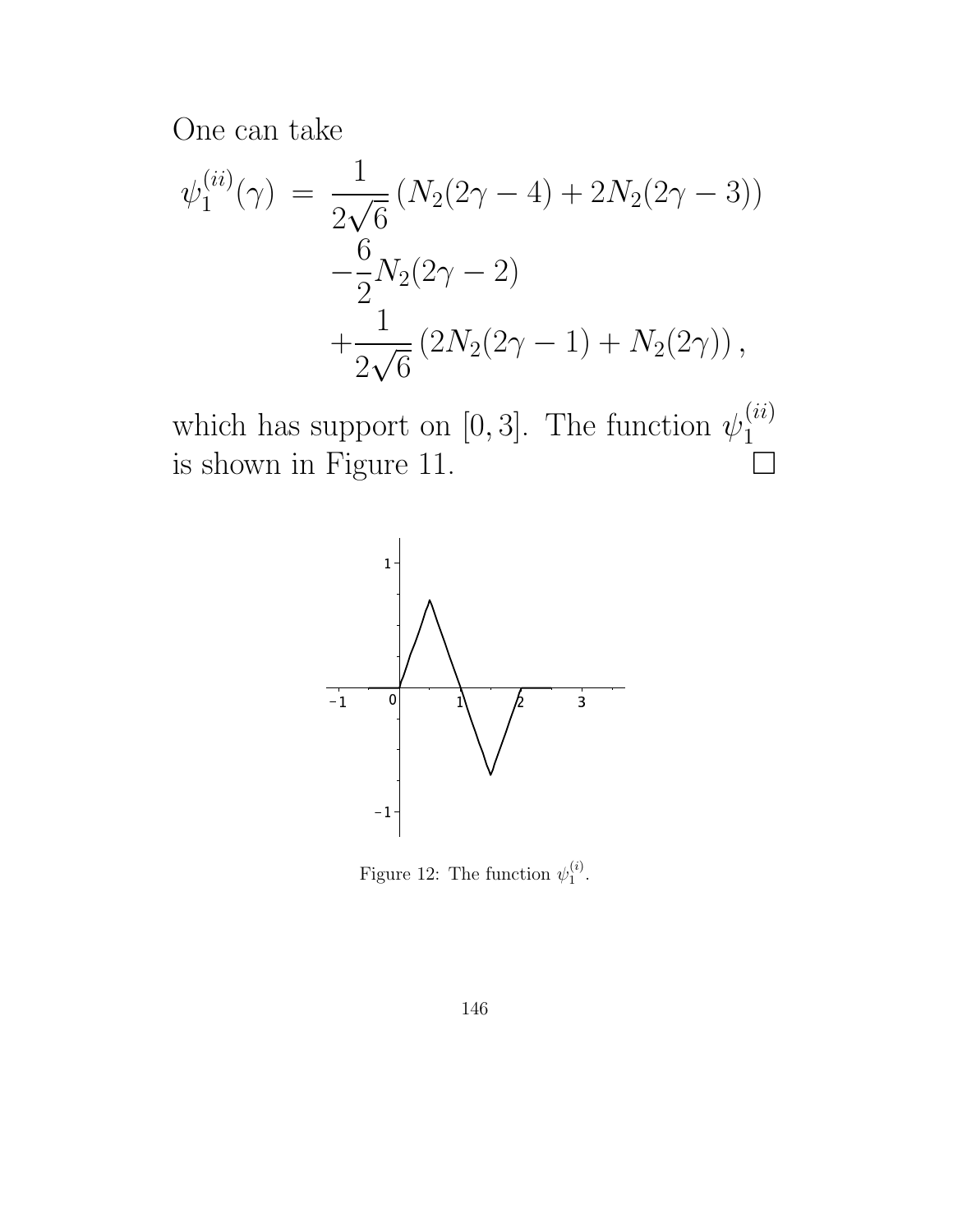One can take

$$
\begin{aligned}
\psi_1^{(ii)}(\gamma) \;=\; & \frac{1}{2\sqrt{6}}\left(N_2(2\gamma-4)+2N_2(2\gamma-3)\right) \\
& -\frac{6}{2}N_2(2\gamma-2) \\
& +\frac{1}{2\sqrt{6}}\left(2N_2(2\gamma-1)+N_2(2\gamma)\right),
\end{aligned}
$$

which has support on $[0,3]$. The function $\psi_1^{(ii)}$ is shown in Figure 11. □

Figure 12: The function $\psi_1^{(i)}$.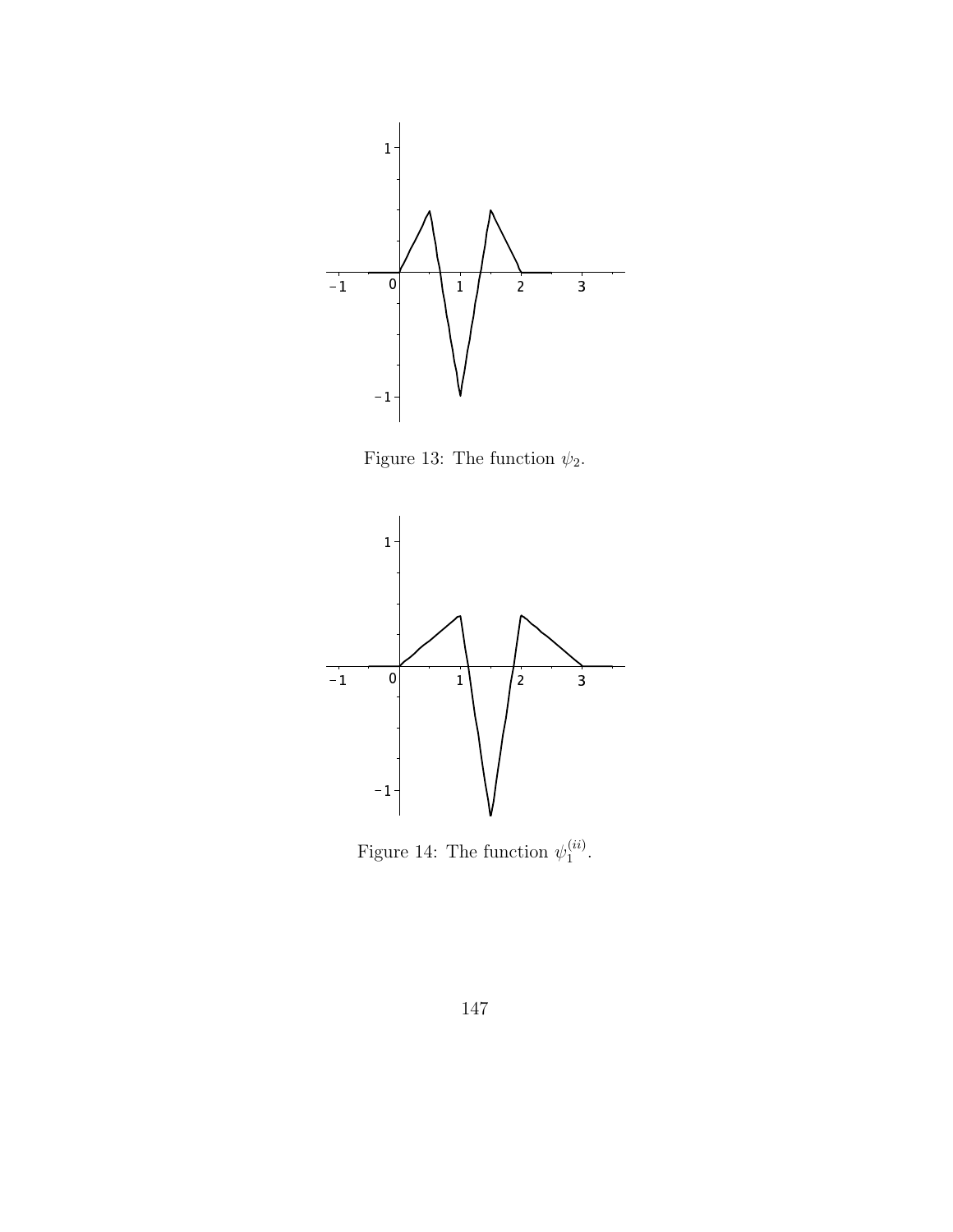Figure 13: The function $\psi_2$.

Figure 14: The function $\psi_1^{(ii)}$.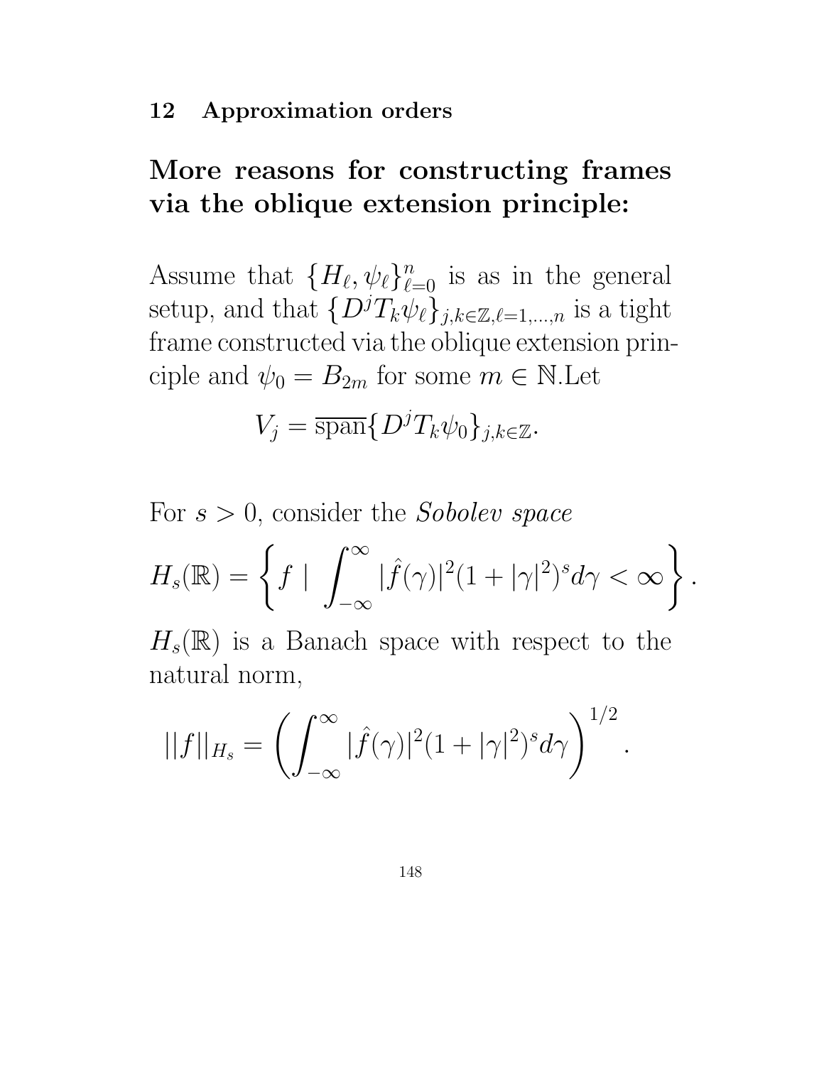## 12 Approximation orders

# More reasons for constructing frames via the oblique extension principle:

Assume that $\{H_\ell, \psi_\ell\}_{\ell=0}^n$ is as in the general setup, and that $\{D^j T_k \psi_\ell\}_{j,k\in\mathbb{Z},\ell=1,\dots,n}$ is a tight frame constructed via the oblique extension principle and $\psi_0 = B_{2m}$ for some $m \in \mathbb{N}$.Let

$$V_j = \overline{\text{span}}\{D^j T_k \psi_0\}_{j,k\in\mathbb{Z}}.$$

For $s > 0$, consider the *Sobolev space*

$$H_s(\mathbb{R}) = \left\{ f \mid \int_{-\infty}^{\infty} |\hat{f}(\gamma)|^2 (1 + |\gamma|^2)^s d\gamma < \infty \right\}.$$

$H_s(\mathbb{R})$ is a Banach space with respect to the natural norm,

$$||f||_{H_s} = \left( \int_{-\infty}^{\infty} |\hat{f}(\gamma)|^2 (1 + |\gamma|^2)^s d\gamma \right)^{1/2}.$$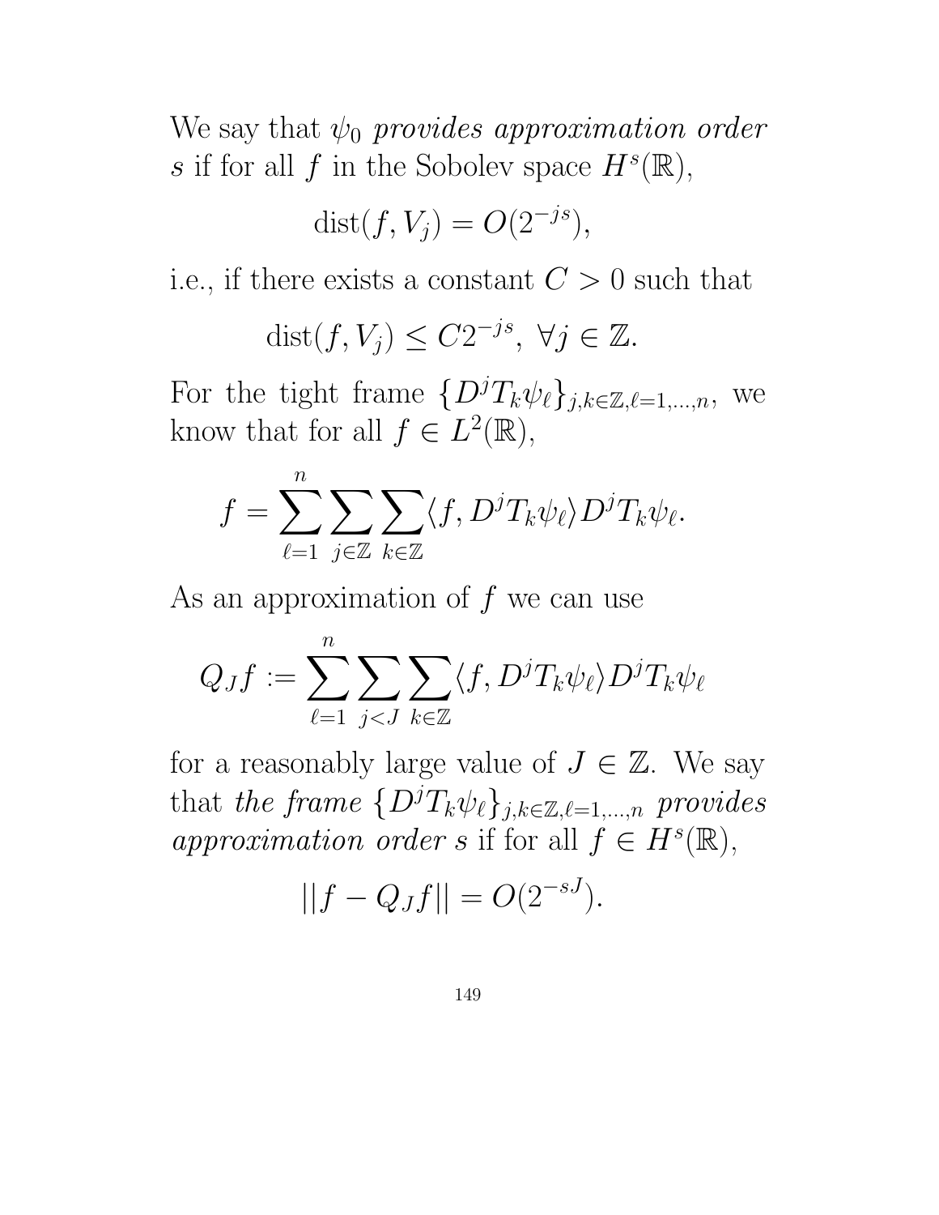We say that $\psi_0$ *provides approximation order* $s$ if for all $f$ in the Sobolev space $H^s(\mathbb{R})$,

$$\mathrm{dist}(f, V_j) = O(2^{-js}),$$

i.e., if there exists a constant $C > 0$ such that

$$\mathrm{dist}(f, V_j) \leq C 2^{-js}, \ \forall j \in \mathbb{Z}.$$

For the tight frame $\{D^j T_k \psi_\ell\}_{j,k\in\mathbb{Z},\ell=1,\ldots,n}$, we know that for all $f \in L^2(\mathbb{R})$,

$$f = \sum_{\ell=1}^{n} \sum_{j\in\mathbb{Z}} \sum_{k\in\mathbb{Z}} \langle f, D^j T_k \psi_\ell \rangle D^j T_k \psi_\ell.$$

As an approximation of $f$ we can use

$$Q_J f := \sum_{\ell=1}^{n} \sum_{j<J} \sum_{k\in\mathbb{Z}} \langle f, D^j T_k \psi_\ell \rangle D^j T_k \psi_\ell$$

for a reasonably large value of $J \in \mathbb{Z}$. We say that *the frame* $\{D^j T_k \psi_\ell\}_{j,k\in\mathbb{Z},\ell=1,\ldots,n}$ *provides approximation order* $s$ if for all $f \in H^s(\mathbb{R})$,

$$||f - Q_J f|| = O(2^{-sJ}).$$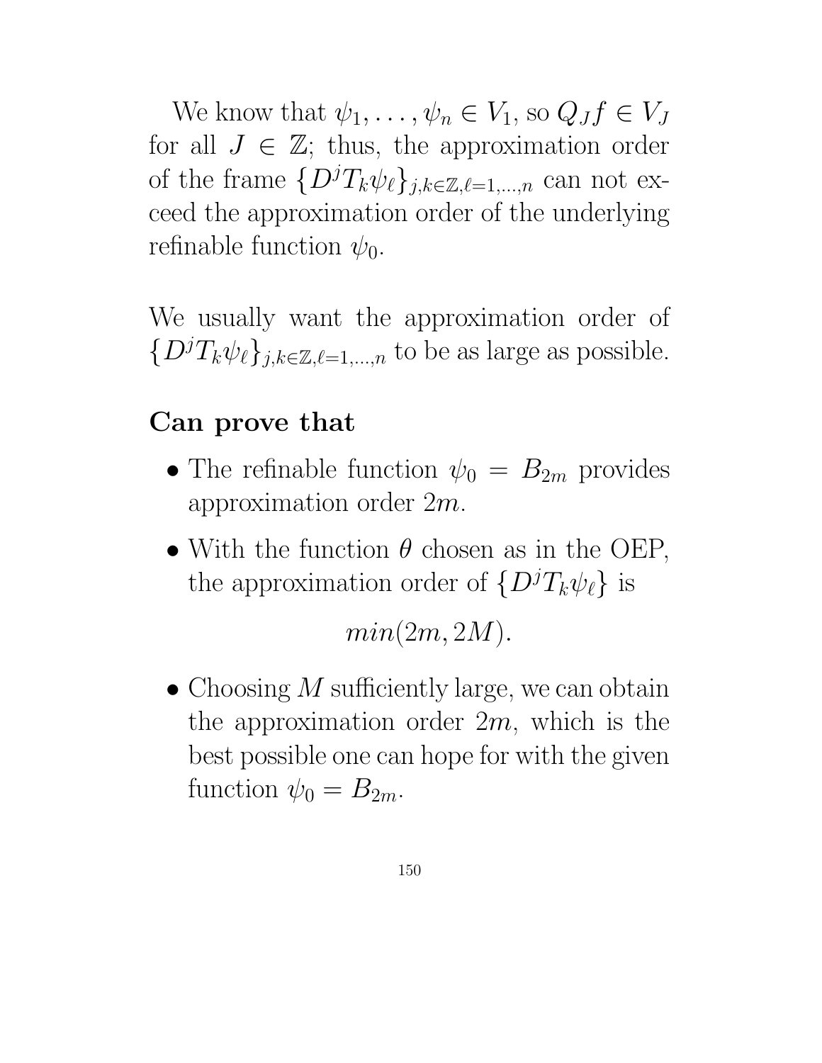We know that $\psi_1, \ldots, \psi_n \in V_1$, so $Q_J f \in V_J$ for all $J \in \mathbb{Z}$; thus, the approximation order of the frame $\{D^j T_k \psi_\ell\}_{j,k \in \mathbb{Z}, \ell=1,\ldots,n}$ can not exceed the approximation order of the underlying refinable function $\psi_0$.

We usually want the approximation order of $\{D^j T_k \psi_\ell\}_{j,k \in \mathbb{Z}, \ell=1,\ldots,n}$ to be as large as possible.

**Can prove that**

- The refinable function $\psi_0 = B_{2m}$ provides approximation order $2m$.
- With the function $\theta$ chosen as in the OEP, the approximation order of $\{D^j T_k \psi_\ell\}$ is

$$min(2m, 2M).$$

- Choosing $M$ sufficiently large, we can obtain the approximation order $2m$, which is the best possible one can hope for with the given function $\psi_0 = B_{2m}$.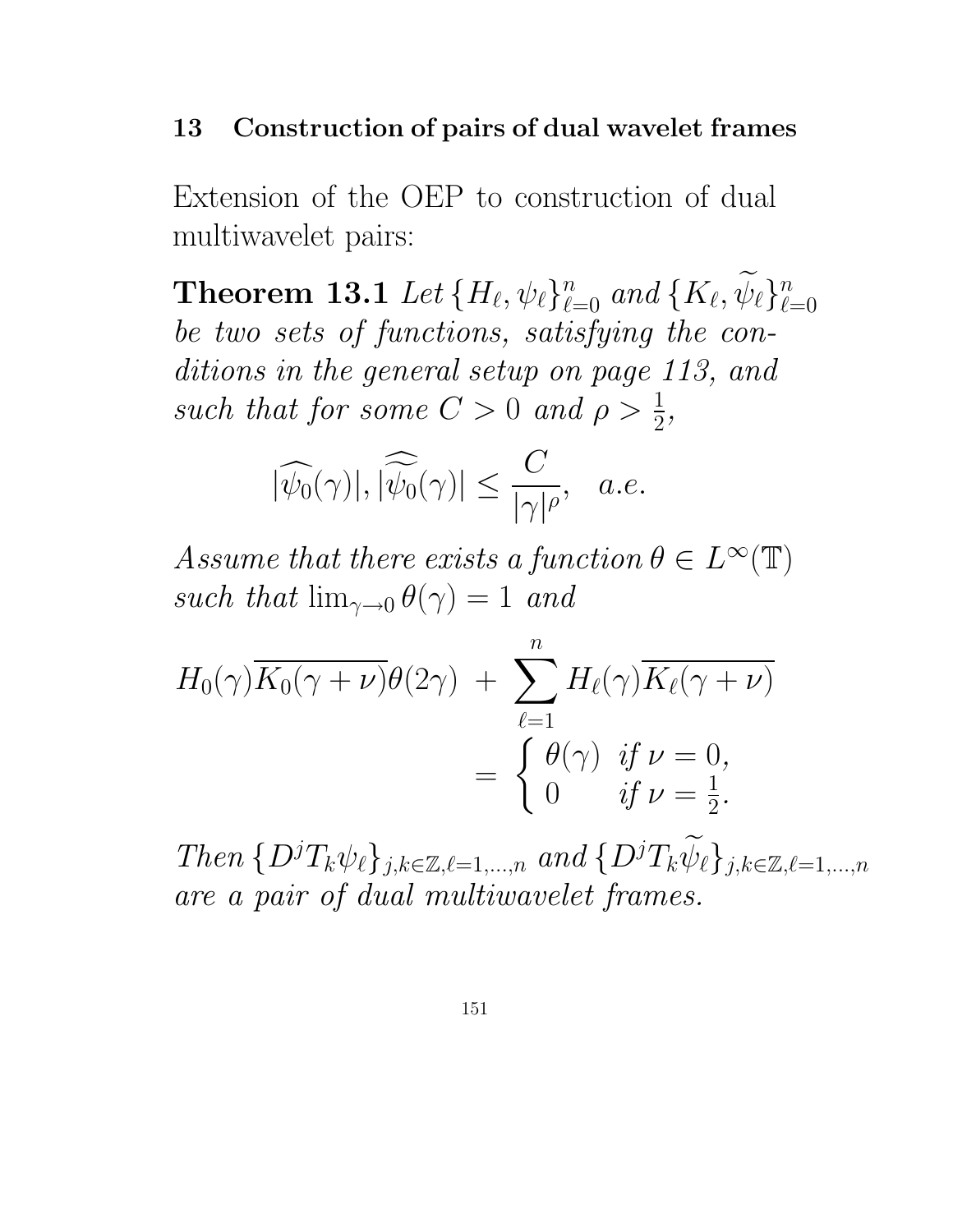## 13 Construction of pairs of dual wavelet frames

Extension of the OEP to construction of dual multiwavelet pairs:

**Theorem 13.1** *Let $\{H_\ell, \psi_\ell\}_{\ell=0}^n$ and $\{K_\ell, \widetilde{\psi}_\ell\}_{\ell=0}^n$ be two sets of functions, satisfying the conditions in the general setup on page 113, and such that for some $C > 0$ and $\rho > \frac{1}{2}$,*

$$|\widehat{\psi_0}(\gamma)|, |\widehat{\widetilde{\psi}_0}(\gamma)| \leq \frac{C}{|\gamma|^\rho}, \quad a.e.$$

*Assume that there exists a function $\theta \in L^\infty(\mathbb{T})$ such that $\lim_{\gamma\to 0}\theta(\gamma) = 1$ and*

$$H_0(\gamma)\overline{K_0(\gamma+\nu)}\theta(2\gamma) \; + \; \sum_{\ell=1}^n H_\ell(\gamma)\overline{K_\ell(\gamma+\nu)} = \begin{cases} \theta(\gamma) & \text{if } \nu = 0, \\ 0 & \text{if } \nu = \frac{1}{2}. \end{cases}$$

*Then $\{D^jT_k\psi_\ell\}_{j,k\in\mathbb{Z},\ell=1,\dots,n}$ and $\{D^jT_k\widetilde{\psi}_\ell\}_{j,k\in\mathbb{Z},\ell=1,\dots,n}$ are a pair of dual multiwavelet frames.*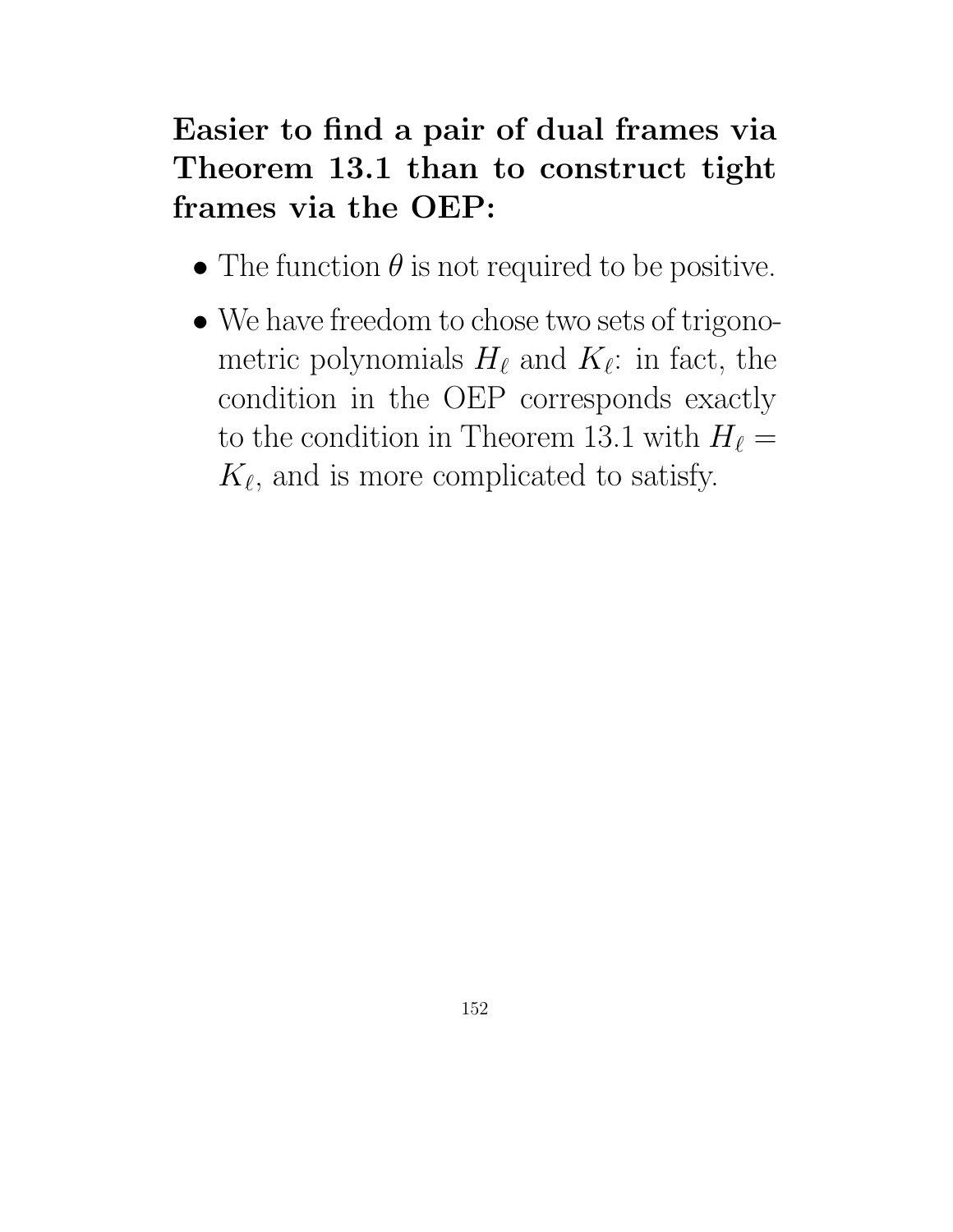**Easier to find a pair of dual frames via Theorem 13.1 than to construct tight frames via the OEP:**

- The function $\theta$ is not required to be positive.
- We have freedom to chose two sets of trigonometric polynomials $H_\ell$ and $K_\ell$: in fact, the condition in the OEP corresponds exactly to the condition in Theorem 13.1 with $H_\ell = K_\ell$, and is more complicated to satisfy.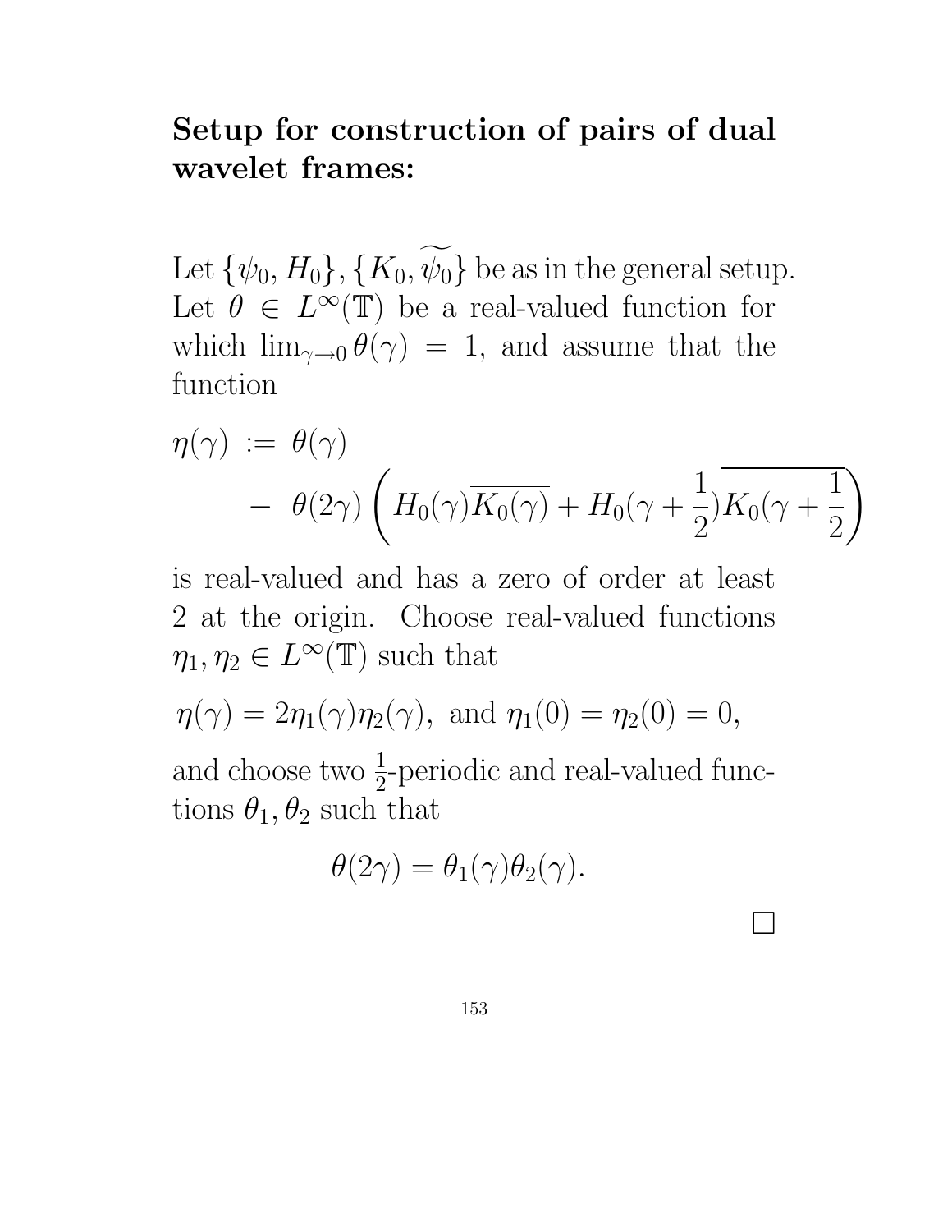**Setup for construction of pairs of dual wavelet frames:**

Let $\{\psi_0, H_0\}, \{K_0, \widetilde{\psi_0}\}$ be as in the general setup. Let $\theta \in L^\infty(\mathbb{T})$ be a real-valued function for which $\lim_{\gamma \to 0} \theta(\gamma) = 1$, and assume that the function

$$\eta(\gamma) := \theta(\gamma) - \theta(2\gamma)\left(H_0(\gamma)\overline{K_0(\gamma)} + H_0(\gamma + \frac{1}{2})\overline{K_0(\gamma + \frac{1}{2})}\right)$$

is real-valued and has a zero of order at least 2 at the origin. Choose real-valued functions $\eta_1, \eta_2 \in L^\infty(\mathbb{T})$ such that

$$\eta(\gamma) = 2\eta_1(\gamma)\eta_2(\gamma), \text{ and } \eta_1(0) = \eta_2(0) = 0,$$

and choose two $\frac{1}{2}$-periodic and real-valued functions $\theta_1, \theta_2$ such that

$$\theta(2\gamma) = \theta_1(\gamma)\theta_2(\gamma).$$

□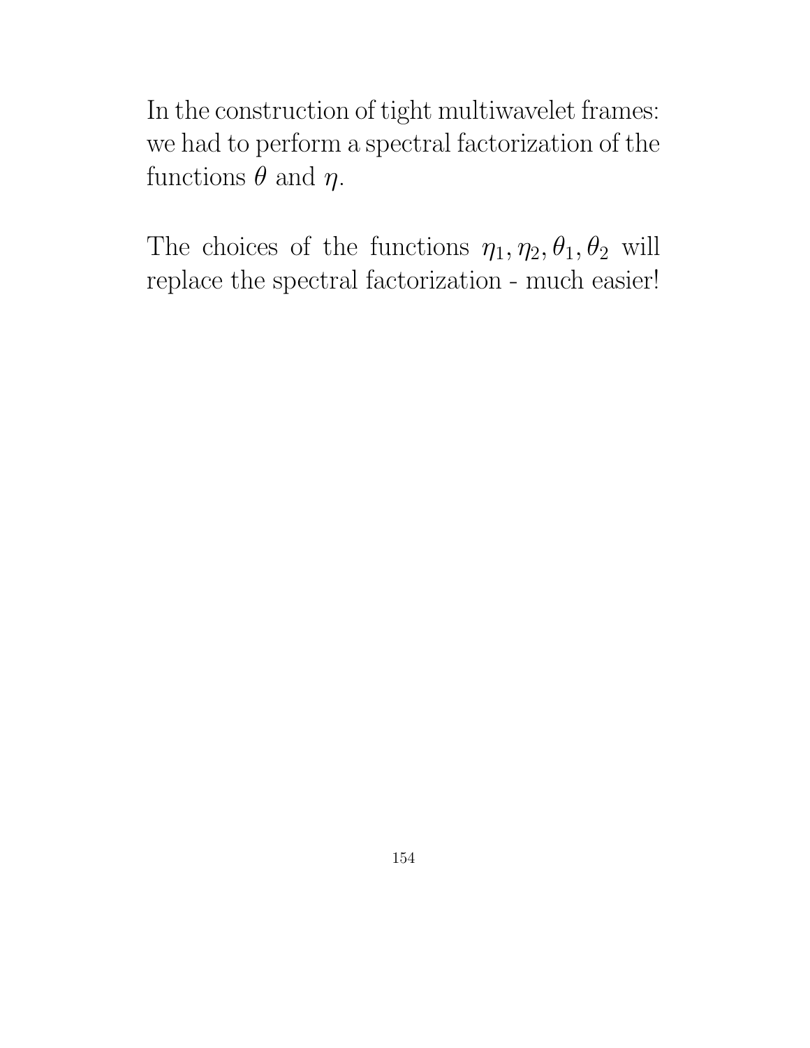In the construction of tight multiwavelet frames: we had to perform a spectral factorization of the functions $\theta$ and $\eta$.

The choices of the functions $\eta_1, \eta_2, \theta_1, \theta_2$ will replace the spectral factorization - much easier!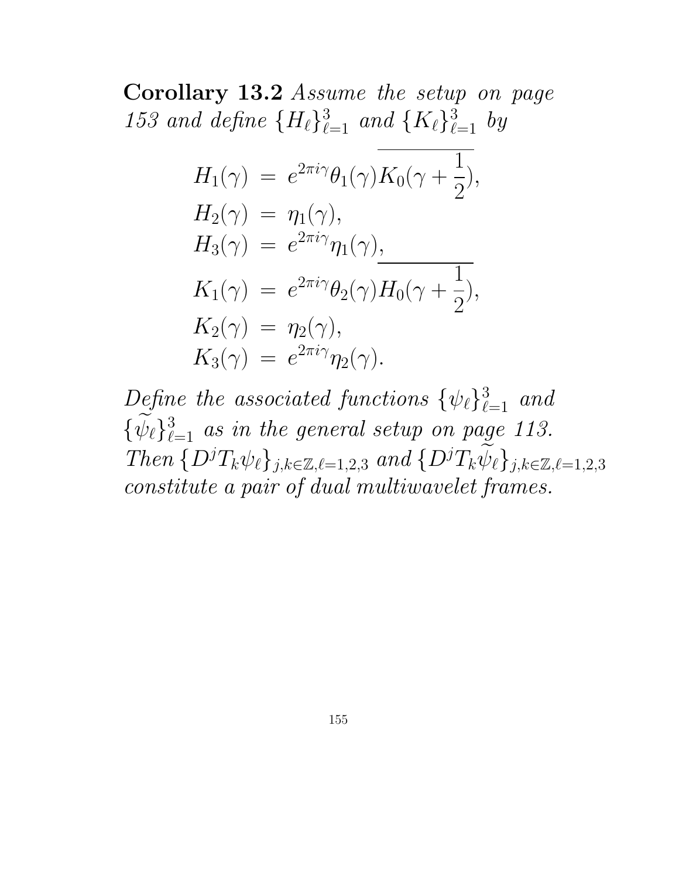**Corollary 13.2** *Assume the setup on page 153 and define* $\{H_\ell\}_{\ell=1}^3$ *and* $\{K_\ell\}_{\ell=1}^3$ *by*

$$
\begin{aligned}
H_1(\gamma) &= e^{2\pi i\gamma}\theta_1(\gamma)\overline{K_0(\gamma+\frac{1}{2})},\\
H_2(\gamma) &= \eta_1(\gamma),\\
H_3(\gamma) &= e^{2\pi i\gamma}\eta_1(\gamma),\\
K_1(\gamma) &= e^{2\pi i\gamma}\theta_2(\gamma)\overline{H_0(\gamma+\frac{1}{2})},\\
K_2(\gamma) &= \eta_2(\gamma),\\
K_3(\gamma) &= e^{2\pi i\gamma}\eta_2(\gamma).
\end{aligned}
$$

*Define the associated functions* $\{\psi_\ell\}_{\ell=1}^3$ *and* $\{\widetilde{\psi}_\ell\}_{\ell=1}^3$ *as in the general setup on page 113. Then* $\{D^jT_k\psi_\ell\}_{j,k\in\mathbb{Z},\ell=1,2,3}$ *and* $\{D^jT_k\widetilde{\psi}_\ell\}_{j,k\in\mathbb{Z},\ell=1,2,3}$ *constitute a pair of dual multiwavelet frames.*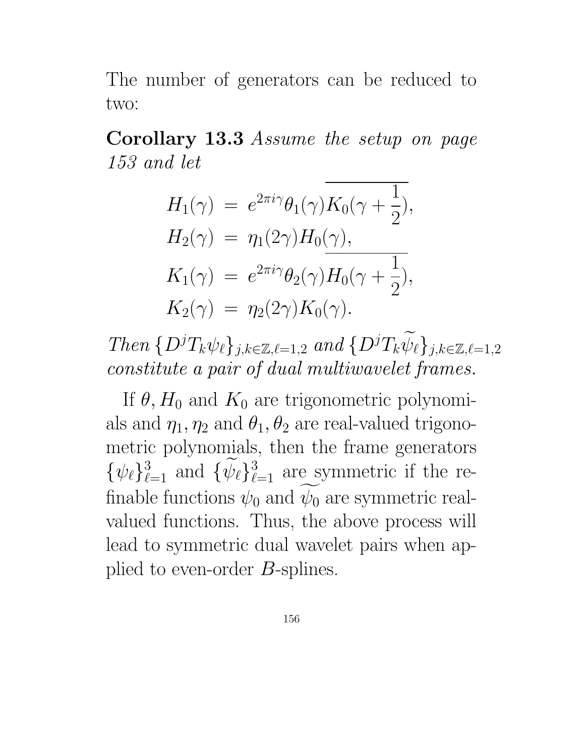The number of generators can be reduced to two:

**Corollary 13.3** *Assume the setup on page 153 and let*

$$
\begin{aligned}
H_1(\gamma) &= e^{2\pi i\gamma}\theta_1(\gamma)\overline{K_0(\gamma+\frac{1}{2})}, \\
H_2(\gamma) &= \eta_1(2\gamma)H_0(\gamma), \\
K_1(\gamma) &= e^{2\pi i\gamma}\theta_2(\gamma)\overline{H_0(\gamma+\frac{1}{2})}, \\
K_2(\gamma) &= \eta_2(2\gamma)K_0(\gamma).
\end{aligned}
$$

*Then* $\{D^jT_k\psi_\ell\}_{j,k\in\mathbb{Z},\ell=1,2}$ *and* $\{D^jT_k\widetilde{\psi_\ell}\}_{j,k\in\mathbb{Z},\ell=1,2}$ *constitute a pair of dual multiwavelet frames.*

If $\theta, H_0$ and $K_0$ are trigonometric polynomials and $\eta_1, \eta_2$ and $\theta_1, \theta_2$ are real-valued trigonometric polynomials, then the frame generators $\{\psi_\ell\}_{\ell=1}^3$ and $\{\widetilde{\psi_\ell}\}_{\ell=1}^3$ are symmetric if the refinable functions $\psi_0$ and $\widetilde{\psi_0}$ are symmetric real-valued functions. Thus, the above process will lead to symmetric dual wavelet pairs when applied to even-order $B$-splines.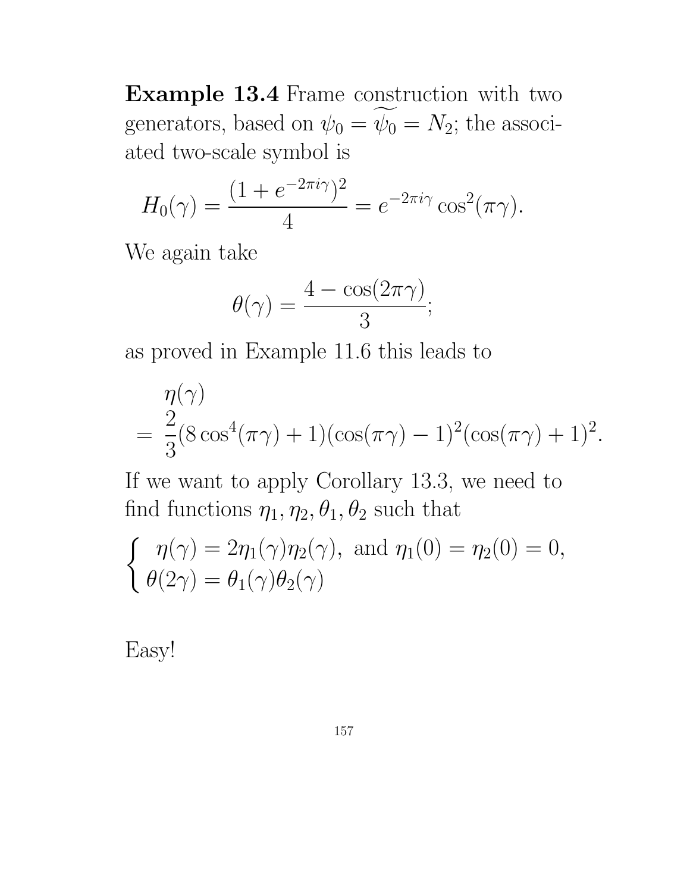**Example 13.4** Frame construction with two generators, based on $\psi_0 = \widetilde{\psi_0} = N_2$; the associated two-scale symbol is

$$H_0(\gamma) = \frac{(1+e^{-2\pi i\gamma})^2}{4} = e^{-2\pi i\gamma}\cos^2(\pi\gamma).$$

We again take

$$\theta(\gamma) = \frac{4-\cos(2\pi\gamma)}{3};$$

as proved in Example 11.6 this leads to

$$\begin{aligned}
&\eta(\gamma) \\
=\ &\frac{2}{3}(8\cos^4(\pi\gamma)+1)(\cos(\pi\gamma)-1)^2(\cos(\pi\gamma)+1)^2.
\end{aligned}$$

If we want to apply Corollary 13.3, we need to find functions $\eta_1, \eta_2, \theta_1, \theta_2$ such that

$$\begin{cases} \eta(\gamma) = 2\eta_1(\gamma)\eta_2(\gamma), \text{ and } \eta_1(0) = \eta_2(0) = 0, \\ \theta(2\gamma) = \theta_1(\gamma)\theta_2(\gamma) \end{cases}$$

Easy!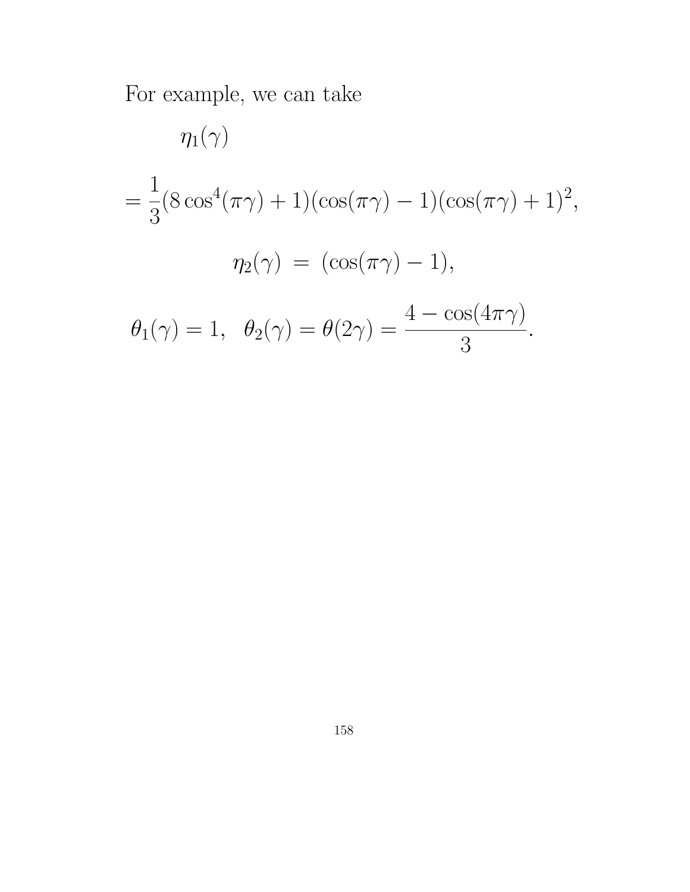For example, we can take

$$\eta_1(\gamma)$$

$$= \frac{1}{3}(8\cos^4(\pi\gamma) + 1)(\cos(\pi\gamma) - 1)(\cos(\pi\gamma) + 1)^2,$$

$$\eta_2(\gamma) \;=\; (\cos(\pi\gamma) - 1),$$

$$\theta_1(\gamma) = 1, \quad \theta_2(\gamma) = \theta(2\gamma) = \frac{4 - \cos(4\pi\gamma)}{3}.$$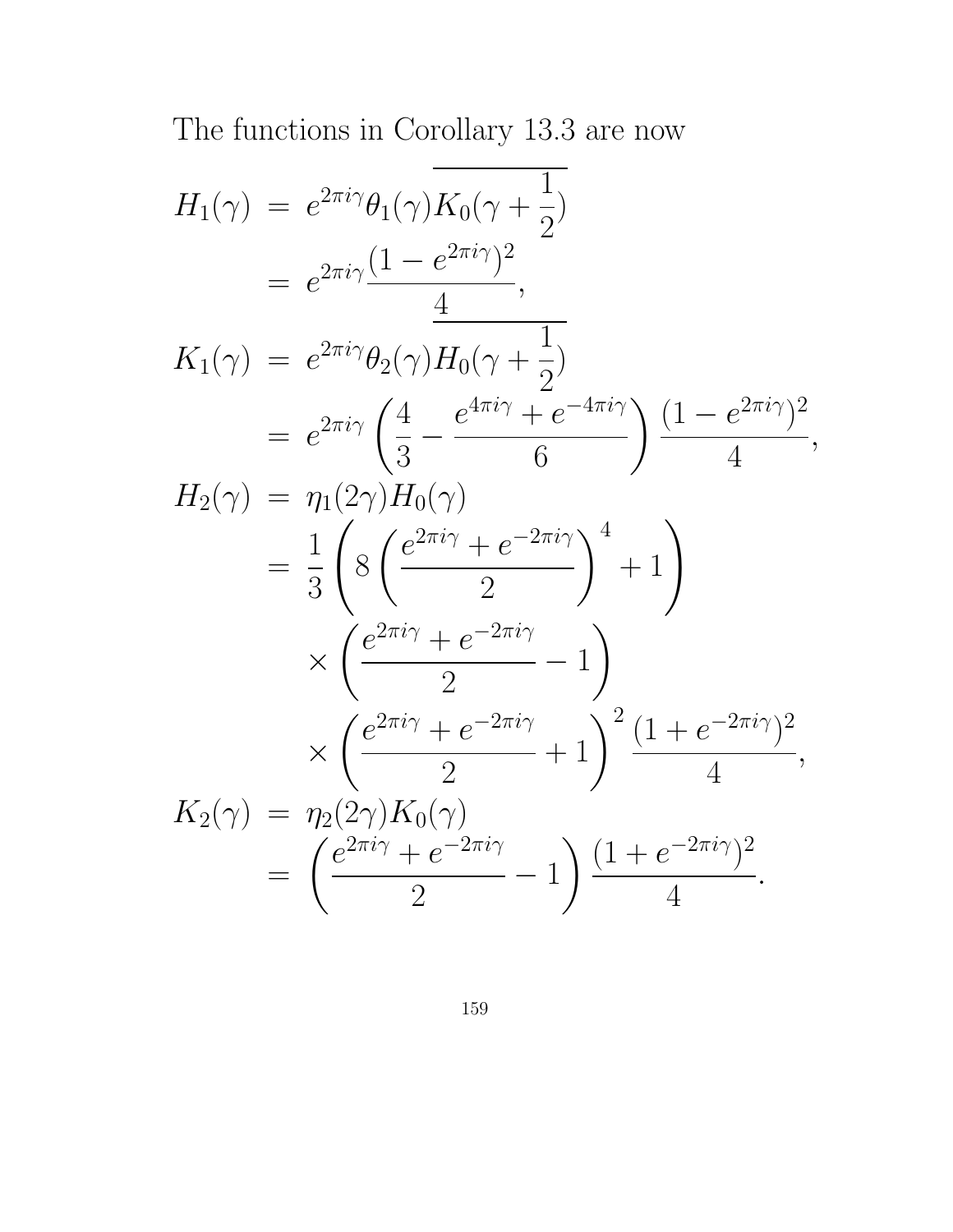The functions in Corollary 13.3 are now

$$
\begin{aligned}
H_1(\gamma) &= e^{2\pi i\gamma}\theta_1(\gamma)\overline{K_0(\gamma+\frac{1}{2})} \\
&= e^{2\pi i\gamma}\frac{(1-e^{2\pi i\gamma})^2}{4}, \\
K_1(\gamma) &= e^{2\pi i\gamma}\theta_2(\gamma)\overline{H_0(\gamma+\frac{1}{2})} \\
&= e^{2\pi i\gamma}\left(\frac{4}{3}-\frac{e^{4\pi i\gamma}+e^{-4\pi i\gamma}}{6}\right)\frac{(1-e^{2\pi i\gamma})^2}{4}, \\
H_2(\gamma) &= \eta_1(2\gamma)H_0(\gamma) \\
&= \frac{1}{3}\left(8\left(\frac{e^{2\pi i\gamma}+e^{-2\pi i\gamma}}{2}\right)^4+1\right) \\
&\quad\times\left(\frac{e^{2\pi i\gamma}+e^{-2\pi i\gamma}}{2}-1\right) \\
&\quad\times\left(\frac{e^{2\pi i\gamma}+e^{-2\pi i\gamma}}{2}+1\right)^2\frac{(1+e^{-2\pi i\gamma})^2}{4}, \\
K_2(\gamma) &= \eta_2(2\gamma)K_0(\gamma) \\
&= \left(\frac{e^{2\pi i\gamma}+e^{-2\pi i\gamma}}{2}-1\right)\frac{(1+e^{-2\pi i\gamma})^2}{4}.
\end{aligned}
$$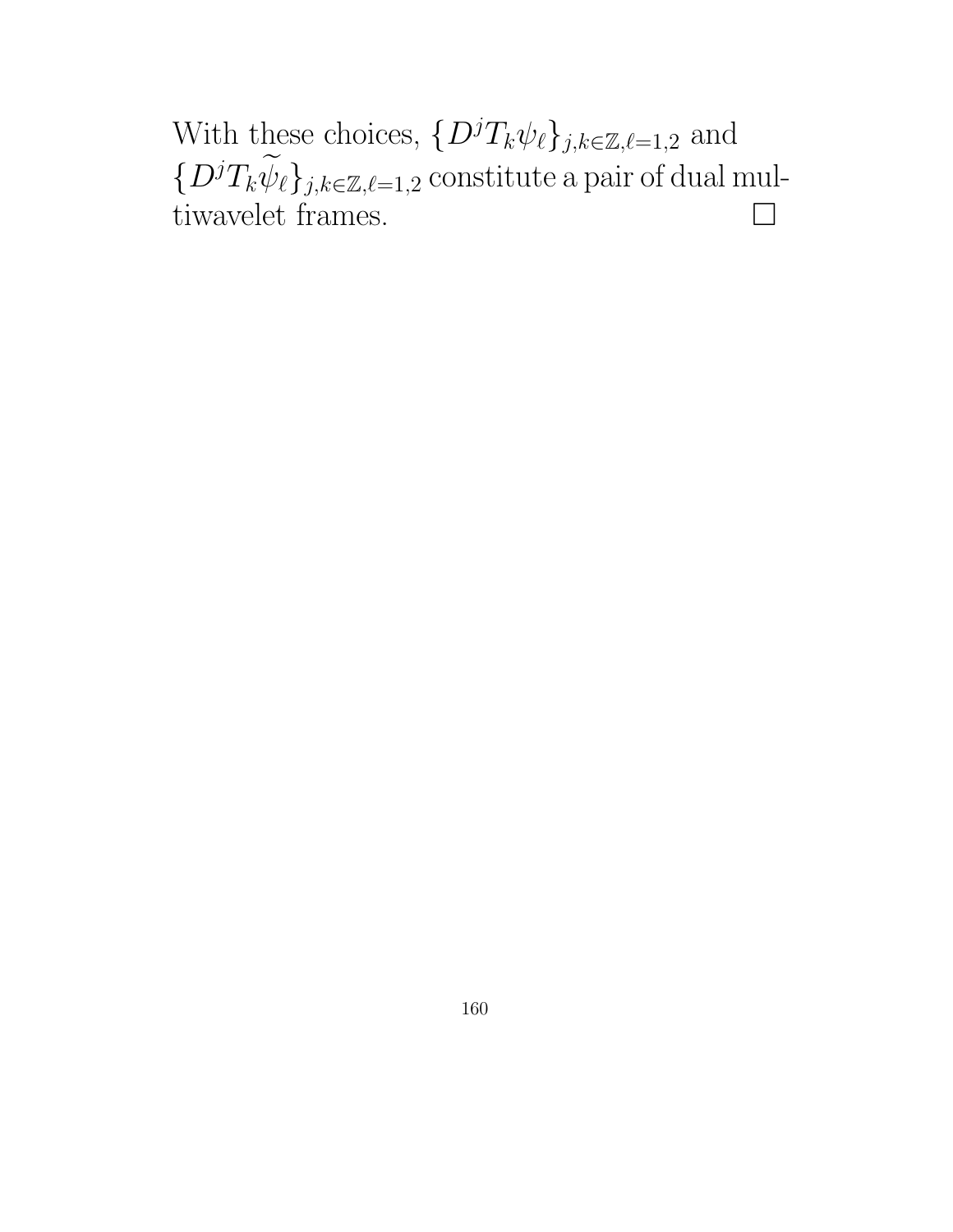With these choices, $\{D^j T_k \psi_\ell\}_{j,k \in \mathbb{Z}, \ell=1,2}$ and $\{D^j T_k \widetilde{\psi}_\ell\}_{j,k \in \mathbb{Z}, \ell=1,2}$ constitute a pair of dual multiwavelet frames. $\square$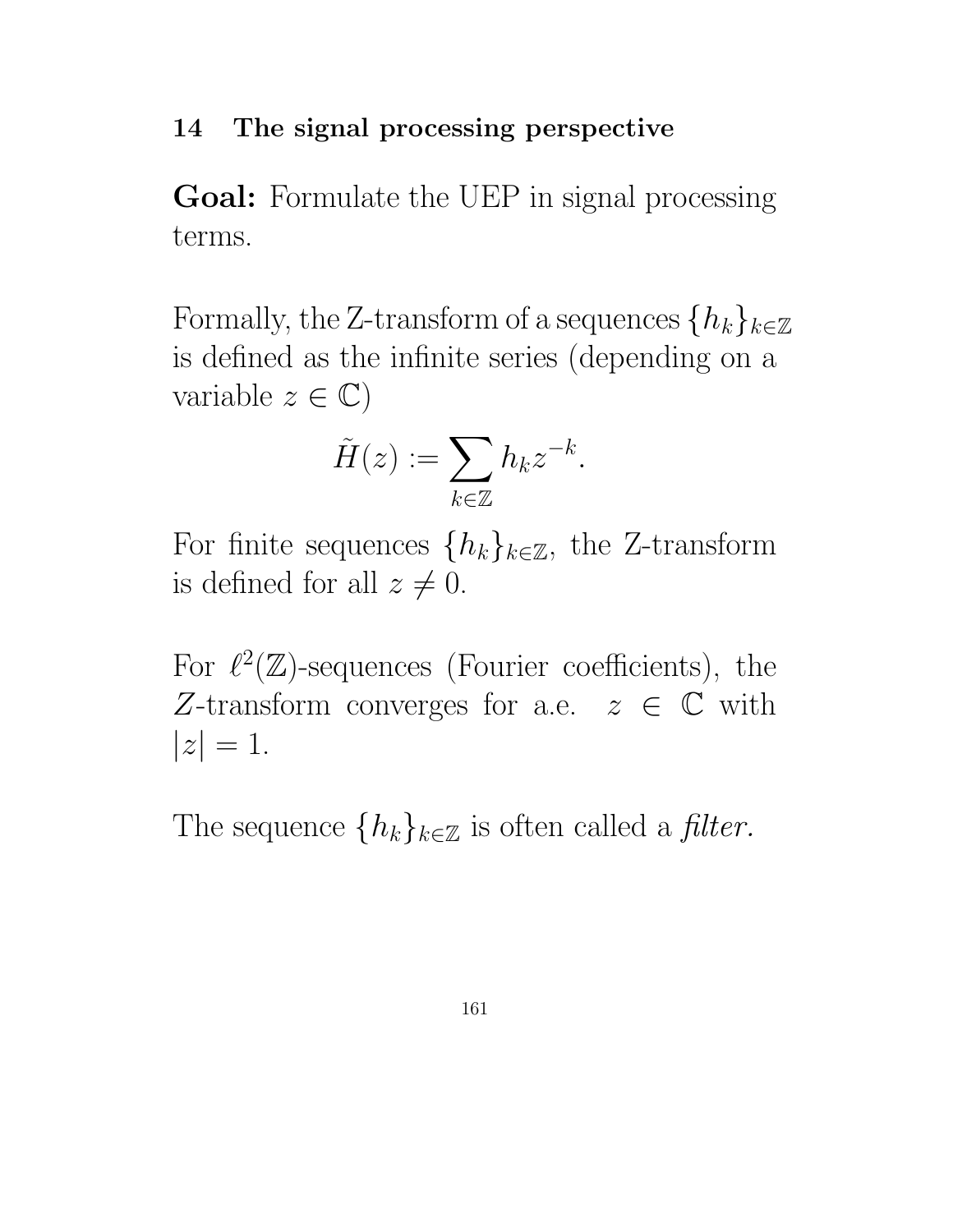## 14 The signal processing perspective

**Goal:** Formulate the UEP in signal processing terms.

Formally, the Z-transform of a sequences $\{h_k\}_{k\in\mathbb{Z}}$ is defined as the infinite series (depending on a variable $z \in \mathbb{C}$)

$$\tilde{H}(z) := \sum_{k\in\mathbb{Z}} h_k z^{-k}.$$

For finite sequences $\{h_k\}_{k\in\mathbb{Z}}$, the Z-transform is defined for all $z \neq 0$.

For $\ell^2(\mathbb{Z})$-sequences (Fourier coefficients), the $Z$-transform converges for a.e. $z \in \mathbb{C}$ with $|z| = 1$.

The sequence $\{h_k\}_{k\in\mathbb{Z}}$ is often called a *filter.*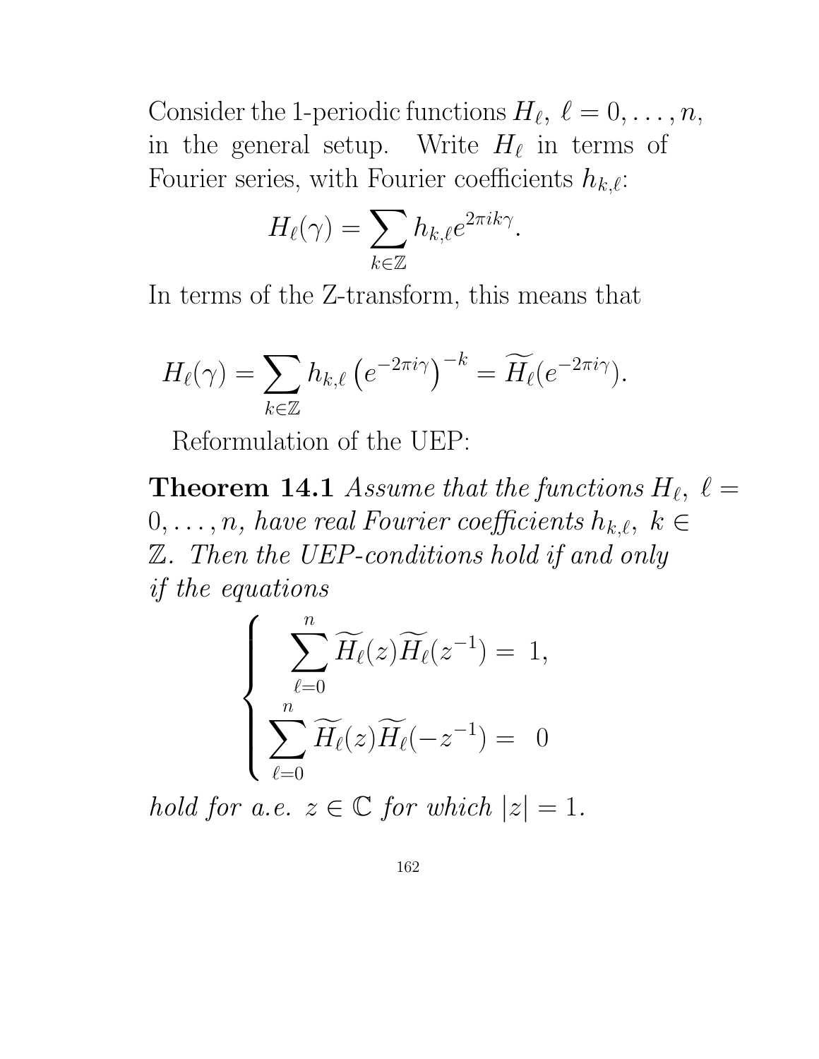Consider the 1-periodic functions $H_\ell$, $\ell = 0, \ldots, n$, in the general setup. Write $H_\ell$ in terms of Fourier series, with Fourier coefficients $h_{k,\ell}$:

$$H_\ell(\gamma) = \sum_{k \in \mathbb{Z}} h_{k,\ell} e^{2\pi i k \gamma}.$$

In terms of the Z-transform, this means that

$$H_\ell(\gamma) = \sum_{k \in \mathbb{Z}} h_{k,\ell} \left(e^{-2\pi i \gamma}\right)^{-k} = \widetilde{H_\ell}(e^{-2\pi i \gamma}).$$

Reformulation of the UEP:

**Theorem 14.1** *Assume that the functions $H_\ell$, $\ell = 0, \ldots, n$, have real Fourier coefficients $h_{k,\ell}$, $k \in \mathbb{Z}$. Then the UEP-conditions hold if and only if the equations*

$$\begin{cases} \displaystyle\sum_{\ell=0}^{n} \widetilde{H_\ell}(z) \widetilde{H_\ell}(z^{-1}) = 1, \\ \displaystyle\sum_{\ell=0}^{n} \widetilde{H_\ell}(z) \widetilde{H_\ell}(-z^{-1}) = 0 \end{cases}$$

*hold for a.e. $z \in \mathbb{C}$ for which $|z| = 1$.*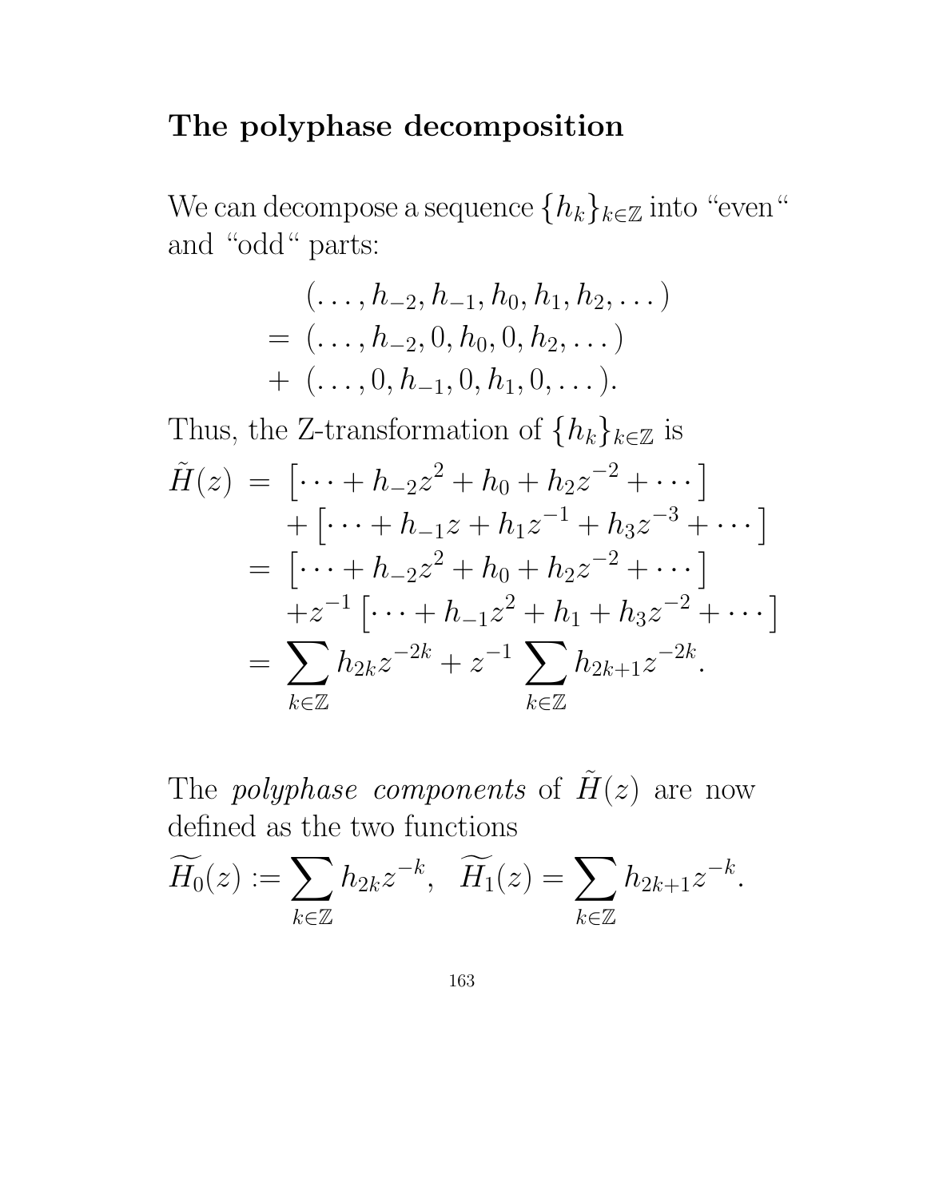## The polyphase decomposition

We can decompose a sequence $\{h_k\}_{k\in\mathbb{Z}}$ into “even“ and “odd“ parts:

$$
\begin{aligned}
& (\dots, h_{-2}, h_{-1}, h_0, h_1, h_2, \dots) \\
= \; & (\dots, h_{-2}, 0, h_0, 0, h_2, \dots) \\
+ \; & (\dots, 0, h_{-1}, 0, h_1, 0, \dots).
\end{aligned}
$$

Thus, the Z-transformation of $\{h_k\}_{k\in\mathbb{Z}}$ is

$$
\begin{aligned}
\tilde{H}(z) &= \left[\dots + h_{-2}z^2 + h_0 + h_2 z^{-2} + \dots\right] \\
&\quad + \left[\dots + h_{-1}z + h_1 z^{-1} + h_3 z^{-3} + \dots\right] \\
&= \left[\dots + h_{-2}z^2 + h_0 + h_2 z^{-2} + \dots\right] \\
&\quad + z^{-1}\left[\dots + h_{-1}z^2 + h_1 + h_3 z^{-2} + \dots\right] \\
&= \sum_{k\in\mathbb{Z}} h_{2k} z^{-2k} + z^{-1} \sum_{k\in\mathbb{Z}} h_{2k+1} z^{-2k}.
\end{aligned}
$$

The *polyphase components* of $\tilde{H}(z)$ are now defined as the two functions

$$
\widetilde{H_0}(z) := \sum_{k\in\mathbb{Z}} h_{2k} z^{-k}, \quad \widetilde{H_1}(z) = \sum_{k\in\mathbb{Z}} h_{2k+1} z^{-k}.
$$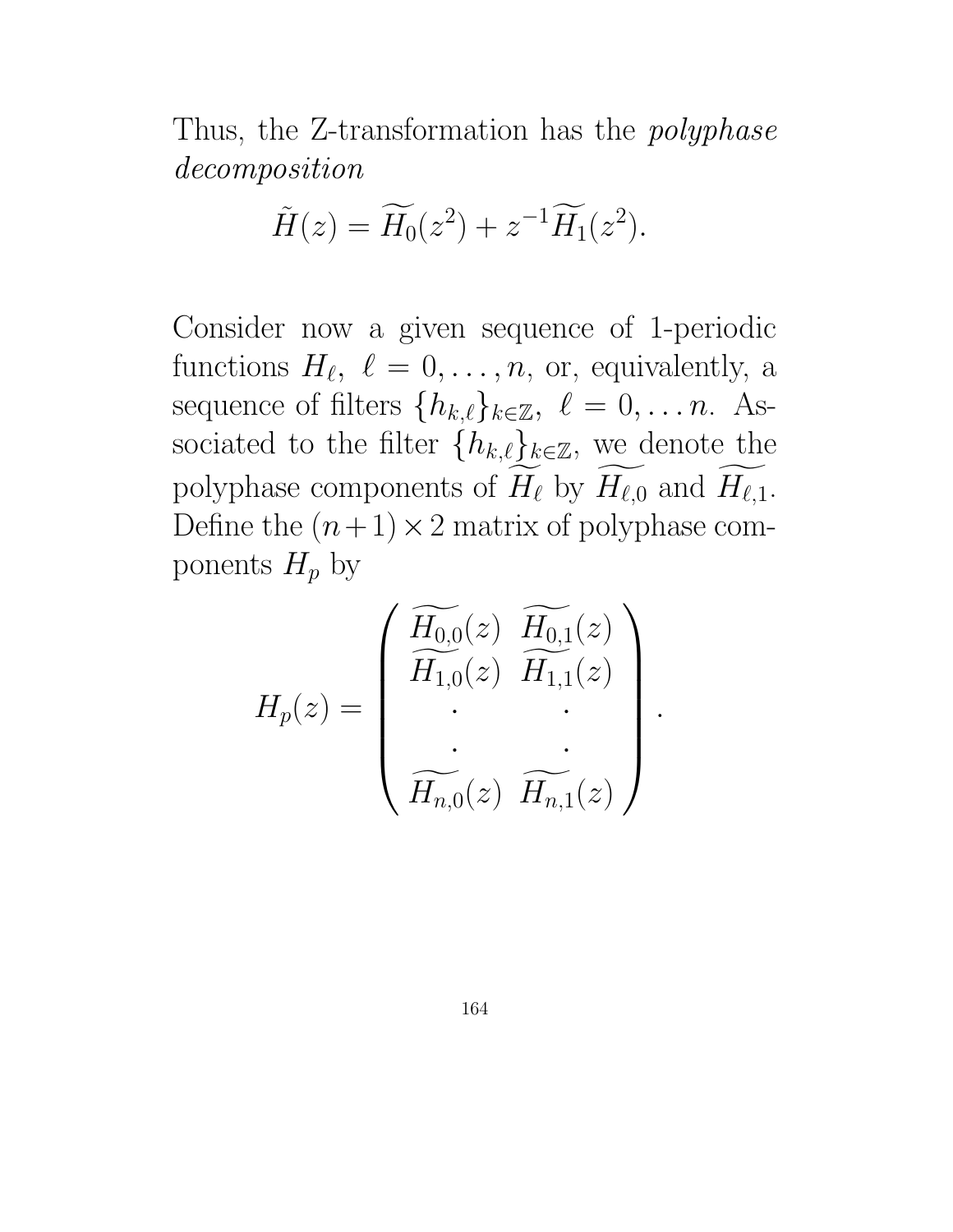Thus, the Z-transformation has the *polyphase decomposition*

$$\tilde{H}(z) = \widetilde{H_0}(z^2) + z^{-1}\widetilde{H_1}(z^2).$$

Consider now a given sequence of 1-periodic functions $H_\ell,\ \ell = 0, \ldots, n$, or, equivalently, a sequence of filters $\{h_{k,\ell}\}_{k\in\mathbb{Z}},\ \ell = 0, \ldots n$. Associated to the filter $\{h_{k,\ell}\}_{k\in\mathbb{Z}}$, we denote the polyphase components of $\widetilde{H_\ell}$ by $\widetilde{H_{\ell,0}}$ and $\widetilde{H_{\ell,1}}$. Define the $(n+1)\times 2$ matrix of polyphase components $H_p$ by

$$H_p(z) = \begin{pmatrix} \widetilde{H_{0,0}}(z) & \widetilde{H_{0,1}}(z) \\ \widetilde{H_{1,0}}(z) & \widetilde{H_{1,1}}(z) \\ \cdot & \cdot \\ \cdot & \cdot \\ \widetilde{H_{n,0}}(z) & \widetilde{H_{n,1}}(z) \end{pmatrix}.$$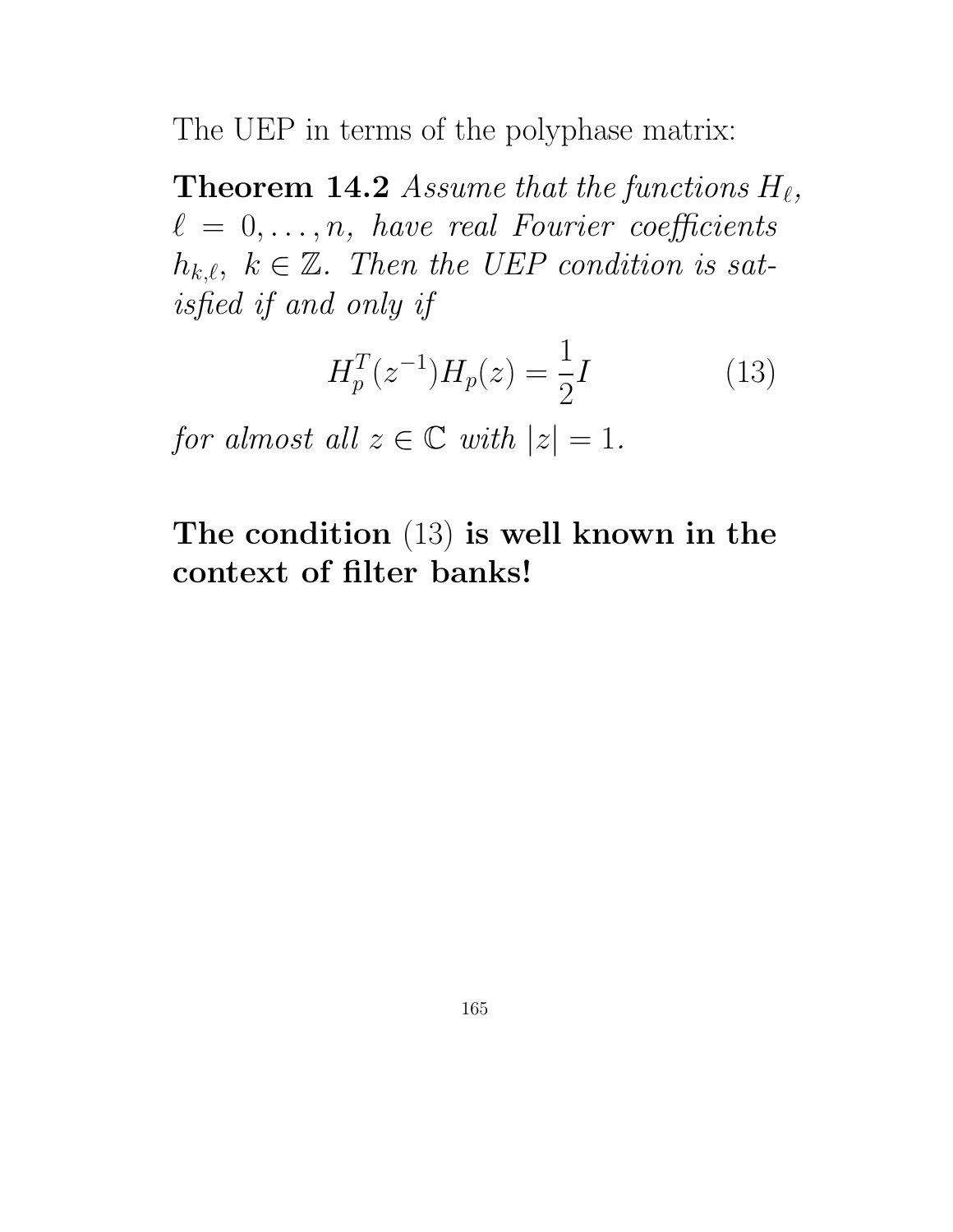The UEP in terms of the polyphase matrix:

**Theorem 14.2** *Assume that the functions $H_\ell$, $\ell = 0, \ldots, n$, have real Fourier coefficients $h_{k,\ell}$, $k \in \mathbb{Z}$. Then the UEP condition is satisfied if and only if*

$$H_p^T(z^{-1})H_p(z) = \frac{1}{2}I \tag{13}$$

*for almost all $z \in \mathbb{C}$ with $|z| = 1$.*

**The condition (13) is well known in the context of filter banks!**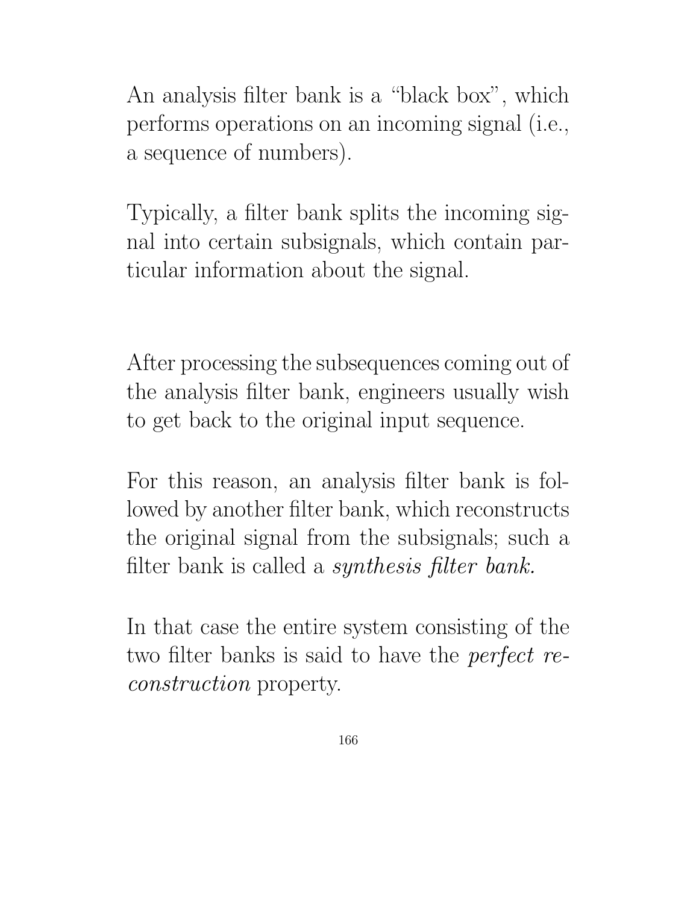An analysis filter bank is a "black box", which performs operations on an incoming signal (i.e., a sequence of numbers).

Typically, a filter bank splits the incoming signal into certain subsignals, which contain particular information about the signal.

After processing the subsequences coming out of the analysis filter bank, engineers usually wish to get back to the original input sequence.

For this reason, an analysis filter bank is followed by another filter bank, which reconstructs the original signal from the subsignals; such a filter bank is called a *synthesis filter bank.*

In that case the entire system consisting of the two filter banks is said to have the *perfect reconstruction* property.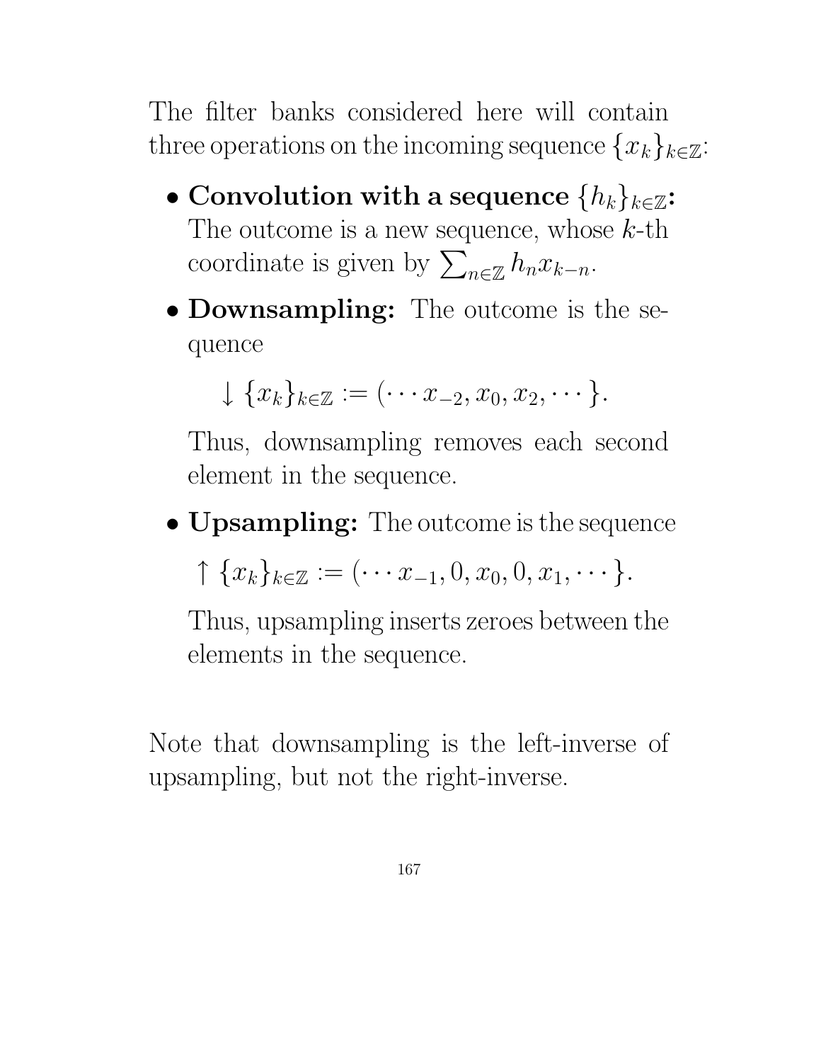The filter banks considered here will contain three operations on the incoming sequence $\{x_k\}_{k\in\mathbb{Z}}$:

- **Convolution with a sequence $\{h_k\}_{k\in\mathbb{Z}}$:** The outcome is a new sequence, whose $k$-th coordinate is given by $\sum_{n\in\mathbb{Z}} h_n x_{k-n}$.

- **Downsampling:** The outcome is the sequence

  $$\downarrow \{x_k\}_{k\in\mathbb{Z}} := (\cdots x_{-2}, x_0, x_2, \cdots \}.$$

  Thus, downsampling removes each second element in the sequence.

- **Upsampling:** The outcome is the sequence

  $$\uparrow \{x_k\}_{k\in\mathbb{Z}} := (\cdots x_{-1}, 0, x_0, 0, x_1, \cdots \}.$$

  Thus, upsampling inserts zeroes between the elements in the sequence.

Note that downsampling is the left-inverse of upsampling, but not the right-inverse.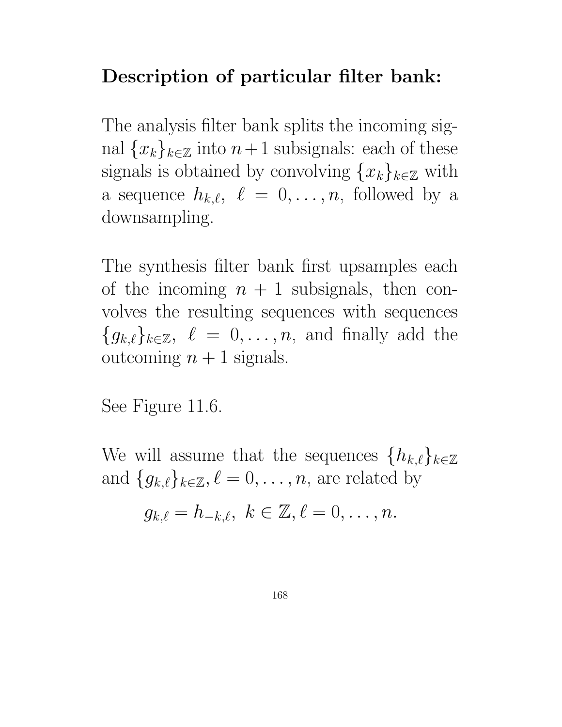**Description of particular filter bank:**

The analysis filter bank splits the incoming signal $\{x_k\}_{k\in\mathbb{Z}}$ into $n+1$ subsignals: each of these signals is obtained by convolving $\{x_k\}_{k\in\mathbb{Z}}$ with a sequence $h_{k,\ell},\ \ell = 0,\ldots,n$, followed by a downsampling.

The synthesis filter bank first upsamples each of the incoming $n+1$ subsignals, then convolves the resulting sequences with sequences $\{g_{k,\ell}\}_{k\in\mathbb{Z}},\ \ell = 0,\ldots,n$, and finally add the outcoming $n+1$ signals.

See Figure 11.6.

We will assume that the sequences $\{h_{k,\ell}\}_{k\in\mathbb{Z}}$ and $\{g_{k,\ell}\}_{k\in\mathbb{Z}}, \ell = 0,\ldots,n$, are related by

$$g_{k,\ell} = h_{-k,\ell},\ k \in \mathbb{Z}, \ell = 0,\ldots,n.$$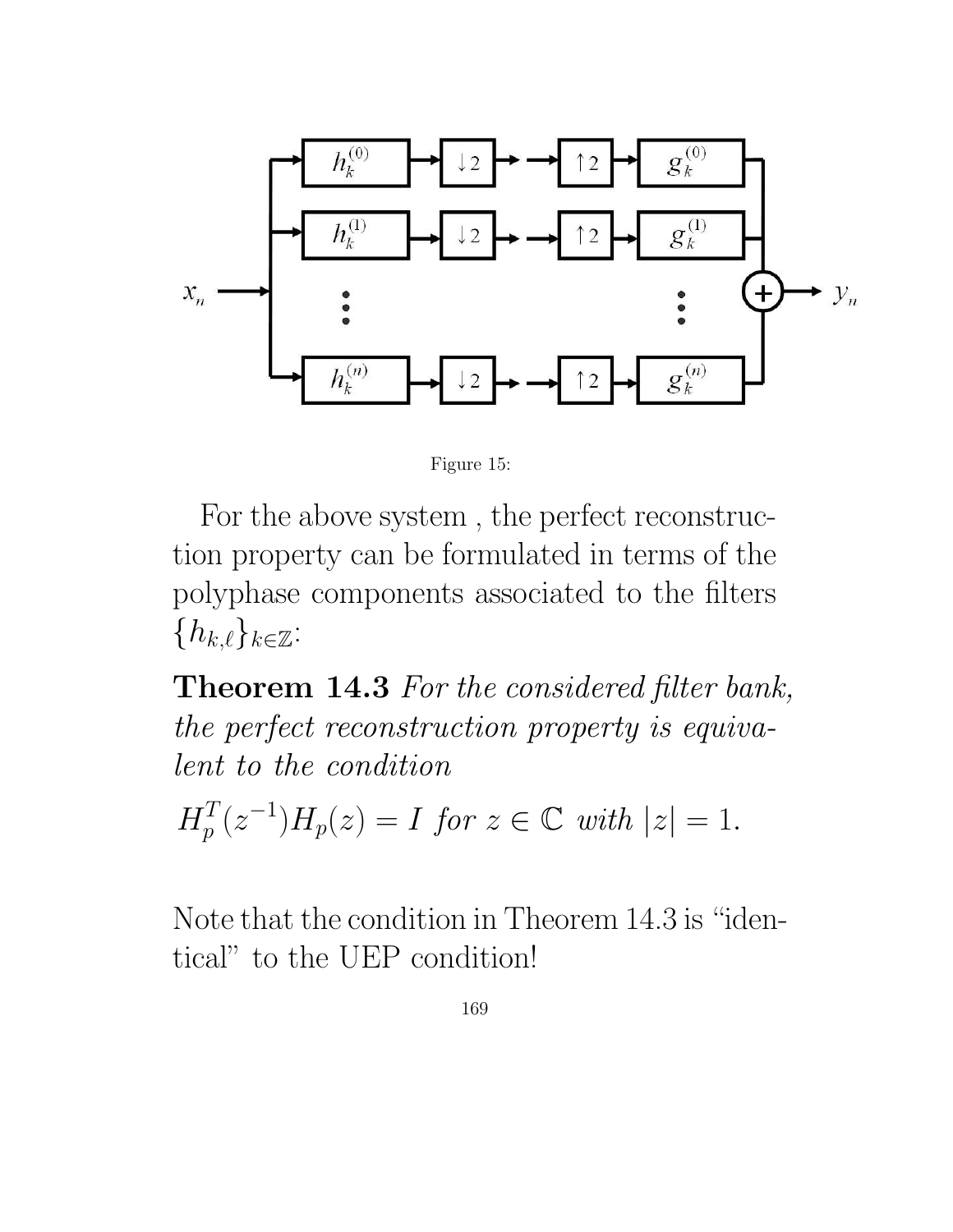Figure 15:

For the above system , the perfect reconstruction property can be formulated in terms of the polyphase components associated to the filters $\{h_{k,\ell}\}_{k\in\mathbb{Z}}$:

**Theorem 14.3** *For the considered filter bank, the perfect reconstruction property is equivalent to the condition*

$H_p^T(z^{-1})H_p(z) = I$ *for* $z \in \mathbb{C}$ *with* $|z| = 1$.

Note that the condition in Theorem 14.3 is "identical" to the UEP condition!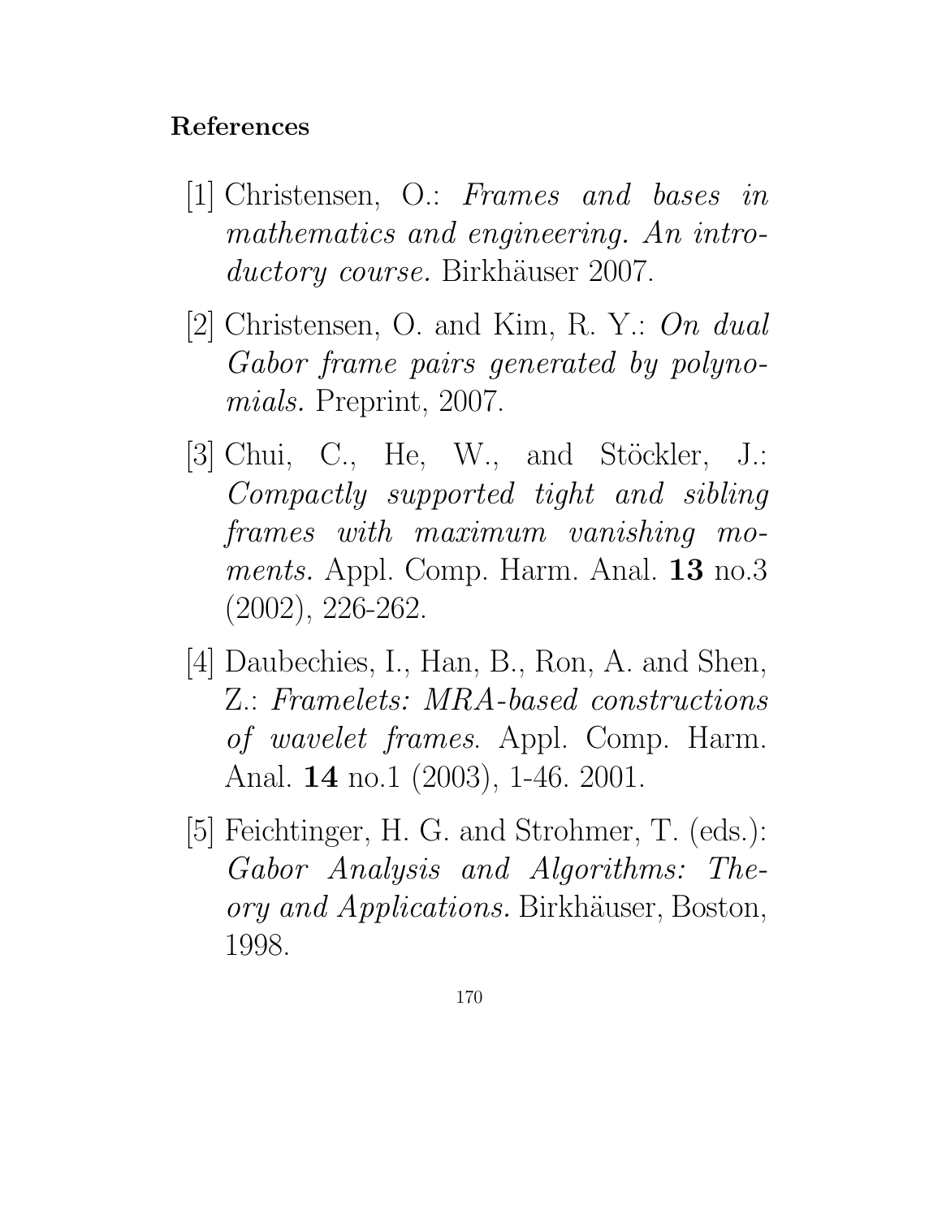**References**

[1] Christensen, O.: *Frames and bases in mathematics and engineering. An introductory course.* Birkhäuser 2007.

[2] Christensen, O. and Kim, R. Y.: *On dual Gabor frame pairs generated by polynomials.* Preprint, 2007.

[3] Chui, C., He, W., and Stöckler, J.: *Compactly supported tight and sibling frames with maximum vanishing moments.* Appl. Comp. Harm. Anal. **13** no.3 (2002), 226-262.

[4] Daubechies, I., Han, B., Ron, A. and Shen, Z.: *Framelets: MRA-based constructions of wavelet frames*. Appl. Comp. Harm. Anal. **14** no.1 (2003), 1-46. 2001.

[5] Feichtinger, H. G. and Strohmer, T. (eds.): *Gabor Analysis and Algorithms: Theory and Applications.* Birkhäuser, Boston, 1998.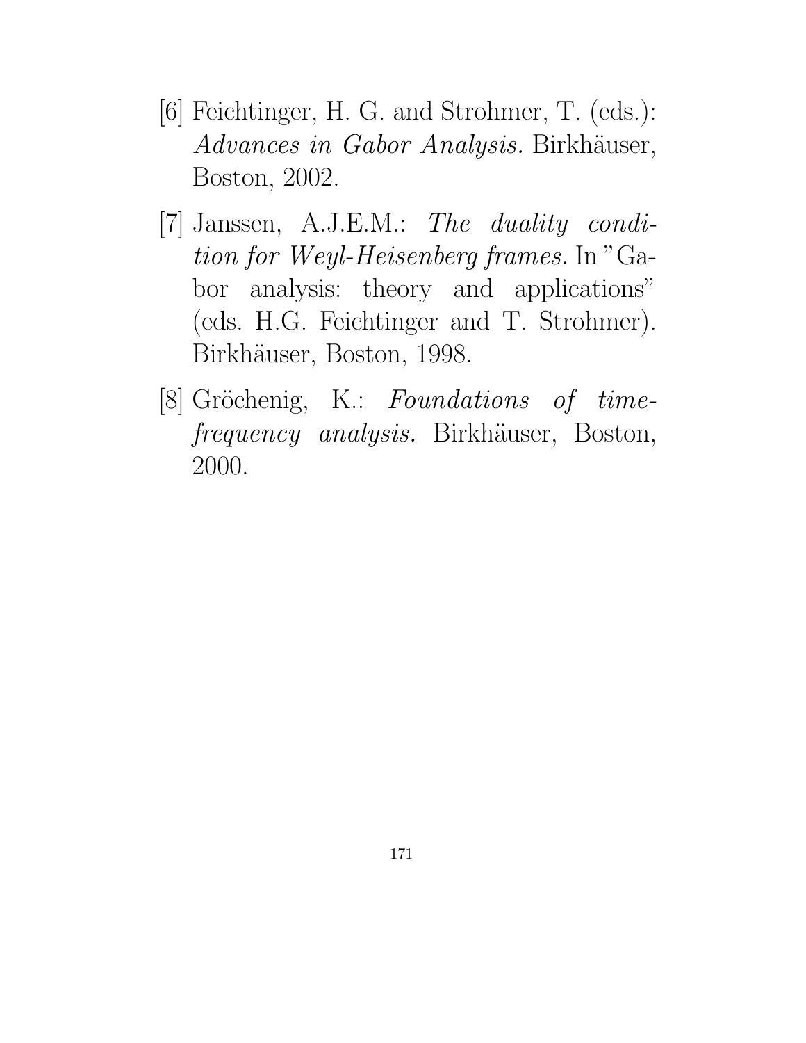[6] Feichtinger, H. G. and Strohmer, T. (eds.): *Advances in Gabor Analysis.* Birkhäuser, Boston, 2002.

[7] Janssen, A.J.E.M.: *The duality condition for Weyl-Heisenberg frames.* In "Gabor analysis: theory and applications" (eds. H.G. Feichtinger and T. Strohmer). Birkhäuser, Boston, 1998.

[8] Gröchenig, K.: *Foundations of time-frequency analysis.* Birkhäuser, Boston, 2000.